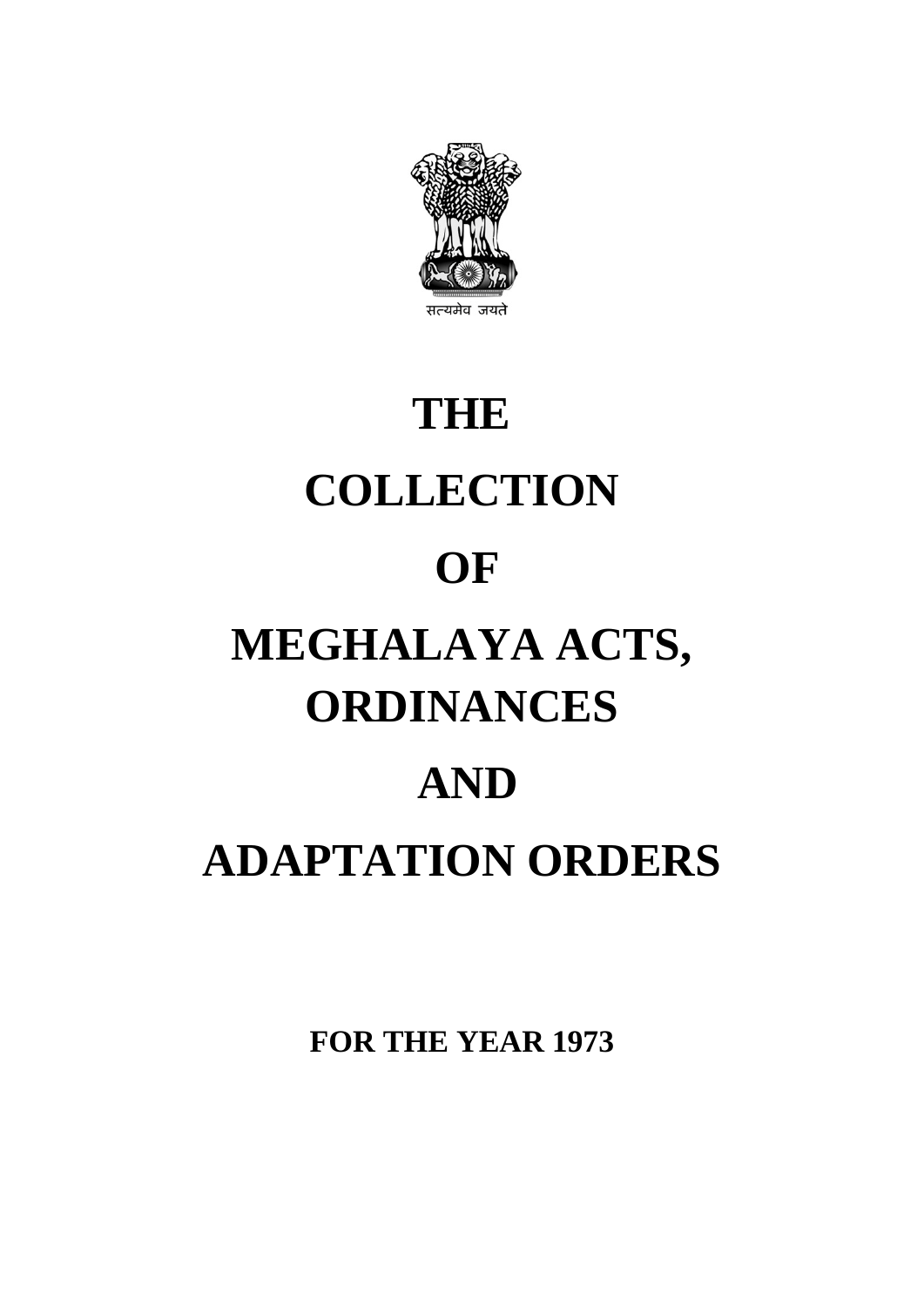सत्यमेव जयते

# THE

# COLLECTION

# OF

# MEGHALAYA ACTS, ORDINANCES

# AND

# ADAPTATION ORDERS

**FOR THE YEAR 1973**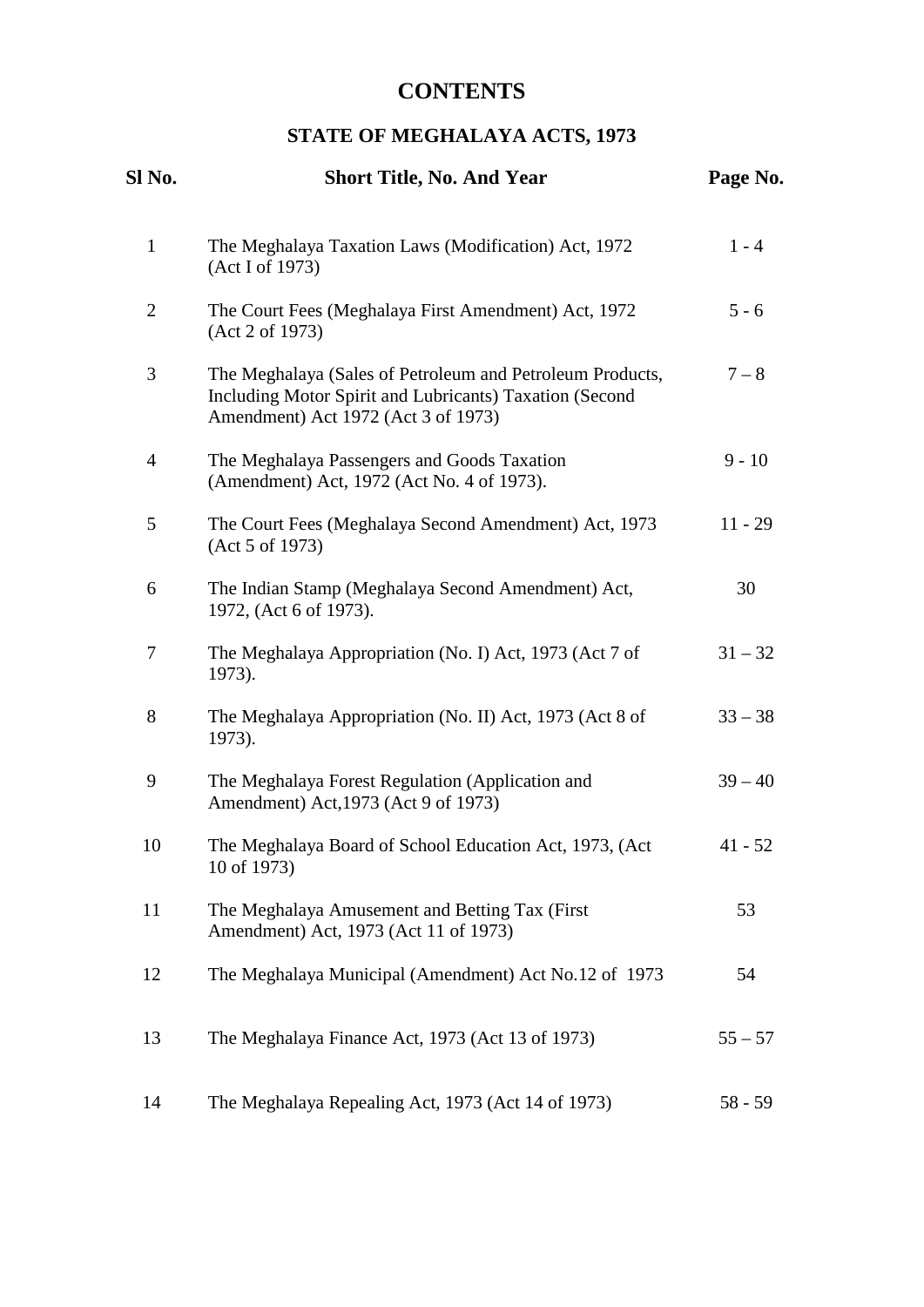# CONTENTS

## STATE OF MEGHALAYA ACTS, 1973

| Sl No. | Short Title, No. And Year | Page No. |
|---|---|---|
| 1 | The Meghalaya Taxation Laws (Modification) Act, 1972 (Act I of 1973) | 1 - 4 |
| 2 | The Court Fees (Meghalaya First Amendment) Act, 1972 (Act 2 of 1973) | 5 - 6 |
| 3 | The Meghalaya (Sales of Petroleum and Petroleum Products, Including Motor Spirit and Lubricants) Taxation (Second Amendment) Act 1972 (Act 3 of 1973) | 7 – 8 |
| 4 | The Meghalaya Passengers and Goods Taxation (Amendment) Act, 1972 (Act No. 4 of 1973). | 9 - 10 |
| 5 | The Court Fees (Meghalaya Second Amendment) Act, 1973 (Act 5 of 1973) | 11 - 29 |
| 6 | The Indian Stamp (Meghalaya Second Amendment) Act, 1972, (Act 6 of 1973). | 30 |
| 7 | The Meghalaya Appropriation (No. I) Act, 1973 (Act 7 of 1973). | 31 – 32 |
| 8 | The Meghalaya Appropriation (No. II) Act, 1973 (Act 8 of 1973). | 33 – 38 |
| 9 | The Meghalaya Forest Regulation (Application and Amendment) Act,1973 (Act 9 of 1973) | 39 – 40 |
| 10 | The Meghalaya Board of School Education Act, 1973, (Act 10 of 1973) | 41 - 52 |
| 11 | The Meghalaya Amusement and Betting Tax (First Amendment) Act, 1973 (Act 11 of 1973) | 53 |
| 12 | The Meghalaya Municipal (Amendment) Act No.12 of 1973 | 54 |
| 13 | The Meghalaya Finance Act, 1973 (Act 13 of 1973) | 55 – 57 |
| 14 | The Meghalaya Repealing Act, 1973 (Act 14 of 1973) | 58 - 59 |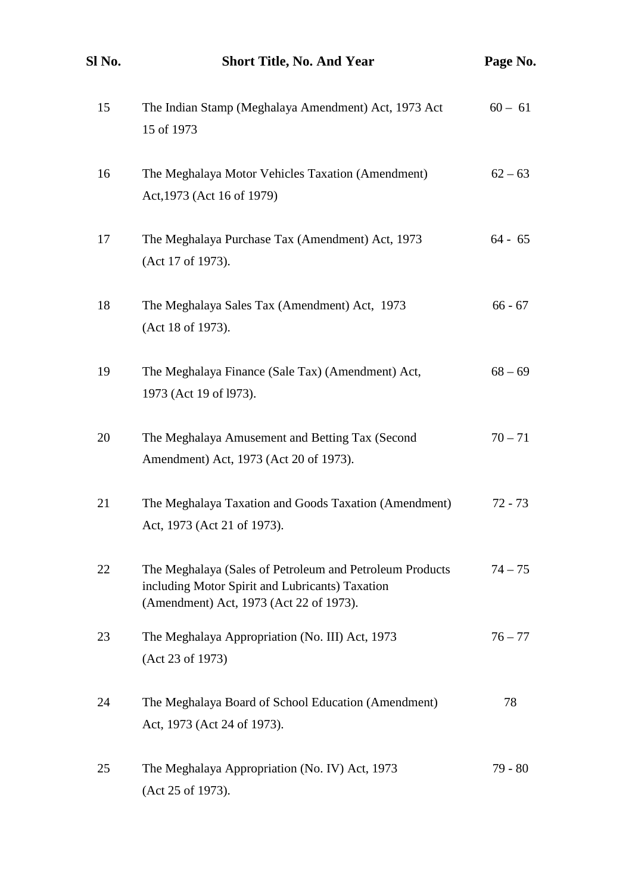| Sl No. | Short Title, No. And Year | Page No. |
|---|---|---|
| 15 | The Indian Stamp (Meghalaya Amendment) Act, 1973 Act 15 of 1973 | 60 – 61 |
| 16 | The Meghalaya Motor Vehicles Taxation (Amendment) Act,1973 (Act 16 of 1979) | 62 – 63 |
| 17 | The Meghalaya Purchase Tax (Amendment) Act, 1973 (Act 17 of 1973). | 64 - 65 |
| 18 | The Meghalaya Sales Tax (Amendment) Act, 1973 (Act 18 of 1973). | 66 - 67 |
| 19 | The Meghalaya Finance (Sale Tax) (Amendment) Act, 1973 (Act 19 of l973). | 68 – 69 |
| 20 | The Meghalaya Amusement and Betting Tax (Second Amendment) Act, 1973 (Act 20 of 1973). | 70 – 71 |
| 21 | The Meghalaya Taxation and Goods Taxation (Amendment) Act, 1973 (Act 21 of 1973). | 72 - 73 |
| 22 | The Meghalaya (Sales of Petroleum and Petroleum Products including Motor Spirit and Lubricants) Taxation (Amendment) Act, 1973 (Act 22 of 1973). | 74 – 75 |
| 23 | The Meghalaya Appropriation (No. III) Act, 1973 (Act 23 of 1973) | 76 – 77 |
| 24 | The Meghalaya Board of School Education (Amendment) Act, 1973 (Act 24 of 1973). | 78 |
| 25 | The Meghalaya Appropriation (No. IV) Act, 1973 (Act 25 of 1973). | 79 - 80 |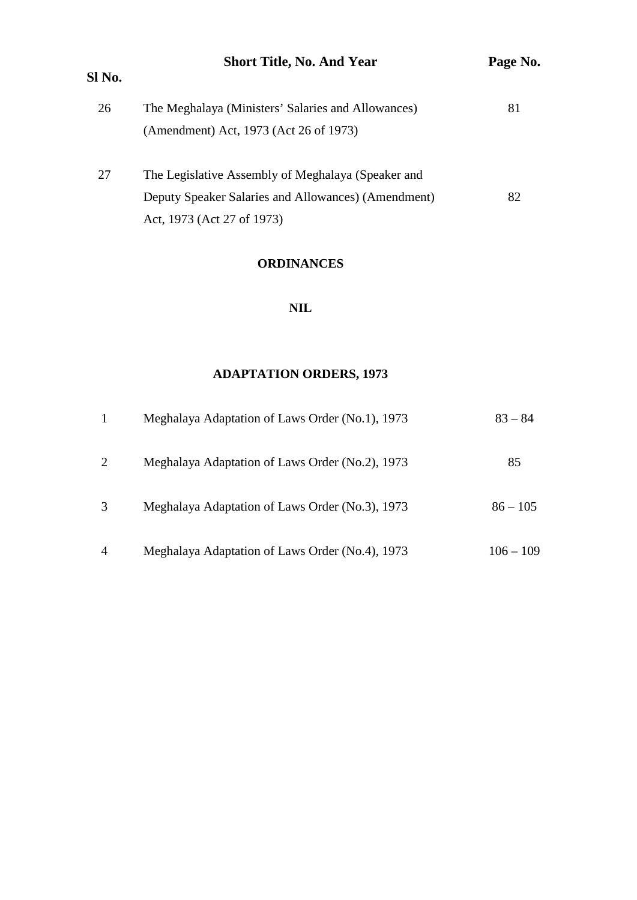| Sl No. | Short Title, No. And Year | Page No. |
|---|---|---|
| 26 | The Meghalaya (Ministers' Salaries and Allowances) (Amendment) Act, 1973 (Act 26 of 1973) | 81 |
| 27 | The Legislative Assembly of Meghalaya (Speaker and Deputy Speaker Salaries and Allowances) (Amendment) Act, 1973 (Act 27 of 1973) | 82 |

**ORDINANCES**

**NIL**

**ADAPTATION ORDERS, 1973**

| | | |
|---|---|---|
| 1 | Meghalaya Adaptation of Laws Order (No.1), 1973 | 83 – 84 |
| 2 | Meghalaya Adaptation of Laws Order (No.2), 1973 | 85 |
| 3 | Meghalaya Adaptation of Laws Order (No.3), 1973 | 86 – 105 |
| 4 | Meghalaya Adaptation of Laws Order (No.4), 1973 | 106 – 109 |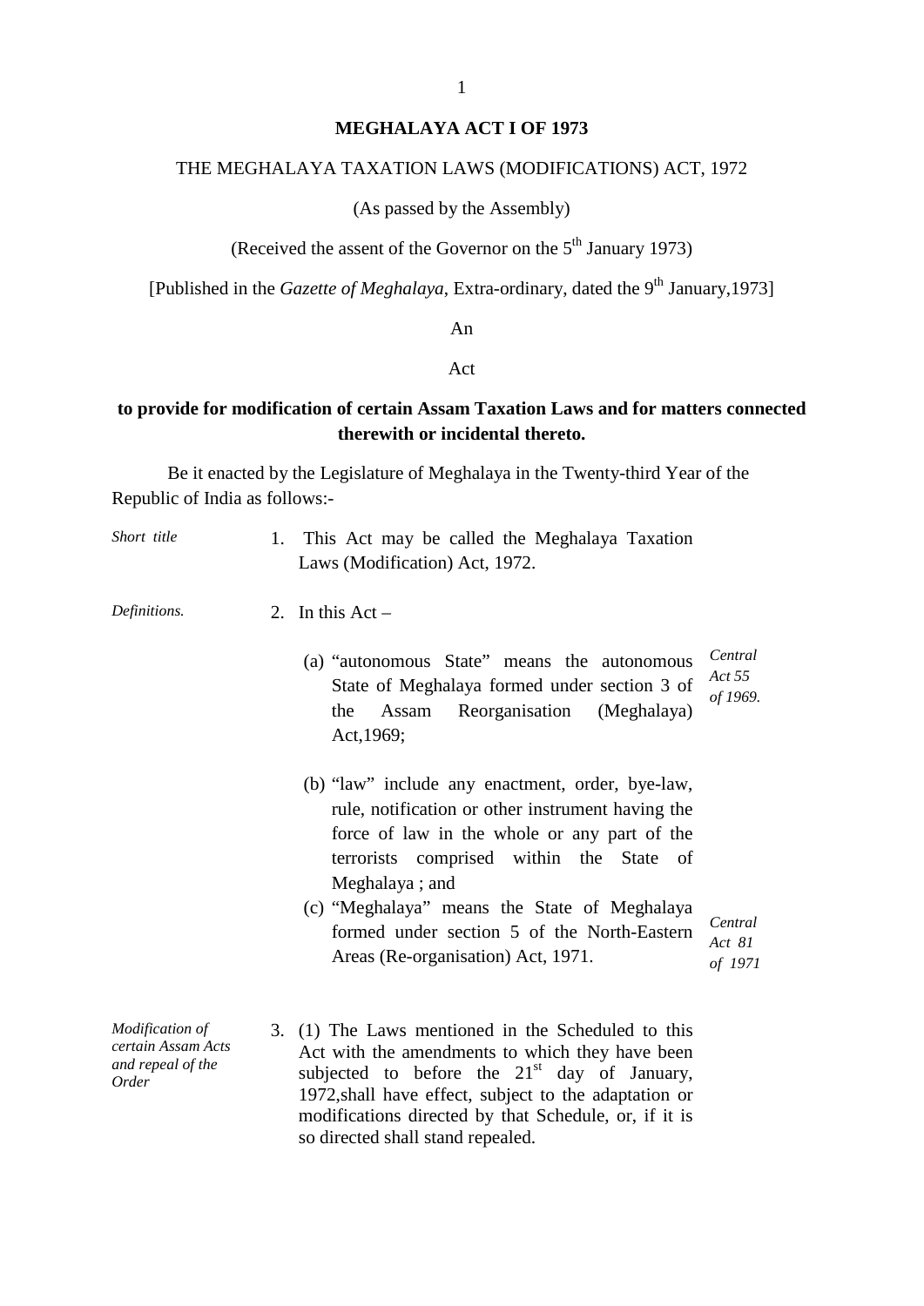# MEGHALAYA ACT I OF 1973

THE MEGHALAYA TAXATION LAWS (MODIFICATIONS) ACT, 1972

(As passed by the Assembly)

(Received the assent of the Governor on the 5th January 1973)

[Published in the *Gazette of Meghalaya*, Extra-ordinary, dated the 9th January,1973]

An

Act

**to provide for modification of certain Assam Taxation Laws and for matters connected therewith or incidental thereto.**

Be it enacted by the Legislature of Meghalaya in the Twenty-third Year of the Republic of India as follows:-

*Short title*

1. This Act may be called the Meghalaya Taxation Laws (Modification) Act, 1972.

*Definitions.*

2. In this Act –

(a) "autonomous State" means the autonomous State of Meghalaya formed under section 3 of the Assam Reorganisation (Meghalaya) Act,1969; *Central Act 55 of 1969.*

(b) "law" include any enactment, order, bye-law, rule, notification or other instrument having the force of law in the whole or any part of the terrorists comprised within the State of Meghalaya ; and

(c) "Meghalaya" means the State of Meghalaya formed under section 5 of the North-Eastern Areas (Re-organisation) Act, 1971. *Central Act 81 of 1971*

*Modification of certain Assam Acts and repeal of the Order*

3. (1) The Laws mentioned in the Scheduled to this Act with the amendments to which they have been subjected to before the 21st day of January, 1972,shall have effect, subject to the adaptation or modifications directed by that Schedule, or, if it is so directed shall stand repealed.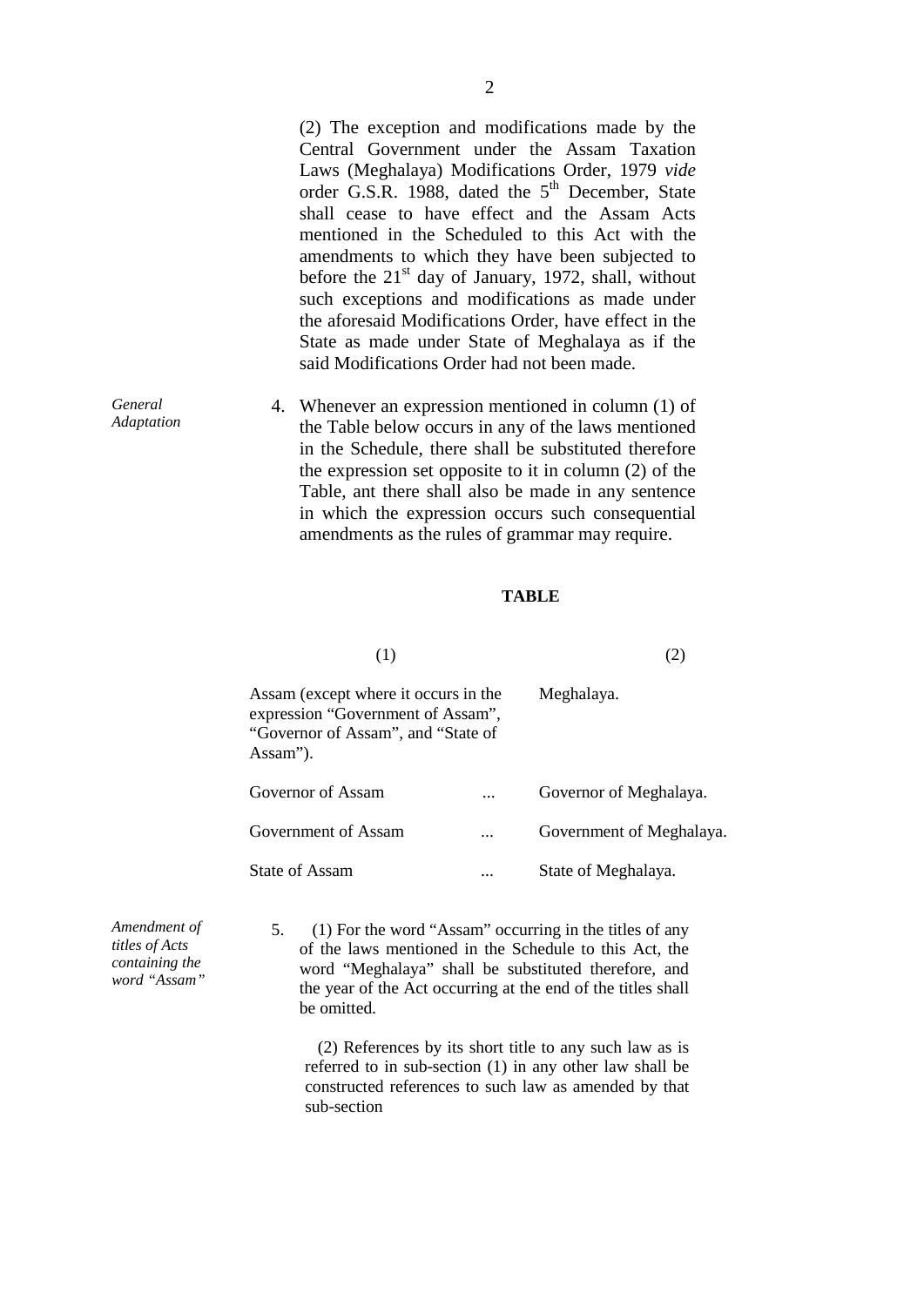(2) The exception and modifications made by the Central Government under the Assam Taxation Laws (Meghalaya) Modifications Order, 1979 *vide* order G.S.R. 1988, dated the 5[th] December, State shall cease to have effect and the Assam Acts mentioned in the Scheduled to this Act with the amendments to which they have been subjected to before the 21[st] day of January, 1972, shall, without such exceptions and modifications as made under the aforesaid Modifications Order, have effect in the State as made under State of Meghalaya as if the said Modifications Order had not been made.

*General Adaptation*

4. Whenever an expression mentioned in column (1) of the Table below occurs in any of the laws mentioned in the Schedule, there shall be substituted therefore the expression set opposite to it in column (2) of the Table, ant there shall also be made in any sentence in which the expression occurs such consequential amendments as the rules of grammar may require.

**TABLE**

| (1) | | (2) |
|---|---|---|
| Assam (except where it occurs in the expression "Government of Assam", "Governor of Assam", and "State of Assam"). | | Meghalaya. |
| Governor of Assam | ... | Governor of Meghalaya. |
| Government of Assam | ... | Government of Meghalaya. |
| State of Assam | ... | State of Meghalaya. |

*Amendment of titles of Acts containing the word "Assam"*

5. (1) For the word "Assam" occurring in the titles of any of the laws mentioned in the Schedule to this Act, the word "Meghalaya" shall be substituted therefore, and the year of the Act occurring at the end of the titles shall be omitted.

(2) References by its short title to any such law as is referred to in sub-section (1) in any other law shall be constructed references to such law as amended by that sub-section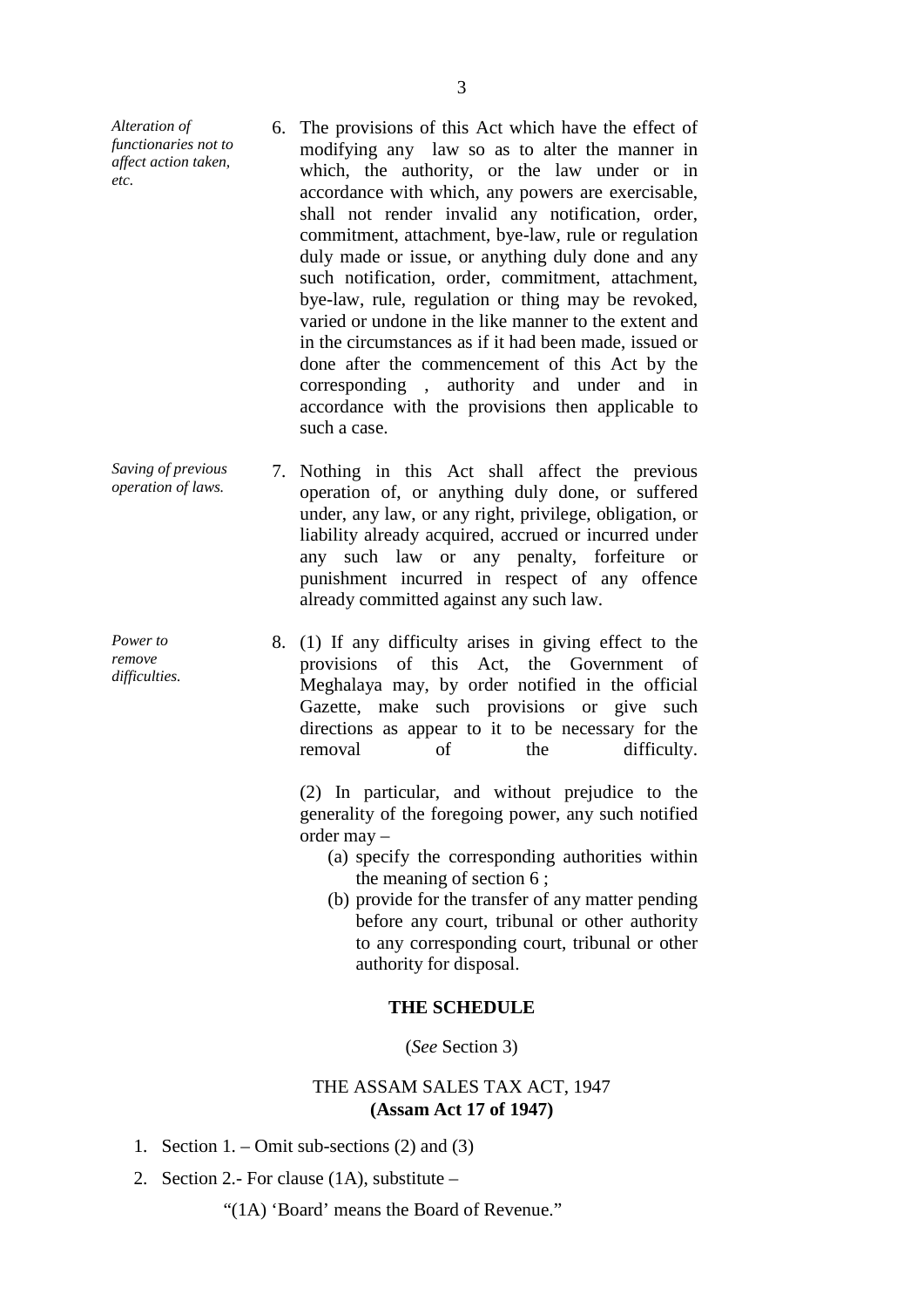*Alteration of functionaries not to affect action taken, etc.*

6. The provisions of this Act which have the effect of modifying any law so as to alter the manner in which, the authority, or the law under or in accordance with which, any powers are exercisable, shall not render invalid any notification, order, commitment, attachment, bye-law, rule or regulation duly made or issue, or anything duly done and any such notification, order, commitment, attachment, bye-law, rule, regulation or thing may be revoked, varied or undone in the like manner to the extent and in the circumstances as if it had been made, issued or done after the commencement of this Act by the corresponding , authority and under and in accordance with the provisions then applicable to such a case.

*Saving of previous operation of laws.*

7. Nothing in this Act shall affect the previous operation of, or anything duly done, or suffered under, any law, or any right, privilege, obligation, or liability already acquired, accrued or incurred under any such law or any penalty, forfeiture or punishment incurred in respect of any offence already committed against any such law.

*Power to remove difficulties.*

8. (1) If any difficulty arises in giving effect to the provisions of this Act, the Government of Meghalaya may, by order notified in the official Gazette, make such provisions or give such directions as appear to it to be necessary for the removal of the difficulty.

(2) In particular, and without prejudice to the generality of the foregoing power, any such notified order may –

(a) specify the corresponding authorities within the meaning of section 6 ;

(b) provide for the transfer of any matter pending before any court, tribunal or other authority to any corresponding court, tribunal or other authority for disposal.

## THE SCHEDULE

(*See* Section 3)

THE ASSAM SALES TAX ACT, 1947
**(Assam Act 17 of 1947)**

1. Section 1. – Omit sub-sections (2) and (3)
2. Section 2.- For clause (1A), substitute –

"(1A) 'Board' means the Board of Revenue."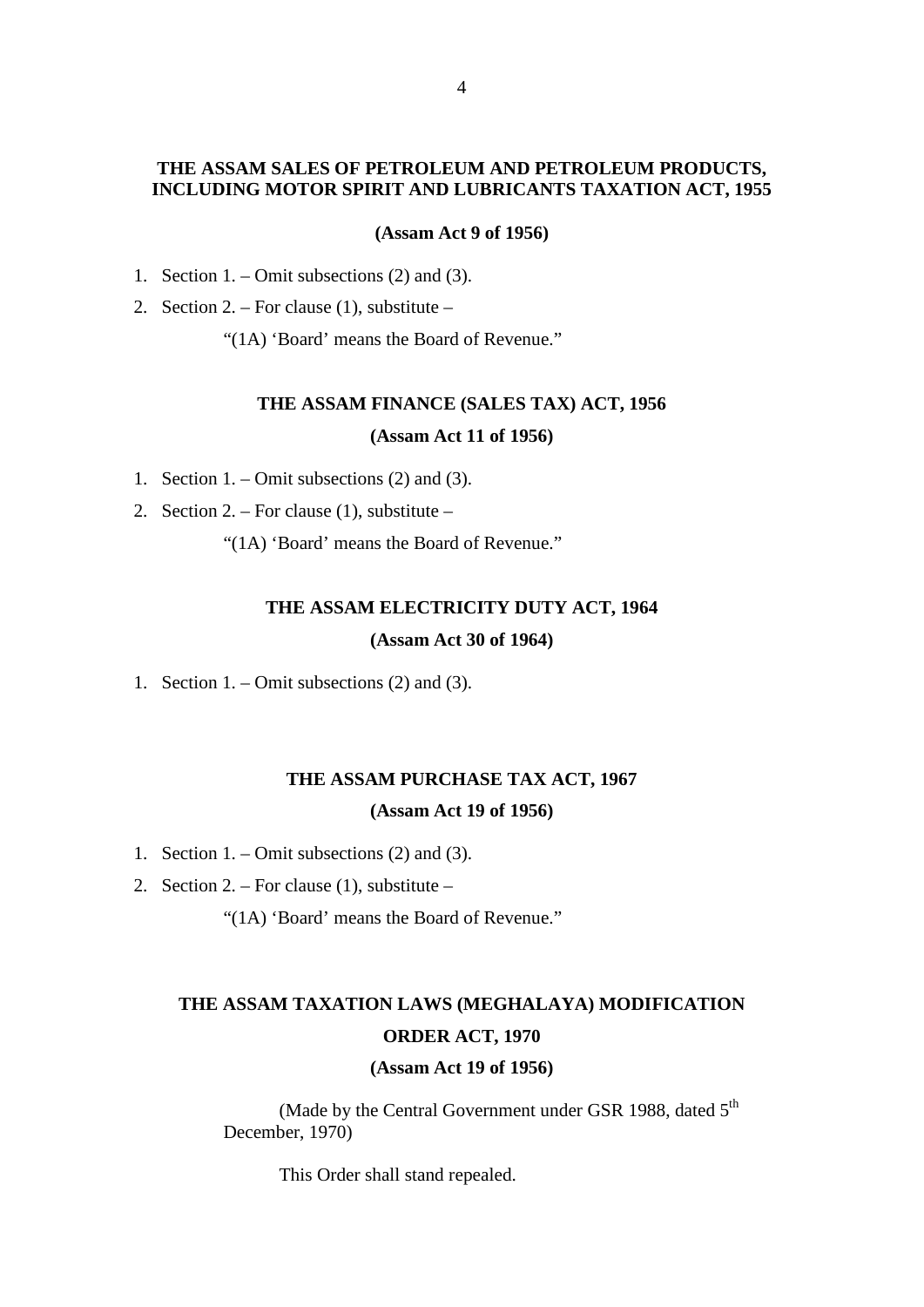**THE ASSAM SALES OF PETROLEUM AND PETROLEUM PRODUCTS, INCLUDING MOTOR SPIRIT AND LUBRICANTS TAXATION ACT, 1955**

**(Assam Act 9 of 1956)**

1. Section 1. – Omit subsections (2) and (3).
2. Section 2. – For clause (1), substitute –

    "(1A) 'Board' means the Board of Revenue."

**THE ASSAM FINANCE (SALES TAX) ACT, 1956**

**(Assam Act 11 of 1956)**

1. Section 1. – Omit subsections (2) and (3).
2. Section 2. – For clause (1), substitute –

    "(1A) 'Board' means the Board of Revenue."

**THE ASSAM ELECTRICITY DUTY ACT, 1964**

**(Assam Act 30 of 1964)**

1. Section 1. – Omit subsections (2) and (3).

**THE ASSAM PURCHASE TAX ACT, 1967**

**(Assam Act 19 of 1956)**

1. Section 1. – Omit subsections (2) and (3).
2. Section 2. – For clause (1), substitute –

    "(1A) 'Board' means the Board of Revenue."

**THE ASSAM TAXATION LAWS (MEGHALAYA) MODIFICATION ORDER ACT, 1970**

**(Assam Act 19 of 1956)**

(Made by the Central Government under GSR 1988, dated 5th December, 1970)

This Order shall stand repealed.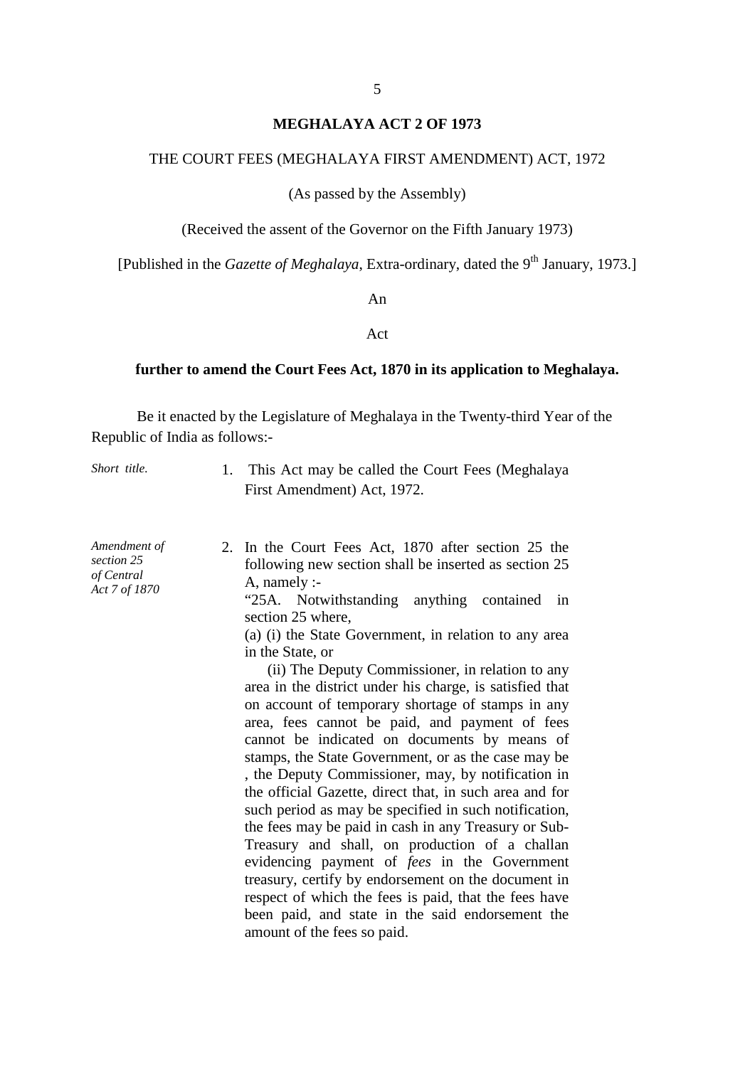# MEGHALAYA ACT 2 OF 1973

THE COURT FEES (MEGHALAYA FIRST AMENDMENT) ACT, 1972

(As passed by the Assembly)

(Received the assent of the Governor on the Fifth January 1973)

[Published in the *Gazette of Meghalaya*, Extra-ordinary, dated the 9th January, 1973.]

An

Act

**further to amend the Court Fees Act, 1870 in its application to Meghalaya.**

Be it enacted by the Legislature of Meghalaya in the Twenty-third Year of the Republic of India as follows:-

*Short title.*

1. This Act may be called the Court Fees (Meghalaya First Amendment) Act, 1972.

*Amendment of section 25 of Central Act 7 of 1870*

2. In the Court Fees Act, 1870 after section 25 the following new section shall be inserted as section 25 A, namely :-

"25A. Notwithstanding anything contained in section 25 where,

(a) (i) the State Government, in relation to any area in the State, or

(ii) The Deputy Commissioner, in relation to any area in the district under his charge, is satisfied that on account of temporary shortage of stamps in any area, fees cannot be paid, and payment of fees cannot be indicated on documents by means of stamps, the State Government, or as the case may be , the Deputy Commissioner, may, by notification in the official Gazette, direct that, in such area and for such period as may be specified in such notification, the fees may be paid in cash in any Treasury or Sub-Treasury and shall, on production of a challan evidencing payment of *fees* in the Government treasury, certify by endorsement on the document in respect of which the fees is paid, that the fees have been paid, and state in the said endorsement the amount of the fees so paid.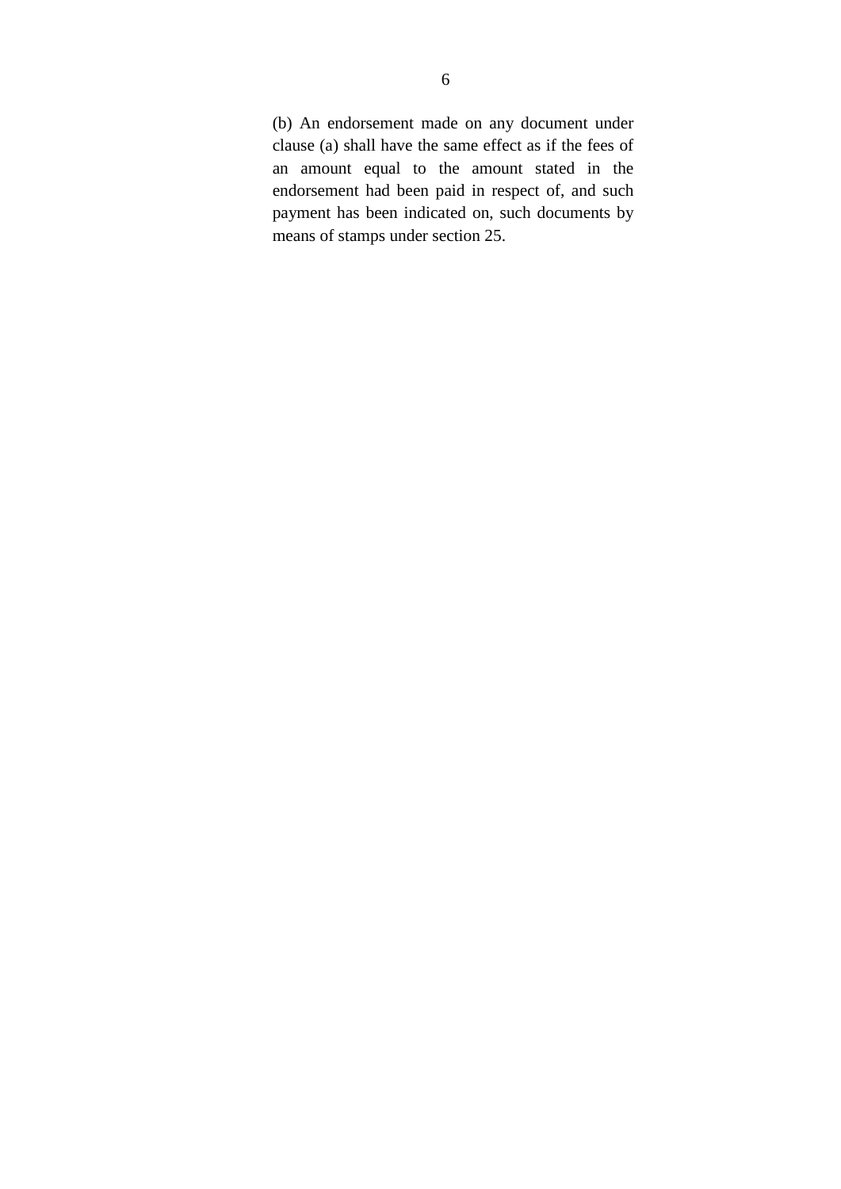(b) An endorsement made on any document under clause (a) shall have the same effect as if the fees of an amount equal to the amount stated in the endorsement had been paid in respect of, and such payment has been indicated on, such documents by means of stamps under section 25.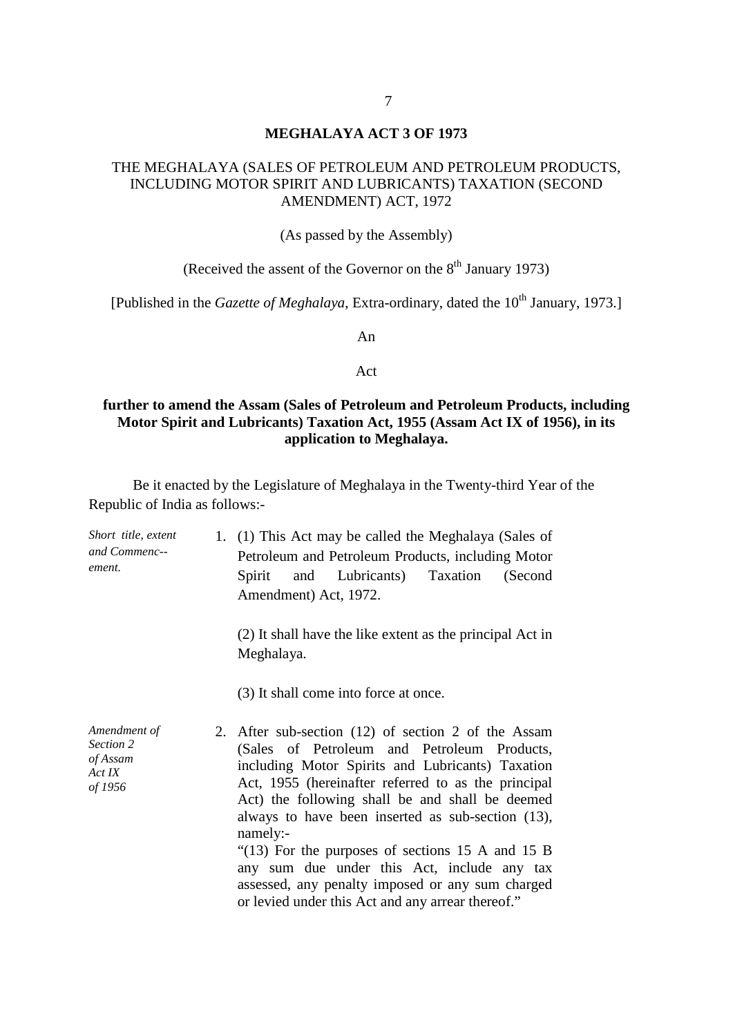# MEGHALAYA ACT 3 OF 1973

THE MEGHALAYA (SALES OF PETROLEUM AND PETROLEUM PRODUCTS, INCLUDING MOTOR SPIRIT AND LUBRICANTS) TAXATION (SECOND AMENDMENT) ACT, 1972

(As passed by the Assembly)

(Received the assent of the Governor on the 8th January 1973)

[Published in the *Gazette of Meghalaya*, Extra-ordinary, dated the 10th January, 1973.]

An

Act

**further to amend the Assam (Sales of Petroleum and Petroleum Products, including Motor Spirit and Lubricants) Taxation Act, 1955 (Assam Act IX of 1956), in its application to Meghalaya.**

Be it enacted by the Legislature of Meghalaya in the Twenty-third Year of the Republic of India as follows:-

*Short title, extent and Commencement.*

1. (1) This Act may be called the Meghalaya (Sales of Petroleum and Petroleum Products, including Motor Spirit and Lubricants) Taxation (Second Amendment) Act, 1972.

   (2) It shall have the like extent as the principal Act in Meghalaya.

   (3) It shall come into force at once.

*Amendment of Section 2 of Assam Act IX of 1956*

2. After sub-section (12) of section 2 of the Assam (Sales of Petroleum and Petroleum Products, including Motor Spirits and Lubricants) Taxation Act, 1955 (hereinafter referred to as the principal Act) the following shall be and shall be deemed always to have been inserted as sub-section (13), namely:-
   "(13) For the purposes of sections 15 A and 15 B any sum due under this Act, include any tax assessed, any penalty imposed or any sum charged or levied under this Act and any arrear thereof."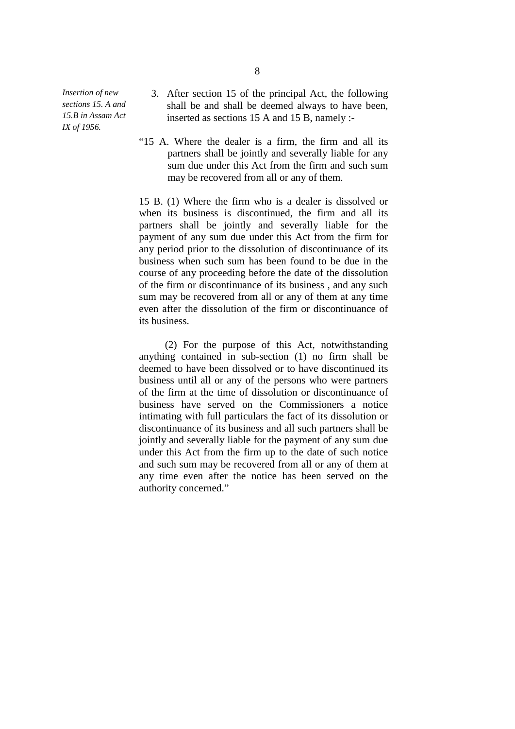*Insertion of new sections 15. A and 15.B in Assam Act IX of 1956.*

3. After section 15 of the principal Act, the following shall be and shall be deemed always to have been, inserted as sections 15 A and 15 B, namely :-

"15 A. Where the dealer is a firm, the firm and all its partners shall be jointly and severally liable for any sum due under this Act from the firm and such sum may be recovered from all or any of them.

15 B. (1) Where the firm who is a dealer is dissolved or when its business is discontinued, the firm and all its partners shall be jointly and severally liable for the payment of any sum due under this Act from the firm for any period prior to the dissolution of discontinuance of its business when such sum has been found to be due in the course of any proceeding before the date of the dissolution of the firm or discontinuance of its business , and any such sum may be recovered from all or any of them at any time even after the dissolution of the firm or discontinuance of its business.

(2) For the purpose of this Act, notwithstanding anything contained in sub-section (1) no firm shall be deemed to have been dissolved or to have discontinued its business until all or any of the persons who were partners of the firm at the time of dissolution or discontinuance of business have served on the Commissioners a notice intimating with full particulars the fact of its dissolution or discontinuance of its business and all such partners shall be jointly and severally liable for the payment of any sum due under this Act from the firm up to the date of such notice and such sum may be recovered from all or any of them at any time even after the notice has been served on the authority concerned."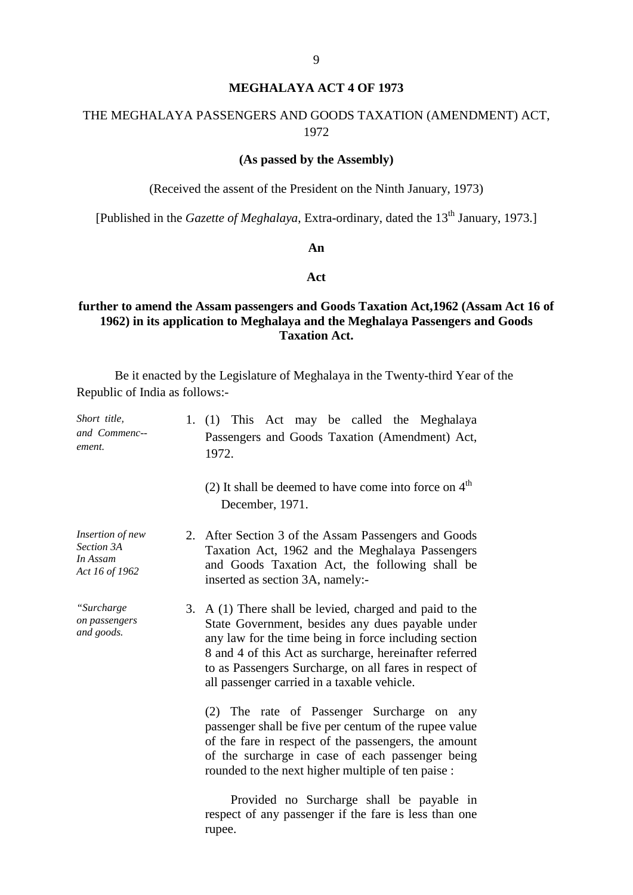# MEGHALAYA ACT 4 OF 1973

## THE MEGHALAYA PASSENGERS AND GOODS TAXATION (AMENDMENT) ACT, 1972

**(As passed by the Assembly)**

(Received the assent of the President on the Ninth January, 1973)

[Published in the *Gazette of Meghalaya*, Extra-ordinary, dated the 13th January, 1973.]

**An**

**Act**

**further to amend the Assam passengers and Goods Taxation Act,1962 (Assam Act 16 of 1962) in its application to Meghalaya and the Meghalaya Passengers and Goods Taxation Act.**

Be it enacted by the Legislature of Meghalaya in the Twenty-third Year of the Republic of India as follows:-

*Short title, and Commenc--ement.*

1. (1) This Act may be called the Meghalaya Passengers and Goods Taxation (Amendment) Act, 1972.

   (2) It shall be deemed to have come into force on 4th December, 1971.

*Insertion of new Section 3A In Assam Act 16 of 1962*

2. After Section 3 of the Assam Passengers and Goods Taxation Act, 1962 and the Meghalaya Passengers and Goods Taxation Act, the following shall be inserted as section 3A, namely:-

*"Surcharge on passengers and goods.*

3. A (1) There shall be levied, charged and paid to the State Government, besides any dues payable under any law for the time being in force including section 8 and 4 of this Act as surcharge, hereinafter referred to as Passengers Surcharge, on all fares in respect of all passenger carried in a taxable vehicle.

   (2) The rate of Passenger Surcharge on any passenger shall be five per centum of the rupee value of the fare in respect of the passengers, the amount of the surcharge in case of each passenger being rounded to the next higher multiple of ten paise :

   Provided no Surcharge shall be payable in respect of any passenger if the fare is less than one rupee.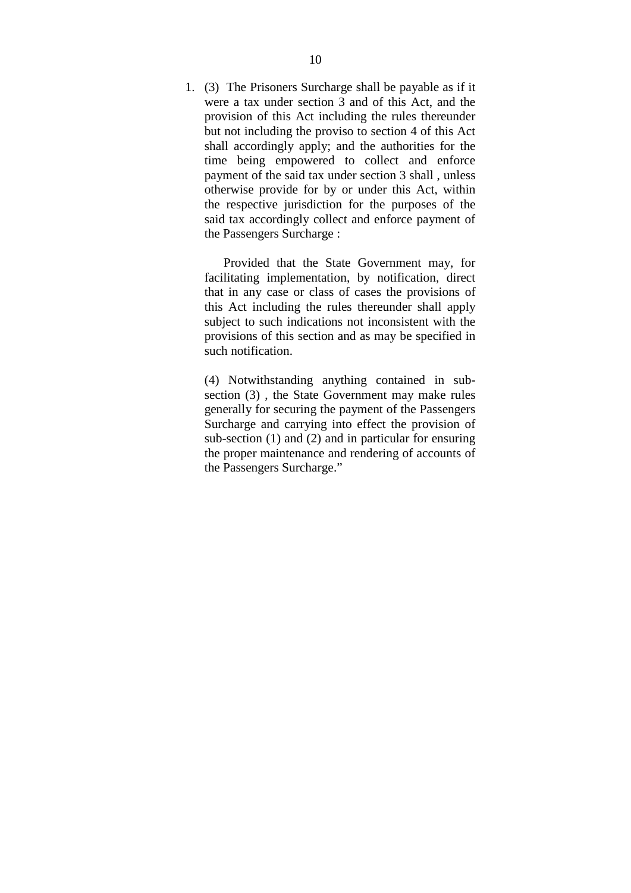1. (3) The Prisoners Surcharge shall be payable as if it were a tax under section 3 and of this Act, and the provision of this Act including the rules thereunder but not including the proviso to section 4 of this Act shall accordingly apply; and the authorities for the time being empowered to collect and enforce payment of the said tax under section 3 shall , unless otherwise provide for by or under this Act, within the respective jurisdiction for the purposes of the said tax accordingly collect and enforce payment of the Passengers Surcharge :

   Provided that the State Government may, for facilitating implementation, by notification, direct that in any case or class of cases the provisions of this Act including the rules thereunder shall apply subject to such indications not inconsistent with the provisions of this section and as may be specified in such notification.

   (4) Notwithstanding anything contained in sub-section (3) , the State Government may make rules generally for securing the payment of the Passengers Surcharge and carrying into effect the provision of sub-section (1) and (2) and in particular for ensuring the proper maintenance and rendering of accounts of the Passengers Surcharge."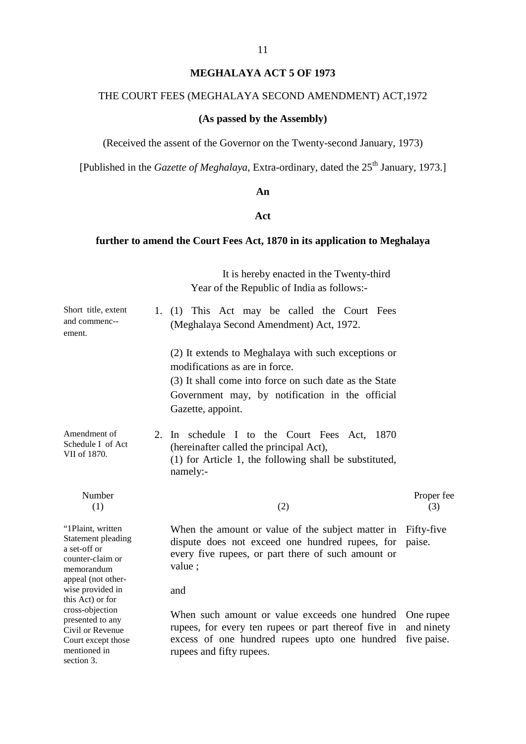**MEGHALAYA ACT 5 OF 1973**

THE COURT FEES (MEGHALAYA SECOND AMENDMENT) ACT,1972

**(As passed by the Assembly)**

(Received the assent of the Governor on the Twenty-second January, 1973)

[Published in the *Gazette of Meghalaya,* Extra-ordinary, dated the 25th January, 1973.]

**An**

**Act**

**further to amend the Court Fees Act, 1870 in its application to Meghalaya**

It is hereby enacted in the Twenty-third Year of the Republic of India as follows:-

Short title, extent and commencement.

1. (1) This Act may be called the Court Fees (Meghalaya Second Amendment) Act, 1972.

(2) It extends to Meghalaya with such exceptions or modifications as are in force.

(3) It shall come into force on such date as the State Government may, by notification in the official Gazette, appoint.

Amendment of Schedule I of Act VII of 1870.

2. In schedule I to the Court Fees Act, 1870 (hereinafter called the principal Act),

(1) for Article 1, the following shall be substituted, namely:-

| Number (1) | (2) | Proper fee (3) |
|---|---|---|
| "1Plaint, written Statement pleading a set-off or counter-claim or memorandum appeal (not otherwise provided in this Act) or for cross-objection presented to any Civil or Revenue Court except those mentioned in section 3. | When the amount or value of the subject matter in dispute does not exceed one hundred rupees, for every five rupees, or part there of such amount or value ; | Fifty-five paise. |
| | and | |
| | When such amount or value exceeds one hundred rupees, for every ten rupees or part thereof five in excess of one hundred rupees upto one hundred rupees and fifty rupees. | One rupee and ninety five paise. |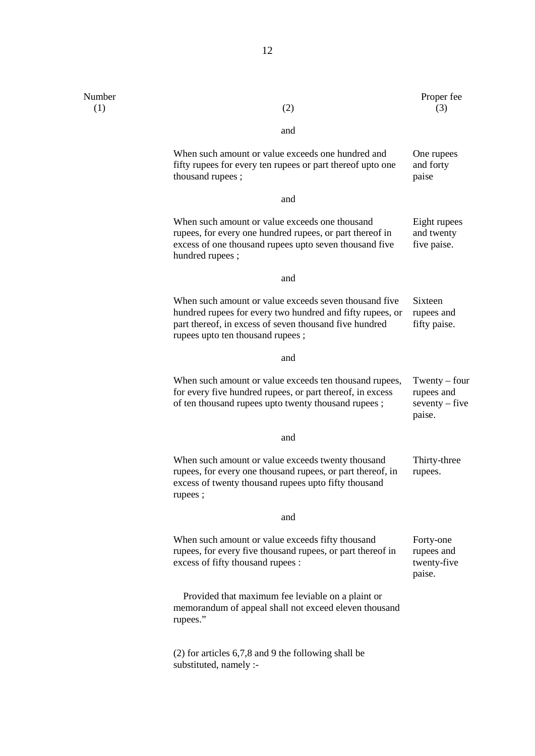| Number (1) | (2) | Proper fee (3) |
| --- | --- | --- |
| | and | |
| | When such amount or value exceeds one hundred and fifty rupees for every ten rupees or part thereof upto one thousand rupees ; | One rupees and forty paise |
| | and | |
| | When such amount or value exceeds one thousand rupees, for every one hundred rupees, or part thereof in excess of one thousand rupees upto seven thousand five hundred rupees ; | Eight rupees and twenty five paise. |
| | and | |
| | When such amount or value exceeds seven thousand five hundred rupees for every two hundred and fifty rupees, or part thereof, in excess of seven thousand five hundred rupees upto ten thousand rupees ; | Sixteen rupees and fifty paise. |
| | and | |
| | When such amount or value exceeds ten thousand rupees, for every five hundred rupees, or part thereof, in excess of ten thousand rupees upto twenty thousand rupees ; | Twenty – four rupees and seventy – five paise. |
| | and | |
| | When such amount or value exceeds twenty thousand rupees, for every one thousand rupees, or part thereof, in excess of twenty thousand rupees upto fifty thousand rupees ; | Thirty-three rupees. |
| | and | |
| | When such amount or value exceeds fifty thousand rupees, for every five thousand rupees, or part thereof in excess of fifty thousand rupees : | Forty-one rupees and twenty-five paise. |

Provided that maximum fee leviable on a plaint or memorandum of appeal shall not exceed eleven thousand rupees."

(2) for articles 6,7,8 and 9 the following shall be substituted, namely :-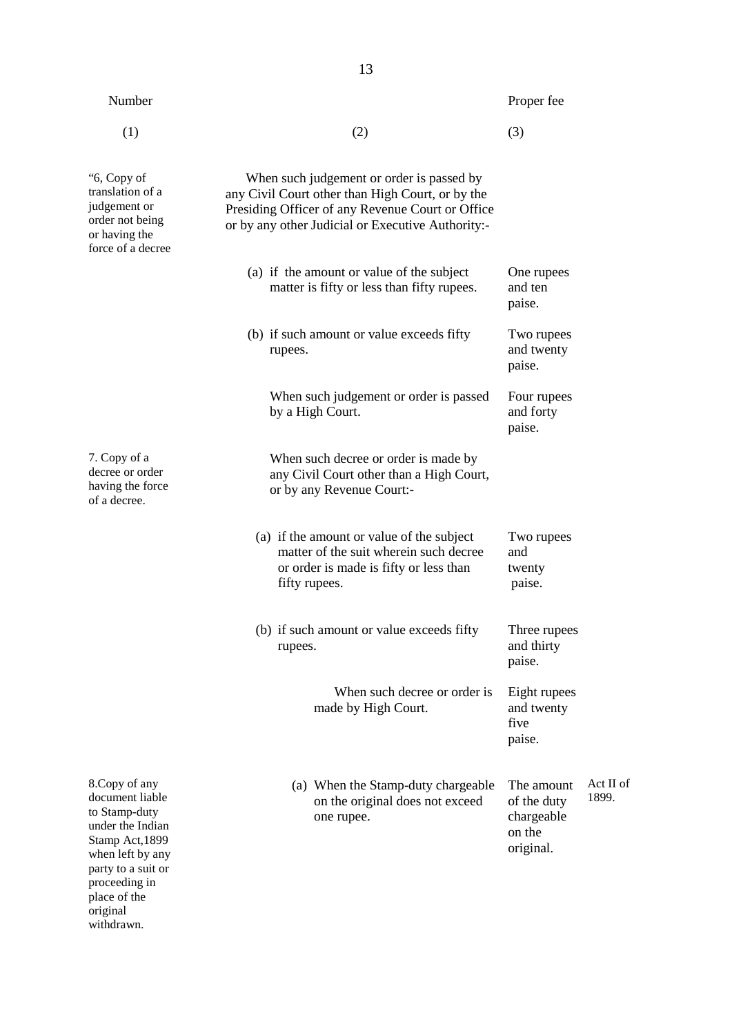| Number | | Proper fee | |
|---|---|---|---|
| (1) | (2) | (3) | |
| "6, Copy of translation of a judgement or order not being or having the force of a decree | When such judgement or order is passed by any Civil Court other than High Court, or by the Presiding Officer of any Revenue Court or Office or by any other Judicial or Executive Authority:- | | |
| | (a) if the amount or value of the subject matter is fifty or less than fifty rupees. | One rupees and ten paise. | |
| | (b) if such amount or value exceeds fifty rupees. | Two rupees and twenty paise. | |
| | When such judgement or order is passed by a High Court. | Four rupees and forty paise. | |
| 7. Copy of a decree or order having the force of a decree. | When such decree or order is made by any Civil Court other than a High Court, or by any Revenue Court:- | | |
| | (a) if the amount or value of the subject matter of the suit wherein such decree or order is made is fifty or less than fifty rupees. | Two rupees and twenty paise. | |
| | (b) if such amount or value exceeds fifty rupees. | Three rupees and thirty paise. | |
| | When such decree or order is made by High Court. | Eight rupees and twenty five paise. | |
| 8.Copy of any document liable to Stamp-duty under the Indian Stamp Act,1899 when left by any party to a suit or proceeding in place of the original withdrawn. | (a) When the Stamp-duty chargeable on the original does not exceed one rupee. | The amount of the duty chargeable on the original. | Act II of 1899. |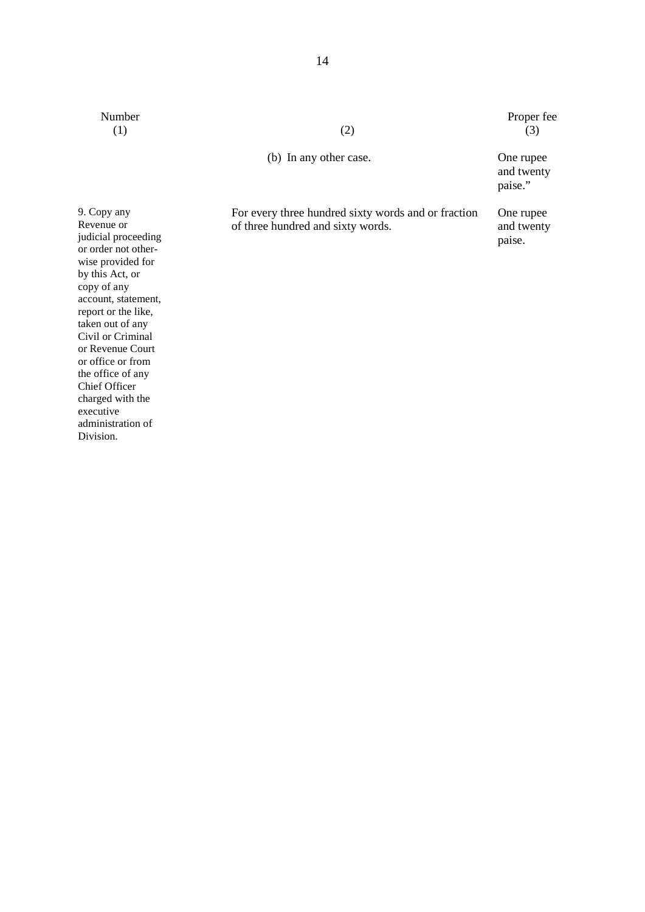| Number (1) | (2) | Proper fee (3) |
|---|---|---|
| | (b) In any other case. | One rupee and twenty paise.” |
| 9. Copy any Revenue or judicial proceeding or order not otherwise provided for by this Act, or copy of any account, statement, report or the like, taken out of any Civil or Criminal or Revenue Court or office or from the office of any Chief Officer charged with the executive administration of Division. | For every three hundred sixty words and or fraction of three hundred and sixty words. | One rupee and twenty paise. |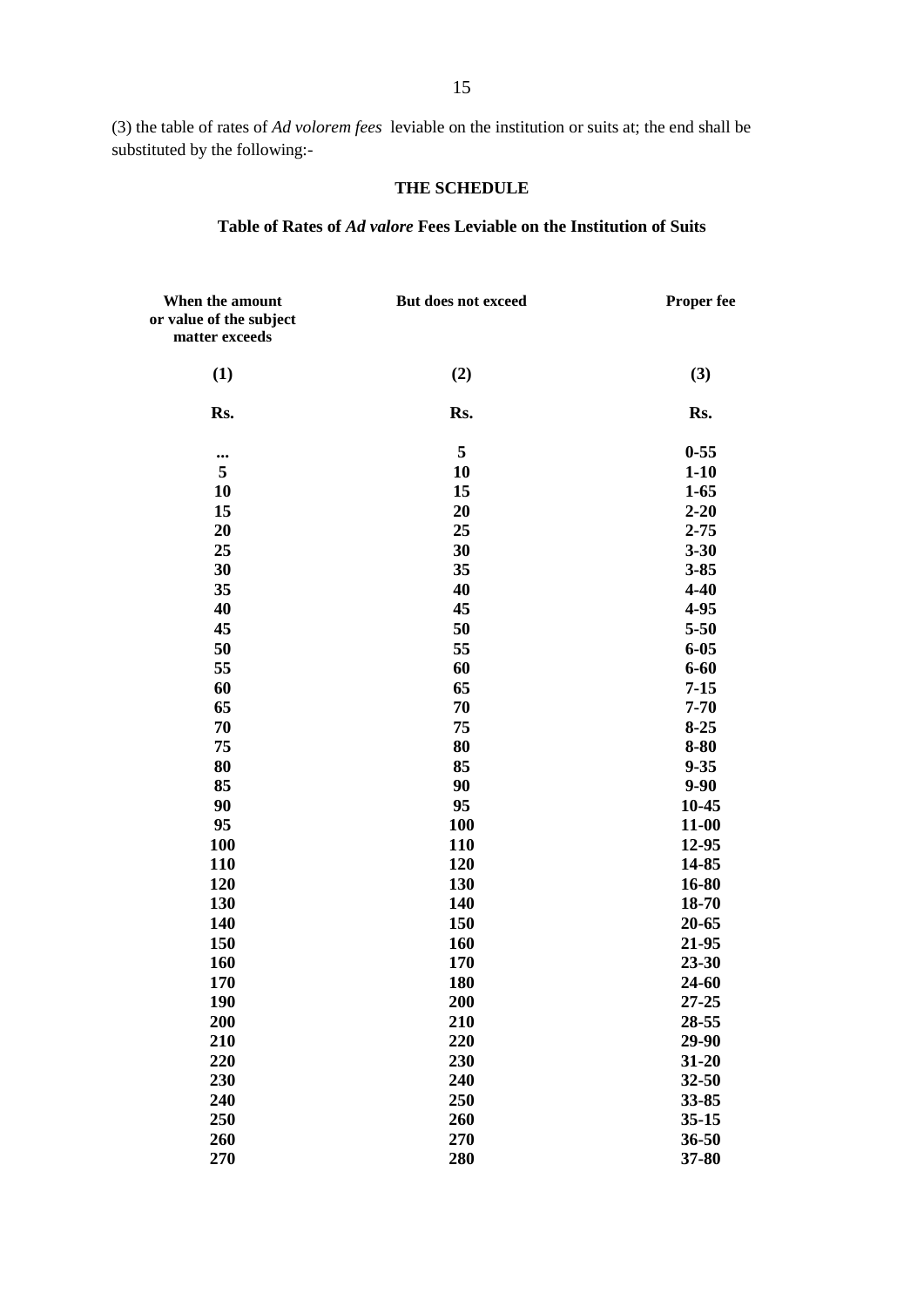(3) the table of rates of *Ad volorem fees* leviable on the institution or suits at; the end shall be substituted by the following:-

## THE SCHEDULE

### Table of Rates of *Ad valore* Fees Leviable on the Institution of Suits

| When the amount or value of the subject matter exceeds | But does not exceed | Proper fee |
|---|---|---|
| **(1)** | **(2)** | **(3)** |
| **Rs.** | **Rs.** | **Rs.** |
| ... | 5 | 0-55 |
| 5 | 10 | 1-10 |
| 10 | 15 | 1-65 |
| 15 | 20 | 2-20 |
| 20 | 25 | 2-75 |
| 25 | 30 | 3-30 |
| 30 | 35 | 3-85 |
| 35 | 40 | 4-40 |
| 40 | 45 | 4-95 |
| 45 | 50 | 5-50 |
| 50 | 55 | 6-05 |
| 55 | 60 | 6-60 |
| 60 | 65 | 7-15 |
| 65 | 70 | 7-70 |
| 70 | 75 | 8-25 |
| 75 | 80 | 8-80 |
| 80 | 85 | 9-35 |
| 85 | 90 | 9-90 |
| 90 | 95 | 10-45 |
| 95 | 100 | 11-00 |
| 100 | 110 | 12-95 |
| 110 | 120 | 14-85 |
| 120 | 130 | 16-80 |
| 130 | 140 | 18-70 |
| 140 | 150 | 20-65 |
| 150 | 160 | 21-95 |
| 160 | 170 | 23-30 |
| 170 | 180 | 24-60 |
| 190 | 200 | 27-25 |
| 200 | 210 | 28-55 |
| 210 | 220 | 29-90 |
| 220 | 230 | 31-20 |
| 230 | 240 | 32-50 |
| 240 | 250 | 33-85 |
| 250 | 260 | 35-15 |
| 260 | 270 | 36-50 |
| 270 | 280 | 37-80 |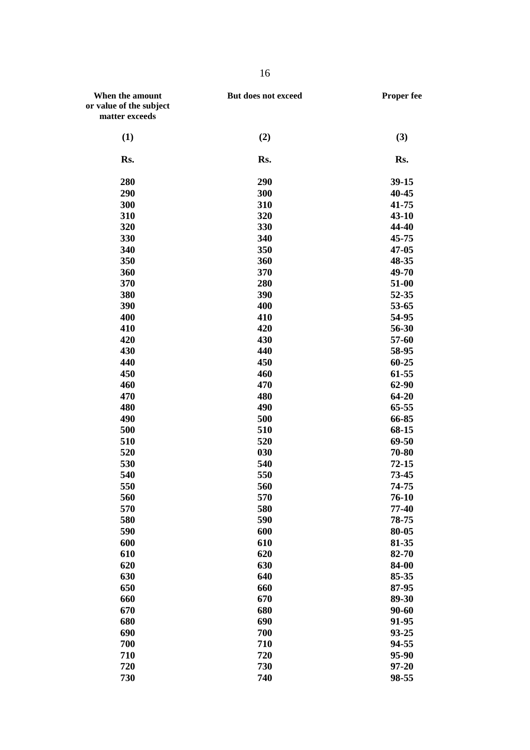| When the amount or value of the subject matter exceeds | But does not exceed | Proper fee |
|---|---|---|
| (1) | (2) | (3) |
| Rs. | Rs. | Rs. |
| 280 | 290 | 39-15 |
| 290 | 300 | 40-45 |
| 300 | 310 | 41-75 |
| 310 | 320 | 43-10 |
| 320 | 330 | 44-40 |
| 330 | 340 | 45-75 |
| 340 | 350 | 47-05 |
| 350 | 360 | 48-35 |
| 360 | 370 | 49-70 |
| 370 | 280 | 51-00 |
| 380 | 390 | 52-35 |
| 390 | 400 | 53-65 |
| 400 | 410 | 54-95 |
| 410 | 420 | 56-30 |
| 420 | 430 | 57-60 |
| 430 | 440 | 58-95 |
| 440 | 450 | 60-25 |
| 450 | 460 | 61-55 |
| 460 | 470 | 62-90 |
| 470 | 480 | 64-20 |
| 480 | 490 | 65-55 |
| 490 | 500 | 66-85 |
| 500 | 510 | 68-15 |
| 510 | 520 | 69-50 |
| 520 | 030 | 70-80 |
| 530 | 540 | 72-15 |
| 540 | 550 | 73-45 |
| 550 | 560 | 74-75 |
| 560 | 570 | 76-10 |
| 570 | 580 | 77-40 |
| 580 | 590 | 78-75 |
| 590 | 600 | 80-05 |
| 600 | 610 | 81-35 |
| 610 | 620 | 82-70 |
| 620 | 630 | 84-00 |
| 630 | 640 | 85-35 |
| 650 | 660 | 87-95 |
| 660 | 670 | 89-30 |
| 670 | 680 | 90-60 |
| 680 | 690 | 91-95 |
| 690 | 700 | 93-25 |
| 700 | 710 | 94-55 |
| 710 | 720 | 95-90 |
| 720 | 730 | 97-20 |
| 730 | 740 | 98-55 |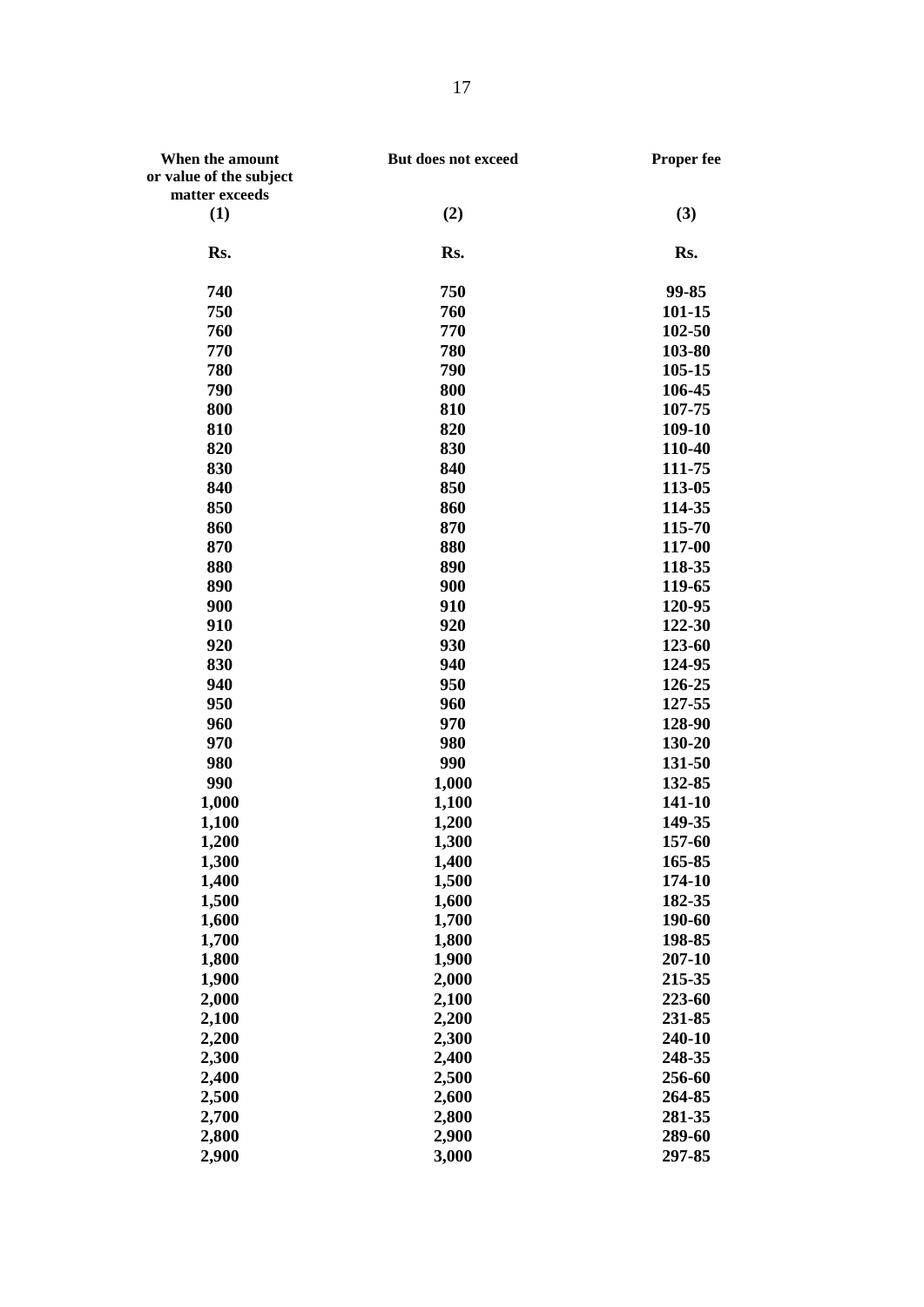| When the amount or value of the subject matter exceeds | But does not exceed | Proper fee |
|---|---|---|
| (1) | (2) | (3) |
| Rs. | Rs. | Rs. |
| 740 | 750 | 99-85 |
| 750 | 760 | 101-15 |
| 760 | 770 | 102-50 |
| 770 | 780 | 103-80 |
| 780 | 790 | 105-15 |
| 790 | 800 | 106-45 |
| 800 | 810 | 107-75 |
| 810 | 820 | 109-10 |
| 820 | 830 | 110-40 |
| 830 | 840 | 111-75 |
| 840 | 850 | 113-05 |
| 850 | 860 | 114-35 |
| 860 | 870 | 115-70 |
| 870 | 880 | 117-00 |
| 880 | 890 | 118-35 |
| 890 | 900 | 119-65 |
| 900 | 910 | 120-95 |
| 910 | 920 | 122-30 |
| 920 | 930 | 123-60 |
| 830 | 940 | 124-95 |
| 940 | 950 | 126-25 |
| 950 | 960 | 127-55 |
| 960 | 970 | 128-90 |
| 970 | 980 | 130-20 |
| 980 | 990 | 131-50 |
| 990 | 1,000 | 132-85 |
| 1,000 | 1,100 | 141-10 |
| 1,100 | 1,200 | 149-35 |
| 1,200 | 1,300 | 157-60 |
| 1,300 | 1,400 | 165-85 |
| 1,400 | 1,500 | 174-10 |
| 1,500 | 1,600 | 182-35 |
| 1,600 | 1,700 | 190-60 |
| 1,700 | 1,800 | 198-85 |
| 1,800 | 1,900 | 207-10 |
| 1,900 | 2,000 | 215-35 |
| 2,000 | 2,100 | 223-60 |
| 2,100 | 2,200 | 231-85 |
| 2,200 | 2,300 | 240-10 |
| 2,300 | 2,400 | 248-35 |
| 2,400 | 2,500 | 256-60 |
| 2,500 | 2,600 | 264-85 |
| 2,700 | 2,800 | 281-35 |
| 2,800 | 2,900 | 289-60 |
| 2,900 | 3,000 | 297-85 |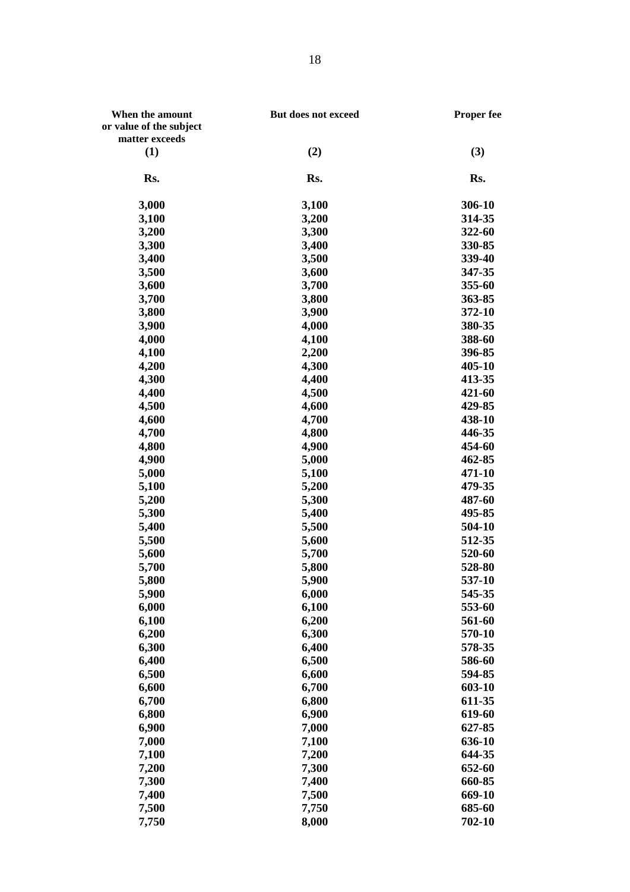| When the amount or value of the subject matter exceeds | But does not exceed | Proper fee |
|---|---|---|
| (1) | (2) | (3) |
| Rs. | Rs. | Rs. |
| 3,000 | 3,100 | 306-10 |
| 3,100 | 3,200 | 314-35 |
| 3,200 | 3,300 | 322-60 |
| 3,300 | 3,400 | 330-85 |
| 3,400 | 3,500 | 339-40 |
| 3,500 | 3,600 | 347-35 |
| 3,600 | 3,700 | 355-60 |
| 3,700 | 3,800 | 363-85 |
| 3,800 | 3,900 | 372-10 |
| 3,900 | 4,000 | 380-35 |
| 4,000 | 4,100 | 388-60 |
| 4,100 | 2,200 | 396-85 |
| 4,200 | 4,300 | 405-10 |
| 4,300 | 4,400 | 413-35 |
| 4,400 | 4,500 | 421-60 |
| 4,500 | 4,600 | 429-85 |
| 4,600 | 4,700 | 438-10 |
| 4,700 | 4,800 | 446-35 |
| 4,800 | 4,900 | 454-60 |
| 4,900 | 5,000 | 462-85 |
| 5,000 | 5,100 | 471-10 |
| 5,100 | 5,200 | 479-35 |
| 5,200 | 5,300 | 487-60 |
| 5,300 | 5,400 | 495-85 |
| 5,400 | 5,500 | 504-10 |
| 5,500 | 5,600 | 512-35 |
| 5,600 | 5,700 | 520-60 |
| 5,700 | 5,800 | 528-80 |
| 5,800 | 5,900 | 537-10 |
| 5,900 | 6,000 | 545-35 |
| 6,000 | 6,100 | 553-60 |
| 6,100 | 6,200 | 561-60 |
| 6,200 | 6,300 | 570-10 |
| 6,300 | 6,400 | 578-35 |
| 6,400 | 6,500 | 586-60 |
| 6,500 | 6,600 | 594-85 |
| 6,600 | 6,700 | 603-10 |
| 6,700 | 6,800 | 611-35 |
| 6,800 | 6,900 | 619-60 |
| 6,900 | 7,000 | 627-85 |
| 7,000 | 7,100 | 636-10 |
| 7,100 | 7,200 | 644-35 |
| 7,200 | 7,300 | 652-60 |
| 7,300 | 7,400 | 660-85 |
| 7,400 | 7,500 | 669-10 |
| 7,500 | 7,750 | 685-60 |
| 7,750 | 8,000 | 702-10 |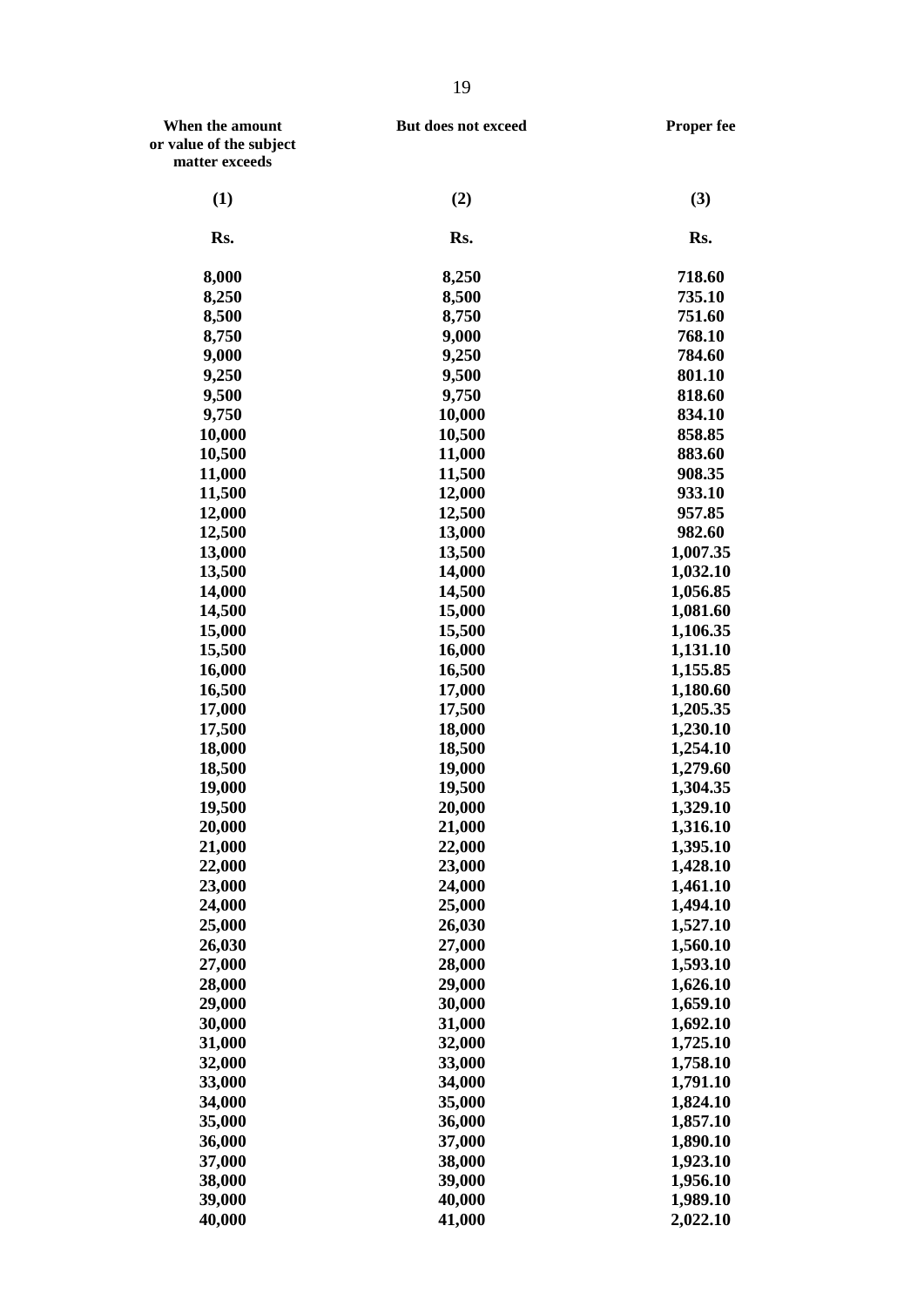| When the amount or value of the subject matter exceeds | But does not exceed | Proper fee |
|---|---|---|
| (1) | (2) | (3) |
| Rs. | Rs. | Rs. |
| 8,000 | 8,250 | 718.60 |
| 8,250 | 8,500 | 735.10 |
| 8,500 | 8,750 | 751.60 |
| 8,750 | 9,000 | 768.10 |
| 9,000 | 9,250 | 784.60 |
| 9,250 | 9,500 | 801.10 |
| 9,500 | 9,750 | 818.60 |
| 9,750 | 10,000 | 834.10 |
| 10,000 | 10,500 | 858.85 |
| 10,500 | 11,000 | 883.60 |
| 11,000 | 11,500 | 908.35 |
| 11,500 | 12,000 | 933.10 |
| 12,000 | 12,500 | 957.85 |
| 12,500 | 13,000 | 982.60 |
| 13,000 | 13,500 | 1,007.35 |
| 13,500 | 14,000 | 1,032.10 |
| 14,000 | 14,500 | 1,056.85 |
| 14,500 | 15,000 | 1,081.60 |
| 15,000 | 15,500 | 1,106.35 |
| 15,500 | 16,000 | 1,131.10 |
| 16,000 | 16,500 | 1,155.85 |
| 16,500 | 17,000 | 1,180.60 |
| 17,000 | 17,500 | 1,205.35 |
| 17,500 | 18,000 | 1,230.10 |
| 18,000 | 18,500 | 1,254.10 |
| 18,500 | 19,000 | 1,279.60 |
| 19,000 | 19,500 | 1,304.35 |
| 19,500 | 20,000 | 1,329.10 |
| 20,000 | 21,000 | 1,316.10 |
| 21,000 | 22,000 | 1,395.10 |
| 22,000 | 23,000 | 1,428.10 |
| 23,000 | 24,000 | 1,461.10 |
| 24,000 | 25,000 | 1,494.10 |
| 25,000 | 26,030 | 1,527.10 |
| 26,030 | 27,000 | 1,560.10 |
| 27,000 | 28,000 | 1,593.10 |
| 28,000 | 29,000 | 1,626.10 |
| 29,000 | 30,000 | 1,659.10 |
| 30,000 | 31,000 | 1,692.10 |
| 31,000 | 32,000 | 1,725.10 |
| 32,000 | 33,000 | 1,758.10 |
| 33,000 | 34,000 | 1,791.10 |
| 34,000 | 35,000 | 1,824.10 |
| 35,000 | 36,000 | 1,857.10 |
| 36,000 | 37,000 | 1,890.10 |
| 37,000 | 38,000 | 1,923.10 |
| 38,000 | 39,000 | 1,956.10 |
| 39,000 | 40,000 | 1,989.10 |
| 40,000 | 41,000 | 2,022.10 |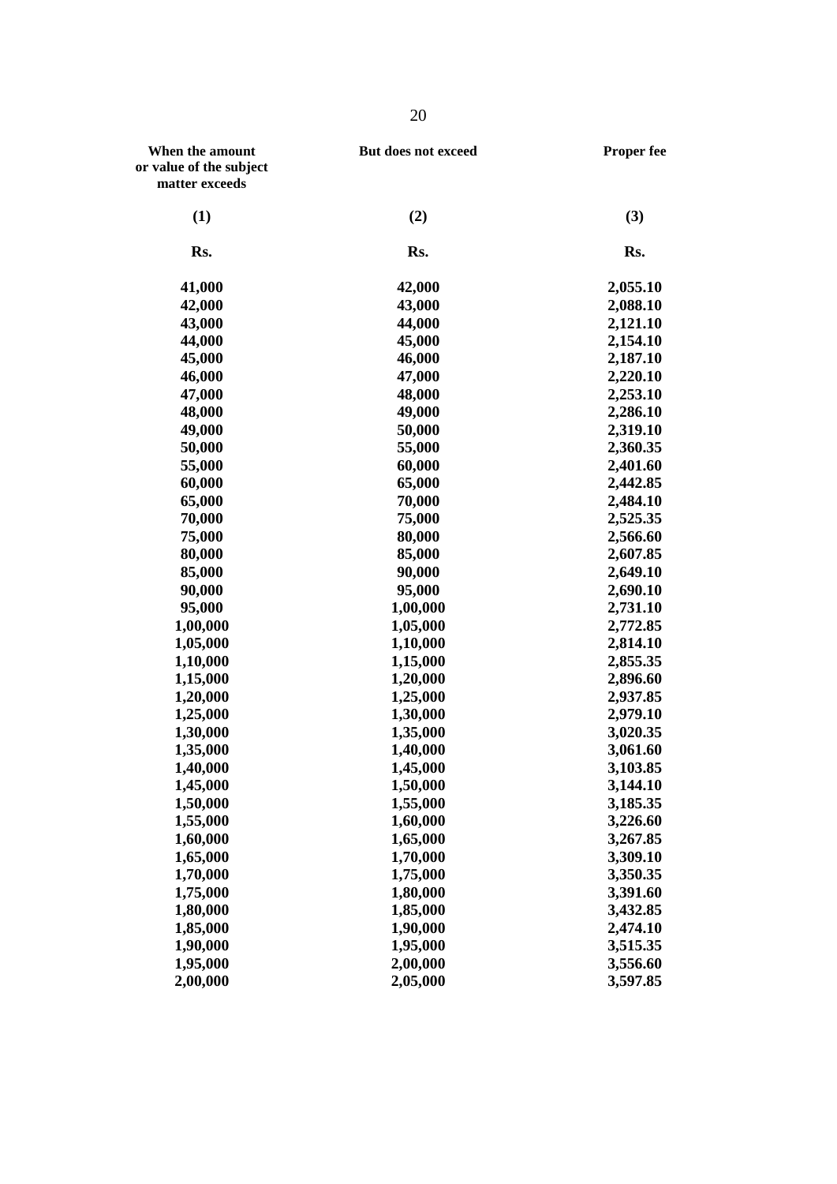| When the amount or value of the subject matter exceeds | But does not exceed | Proper fee |
|---|---|---|
| (1) | (2) | (3) |
| Rs. | Rs. | Rs. |
| 41,000 | 42,000 | 2,055.10 |
| 42,000 | 43,000 | 2,088.10 |
| 43,000 | 44,000 | 2,121.10 |
| 44,000 | 45,000 | 2,154.10 |
| 45,000 | 46,000 | 2,187.10 |
| 46,000 | 47,000 | 2,220.10 |
| 47,000 | 48,000 | 2,253.10 |
| 48,000 | 49,000 | 2,286.10 |
| 49,000 | 50,000 | 2,319.10 |
| 50,000 | 55,000 | 2,360.35 |
| 55,000 | 60,000 | 2,401.60 |
| 60,000 | 65,000 | 2,442.85 |
| 65,000 | 70,000 | 2,484.10 |
| 70,000 | 75,000 | 2,525.35 |
| 75,000 | 80,000 | 2,566.60 |
| 80,000 | 85,000 | 2,607.85 |
| 85,000 | 90,000 | 2,649.10 |
| 90,000 | 95,000 | 2,690.10 |
| 95,000 | 1,00,000 | 2,731.10 |
| 1,00,000 | 1,05,000 | 2,772.85 |
| 1,05,000 | 1,10,000 | 2,814.10 |
| 1,10,000 | 1,15,000 | 2,855.35 |
| 1,15,000 | 1,20,000 | 2,896.60 |
| 1,20,000 | 1,25,000 | 2,937.85 |
| 1,25,000 | 1,30,000 | 2,979.10 |
| 1,30,000 | 1,35,000 | 3,020.35 |
| 1,35,000 | 1,40,000 | 3,061.60 |
| 1,40,000 | 1,45,000 | 3,103.85 |
| 1,45,000 | 1,50,000 | 3,144.10 |
| 1,50,000 | 1,55,000 | 3,185.35 |
| 1,55,000 | 1,60,000 | 3,226.60 |
| 1,60,000 | 1,65,000 | 3,267.85 |
| 1,65,000 | 1,70,000 | 3,309.10 |
| 1,70,000 | 1,75,000 | 3,350.35 |
| 1,75,000 | 1,80,000 | 3,391.60 |
| 1,80,000 | 1,85,000 | 3,432.85 |
| 1,85,000 | 1,90,000 | 2,474.10 |
| 1,90,000 | 1,95,000 | 3,515.35 |
| 1,95,000 | 2,00,000 | 3,556.60 |
| 2,00,000 | 2,05,000 | 3,597.85 |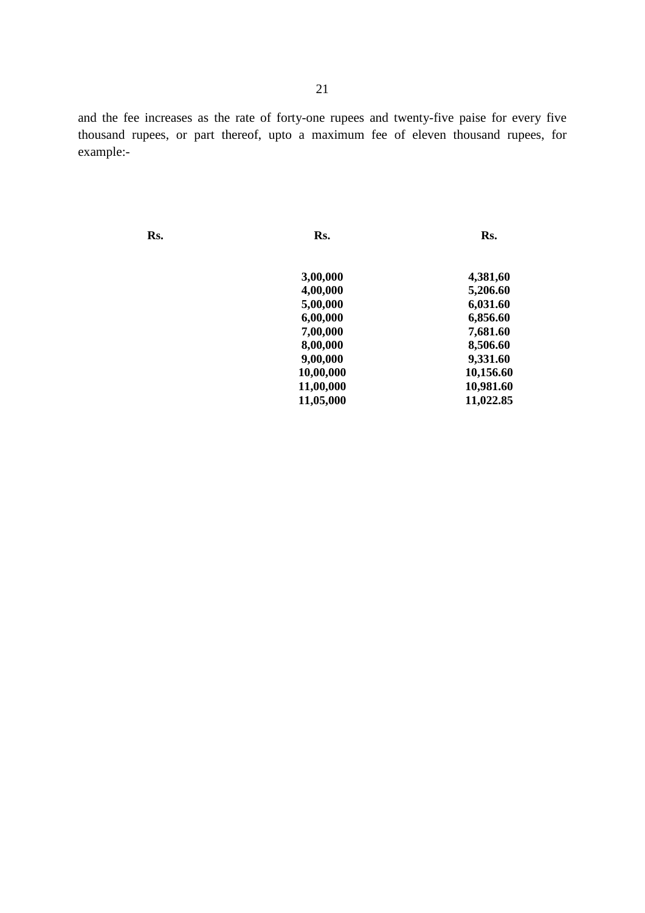and the fee increases as the rate of forty-one rupees and twenty-five paise for every five thousand rupees, or part thereof, upto a maximum fee of eleven thousand rupees, for example:-

| **Rs.** | **Rs.** | **Rs.** |
|---|---|---|
| | **3,00,000** | **4,381,60** |
| | **4,00,000** | **5,206.60** |
| | **5,00,000** | **6,031.60** |
| | **6,00,000** | **6,856.60** |
| | **7,00,000** | **7,681.60** |
| | **8,00,000** | **8,506.60** |
| | **9,00,000** | **9,331.60** |
| | **10,00,000** | **10,156.60** |
| | **11,00,000** | **10,981.60** |
| | **11,05,000** | **11,022.85** |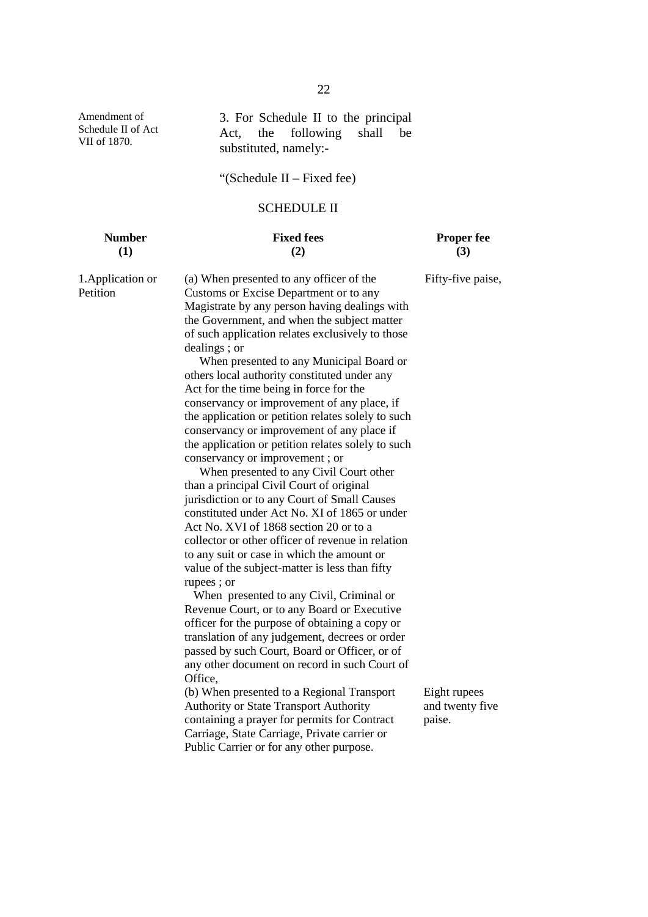Amendment of Schedule II of Act VII of 1870.

3. For Schedule II to the principal Act, the following shall be substituted, namely:-

"(Schedule II – Fixed fee)

SCHEDULE II

| Number (1) | Fixed fees (2) | Proper fee (3) |
|---|---|---|
| 1.Application or Petition | (a) When presented to any officer of the Customs or Excise Department or to any Magistrate by any person having dealings with the Government, and when the subject matter of such application relates exclusively to those dealings ; or<br>When presented to any Municipal Board or others local authority constituted under any Act for the time being in force for the conservancy or improvement of any place, if the application or petition relates solely to such conservancy or improvement of any place if the application or petition relates solely to such conservancy or improvement ; or<br>When presented to any Civil Court other than a principal Civil Court of original jurisdiction or to any Court of Small Causes constituted under Act No. XI of 1865 or under Act No. XVI of 1868 section 20 or to a collector or other officer of revenue in relation to any suit or case in which the amount or value of the subject-matter is less than fifty rupees ; or<br>When presented to any Civil, Criminal or Revenue Court, or to any Board or Executive officer for the purpose of obtaining a copy or translation of any judgement, decrees or order passed by such Court, Board or Officer, or of any other document on record in such Court of Office, | Fifty-five paise, |
| | (b) When presented to a Regional Transport Authority or State Transport Authority containing a prayer for permits for Contract Carriage, State Carriage, Private carrier or Public Carrier or for any other purpose. | Eight rupees and twenty five paise. |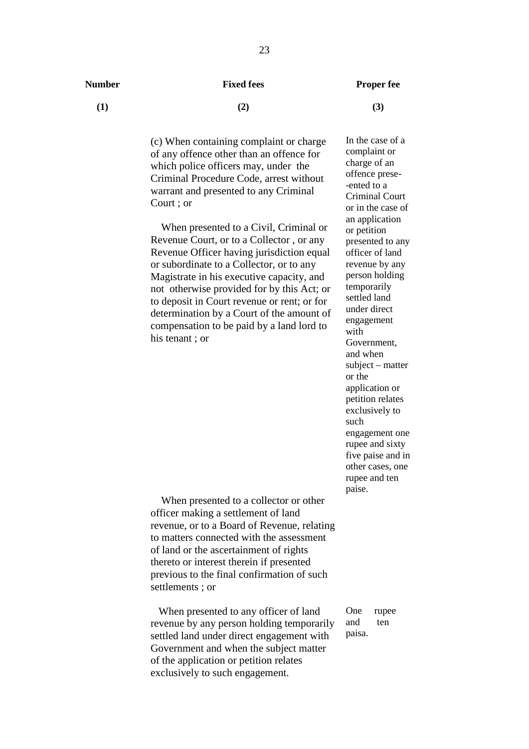| Number | Fixed fees | Proper fee |
|---|---|---|
| (1) | (2) | (3) |
| | (c) When containing complaint or charge of any offence other than an offence for which police officers may, under the Criminal Procedure Code, arrest without warrant and presented to any Criminal Court ; or<br><br>When presented to a Civil, Criminal or Revenue Court, or to a Collector , or any Revenue Officer having jurisdiction equal or subordinate to a Collector, or to any Magistrate in his executive capacity, and not otherwise provided for by this Act; or to deposit in Court revenue or rent; or for determination by a Court of the amount of compensation to be paid by a land lord to his tenant ; or | In the case of a complaint or charge of an offence prese--ented to a Criminal Court or in the case of an application or petition presented to any officer of land revenue by any person holding temporarily settled land under direct engagement with Government, and when subject – matter or the application or petition relates exclusively to such engagement one rupee and sixty five paise and in other cases, one rupee and ten paise. |
| | When presented to a collector or other officer making a settlement of land revenue, or to a Board of Revenue, relating to matters connected with the assessment of land or the ascertainment of rights thereto or interest therein if presented previous to the final confirmation of such settlements ; or | |
| | When presented to any officer of land revenue by any person holding temporarily settled land under direct engagement with Government and when the subject matter of the application or petition relates exclusively to such engagement. | One rupee and ten paisa. |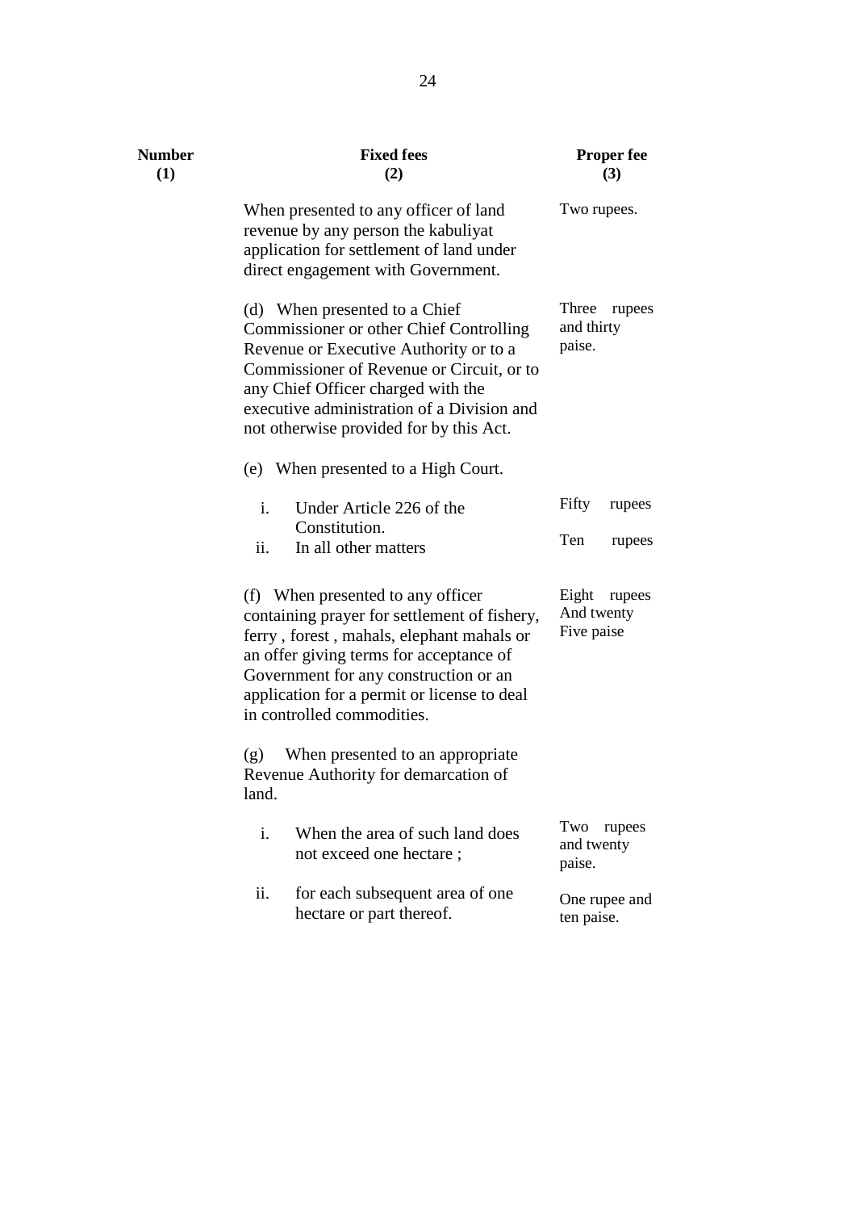| Number (1) | Fixed fees (2) | Proper fee (3) |
|---|---|---|
| | When presented to any officer of land revenue by any person the kabuliyat application for settlement of land under direct engagement with Government. | Two rupees. |
| | (d) When presented to a Chief Commissioner or other Chief Controlling Revenue or Executive Authority or to a Commissioner of Revenue or Circuit, or to any Chief Officer charged with the executive administration of a Division and not otherwise provided for by this Act. | Three rupees and thirty paise. |
| | (e) When presented to a High Court. | |
| | i. Under Article 226 of the Constitution. | Fifty rupees |
| | ii. In all other matters | Ten rupees |
| | (f) When presented to any officer containing prayer for settlement of fishery, ferry , forest , mahals, elephant mahals or an offer giving terms for acceptance of Government for any construction or an application for a permit or license to deal in controlled commodities. | Eight rupees And twenty Five paise |
| | (g) When presented to an appropriate Revenue Authority for demarcation of land. | |
| | i. When the area of such land does not exceed one hectare ; | Two rupees and twenty paise. |
| | ii. for each subsequent area of one hectare or part thereof. | One rupee and ten paise. |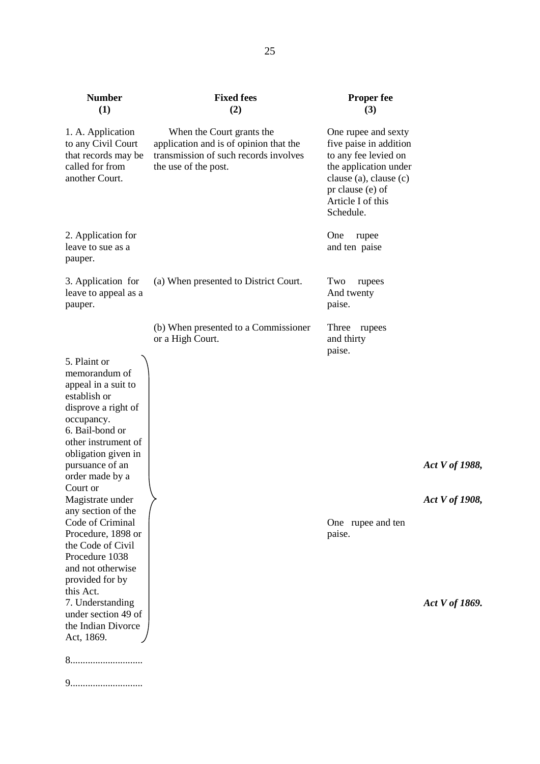| Number (1) | Fixed fees (2) | Proper fee (3) | |
|---|---|---|---|
| 1. A. Application to any Civil Court that records may be called for from another Court. | When the Court grants the application and is of opinion that the transmission of such records involves the use of the post. | One rupee and sexty five paise in addition to any fee levied on the application under clause (a), clause (c) pr clause (e) of Article I of this Schedule. | |
| 2. Application for leave to sue as a pauper. | | One rupee and ten paise | |
| 3. Application for leave to appeal as a pauper. | (a) When presented to District Court. | Two rupees And twenty paise. | |
| | (b) When presented to a Commissioner or a High Court. | Three rupees and thirty paise. | |
| 5. Plaint or memorandum of appeal in a suit to establish or disprove a right of occupancy. 6. Bail-bond or other instrument of obligation given in pursuance of an order made by a Court or Magistrate under any section of the Code of Criminal Procedure, 1898 or the Code of Civil Procedure 1038 and not otherwise provided for by this Act. 7. Understanding under section 49 of the Indian Divorce Act, 1869. | | One rupee and ten paise. | *Act V of 1988,* *Act V of 1908,* *Act V of 1869.* |
| 8............................ | | | |
| 9............................ | | | |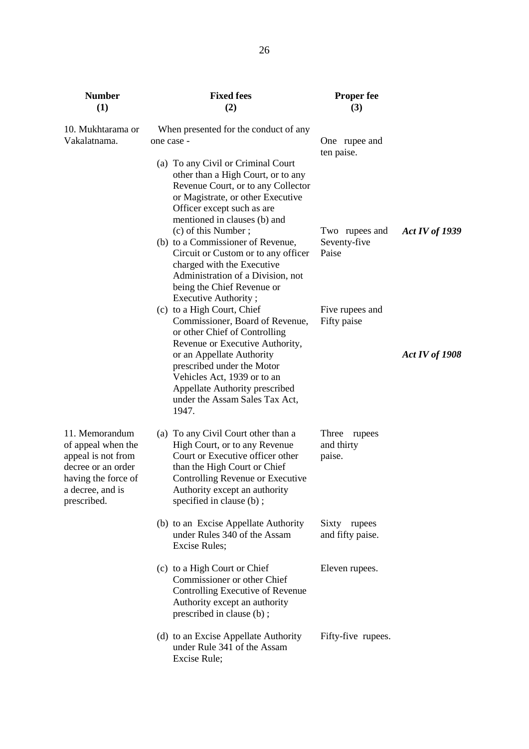| Number (1) | Fixed fees (2) | Proper fee (3) | |
|---|---|---|---|
| 10. Mukhtarama or Vakalatnama. | When presented for the conduct of any one case - | | |
| | (a) To any Civil or Criminal Court other than a High Court, or to any Revenue Court, or to any Collector or Magistrate, or other Executive Officer except such as are mentioned in clauses (b) and (c) of this Number ; | One rupee and ten paise. | |
| | (b) to a Commissioner of Revenue, Circuit or Custom or to any officer charged with the Executive Administration of a Division, not being the Chief Revenue or Executive Authority ; | Two rupees and Seventy-five Paise | *Act IV of 1939* |
| | (c) to a High Court, Chief Commissioner, Board of Revenue, or other Chief of Controlling Revenue or Executive Authority, or an Appellate Authority prescribed under the Motor Vehicles Act, 1939 or to an Appellate Authority prescribed under the Assam Sales Tax Act, 1947. | Five rupees and Fifty paise | *Act IV of 1908* |
| 11. Memorandum of appeal when the appeal is not from decree or an order having the force of a decree, and is prescribed. | (a) To any Civil Court other than a High Court, or to any Revenue Court or Executive officer other than the High Court or Chief Controlling Revenue or Executive Authority except an authority specified in clause (b) ; | Three rupees and thirty paise. | |
| | (b) to an Excise Appellate Authority under Rules 340 of the Assam Excise Rules; | Sixty rupees and fifty paise. | |
| | (c) to a High Court or Chief Commissioner or other Chief Controlling Executive of Revenue Authority except an authority prescribed in clause (b) ; | Eleven rupees. | |
| | (d) to an Excise Appellate Authority under Rule 341 of the Assam Excise Rule; | Fifty-five rupees. | |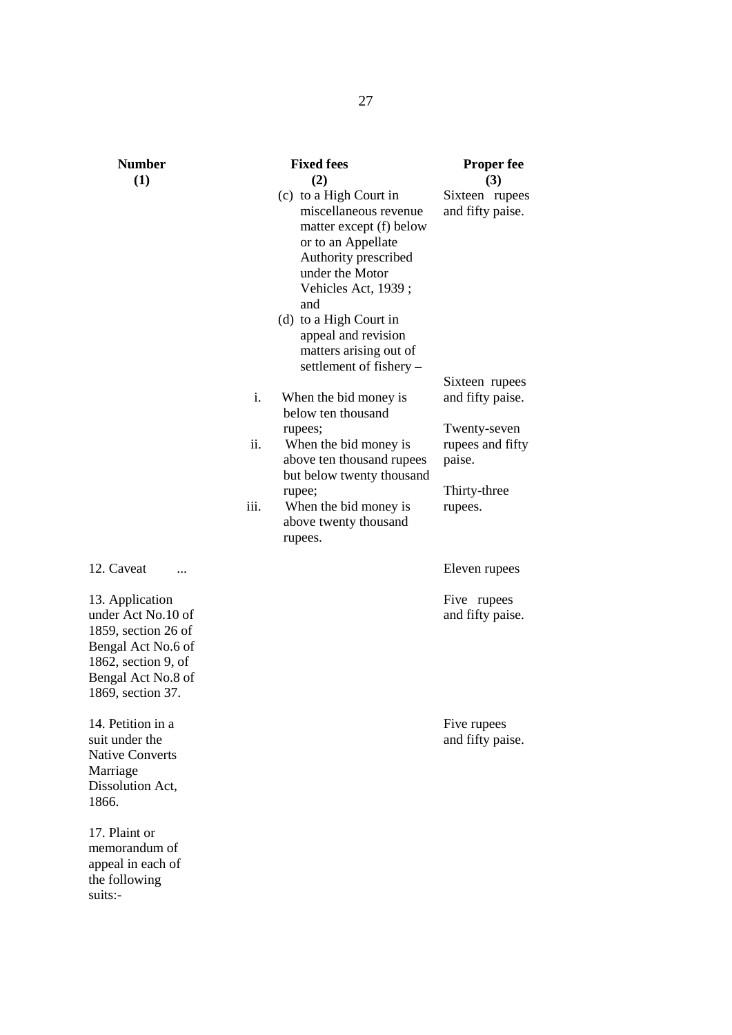| Number (1) | Fixed fees (2) | Proper fee (3) |
|---|---|---|
| | (c) to a High Court in miscellaneous revenue matter except (f) below or to an Appellate Authority prescribed under the Motor Vehicles Act, 1939 ; and | Sixteen rupees and fifty paise. |
| | (d) to a High Court in appeal and revision matters arising out of settlement of fishery – | |
| | i. When the bid money is below ten thousand rupees; | Sixteen rupees and fifty paise. |
| | ii. When the bid money is above ten thousand rupees but below twenty thousand rupee; | Twenty-seven rupees and fifty paise. |
| | iii. When the bid money is above twenty thousand rupees. | Thirty-three rupees. |
| 12. Caveat ... | | Eleven rupees |
| 13. Application under Act No.10 of 1859, section 26 of Bengal Act No.6 of 1862, section 9, of Bengal Act No.8 of 1869, section 37. | | Five rupees and fifty paise. |
| 14. Petition in a suit under the Native Converts Marriage Dissolution Act, 1866. | | Five rupees and fifty paise. |
| 17. Plaint or memorandum of appeal in each of the following suits:- | | |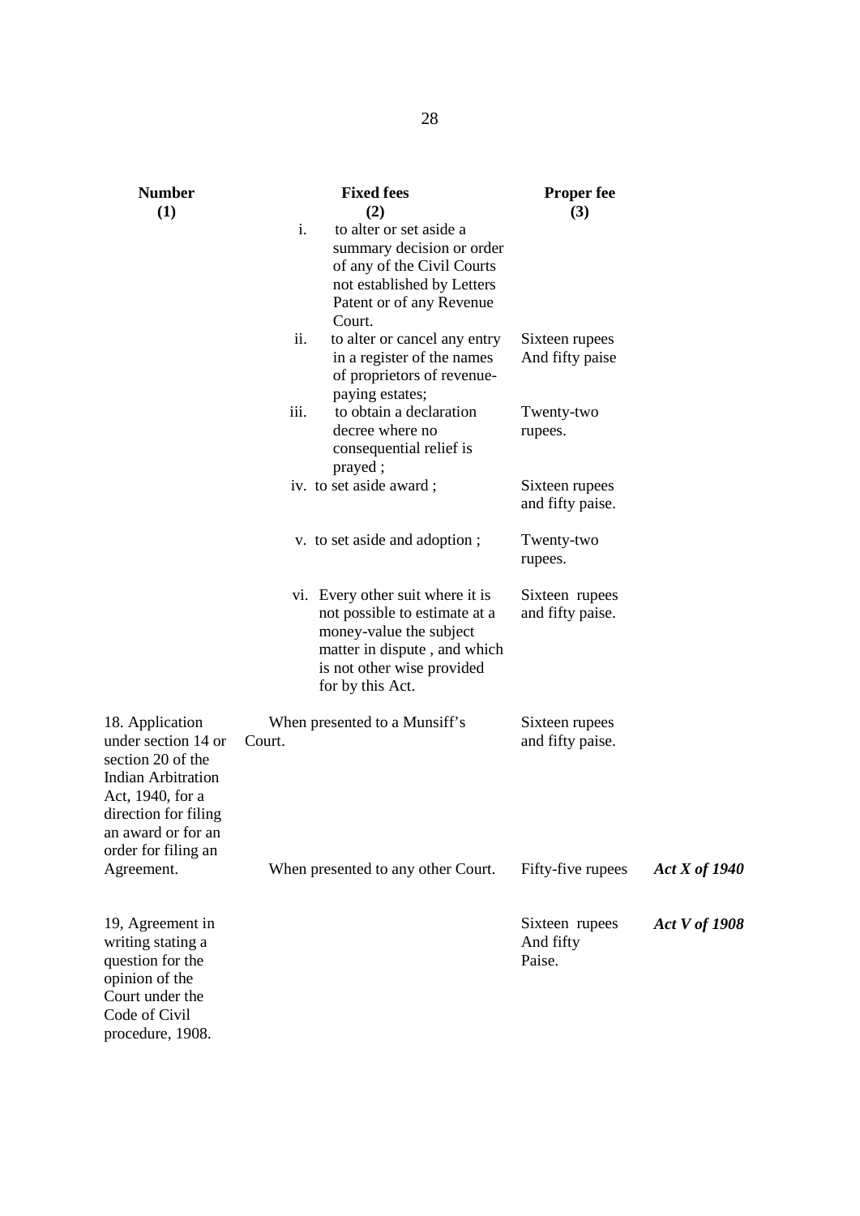| Number (1) | Fixed fees (2) | Proper fee (3) | |
|---|---|---|---|
| | i. to alter or set aside a summary decision or order of any of the Civil Courts not established by Letters Patent or of any Revenue Court. | | |
| | ii. to alter or cancel any entry in a register of the names of proprietors of revenue-paying estates; | Sixteen rupees And fifty paise | |
| | iii. to obtain a declaration decree where no consequential relief is prayed ; | Twenty-two rupees. | |
| | iv. to set aside award ; | Sixteen rupees and fifty paise. | |
| | v. to set aside and adoption ; | Twenty-two rupees. | |
| | vi. Every other suit where it is not possible to estimate at a money-value the subject matter in dispute , and which is not other wise provided for by this Act. | Sixteen rupees and fifty paise. | |
| 18. Application under section 14 or section 20 of the Indian Arbitration Act, 1940, for a direction for filing an award or for an order for filing an Agreement. | When presented to a Munsiff's Court. | Sixteen rupees and fifty paise. | |
| | When presented to any other Court. | Fifty-five rupees | ***Act X of 1940*** |
| 19, Agreement in writing stating a question for the opinion of the Court under the Code of Civil procedure, 1908. | | Sixteen rupees And fifty Paise. | ***Act V of 1908*** |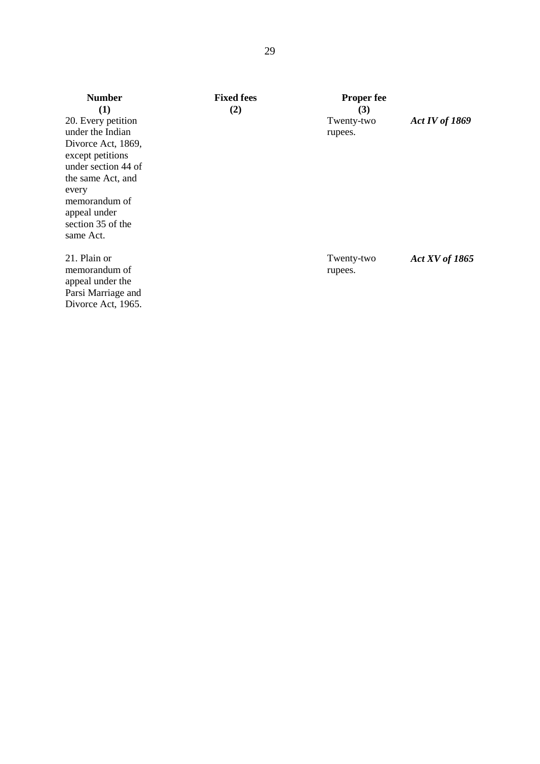| Number | Fixed fees | Proper fee | |
|---|---|---|---|
| (1) | (2) | (3) | |
| 20. Every petition under the Indian Divorce Act, 1869, except petitions under section 44 of the same Act, and every memorandum of appeal under section 35 of the same Act. | | Twenty-two rupees. | ***Act IV of 1869*** |
| 21. Plain or memorandum of appeal under the Parsi Marriage and Divorce Act, 1965. | | Twenty-two rupees. | ***Act XV of 1865*** |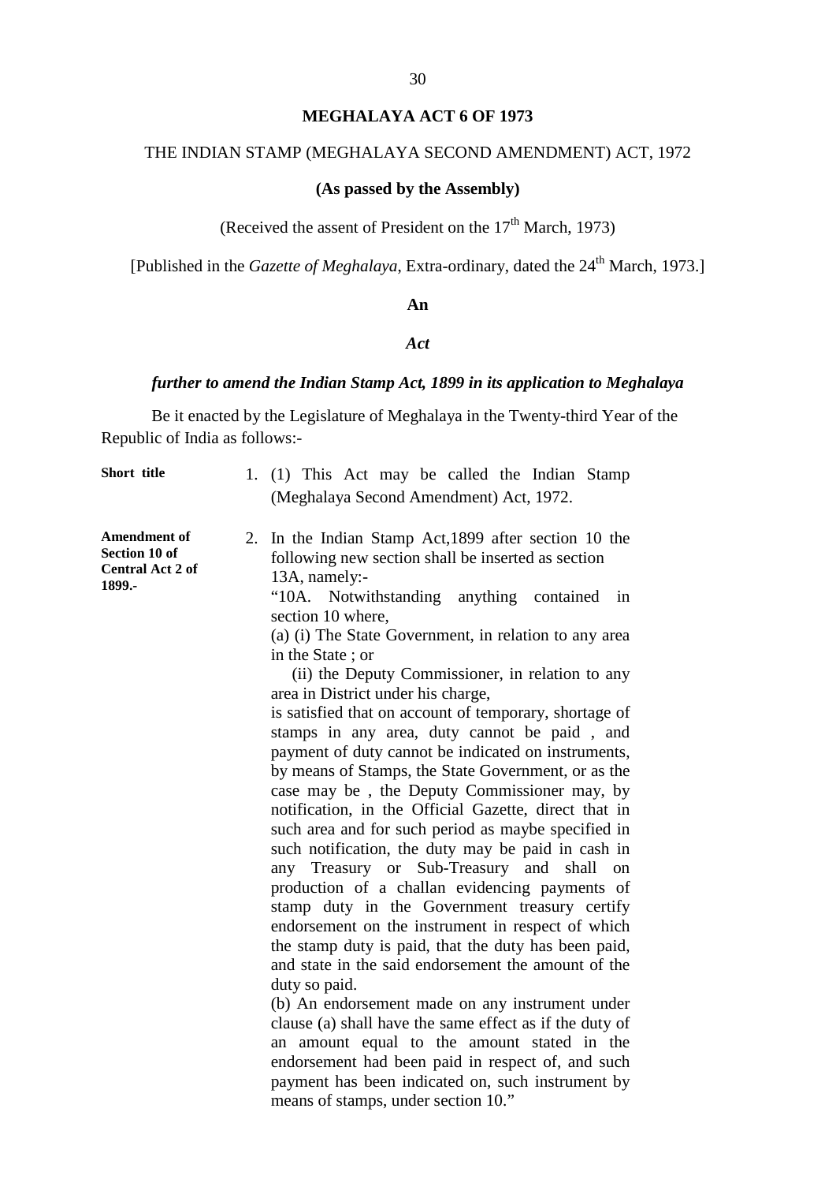# MEGHALAYA ACT 6 OF 1973

THE INDIAN STAMP (MEGHALAYA SECOND AMENDMENT) ACT, 1972

**(As passed by the Assembly)**

(Received the assent of President on the 17th March, 1973)

[Published in the *Gazette of Meghalaya*, Extra-ordinary, dated the 24th March, 1973.]

**An**

***Act***

***further to amend the Indian Stamp Act, 1899 in its application to Meghalaya***

Be it enacted by the Legislature of Meghalaya in the Twenty-third Year of the Republic of India as follows:-

**Short title**

1. (1) This Act may be called the Indian Stamp (Meghalaya Second Amendment) Act, 1972.

**Amendment of Section 10 of Central Act 2 of 1899.-**

2. In the Indian Stamp Act,1899 after section 10 the following new section shall be inserted as section 13A, namely:-

"10A. Notwithstanding anything contained in section 10 where,

(a) (i) The State Government, in relation to any area in the State ; or

(ii) the Deputy Commissioner, in relation to any area in District under his charge,

is satisfied that on account of temporary, shortage of stamps in any area, duty cannot be paid , and payment of duty cannot be indicated on instruments, by means of Stamps, the State Government, or as the case may be , the Deputy Commissioner may, by notification, in the Official Gazette, direct that in such area and for such period as maybe specified in such notification, the duty may be paid in cash in any Treasury or Sub-Treasury and shall on production of a challan evidencing payments of stamp duty in the Government treasury certify endorsement on the instrument in respect of which the stamp duty is paid, that the duty has been paid, and state in the said endorsement the amount of the duty so paid.

(b) An endorsement made on any instrument under clause (a) shall have the same effect as if the duty of an amount equal to the amount stated in the endorsement had been paid in respect of, and such payment has been indicated on, such instrument by means of stamps, under section 10."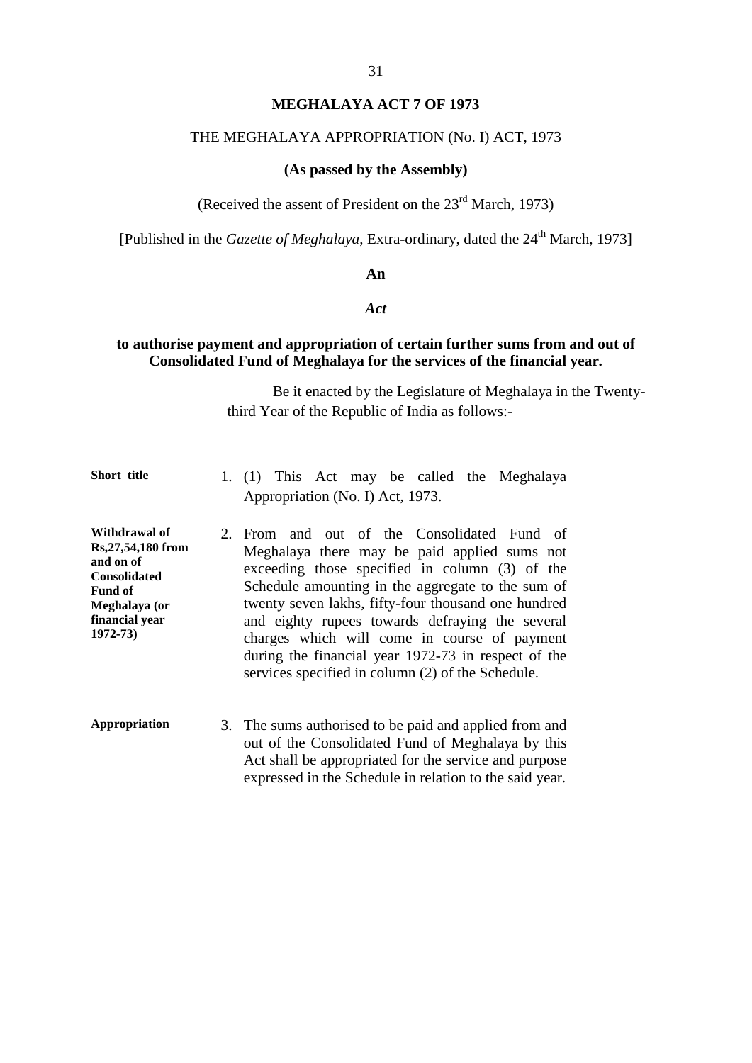# MEGHALAYA ACT 7 OF 1973

## THE MEGHALAYA APPROPRIATION (No. I) ACT, 1973

**(As passed by the Assembly)**

(Received the assent of President on the 23rd March, 1973)

[Published in the *Gazette of Meghalaya*, Extra-ordinary, dated the 24th March, 1973]

**An**

***Act***

**to authorise payment and appropriation of certain further sums from and out of Consolidated Fund of Meghalaya for the services of the financial year.**

Be it enacted by the Legislature of Meghalaya in the Twenty-third Year of the Republic of India as follows:-

**Short title**

1. (1) This Act may be called the Meghalaya Appropriation (No. I) Act, 1973.

**Withdrawal of Rs,27,54,180 from and on of Consolidated Fund of Meghalaya (or financial year 1972-73)**

2. From and out of the Consolidated Fund of Meghalaya there may be paid applied sums not exceeding those specified in column (3) of the Schedule amounting in the aggregate to the sum of twenty seven lakhs, fifty-four thousand one hundred and eighty rupees towards defraying the several charges which will come in course of payment during the financial year 1972-73 in respect of the services specified in column (2) of the Schedule.

**Appropriation**

3. The sums authorised to be paid and applied from and out of the Consolidated Fund of Meghalaya by this Act shall be appropriated for the service and purpose expressed in the Schedule in relation to the said year.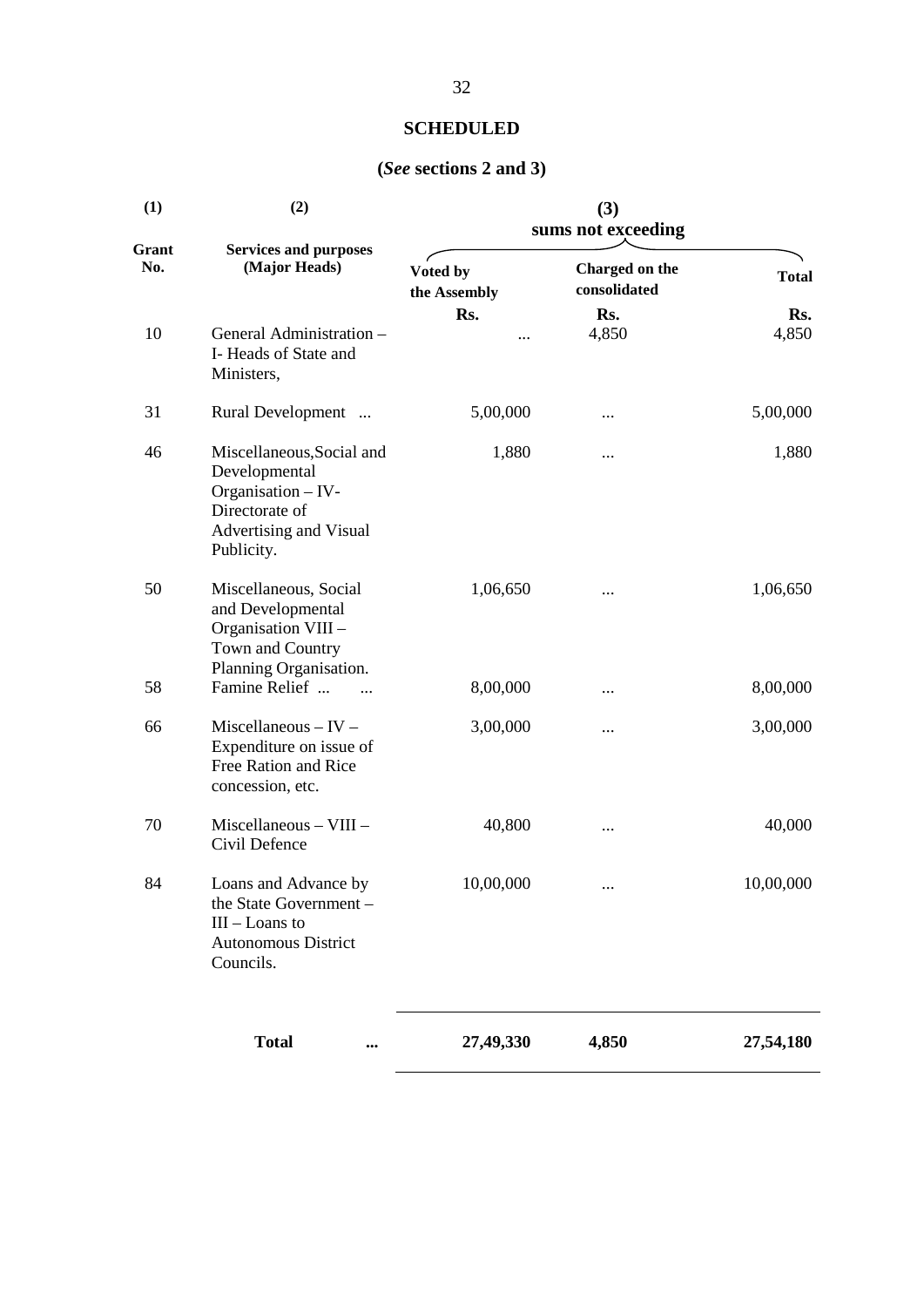# SCHEDULED

## (*See* sections 2 and 3)

| (1) | (2) | (3) sums not exceeding | | |
|---|---|---|---|---|
| Grant No. | Services and purposes (Major Heads) | Voted by the Assembly | Charged on the consolidated | Total |
| | | Rs. | Rs. | Rs. |
| 10 | General Administration – I- Heads of State and Ministers, | ... | 4,850 | 4,850 |
| 31 | Rural Development ... | 5,00,000 | ... | 5,00,000 |
| 46 | Miscellaneous,Social and Developmental Organisation – IV- Directorate of Advertising and Visual Publicity. | 1,880 | ... | 1,880 |
| 50 | Miscellaneous, Social and Developmental Organisation VIII – Town and Country Planning Organisation. | 1,06,650 | ... | 1,06,650 |
| 58 | Famine Relief ... ... | 8,00,000 | ... | 8,00,000 |
| 66 | Miscellaneous – IV – Expenditure on issue of Free Ration and Rice concession, etc. | 3,00,000 | ... | 3,00,000 |
| 70 | Miscellaneous – VIII – Civil Defence | 40,800 | ... | 40,000 |
| 84 | Loans and Advance by the State Government – III – Loans to Autonomous District Councils. | 10,00,000 | ... | 10,00,000 |
| | **Total** ... | **27,49,330** | **4,850** | **27,54,180** |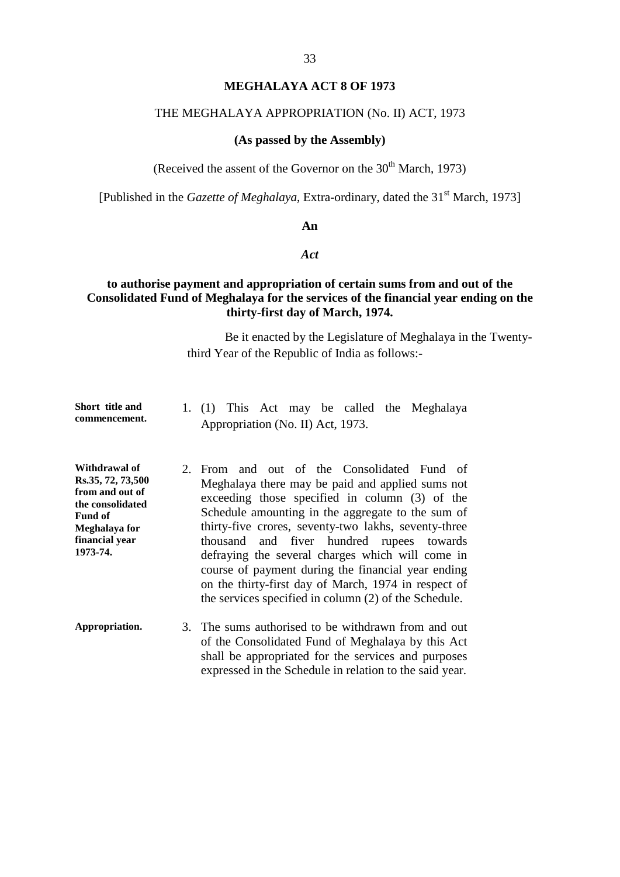# MEGHALAYA ACT 8 OF 1973

THE MEGHALAYA APPROPRIATION (No. II) ACT, 1973

**(As passed by the Assembly)**

(Received the assent of the Governor on the 30th March, 1973)

[Published in the *Gazette of Meghalaya*, Extra-ordinary, dated the 31st March, 1973]

**An**

***Act***

**to authorise payment and appropriation of certain sums from and out of the Consolidated Fund of Meghalaya for the services of the financial year ending on the thirty-first day of March, 1974.**

Be it enacted by the Legislature of Meghalaya in the Twenty-third Year of the Republic of India as follows:-

**Short title and commencement.**

1. (1) This Act may be called the Meghalaya Appropriation (No. II) Act, 1973.

**Withdrawal of Rs.35, 72, 73,500 from and out of the consolidated Fund of Meghalaya for financial year 1973-74.**

2. From and out of the Consolidated Fund of Meghalaya there may be paid and applied sums not exceeding those specified in column (3) of the Schedule amounting in the aggregate to the sum of thirty-five crores, seventy-two lakhs, seventy-three thousand and fiver hundred rupees towards defraying the several charges which will come in course of payment during the financial year ending on the thirty-first day of March, 1974 in respect of the services specified in column (2) of the Schedule.

**Appropriation.**

3. The sums authorised to be withdrawn from and out of the Consolidated Fund of Meghalaya by this Act shall be appropriated for the services and purposes expressed in the Schedule in relation to the said year.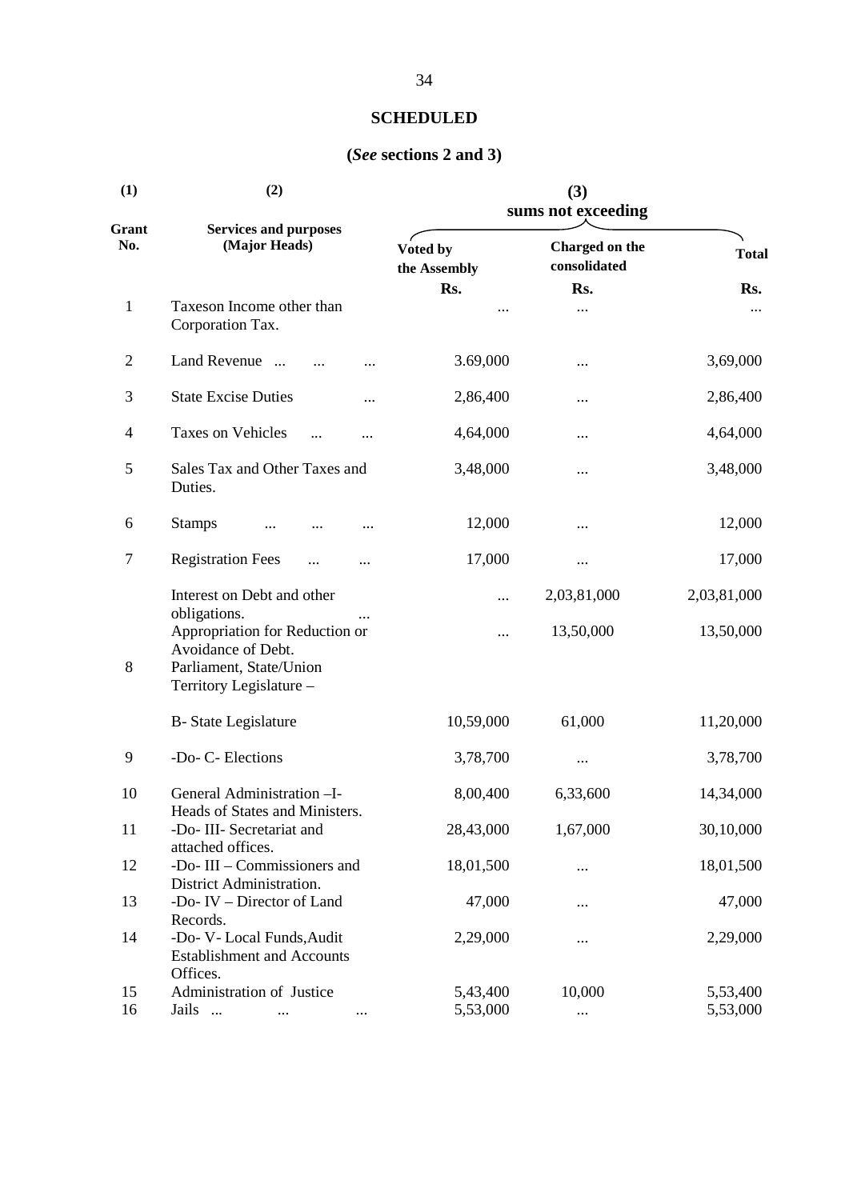## SCHEDULED

### (*See* sections 2 and 3)

| (1) | (2) | (3) sums not exceeding | | |
|---|---|---|---|---|
| Grant No. | Services and purposes (Major Heads) | Voted by the Assembly | Charged on the consolidated | Total |
| | | Rs. | Rs. | Rs. |
| 1 | Taxeson Income other than Corporation Tax. | ... | ... | ... |
| 2 | Land Revenue ... ... ... | 3.69,000 | ... | 3,69,000 |
| 3 | State Excise Duties ... | 2,86,400 | ... | 2,86,400 |
| 4 | Taxes on Vehicles ... ... | 4,64,000 | ... | 4,64,000 |
| 5 | Sales Tax and Other Taxes and Duties. | 3,48,000 | ... | 3,48,000 |
| 6 | Stamps ... ... ... | 12,000 | ... | 12,000 |
| 7 | Registration Fees ... ... | 17,000 | ... | 17,000 |
| | Interest on Debt and other obligations. ... | ... | 2,03,81,000 | 2,03,81,000 |
| | Appropriation for Reduction or Avoidance of Debt. | ... | 13,50,000 | 13,50,000 |
| 8 | Parliament, State/Union Territory Legislature – | | | |
| | B- State Legislature | 10,59,000 | 61,000 | 11,20,000 |
| 9 | -Do- C- Elections | 3,78,700 | ... | 3,78,700 |
| 10 | General Administration –I- Heads of States and Ministers. | 8,00,400 | 6,33,600 | 14,34,000 |
| 11 | -Do- III- Secretariat and attached offices. | 28,43,000 | 1,67,000 | 30,10,000 |
| 12 | -Do- III – Commissioners and District Administration. | 18,01,500 | ... | 18,01,500 |
| 13 | -Do- IV – Director of Land Records. | 47,000 | ... | 47,000 |
| 14 | -Do- V- Local Funds,Audit Establishment and Accounts Offices. | 2,29,000 | ... | 2,29,000 |
| 15 | Administration of Justice | 5,43,400 | 10,000 | 5,53,400 |
| 16 | Jails ... ... ... | 5,53,000 | ... | 5,53,000 |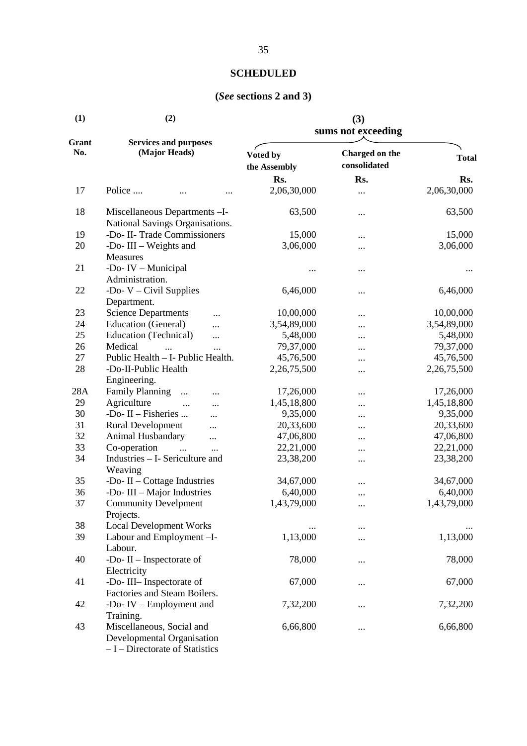## SCHEDULED

### (*See* sections 2 and 3)

| (1) | (2) | (3) sums not exceeding | | |
|---|---|---|---|---|
| Grant No. | Services and purposes (Major Heads) | Voted by the Assembly | Charged on the consolidated | Total |
| | | Rs. | Rs. | Rs. |
| 17 | Police .... ... ... | 2,06,30,000 | ... | 2,06,30,000 |
| 18 | Miscellaneous Departments –I- National Savings Organisations. | 63,500 | ... | 63,500 |
| 19 | -Do- II- Trade Commissioners | 15,000 | ... | 15,000 |
| 20 | -Do- III – Weights and Measures | 3,06,000 | ... | 3,06,000 |
| 21 | -Do- IV – Municipal Administration. | ... | ... | ... |
| 22 | -Do- V – Civil Supplies Department. | 6,46,000 | ... | 6,46,000 |
| 23 | Science Departments ... | 10,00,000 | ... | 10,00,000 |
| 24 | Education (General) ... | 3,54,89,000 | ... | 3,54,89,000 |
| 25 | Education (Technical) ... | 5,48,000 | ... | 5,48,000 |
| 26 | Medical ... ... | 79,37,000 | ... | 79,37,000 |
| 27 | Public Health – I- Public Health. | 45,76,500 | ... | 45,76,500 |
| 28 | -Do-II-Public Health Engineering. | 2,26,75,500 | ... | 2,26,75,500 |
| 28A | Family Planning ... ... | 17,26,000 | ... | 17,26,000 |
| 29 | Agriculture ... ... | 1,45,18,800 | ... | 1,45,18,800 |
| 30 | -Do- II – Fisheries ... ... | 9,35,000 | ... | 9,35,000 |
| 31 | Rural Development ... | 20,33,600 | ... | 20,33,600 |
| 32 | Animal Husbandary ... | 47,06,800 | ... | 47,06,800 |
| 33 | Co-operation ... ... | 22,21,000 | ... | 22,21,000 |
| 34 | Industries – I- Sericulture and Weaving | 23,38,200 | ... | 23,38,200 |
| 35 | -Do- II – Cottage Industries | 34,67,000 | ... | 34,67,000 |
| 36 | -Do- III – Major Industries | 6,40,000 | ... | 6,40,000 |
| 37 | Community Develpment Projects. | 1,43,79,000 | ... | 1,43,79,000 |
| 38 | Local Development Works | ... | ... | ... |
| 39 | Labour and Employment –I- Labour. | 1,13,000 | ... | 1,13,000 |
| 40 | -Do- II – Inspectorate of Electricity | 78,000 | ... | 78,000 |
| 41 | -Do- III– Inspectorate of Factories and Steam Boilers. | 67,000 | ... | 67,000 |
| 42 | -Do- IV – Employment and Training. | 7,32,200 | ... | 7,32,200 |
| 43 | Miscellaneous, Social and Developmental Organisation – I – Directorate of Statistics | 6,66,800 | ... | 6,66,800 |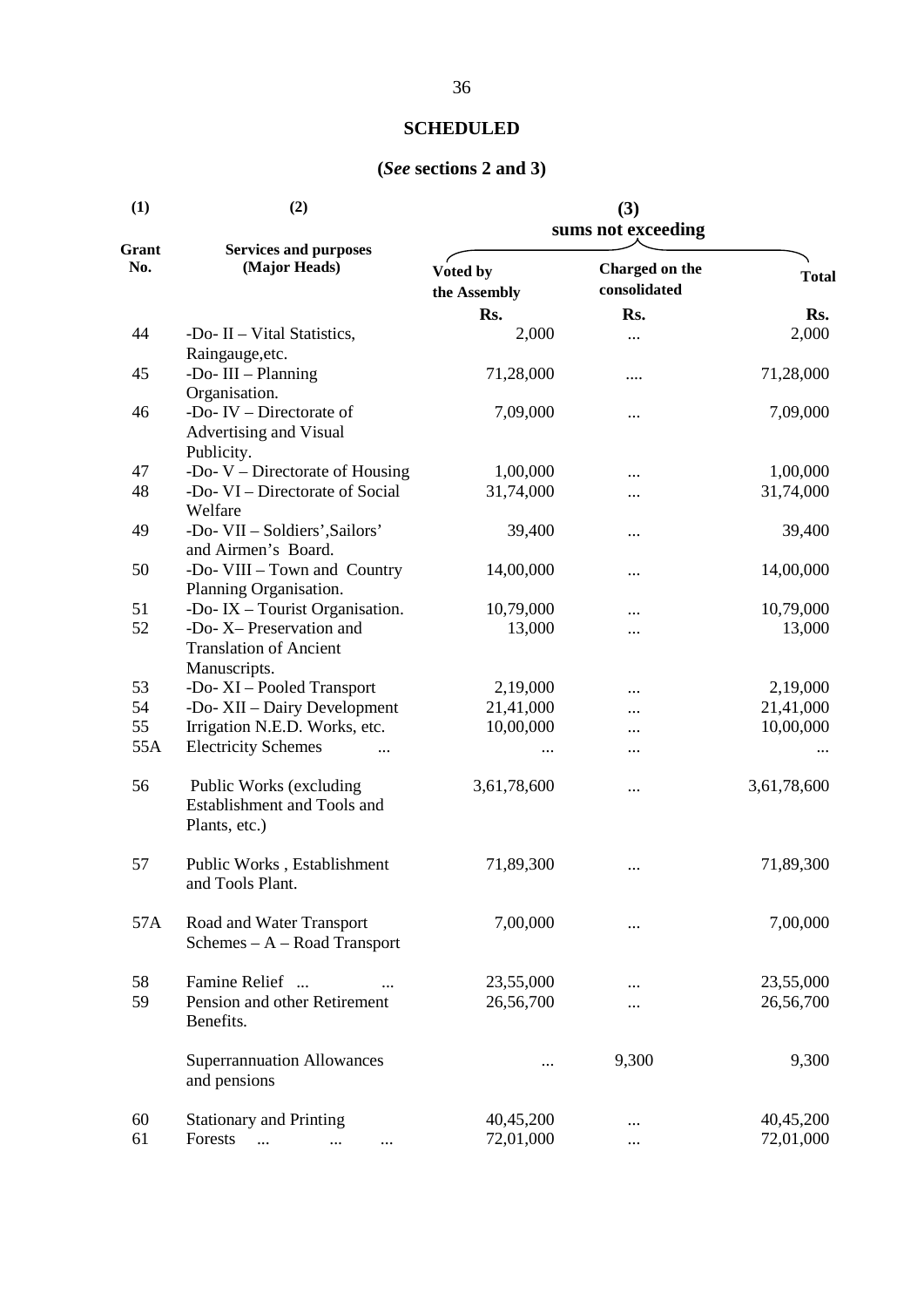**SCHEDULED**

**(*See* sections 2 and 3)**

| (1) | (2) | (3) sums not exceeding | | |
|---|---|---|---|---|
| **Grant No.** | **Services and purposes (Major Heads)** | **Voted by the Assembly** | **Charged on the consolidated** | **Total** |
| | | **Rs.** | **Rs.** | **Rs.** |
| 44 | -Do- II – Vital Statistics, Raingauge,etc. | 2,000 | ... | 2,000 |
| 45 | -Do- III – Planning Organisation. | 71,28,000 | .... | 71,28,000 |
| 46 | -Do- IV – Directorate of Advertising and Visual Publicity. | 7,09,000 | ... | 7,09,000 |
| 47 | -Do- V – Directorate of Housing | 1,00,000 | ... | 1,00,000 |
| 48 | -Do- VI – Directorate of Social Welfare | 31,74,000 | ... | 31,74,000 |
| 49 | -Do- VII – Soldiers',Sailors' and Airmen's Board. | 39,400 | ... | 39,400 |
| 50 | -Do- VIII – Town and Country Planning Organisation. | 14,00,000 | ... | 14,00,000 |
| 51 | -Do- IX – Tourist Organisation. | 10,79,000 | ... | 10,79,000 |
| 52 | -Do- X– Preservation and Translation of Ancient Manuscripts. | 13,000 | ... | 13,000 |
| 53 | -Do- XI – Pooled Transport | 2,19,000 | ... | 2,19,000 |
| 54 | -Do- XII – Dairy Development | 21,41,000 | ... | 21,41,000 |
| 55 | Irrigation N.E.D. Works, etc. | 10,00,000 | ... | 10,00,000 |
| 55A | Electricity Schemes ... | ... | ... | ... |
| 56 | Public Works (excluding Establishment and Tools and Plants, etc.) | 3,61,78,600 | ... | 3,61,78,600 |
| 57 | Public Works , Establishment and Tools Plant. | 71,89,300 | ... | 71,89,300 |
| 57A | Road and Water Transport Schemes – A – Road Transport | 7,00,000 | ... | 7,00,000 |
| 58 | Famine Relief ... ... | 23,55,000 | ... | 23,55,000 |
| 59 | Pension and other Retirement Benefits. | 26,56,700 | ... | 26,56,700 |
| | Superrannuation Allowances and pensions | ... | 9,300 | 9,300 |
| 60 | Stationary and Printing | 40,45,200 | ... | 40,45,200 |
| 61 | Forests ... ... ... | 72,01,000 | ... | 72,01,000 |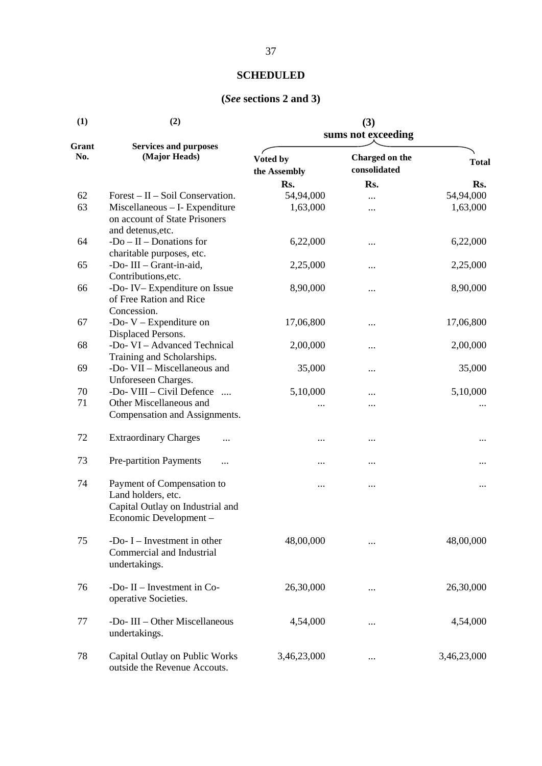**SCHEDULED**

**(*See* sections 2 and 3)**

| (1) | (2) | (3) | | |
|---|---|---|---|---|
| | | sums not exceeding | | |
| Grant No. | Services and purposes (Major Heads) | Voted by the Assembly | Charged on the consolidated | Total |
| | | Rs. | Rs. | Rs. |
| 62 | Forest – II – Soil Conservation. | 54,94,000 | ... | 54,94,000 |
| 63 | Miscellaneous – I- Expenditure on account of State Prisoners and detenus,etc. | 1,63,000 | ... | 1,63,000 |
| 64 | -Do – II – Donations for charitable purposes, etc. | 6,22,000 | ... | 6,22,000 |
| 65 | -Do- III – Grant-in-aid, Contributions,etc. | 2,25,000 | ... | 2,25,000 |
| 66 | -Do- IV– Expenditure on Issue of Free Ration and Rice Concession. | 8,90,000 | ... | 8,90,000 |
| 67 | -Do- V – Expenditure on Displaced Persons. | 17,06,800 | ... | 17,06,800 |
| 68 | -Do- VI – Advanced Technical Training and Scholarships. | 2,00,000 | ... | 2,00,000 |
| 69 | -Do- VII – Miscellaneous and Unforeseen Charges. | 35,000 | ... | 35,000 |
| 70 | -Do- VIII – Civil Defence .... | 5,10,000 | ... | 5,10,000 |
| 71 | Other Miscellaneous and Compensation and Assignments. | ... | ... | ... |
| 72 | Extraordinary Charges ... | ... | ... | ... |
| 73 | Pre-partition Payments ... | ... | ... | ... |
| 74 | Payment of Compensation to Land holders, etc. | ... | ... | ... |
| | Capital Outlay on Industrial and Economic Development – | | | |
| 75 | -Do- I – Investment in other Commercial and Industrial undertakings. | 48,00,000 | ... | 48,00,000 |
| 76 | -Do- II – Investment in Co-operative Societies. | 26,30,000 | ... | 26,30,000 |
| 77 | -Do- III – Other Miscellaneous undertakings. | 4,54,000 | ... | 4,54,000 |
| 78 | Capital Outlay on Public Works outside the Revenue Accouts. | 3,46,23,000 | ... | 3,46,23,000 |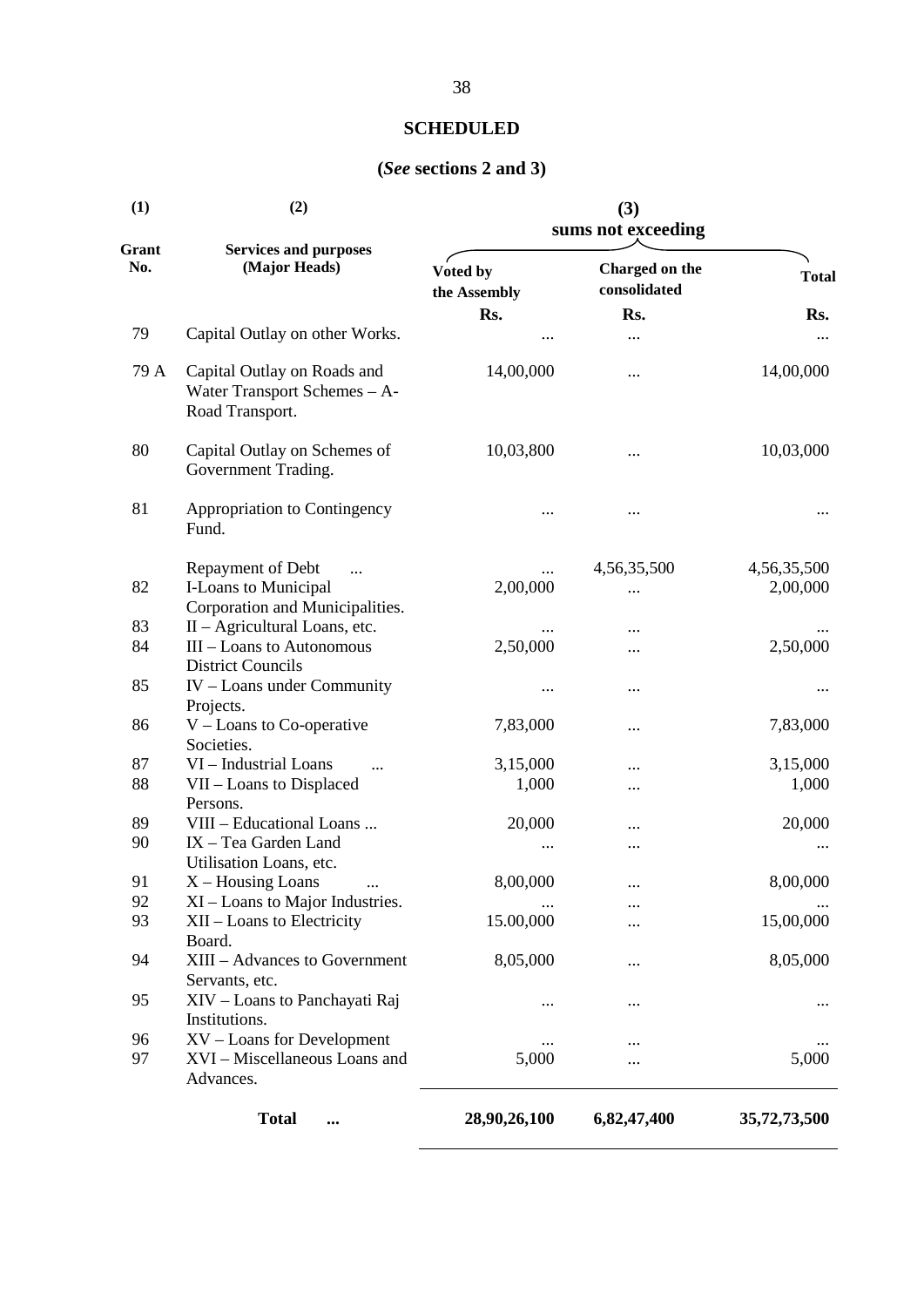## SCHEDULED

### (*See* sections 2 and 3)

| (1) | (2) | (3) | | |
|---|---|---|---|---|
| | | sums not exceeding | | |
| Grant No. | Services and purposes (Major Heads) | Voted by the Assembly | Charged on the consolidated | Total |
| | | Rs. | Rs. | Rs. |
| 79 | Capital Outlay on other Works. | ... | ... | ... |
| 79 A | Capital Outlay on Roads and Water Transport Schemes – A-Road Transport. | 14,00,000 | ... | 14,00,000 |
| 80 | Capital Outlay on Schemes of Government Trading. | 10,03,800 | ... | 10,03,000 |
| 81 | Appropriation to Contingency Fund. | ... | ... | ... |
| | Repayment of Debt ... | ... | 4,56,35,500 | 4,56,35,500 |
| 82 | I-Loans to Municipal Corporation and Municipalities. | 2,00,000 | ... | 2,00,000 |
| 83 | II – Agricultural Loans, etc. | ... | ... | ... |
| 84 | III – Loans to Autonomous District Councils | 2,50,000 | ... | 2,50,000 |
| 85 | IV – Loans under Community Projects. | ... | ... | ... |
| 86 | V – Loans to Co-operative Societies. | 7,83,000 | ... | 7,83,000 |
| 87 | VI – Industrial Loans ... | 3,15,000 | ... | 3,15,000 |
| 88 | VII – Loans to Displaced Persons. | 1,000 | ... | 1,000 |
| 89 | VIII – Educational Loans ... | 20,000 | ... | 20,000 |
| 90 | IX – Tea Garden Land Utilisation Loans, etc. | ... | ... | ... |
| 91 | X – Housing Loans ... | 8,00,000 | ... | 8,00,000 |
| 92 | XI – Loans to Major Industries. | ... | ... | ... |
| 93 | XII – Loans to Electricity Board. | 15.00,000 | ... | 15,00,000 |
| 94 | XIII – Advances to Government Servants, etc. | 8,05,000 | ... | 8,05,000 |
| 95 | XIV – Loans to Panchayati Raj Institutions. | ... | ... | ... |
| 96 | XV – Loans for Development | ... | ... | ... |
| 97 | XVI – Miscellaneous Loans and Advances. | 5,000 | ... | 5,000 |
| | **Total ...** | **28,90,26,100** | **6,82,47,400** | **35,72,73,500** |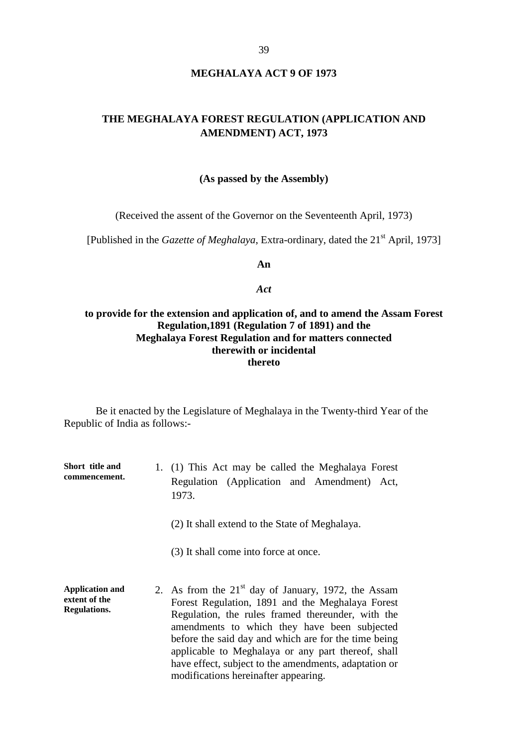# MEGHALAYA ACT 9 OF 1973

## THE MEGHALAYA FOREST REGULATION (APPLICATION AND AMENDMENT) ACT, 1973

**(As passed by the Assembly)**

(Received the assent of the Governor on the Seventeenth April, 1973)

[Published in the *Gazette of Meghalaya*, Extra-ordinary, dated the 21st April, 1973]

**An**

***Act***

**to provide for the extension and application of, and to amend the Assam Forest Regulation,1891 (Regulation 7 of 1891) and the Meghalaya Forest Regulation and for matters connected therewith or incidental thereto**

Be it enacted by the Legislature of Meghalaya in the Twenty-third Year of the Republic of India as follows:-

**Short title and commencement.**

1. (1) This Act may be called the Meghalaya Forest Regulation (Application and Amendment) Act, 1973.

   (2) It shall extend to the State of Meghalaya.

   (3) It shall come into force at once.

**Application and extent of the Regulations.**

2. As from the 21st day of January, 1972, the Assam Forest Regulation, 1891 and the Meghalaya Forest Regulation, the rules framed thereunder, with the amendments to which they have been subjected before the said day and which are for the time being applicable to Meghalaya or any part thereof, shall have effect, subject to the amendments, adaptation or modifications hereinafter appearing.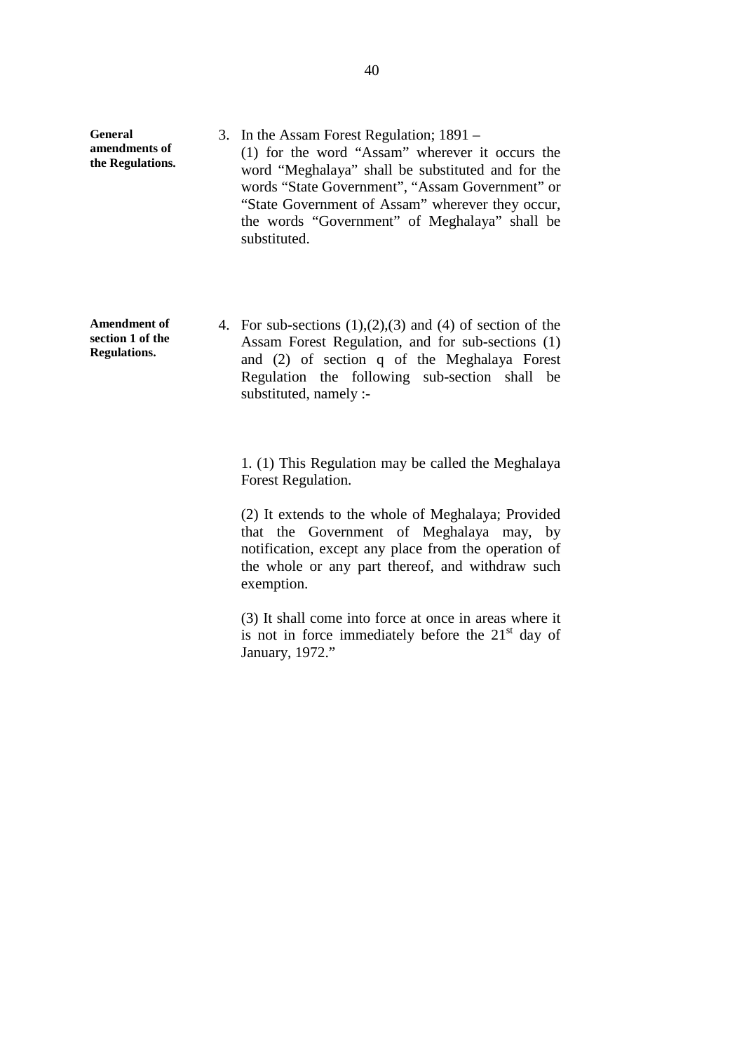**General amendments of the Regulations.**

3. In the Assam Forest Regulation; 1891 –
(1) for the word “Assam” wherever it occurs the word “Meghalaya” shall be substituted and for the words “State Government”, “Assam Government” or “State Government of Assam” wherever they occur, the words “Government” of Meghalaya” shall be substituted.

**Amendment of section 1 of the Regulations.**

4. For sub-sections (1),(2),(3) and (4) of section of the Assam Forest Regulation, and for sub-sections (1) and (2) of section q of the Meghalaya Forest Regulation the following sub-section shall be substituted, namely :-

1. (1) This Regulation may be called the Meghalaya Forest Regulation.

(2) It extends to the whole of Meghalaya; Provided that the Government of Meghalaya may, by notification, except any place from the operation of the whole or any part thereof, and withdraw such exemption.

(3) It shall come into force at once in areas where it is not in force immediately before the 21st day of January, 1972.”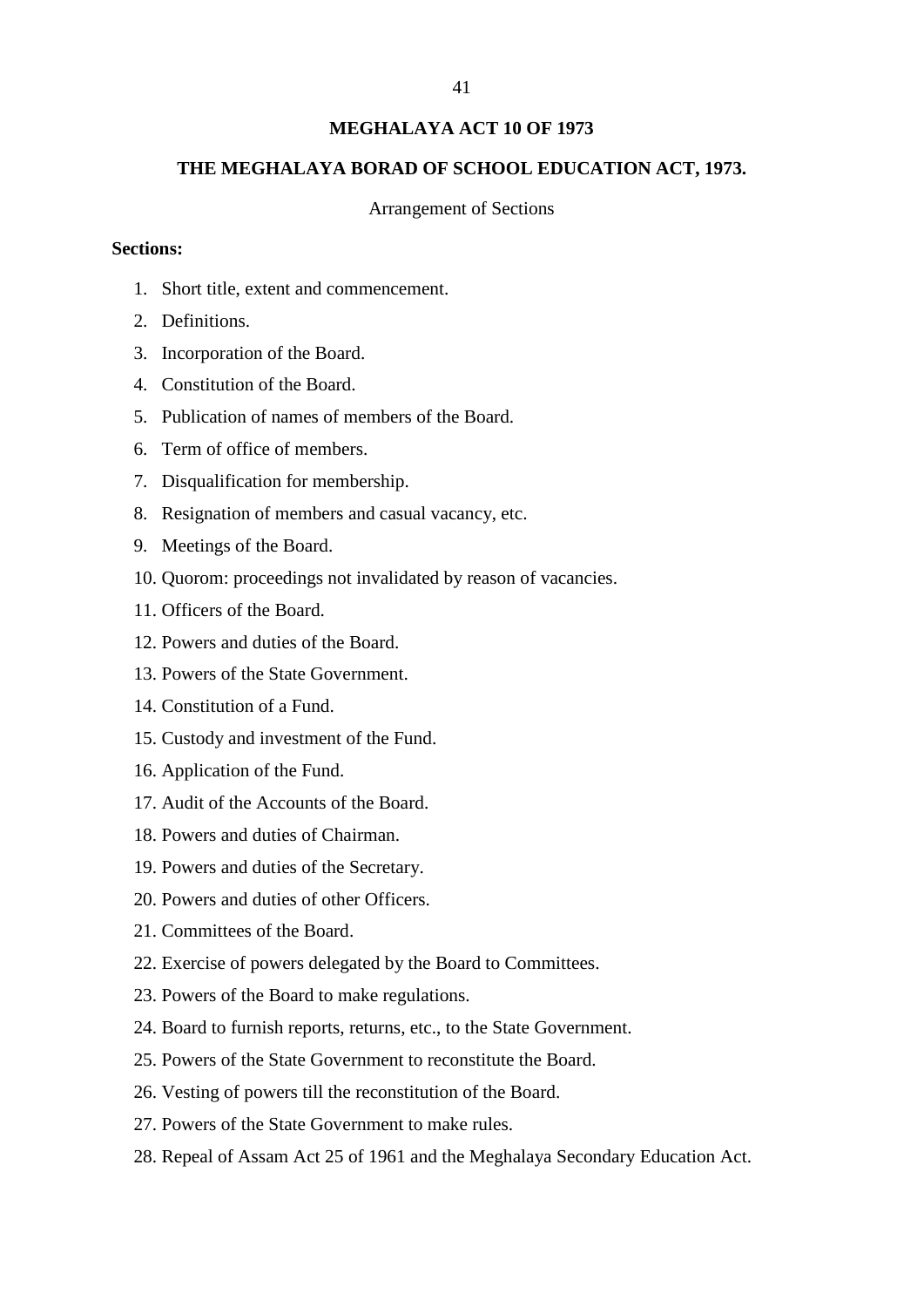**MEGHALAYA ACT 10 OF 1973**

**THE MEGHALAYA BORAD OF SCHOOL EDUCATION ACT, 1973.**

Arrangement of Sections

**Sections:**

1. Short title, extent and commencement.
2. Definitions.
3. Incorporation of the Board.
4. Constitution of the Board.
5. Publication of names of members of the Board.
6. Term of office of members.
7. Disqualification for membership.
8. Resignation of members and casual vacancy, etc.
9. Meetings of the Board.
10. Quorom: proceedings not invalidated by reason of vacancies.
11. Officers of the Board.
12. Powers and duties of the Board.
13. Powers of the State Government.
14. Constitution of a Fund.
15. Custody and investment of the Fund.
16. Application of the Fund.
17. Audit of the Accounts of the Board.
18. Powers and duties of Chairman.
19. Powers and duties of the Secretary.
20. Powers and duties of other Officers.
21. Committees of the Board.
22. Exercise of powers delegated by the Board to Committees.
23. Powers of the Board to make regulations.
24. Board to furnish reports, returns, etc., to the State Government.
25. Powers of the State Government to reconstitute the Board.
26. Vesting of powers till the reconstitution of the Board.
27. Powers of the State Government to make rules.
28. Repeal of Assam Act 25 of 1961 and the Meghalaya Secondary Education Act.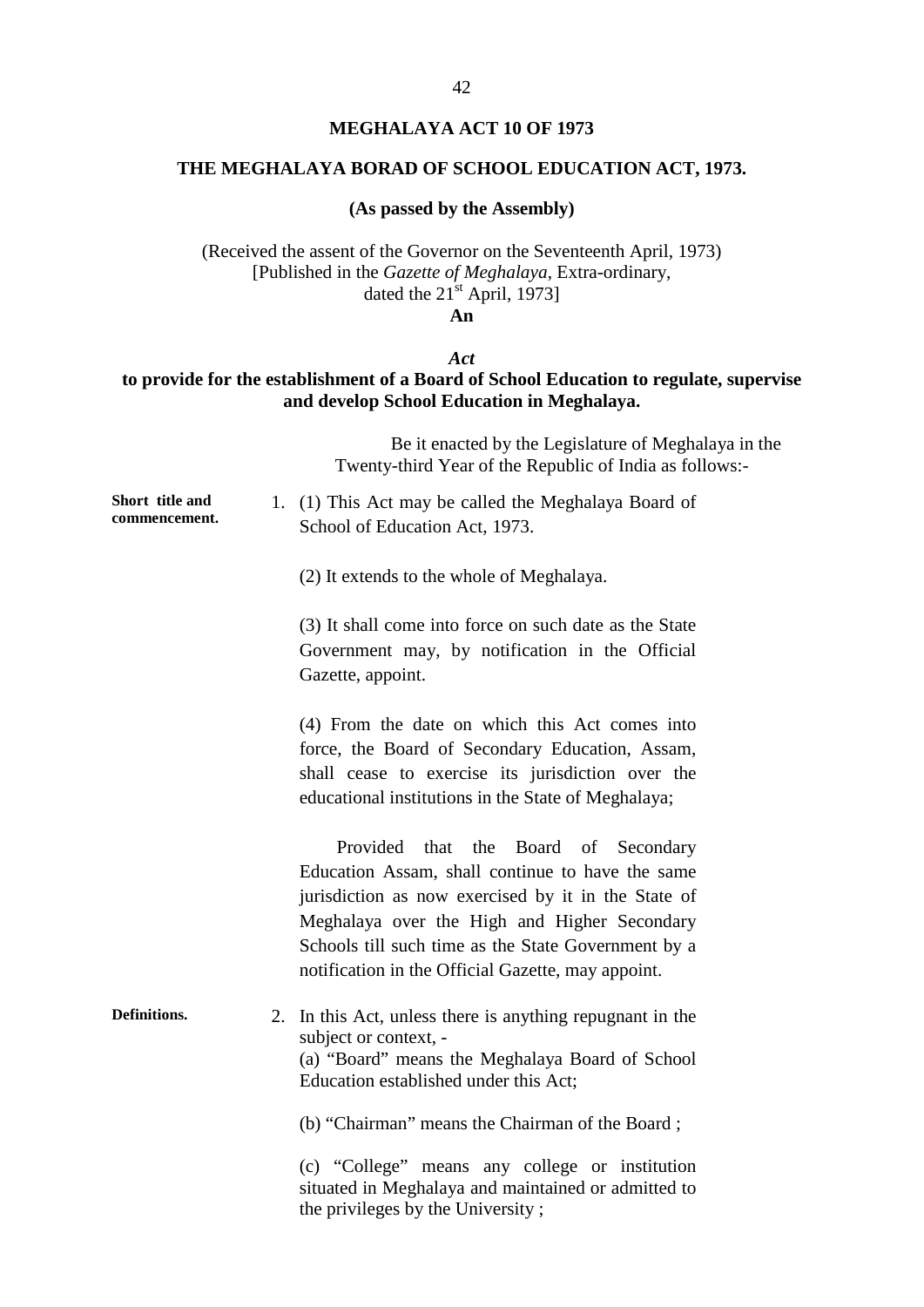# MEGHALAYA ACT 10 OF 1973

## THE MEGHALAYA BORAD OF SCHOOL EDUCATION ACT, 1973.

**(As passed by the Assembly)**

(Received the assent of the Governor on the Seventeenth April, 1973)
[Published in the *Gazette of Meghalaya*, Extra-ordinary, dated the 21st April, 1973]

**An**

***Act***

**to provide for the establishment of a Board of School Education to regulate, supervise and develop School Education in Meghalaya.**

Be it enacted by the Legislature of Meghalaya in the Twenty-third Year of the Republic of India as follows:-

**Short title and commencement.**

1. (1) This Act may be called the Meghalaya Board of School of Education Act, 1973.

(2) It extends to the whole of Meghalaya.

(3) It shall come into force on such date as the State Government may, by notification in the Official Gazette, appoint.

(4) From the date on which this Act comes into force, the Board of Secondary Education, Assam, shall cease to exercise its jurisdiction over the educational institutions in the State of Meghalaya;

Provided that the Board of Secondary Education Assam, shall continue to have the same jurisdiction as now exercised by it in the State of Meghalaya over the High and Higher Secondary Schools till such time as the State Government by a notification in the Official Gazette, may appoint.

**Definitions.**

2. In this Act, unless there is anything repugnant in the subject or context, -

(a) "Board" means the Meghalaya Board of School Education established under this Act;

(b) "Chairman" means the Chairman of the Board ;

(c) "College" means any college or institution situated in Meghalaya and maintained or admitted to the privileges by the University ;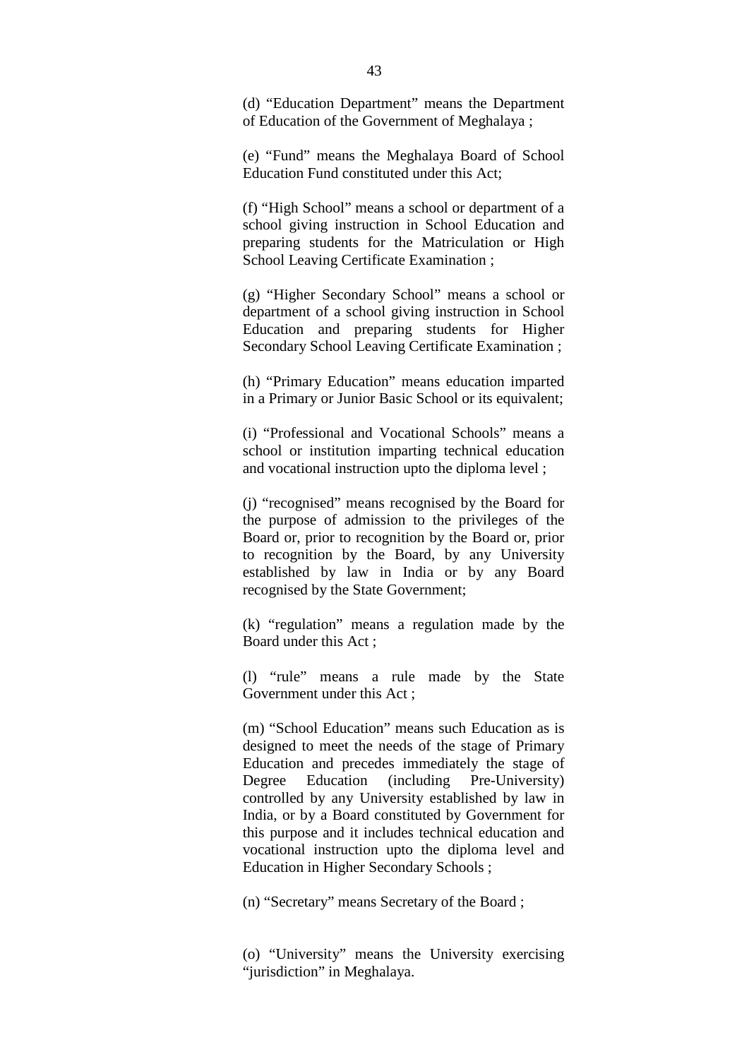(d) "Education Department" means the Department of Education of the Government of Meghalaya ;

(e) "Fund" means the Meghalaya Board of School Education Fund constituted under this Act;

(f) "High School" means a school or department of a school giving instruction in School Education and preparing students for the Matriculation or High School Leaving Certificate Examination ;

(g) "Higher Secondary School" means a school or department of a school giving instruction in School Education and preparing students for Higher Secondary School Leaving Certificate Examination ;

(h) "Primary Education" means education imparted in a Primary or Junior Basic School or its equivalent;

(i) "Professional and Vocational Schools" means a school or institution imparting technical education and vocational instruction upto the diploma level ;

(j) "recognised" means recognised by the Board for the purpose of admission to the privileges of the Board or, prior to recognition by the Board or, prior to recognition by the Board, by any University established by law in India or by any Board recognised by the State Government;

(k) "regulation" means a regulation made by the Board under this Act ;

(l) "rule" means a rule made by the State Government under this Act ;

(m) "School Education" means such Education as is designed to meet the needs of the stage of Primary Education and precedes immediately the stage of Degree Education (including Pre-University) controlled by any University established by law in India, or by a Board constituted by Government for this purpose and it includes technical education and vocational instruction upto the diploma level and Education in Higher Secondary Schools ;

(n) "Secretary" means Secretary of the Board ;

(o) "University" means the University exercising "jurisdiction" in Meghalaya.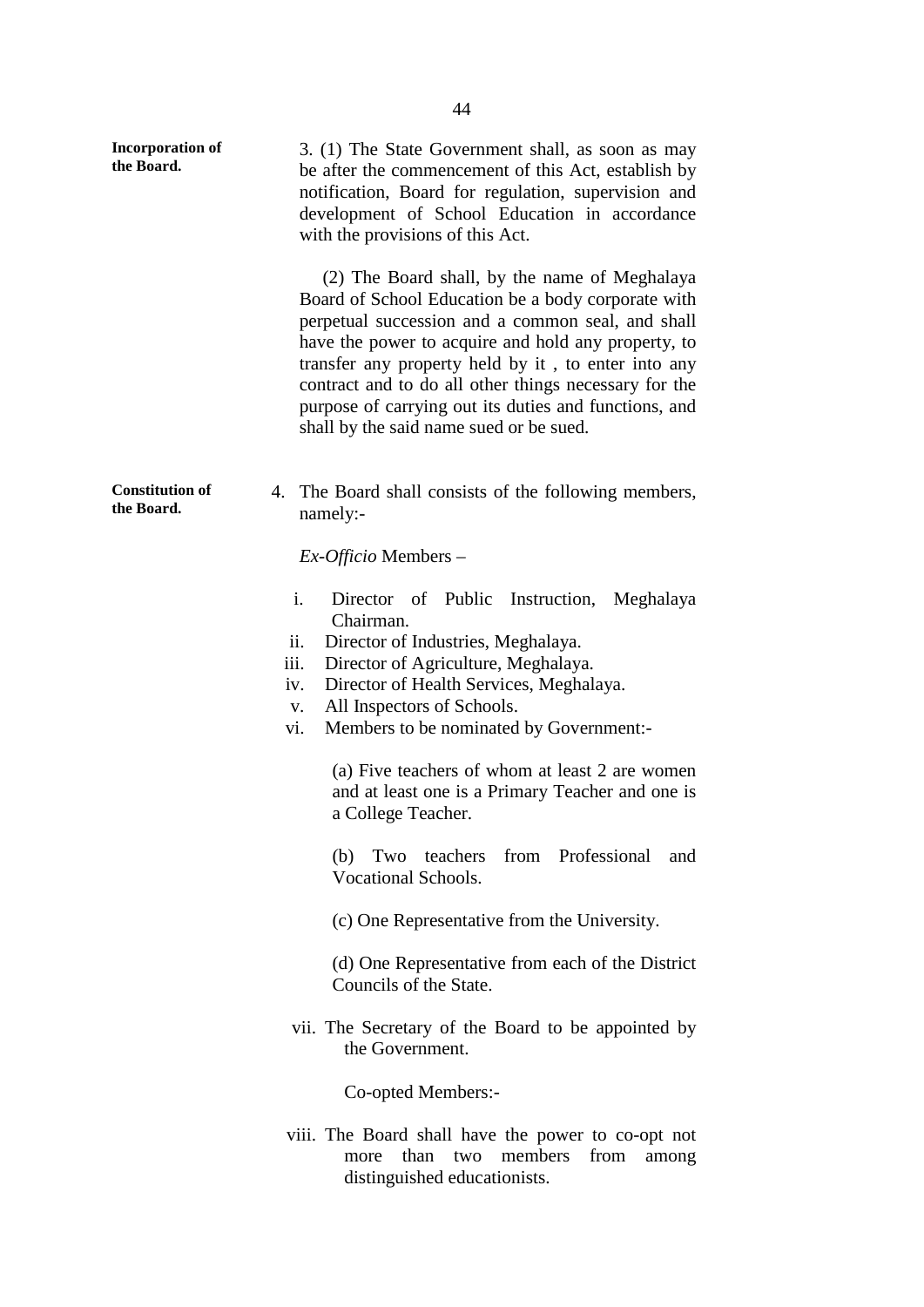**Incorporation of the Board.**

3. (1) The State Government shall, as soon as may be after the commencement of this Act, establish by notification, Board for regulation, supervision and development of School Education in accordance with the provisions of this Act.

(2) The Board shall, by the name of Meghalaya Board of School Education be a body corporate with perpetual succession and a common seal, and shall have the power to acquire and hold any property, to transfer any property held by it , to enter into any contract and to do all other things necessary for the purpose of carrying out its duties and functions, and shall by the said name sued or be sued.

**Constitution of the Board.**

4. The Board shall consists of the following members, namely:-

*Ex-Officio* Members –

i. Director of Public Instruction, Meghalaya Chairman.
ii. Director of Industries, Meghalaya.
iii. Director of Agriculture, Meghalaya.
iv. Director of Health Services, Meghalaya.
v. All Inspectors of Schools.
vi. Members to be nominated by Government:-

(a) Five teachers of whom at least 2 are women and at least one is a Primary Teacher and one is a College Teacher.

(b) Two teachers from Professional and Vocational Schools.

(c) One Representative from the University.

(d) One Representative from each of the District Councils of the State.

vii. The Secretary of the Board to be appointed by the Government.

Co-opted Members:-

viii. The Board shall have the power to co-opt not more than two members from among distinguished educationists.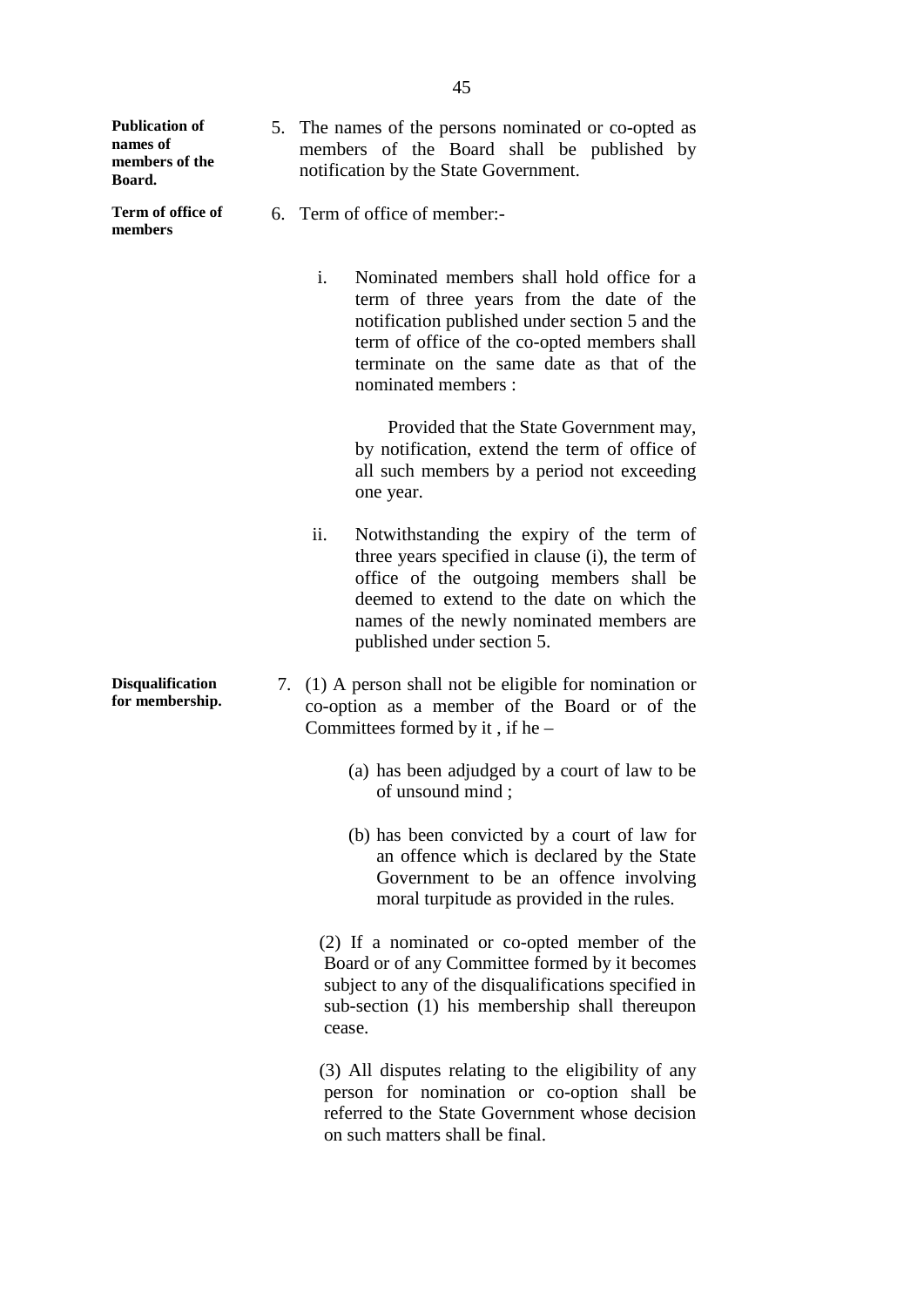**Publication of names of members of the Board.**

5. The names of the persons nominated or co-opted as members of the Board shall be published by notification by the State Government.

**Term of office of members**

6. Term of office of member:-

   i. Nominated members shall hold office for a term of three years from the date of the notification published under section 5 and the term of office of the co-opted members shall terminate on the same date as that of the nominated members :

      Provided that the State Government may, by notification, extend the term of office of all such members by a period not exceeding one year.

   ii. Notwithstanding the expiry of the term of three years specified in clause (i), the term of office of the outgoing members shall be deemed to extend to the date on which the names of the newly nominated members are published under section 5.

**Disqualification for membership.**

7. (1) A person shall not be eligible for nomination or co-option as a member of the Board or of the Committees formed by it , if he –

   (a) has been adjudged by a court of law to be of unsound mind ;

   (b) has been convicted by a court of law for an offence which is declared by the State Government to be an offence involving moral turpitude as provided in the rules.

   (2) If a nominated or co-opted member of the Board or of any Committee formed by it becomes subject to any of the disqualifications specified in sub-section (1) his membership shall thereupon cease.

   (3) All disputes relating to the eligibility of any person for nomination or co-option shall be referred to the State Government whose decision on such matters shall be final.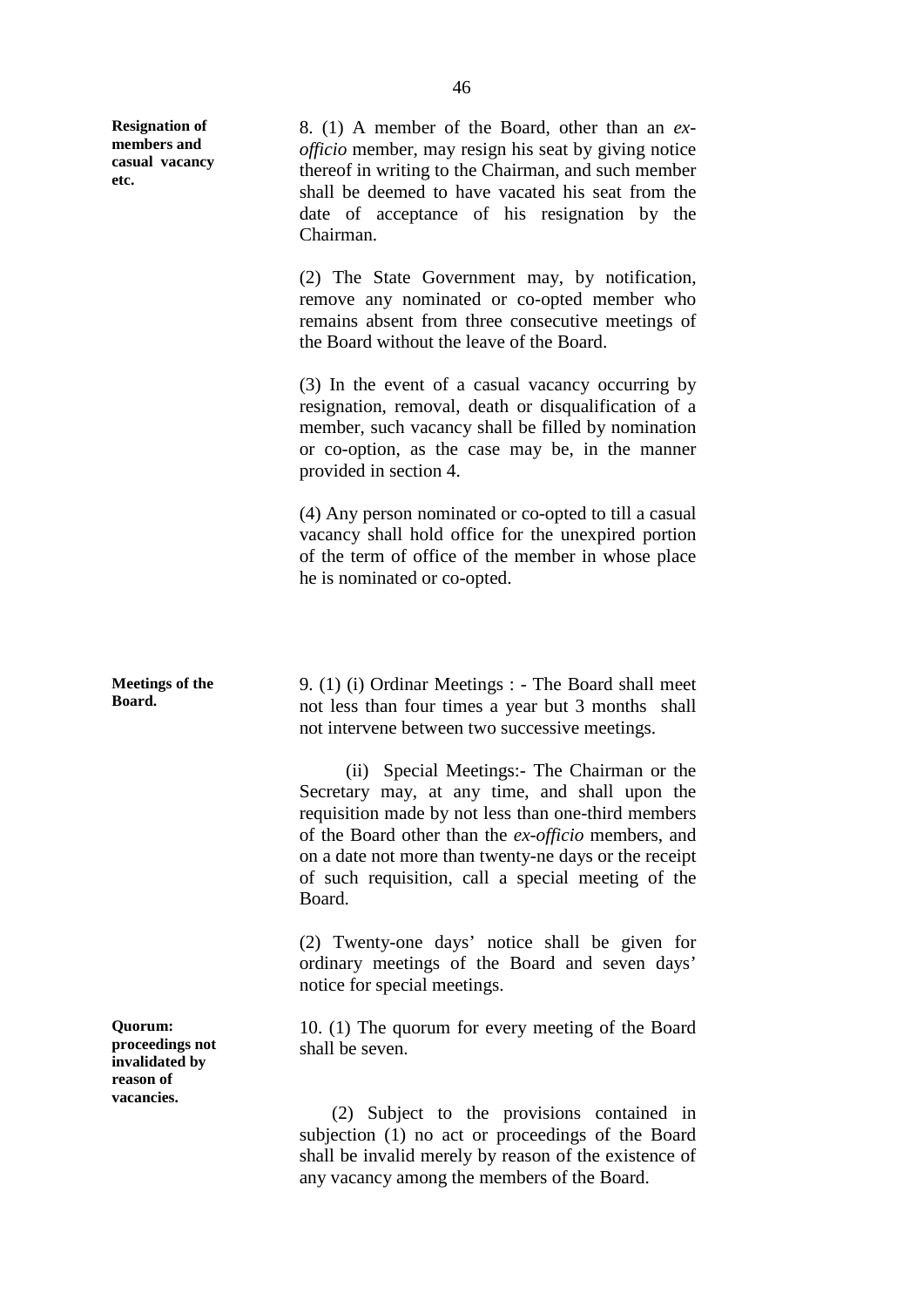**Resignation of members and casual vacancy etc.**

8. (1) A member of the Board, other than an *ex-officio* member, may resign his seat by giving notice thereof in writing to the Chairman, and such member shall be deemed to have vacated his seat from the date of acceptance of his resignation by the Chairman.

(2) The State Government may, by notification, remove any nominated or co-opted member who remains absent from three consecutive meetings of the Board without the leave of the Board.

(3) In the event of a casual vacancy occurring by resignation, removal, death or disqualification of a member, such vacancy shall be filled by nomination or co-option, as the case may be, in the manner provided in section 4.

(4) Any person nominated or co-opted to till a casual vacancy shall hold office for the unexpired portion of the term of office of the member in whose place he is nominated or co-opted.

**Meetings of the Board.**

9. (1) (i) Ordinar Meetings : - The Board shall meet not less than four times a year but 3 months shall not intervene between two successive meetings.

(ii) Special Meetings:- The Chairman or the Secretary may, at any time, and shall upon the requisition made by not less than one-third members of the Board other than the *ex-officio* members, and on a date not more than twenty-ne days or the receipt of such requisition, call a special meeting of the Board.

(2) Twenty-one days' notice shall be given for ordinary meetings of the Board and seven days' notice for special meetings.

**Quorum: proceedings not invalidated by reason of vacancies.**

10. (1) The quorum for every meeting of the Board shall be seven.

(2) Subject to the provisions contained in subjection (1) no act or proceedings of the Board shall be invalid merely by reason of the existence of any vacancy among the members of the Board.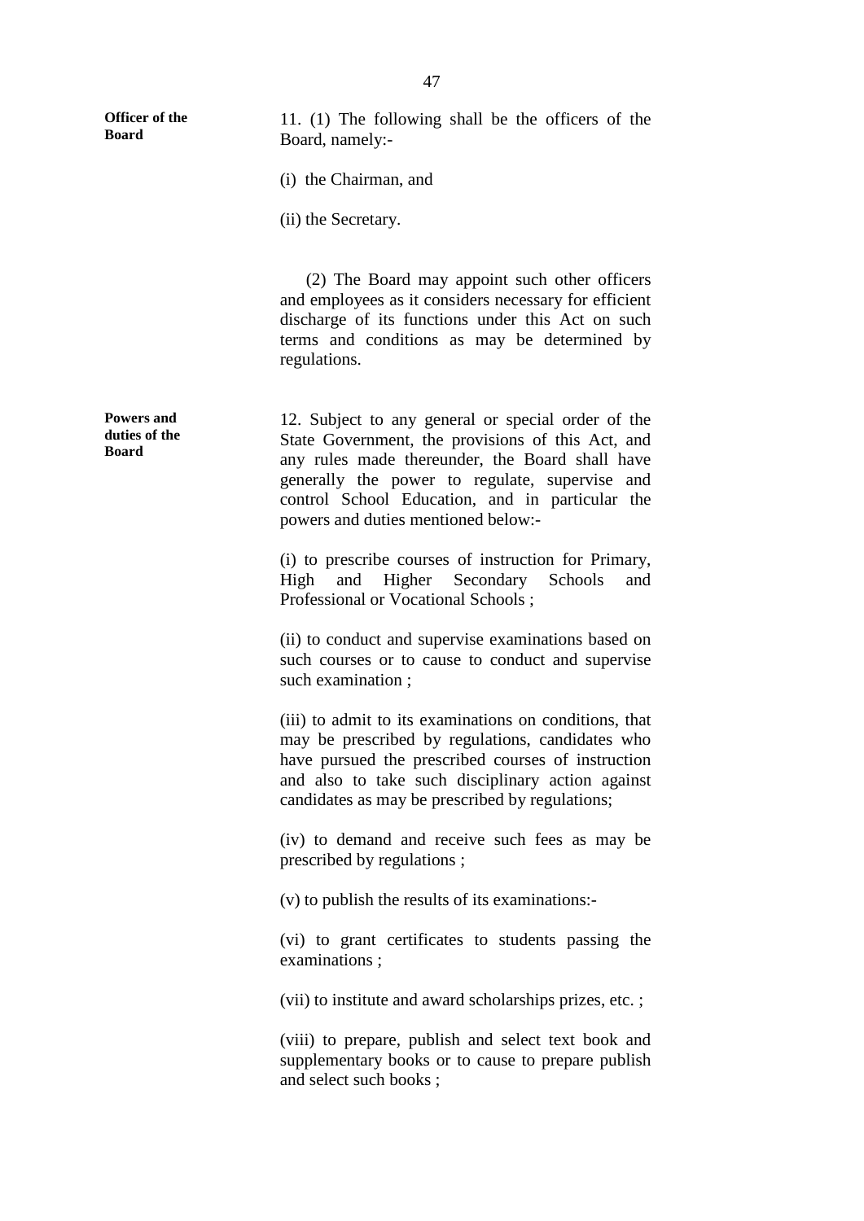**Officer of the Board**

11. (1) The following shall be the officers of the Board, namely:-

(i) the Chairman, and

(ii) the Secretary.

(2) The Board may appoint such other officers and employees as it considers necessary for efficient discharge of its functions under this Act on such terms and conditions as may be determined by regulations.

**Powers and duties of the Board**

12. Subject to any general or special order of the State Government, the provisions of this Act, and any rules made thereunder, the Board shall have generally the power to regulate, supervise and control School Education, and in particular the powers and duties mentioned below:-

(i) to prescribe courses of instruction for Primary, High and Higher Secondary Schools and Professional or Vocational Schools ;

(ii) to conduct and supervise examinations based on such courses or to cause to conduct and supervise such examination ;

(iii) to admit to its examinations on conditions, that may be prescribed by regulations, candidates who have pursued the prescribed courses of instruction and also to take such disciplinary action against candidates as may be prescribed by regulations;

(iv) to demand and receive such fees as may be prescribed by regulations ;

(v) to publish the results of its examinations:-

(vi) to grant certificates to students passing the examinations ;

(vii) to institute and award scholarships prizes, etc. ;

(viii) to prepare, publish and select text book and supplementary books or to cause to prepare publish and select such books ;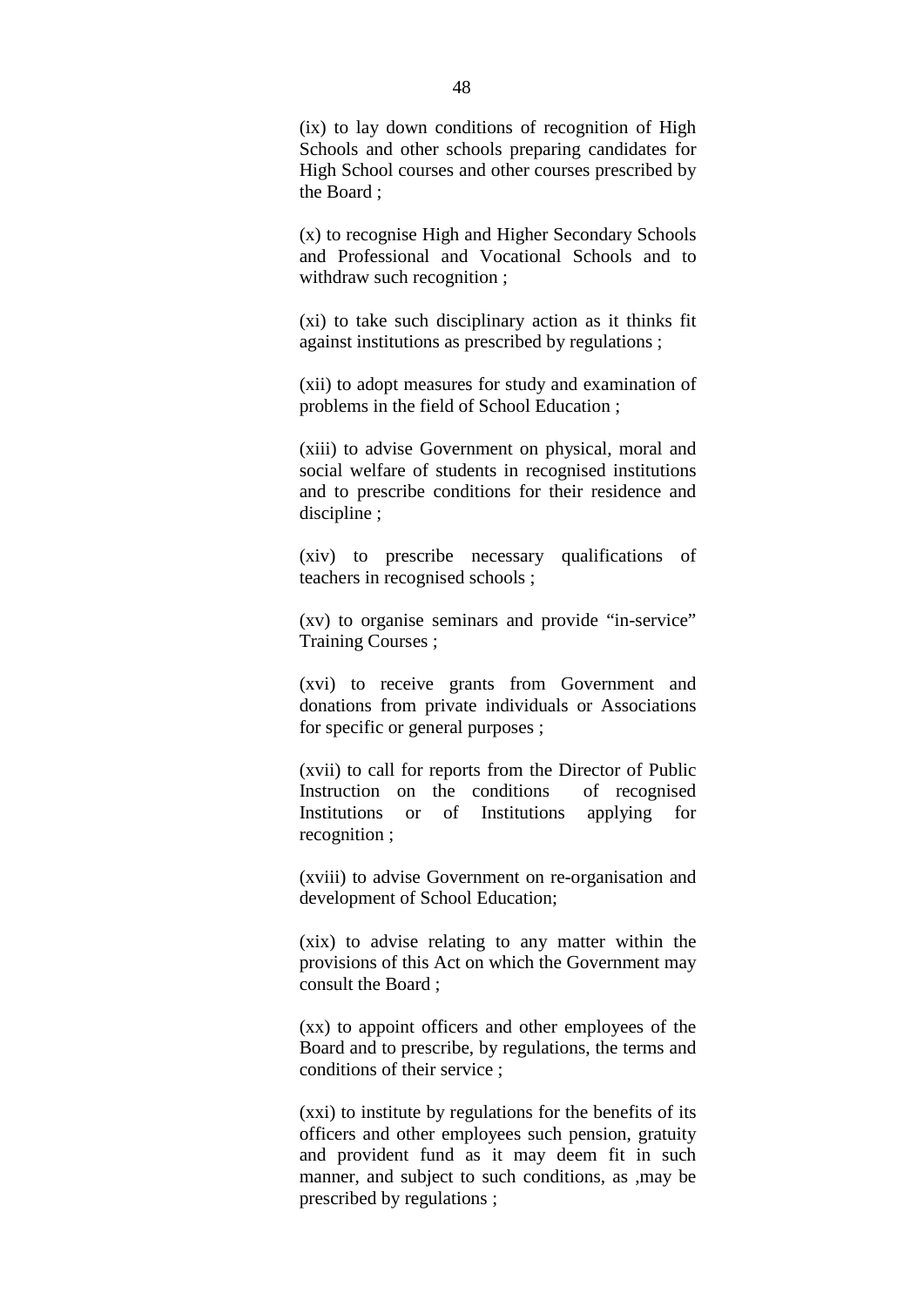(ix) to lay down conditions of recognition of High Schools and other schools preparing candidates for High School courses and other courses prescribed by the Board ;

(x) to recognise High and Higher Secondary Schools and Professional and Vocational Schools and to withdraw such recognition ;

(xi) to take such disciplinary action as it thinks fit against institutions as prescribed by regulations ;

(xii) to adopt measures for study and examination of problems in the field of School Education ;

(xiii) to advise Government on physical, moral and social welfare of students in recognised institutions and to prescribe conditions for their residence and discipline ;

(xiv) to prescribe necessary qualifications of teachers in recognised schools ;

(xv) to organise seminars and provide "in-service" Training Courses ;

(xvi) to receive grants from Government and donations from private individuals or Associations for specific or general purposes ;

(xvii) to call for reports from the Director of Public Instruction on the conditions of recognised Institutions or of Institutions applying for recognition ;

(xviii) to advise Government on re-organisation and development of School Education;

(xix) to advise relating to any matter within the provisions of this Act on which the Government may consult the Board ;

(xx) to appoint officers and other employees of the Board and to prescribe, by regulations, the terms and conditions of their service ;

(xxi) to institute by regulations for the benefits of its officers and other employees such pension, gratuity and provident fund as it may deem fit in such manner, and subject to such conditions, as ,may be prescribed by regulations ;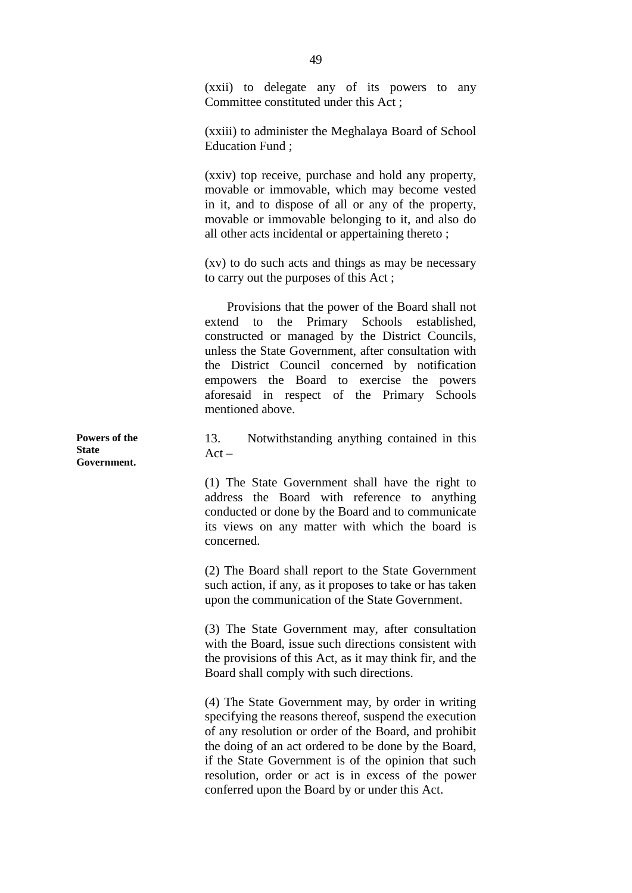(xxii) to delegate any of its powers to any Committee constituted under this Act ;

(xxiii) to administer the Meghalaya Board of School Education Fund ;

(xxiv) top receive, purchase and hold any property, movable or immovable, which may become vested in it, and to dispose of all or any of the property, movable or immovable belonging to it, and also do all other acts incidental or appertaining thereto ;

(xv) to do such acts and things as may be necessary to carry out the purposes of this Act ;

Provisions that the power of the Board shall not extend to the Primary Schools established, constructed or managed by the District Councils, unless the State Government, after consultation with the District Council concerned by notification empowers the Board to exercise the powers aforesaid in respect of the Primary Schools mentioned above.

**Powers of the State Government.**

13. Notwithstanding anything contained in this Act –

(1) The State Government shall have the right to address the Board with reference to anything conducted or done by the Board and to communicate its views on any matter with which the board is concerned.

(2) The Board shall report to the State Government such action, if any, as it proposes to take or has taken upon the communication of the State Government.

(3) The State Government may, after consultation with the Board, issue such directions consistent with the provisions of this Act, as it may think fir, and the Board shall comply with such directions.

(4) The State Government may, by order in writing specifying the reasons thereof, suspend the execution of any resolution or order of the Board, and prohibit the doing of an act ordered to be done by the Board, if the State Government is of the opinion that such resolution, order or act is in excess of the power conferred upon the Board by or under this Act.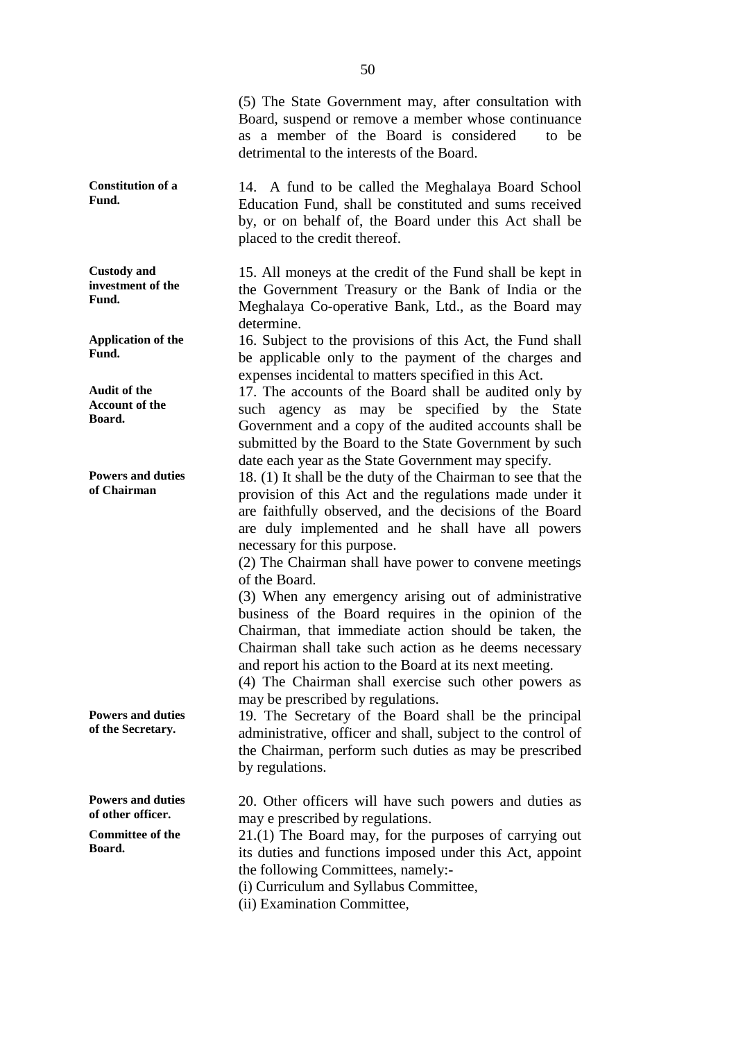(5) The State Government may, after consultation with Board, suspend or remove a member whose continuance as a member of the Board is considered to be detrimental to the interests of the Board.

**Constitution of a Fund.**

14. A fund to be called the Meghalaya Board School Education Fund, shall be constituted and sums received by, or on behalf of, the Board under this Act shall be placed to the credit thereof.

**Custody and investment of the Fund.**

15. All moneys at the credit of the Fund shall be kept in the Government Treasury or the Bank of India or the Meghalaya Co-operative Bank, Ltd., as the Board may determine.

**Application of the Fund.**

16. Subject to the provisions of this Act, the Fund shall be applicable only to the payment of the charges and expenses incidental to matters specified in this Act.

**Audit of the Account of the Board.**

17. The accounts of the Board shall be audited only by such agency as may be specified by the State Government and a copy of the audited accounts shall be submitted by the Board to the State Government by such date each year as the State Government may specify.

**Powers and duties of Chairman**

18. (1) It shall be the duty of the Chairman to see that the provision of this Act and the regulations made under it are faithfully observed, and the decisions of the Board are duly implemented and he shall have all powers necessary for this purpose.

(2) The Chairman shall have power to convene meetings of the Board.

(3) When any emergency arising out of administrative business of the Board requires in the opinion of the Chairman, that immediate action should be taken, the Chairman shall take such action as he deems necessary and report his action to the Board at its next meeting.

(4) The Chairman shall exercise such other powers as may be prescribed by regulations.

**Powers and duties of the Secretary.**

19. The Secretary of the Board shall be the principal administrative, officer and shall, subject to the control of the Chairman, perform such duties as may be prescribed by regulations.

**Powers and duties of other officer.**

20. Other officers will have such powers and duties as may e prescribed by regulations.

**Committee of the Board.**

21.(1) The Board may, for the purposes of carrying out its duties and functions imposed under this Act, appoint the following Committees, namely:-

(i) Curriculum and Syllabus Committee,

(ii) Examination Committee,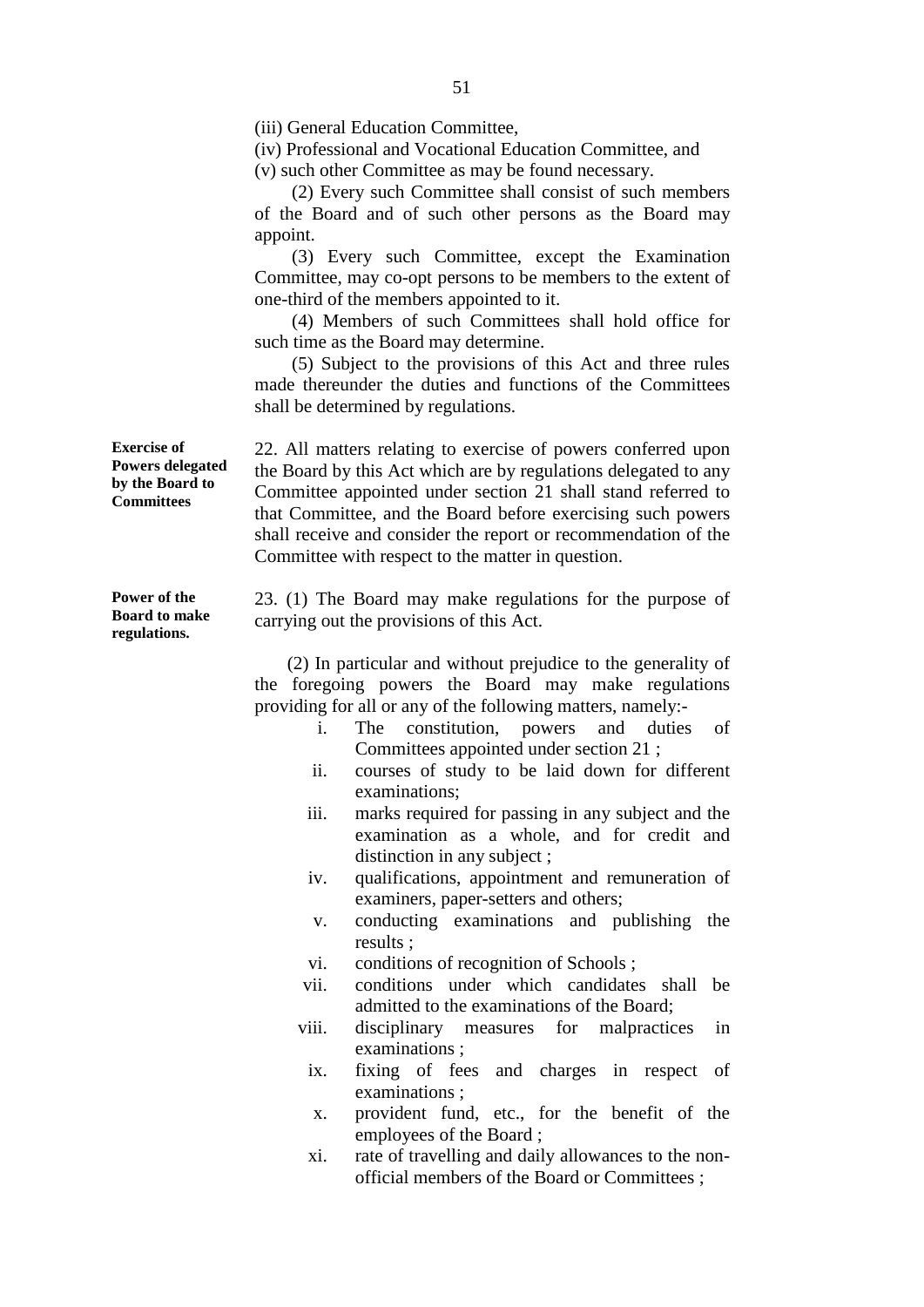(iii) General Education Committee,

(iv) Professional and Vocational Education Committee, and

(v) such other Committee as may be found necessary.

(2) Every such Committee shall consist of such members of the Board and of such other persons as the Board may appoint.

(3) Every such Committee, except the Examination Committee, may co-opt persons to be members to the extent of one-third of the members appointed to it.

(4) Members of such Committees shall hold office for such time as the Board may determine.

(5) Subject to the provisions of this Act and three rules made thereunder the duties and functions of the Committees shall be determined by regulations.

**Exercise of Powers delegated by the Board to Committees**

22. All matters relating to exercise of powers conferred upon the Board by this Act which are by regulations delegated to any Committee appointed under section 21 shall stand referred to that Committee, and the Board before exercising such powers shall receive and consider the report or recommendation of the Committee with respect to the matter in question.

**Power of the Board to make regulations.**

23. (1) The Board may make regulations for the purpose of carrying out the provisions of this Act.

(2) In particular and without prejudice to the generality of the foregoing powers the Board may make regulations providing for all or any of the following matters, namely:-

i. The constitution, powers and duties of Committees appointed under section 21 ;
ii. courses of study to be laid down for different examinations;
iii. marks required for passing in any subject and the examination as a whole, and for credit and distinction in any subject ;
iv. qualifications, appointment and remuneration of examiners, paper-setters and others;
v. conducting examinations and publishing the results ;
vi. conditions of recognition of Schools ;
vii. conditions under which candidates shall be admitted to the examinations of the Board;
viii. disciplinary measures for malpractices in examinations ;
ix. fixing of fees and charges in respect of examinations ;
x. provident fund, etc., for the benefit of the employees of the Board ;
xi. rate of travelling and daily allowances to the non-official members of the Board or Committees ;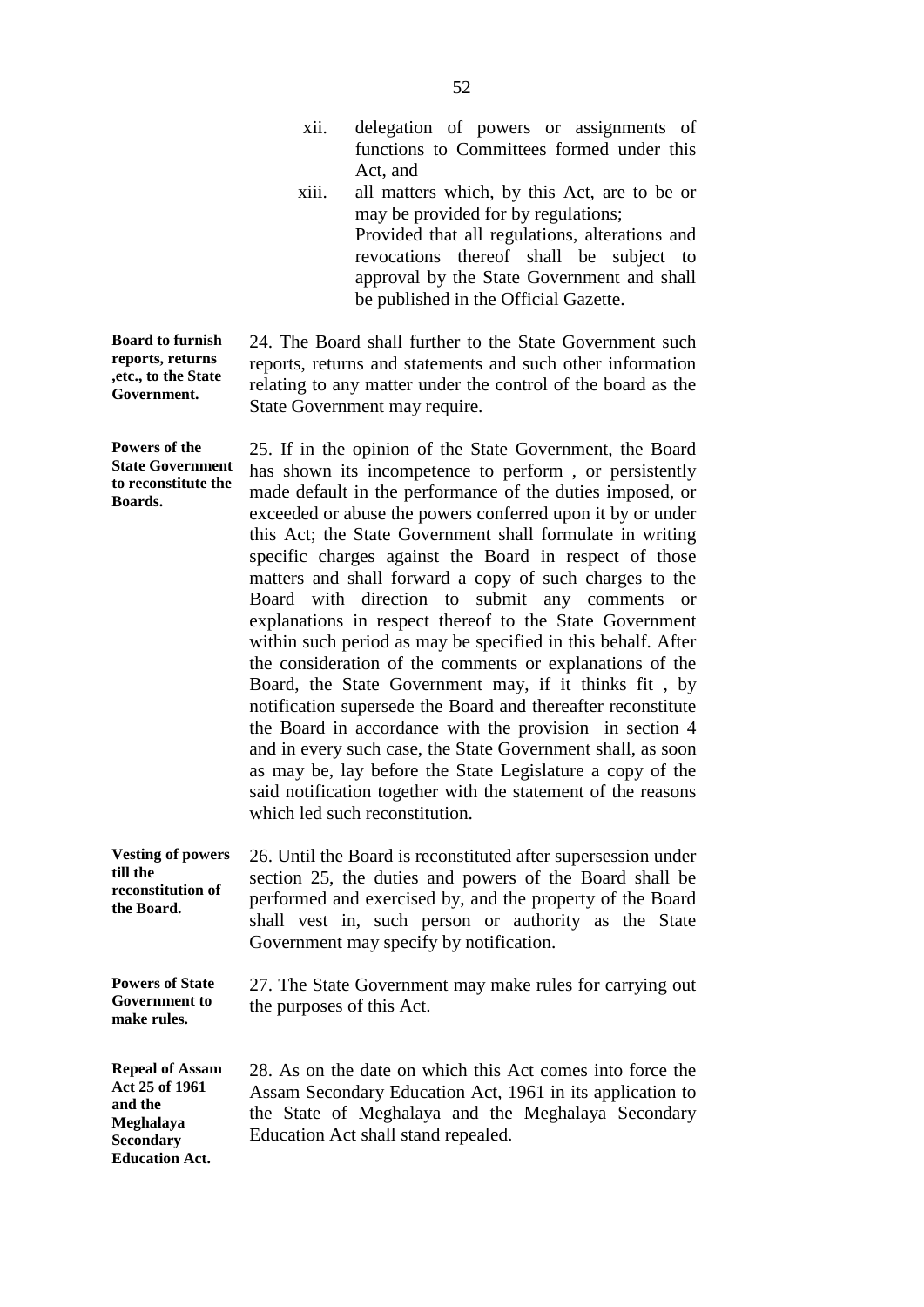xii. delegation of powers or assignments of functions to Committees formed under this Act, and

xiii. all matters which, by this Act, are to be or may be provided for by regulations;

Provided that all regulations, alterations and revocations thereof shall be subject to approval by the State Government and shall be published in the Official Gazette.

**Board to furnish reports, returns ,etc., to the State Government.**

24. The Board shall further to the State Government such reports, returns and statements and such other information relating to any matter under the control of the board as the State Government may require.

**Powers of the State Government to reconstitute the Boards.**

25. If in the opinion of the State Government, the Board has shown its incompetence to perform , or persistently made default in the performance of the duties imposed, or exceeded or abuse the powers conferred upon it by or under this Act; the State Government shall formulate in writing specific charges against the Board in respect of those matters and shall forward a copy of such charges to the Board with direction to submit any comments or explanations in respect thereof to the State Government within such period as may be specified in this behalf. After the consideration of the comments or explanations of the Board, the State Government may, if it thinks fit , by notification supersede the Board and thereafter reconstitute the Board in accordance with the provision in section 4 and in every such case, the State Government shall, as soon as may be, lay before the State Legislature a copy of the said notification together with the statement of the reasons which led such reconstitution.

**Vesting of powers till the reconstitution of the Board.**

26. Until the Board is reconstituted after supersession under section 25, the duties and powers of the Board shall be performed and exercised by, and the property of the Board shall vest in, such person or authority as the State Government may specify by notification.

**Powers of State Government to make rules.**

27. The State Government may make rules for carrying out the purposes of this Act.

**Repeal of Assam Act 25 of 1961 and the Meghalaya Secondary Education Act.**

28. As on the date on which this Act comes into force the Assam Secondary Education Act, 1961 in its application to the State of Meghalaya and the Meghalaya Secondary Education Act shall stand repealed.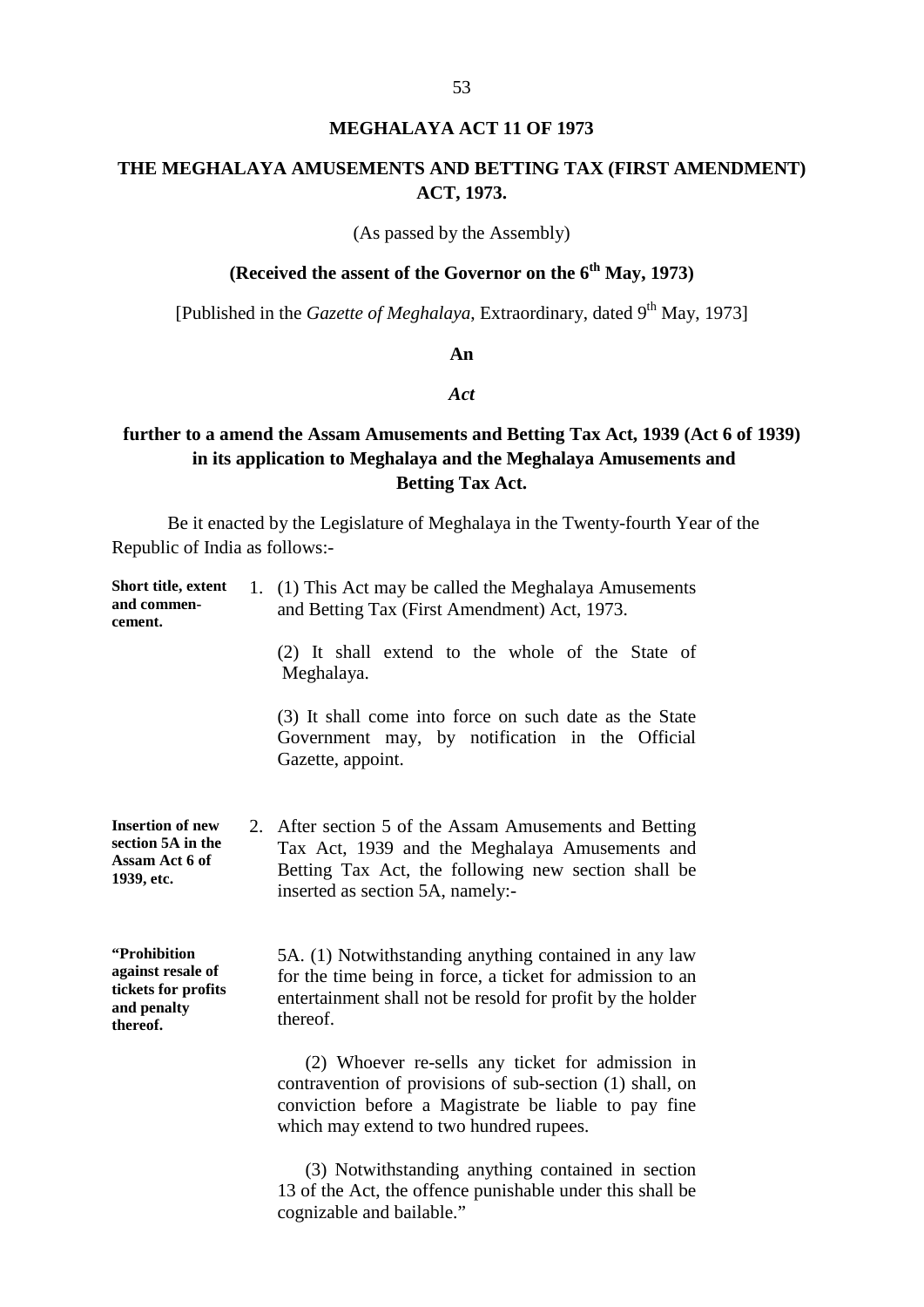# MEGHALAYA ACT 11 OF 1973

## THE MEGHALAYA AMUSEMENTS AND BETTING TAX (FIRST AMENDMENT) ACT, 1973.

(As passed by the Assembly)

**(Received the assent of the Governor on the 6th May, 1973)**

[Published in the *Gazette of Meghalaya*, Extraordinary, dated 9th May, 1973]

**An**

***Act***

**further to a amend the Assam Amusements and Betting Tax Act, 1939 (Act 6 of 1939) in its application to Meghalaya and the Meghalaya Amusements and Betting Tax Act.**

Be it enacted by the Legislature of Meghalaya in the Twenty-fourth Year of the Republic of India as follows:-

**Short title, extent and commencement.**

1. (1) This Act may be called the Meghalaya Amusements and Betting Tax (First Amendment) Act, 1973.

   (2) It shall extend to the whole of the State of Meghalaya.

   (3) It shall come into force on such date as the State Government may, by notification in the Official Gazette, appoint.

**Insertion of new section 5A in the Assam Act 6 of 1939, etc.**

2. After section 5 of the Assam Amusements and Betting Tax Act, 1939 and the Meghalaya Amusements and Betting Tax Act, the following new section shall be inserted as section 5A, namely:-

**"Prohibition against resale of tickets for profits and penalty thereof.**

5A. (1) Notwithstanding anything contained in any law for the time being in force, a ticket for admission to an entertainment shall not be resold for profit by the holder thereof.

(2) Whoever re-sells any ticket for admission in contravention of provisions of sub-section (1) shall, on conviction before a Magistrate be liable to pay fine which may extend to two hundred rupees.

(3) Notwithstanding anything contained in section 13 of the Act, the offence punishable under this shall be cognizable and bailable."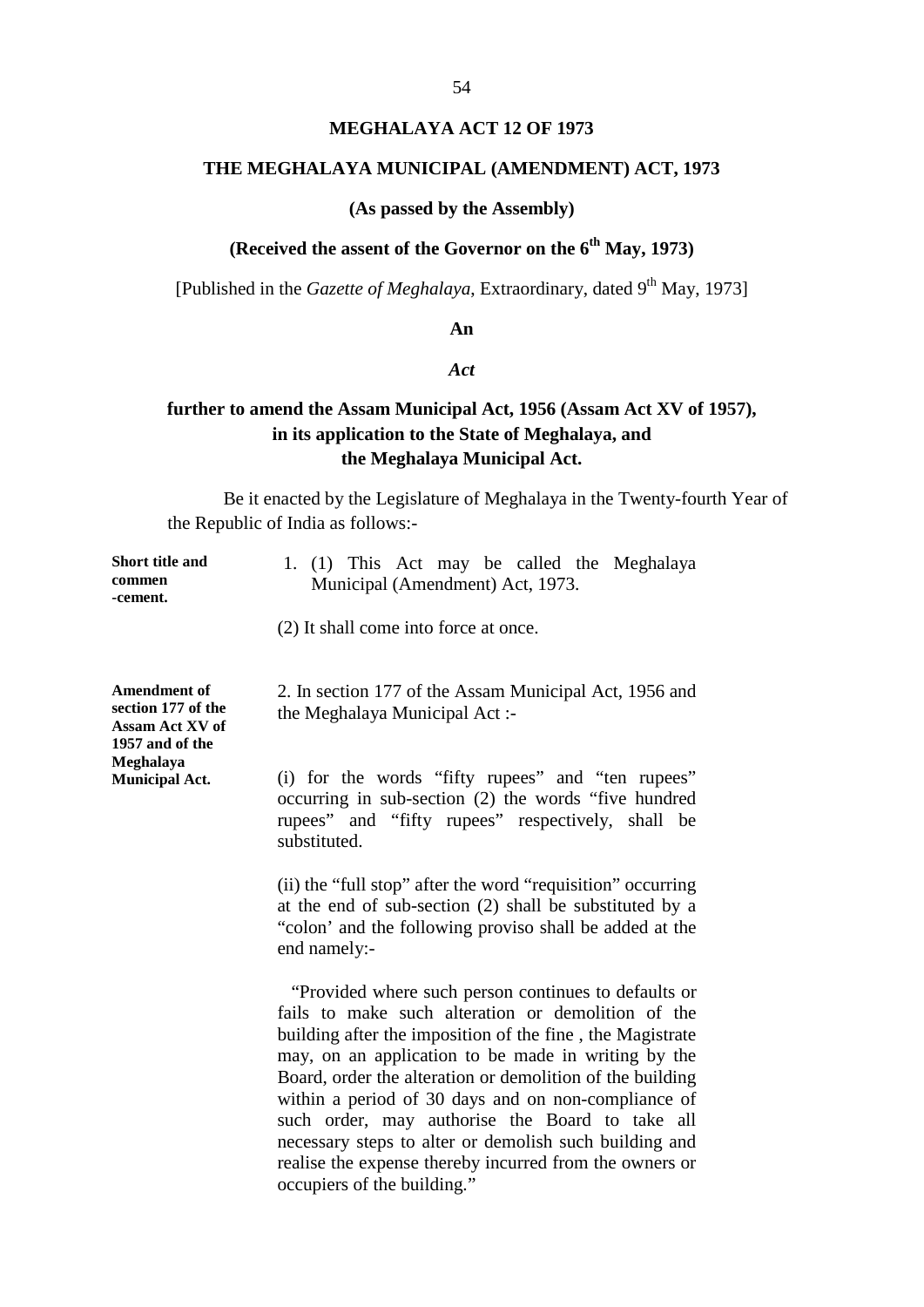# MEGHALAYA ACT 12 OF 1973

## THE MEGHALAYA MUNICIPAL (AMENDMENT) ACT, 1973

**(As passed by the Assembly)**

**(Received the assent of the Governor on the 6th May, 1973)**

[Published in the *Gazette of Meghalaya*, Extraordinary, dated 9th May, 1973]

**An**

***Act***

**further to amend the Assam Municipal Act, 1956 (Assam Act XV of 1957), in its application to the State of Meghalaya, and the Meghalaya Municipal Act.**

Be it enacted by the Legislature of Meghalaya in the Twenty-fourth Year of the Republic of India as follows:-

**Short title and commencement.**

1. (1) This Act may be called the Meghalaya Municipal (Amendment) Act, 1973.

(2) It shall come into force at once.

**Amendment of section 177 of the Assam Act XV of 1957 and of the Meghalaya Municipal Act.**

2. In section 177 of the Assam Municipal Act, 1956 and the Meghalaya Municipal Act :-

(i) for the words "fifty rupees" and "ten rupees" occurring in sub-section (2) the words "five hundred rupees" and "fifty rupees" respectively, shall be substituted.

(ii) the "full stop" after the word "requisition" occurring at the end of sub-section (2) shall be substituted by a "colon' and the following proviso shall be added at the end namely:-

"Provided where such person continues to defaults or fails to make such alteration or demolition of the building after the imposition of the fine , the Magistrate may, on an application to be made in writing by the Board, order the alteration or demolition of the building within a period of 30 days and on non-compliance of such order, may authorise the Board to take all necessary steps to alter or demolish such building and realise the expense thereby incurred from the owners or occupiers of the building."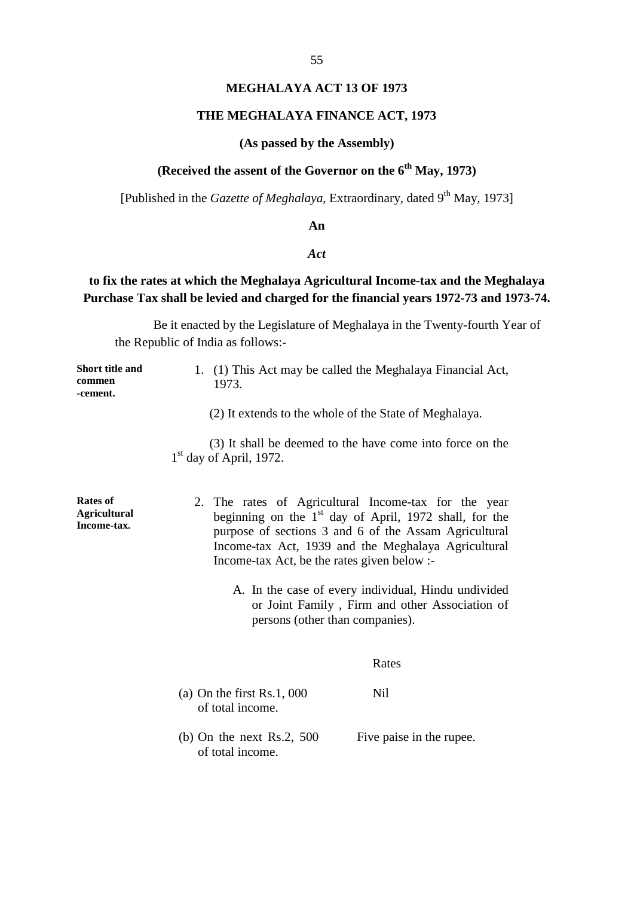# MEGHALAYA ACT 13 OF 1973

## THE MEGHALAYA FINANCE ACT, 1973

**(As passed by the Assembly)**

**(Received the assent of the Governor on the 6th May, 1973)**

[Published in the *Gazette of Meghalaya*, Extraordinary, dated 9th May, 1973]

**An**

***Act***

**to fix the rates at which the Meghalaya Agricultural Income-tax and the Meghalaya Purchase Tax shall be levied and charged for the financial years 1972-73 and 1973-74.**

Be it enacted by the Legislature of Meghalaya in the Twenty-fourth Year of the Republic of India as follows:-

**Short title and commencement.**

1. (1) This Act may be called the Meghalaya Financial Act, 1973.

   (2) It extends to the whole of the State of Meghalaya.

   (3) It shall be deemed to the have come into force on the 1st day of April, 1972.

**Rates of Agricultural Income-tax.**

2. The rates of Agricultural Income-tax for the year beginning on the 1st day of April, 1972 shall, for the purpose of sections 3 and 6 of the Assam Agricultural Income-tax Act, 1939 and the Meghalaya Agricultural Income-tax Act, be the rates given below :-

   A. In the case of every individual, Hindu undivided or Joint Family , Firm and other Association of persons (other than companies).

| | Rates |
|---|---|
| (a) On the first Rs.1, 000 of total income. | Nil |
| (b) On the next Rs.2, 500 of total income. | Five paise in the rupee. |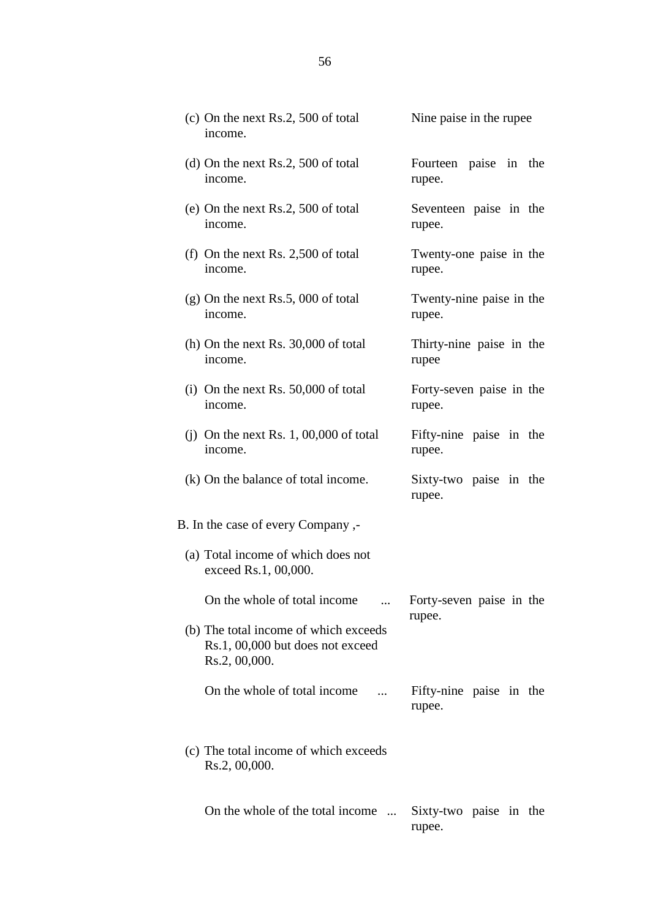| | |
|---|---|
| (c) On the next Rs.2, 500 of total income. | Nine paise in the rupee |
| (d) On the next Rs.2, 500 of total income. | Fourteen paise in the rupee. |
| (e) On the next Rs.2, 500 of total income. | Seventeen paise in the rupee. |
| (f) On the next Rs. 2,500 of total income. | Twenty-one paise in the rupee. |
| (g) On the next Rs.5, 000 of total income. | Twenty-nine paise in the rupee. |
| (h) On the next Rs. 30,000 of total income. | Thirty-nine paise in the rupee |
| (i) On the next Rs. 50,000 of total income. | Forty-seven paise in the rupee. |
| (j) On the next Rs. 1, 00,000 of total income. | Fifty-nine paise in the rupee. |
| (k) On the balance of total income. | Sixty-two paise in the rupee. |

B. In the case of every Company ,-

| | |
|---|---|
| (a) Total income of which does not exceed Rs.1, 00,000. | |
| On the whole of total income ... | Forty-seven paise in the rupee. |
| (b) The total income of which exceeds Rs.1, 00,000 but does not exceed Rs.2, 00,000. | |
| On the whole of total income ... | Fifty-nine paise in the rupee. |
| (c) The total income of which exceeds Rs.2, 00,000. | |
| On the whole of the total income ... | Sixty-two paise in the rupee. |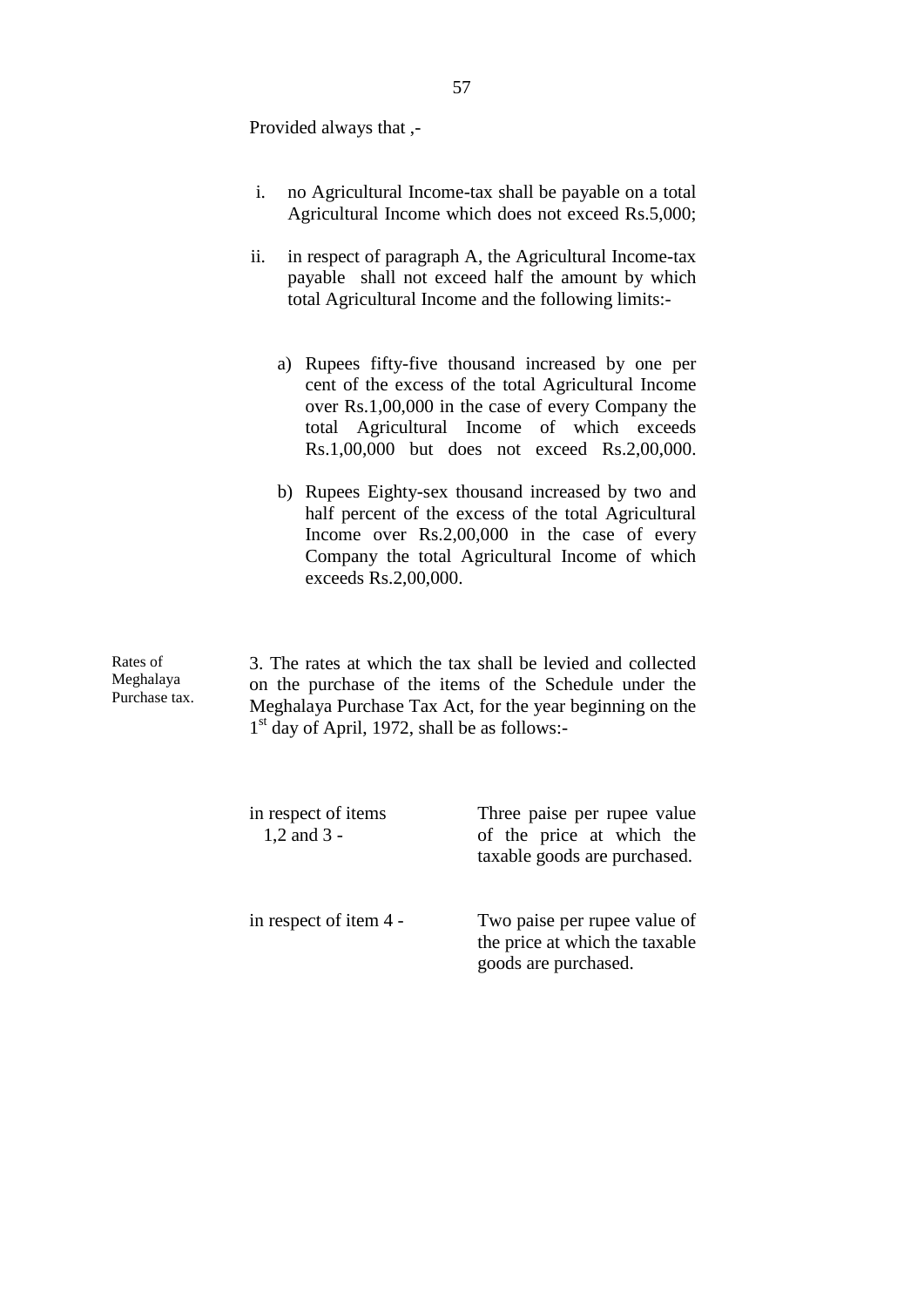Provided always that ,-

i. no Agricultural Income-tax shall be payable on a total Agricultural Income which does not exceed Rs.5,000;

ii. in respect of paragraph A, the Agricultural Income-tax payable shall not exceed half the amount by which total Agricultural Income and the following limits:-

   a) Rupees fifty-five thousand increased by one per cent of the excess of the total Agricultural Income over Rs.1,00,000 in the case of every Company the total Agricultural Income of which exceeds Rs.1,00,000 but does not exceed Rs.2,00,000.

   b) Rupees Eighty-sex thousand increased by two and half percent of the excess of the total Agricultural Income over Rs.2,00,000 in the case of every Company the total Agricultural Income of which exceeds Rs.2,00,000.

Rates of Meghalaya Purchase tax.

3. The rates at which the tax shall be levied and collected on the purchase of the items of the Schedule under the Meghalaya Purchase Tax Act, for the year beginning on the 1st day of April, 1972, shall be as follows:-

| | |
|---|---|
| in respect of items 1,2 and 3 - | Three paise per rupee value of the price at which the taxable goods are purchased. |
| in respect of item 4 - | Two paise per rupee value of the price at which the taxable goods are purchased. |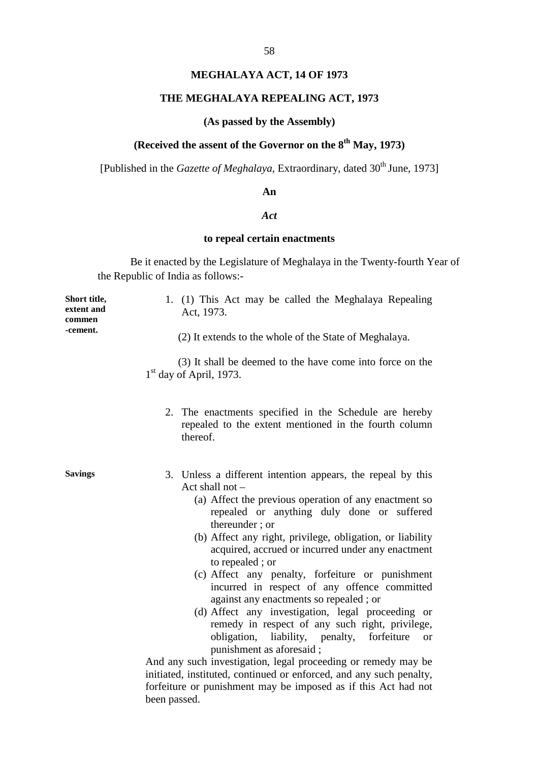**MEGHALAYA ACT, 14 OF 1973**

**THE MEGHALAYA REPEALING ACT, 1973**

**(As passed by the Assembly)**

**(Received the assent of the Governor on the 8th May, 1973)**

[Published in the *Gazette of Meghalaya*, Extraordinary, dated 30th June, 1973]

**An**

***Act***

**to repeal certain enactments**

Be it enacted by the Legislature of Meghalaya in the Twenty-fourth Year of the Republic of India as follows:-

**Short title, extent and commen -cement.**

1. (1) This Act may be called the Meghalaya Repealing Act, 1973.

   (2) It extends to the whole of the State of Meghalaya.

   (3) It shall be deemed to the have come into force on the 1st day of April, 1973.

2. The enactments specified in the Schedule are hereby repealed to the extent mentioned in the fourth column thereof.

**Savings**

3. Unless a different intention appears, the repeal by this Act shall not –
   (a) Affect the previous operation of any enactment so repealed or anything duly done or suffered thereunder ; or
   (b) Affect any right, privilege, obligation, or liability acquired, accrued or incurred under any enactment to repealed ; or
   (c) Affect any penalty, forfeiture or punishment incurred in respect of any offence committed against any enactments so repealed ; or
   (d) Affect any investigation, legal proceeding or remedy in respect of any such right, privilege, obligation, liability, penalty, forfeiture or punishment as aforesaid ;

And any such investigation, legal proceeding or remedy may be initiated, instituted, continued or enforced, and any such penalty, forfeiture or punishment may be imposed as if this Act had not been passed.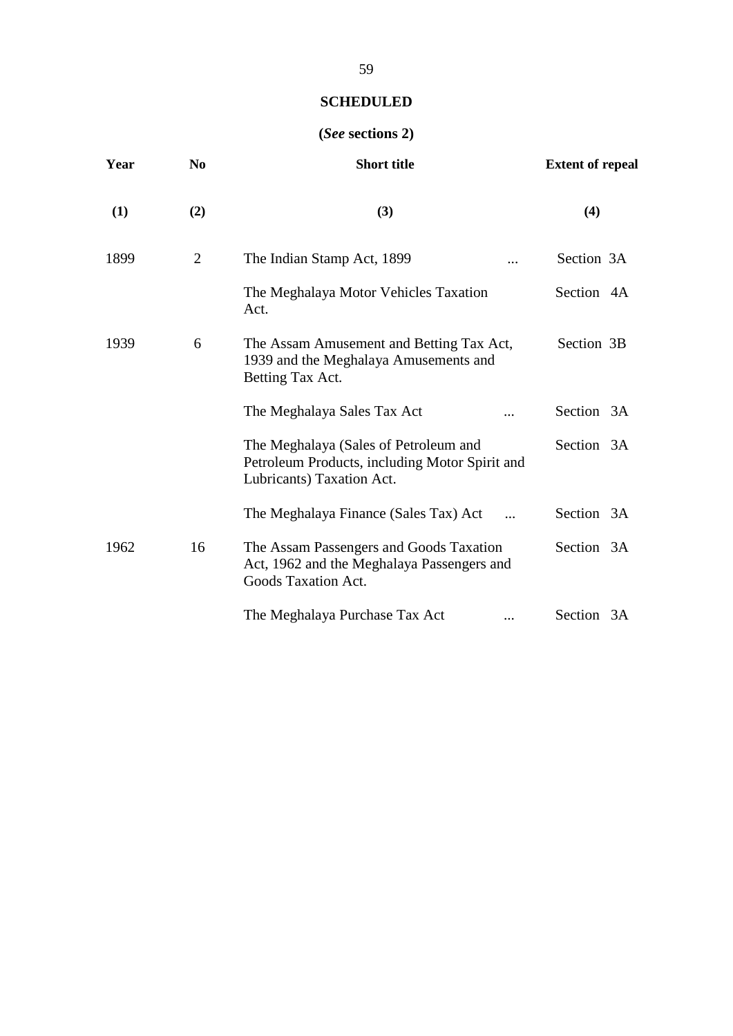## SCHEDULED

**(*See* sections 2)**

| Year | No | Short title | Extent of repeal |
|---|---|---|---|
| **(1)** | **(2)** | **(3)** | **(4)** |
| 1899 | 2 | The Indian Stamp Act, 1899 ... | Section 3A |
| | | The Meghalaya Motor Vehicles Taxation Act. | Section 4A |
| 1939 | 6 | The Assam Amusement and Betting Tax Act, 1939 and the Meghalaya Amusements and Betting Tax Act. | Section 3B |
| | | The Meghalaya Sales Tax Act ... | Section 3A |
| | | The Meghalaya (Sales of Petroleum and Petroleum Products, including Motor Spirit and Lubricants) Taxation Act. | Section 3A |
| | | The Meghalaya Finance (Sales Tax) Act ... | Section 3A |
| 1962 | 16 | The Assam Passengers and Goods Taxation Act, 1962 and the Meghalaya Passengers and Goods Taxation Act. | Section 3A |
| | | The Meghalaya Purchase Tax Act ... | Section 3A |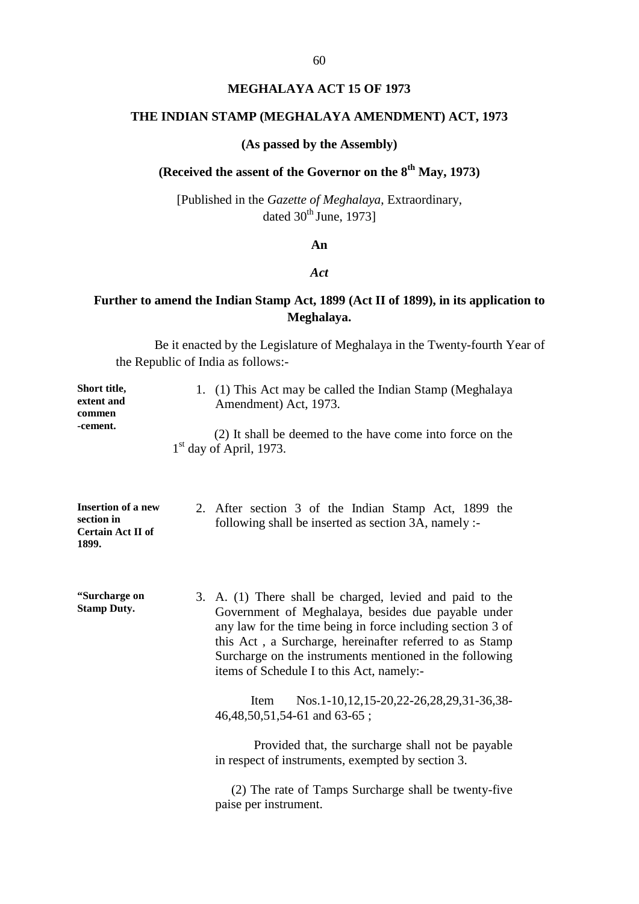**MEGHALAYA ACT 15 OF 1973**

**THE INDIAN STAMP (MEGHALAYA AMENDMENT) ACT, 1973**

**(As passed by the Assembly)**

**(Received the assent of the Governor on the 8th May, 1973)**

[Published in the *Gazette of Meghalaya*, Extraordinary, dated 30th June, 1973]

**An**

***Act***

**Further to amend the Indian Stamp Act, 1899 (Act II of 1899), in its application to Meghalaya.**

Be it enacted by the Legislature of Meghalaya in the Twenty-fourth Year of the Republic of India as follows:-

**Short title, extent and commen -cement.**

1. (1) This Act may be called the Indian Stamp (Meghalaya Amendment) Act, 1973.

   (2) It shall be deemed to the have come into force on the 1st day of April, 1973.

**Insertion of a new section in Certain Act II of 1899.**

2. After section 3 of the Indian Stamp Act, 1899 the following shall be inserted as section 3A, namely :-

**"Surcharge on Stamp Duty.**

3. A. (1) There shall be charged, levied and paid to the Government of Meghalaya, besides due payable under any law for the time being in force including section 3 of this Act , a Surcharge, hereinafter referred to as Stamp Surcharge on the instruments mentioned in the following items of Schedule I to this Act, namely:-

   Item Nos.1-10,12,15-20,22-26,28,29,31-36,38-46,48,50,51,54-61 and 63-65 ;

   Provided that, the surcharge shall not be payable in respect of instruments, exempted by section 3.

   (2) The rate of Tamps Surcharge shall be twenty-five paise per instrument.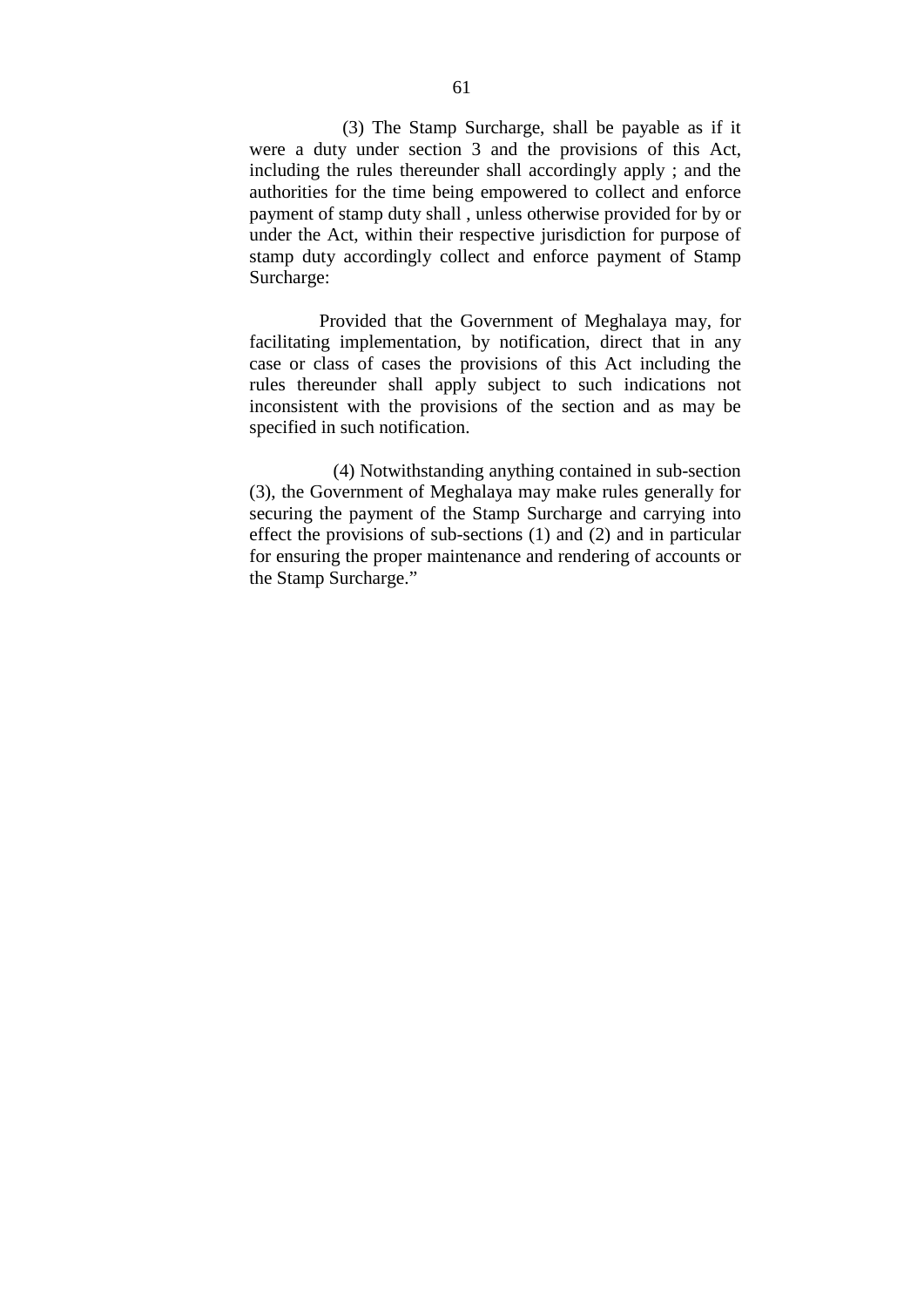(3) The Stamp Surcharge, shall be payable as if it were a duty under section 3 and the provisions of this Act, including the rules thereunder shall accordingly apply ; and the authorities for the time being empowered to collect and enforce payment of stamp duty shall , unless otherwise provided for by or under the Act, within their respective jurisdiction for purpose of stamp duty accordingly collect and enforce payment of Stamp Surcharge:

Provided that the Government of Meghalaya may, for facilitating implementation, by notification, direct that in any case or class of cases the provisions of this Act including the rules thereunder shall apply subject to such indications not inconsistent with the provisions of the section and as may be specified in such notification.

(4) Notwithstanding anything contained in sub-section (3), the Government of Meghalaya may make rules generally for securing the payment of the Stamp Surcharge and carrying into effect the provisions of sub-sections (1) and (2) and in particular for ensuring the proper maintenance and rendering of accounts or the Stamp Surcharge."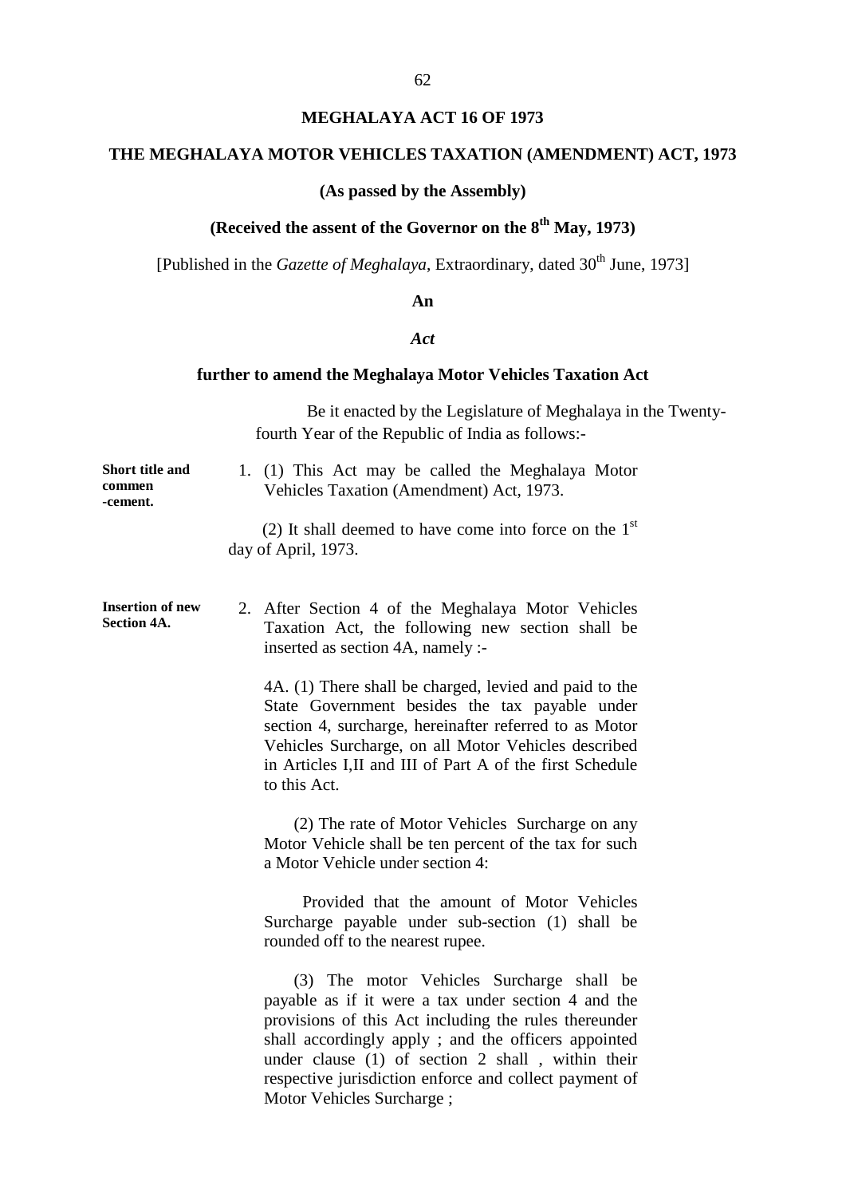## MEGHALAYA ACT 16 OF 1973

## THE MEGHALAYA MOTOR VEHICLES TAXATION (AMENDMENT) ACT, 1973

**(As passed by the Assembly)**

**(Received the assent of the Governor on the 8th May, 1973)**

[Published in the *Gazette of Meghalaya*, Extraordinary, dated 30th June, 1973]

**An**

***Act***

**further to amend the Meghalaya Motor Vehicles Taxation Act**

Be it enacted by the Legislature of Meghalaya in the Twenty-fourth Year of the Republic of India as follows:-

**Short title and commen -cement.**

1. (1) This Act may be called the Meghalaya Motor Vehicles Taxation (Amendment) Act, 1973.

(2) It shall deemed to have come into force on the 1st day of April, 1973.

**Insertion of new Section 4A.**

2. After Section 4 of the Meghalaya Motor Vehicles Taxation Act, the following new section shall be inserted as section 4A, namely :-

4A. (1) There shall be charged, levied and paid to the State Government besides the tax payable under section 4, surcharge, hereinafter referred to as Motor Vehicles Surcharge, on all Motor Vehicles described in Articles I,II and III of Part A of the first Schedule to this Act.

(2) The rate of Motor Vehicles Surcharge on any Motor Vehicle shall be ten percent of the tax for such a Motor Vehicle under section 4:

Provided that the amount of Motor Vehicles Surcharge payable under sub-section (1) shall be rounded off to the nearest rupee.

(3) The motor Vehicles Surcharge shall be payable as if it were a tax under section 4 and the provisions of this Act including the rules thereunder shall accordingly apply ; and the officers appointed under clause (1) of section 2 shall , within their respective jurisdiction enforce and collect payment of Motor Vehicles Surcharge ;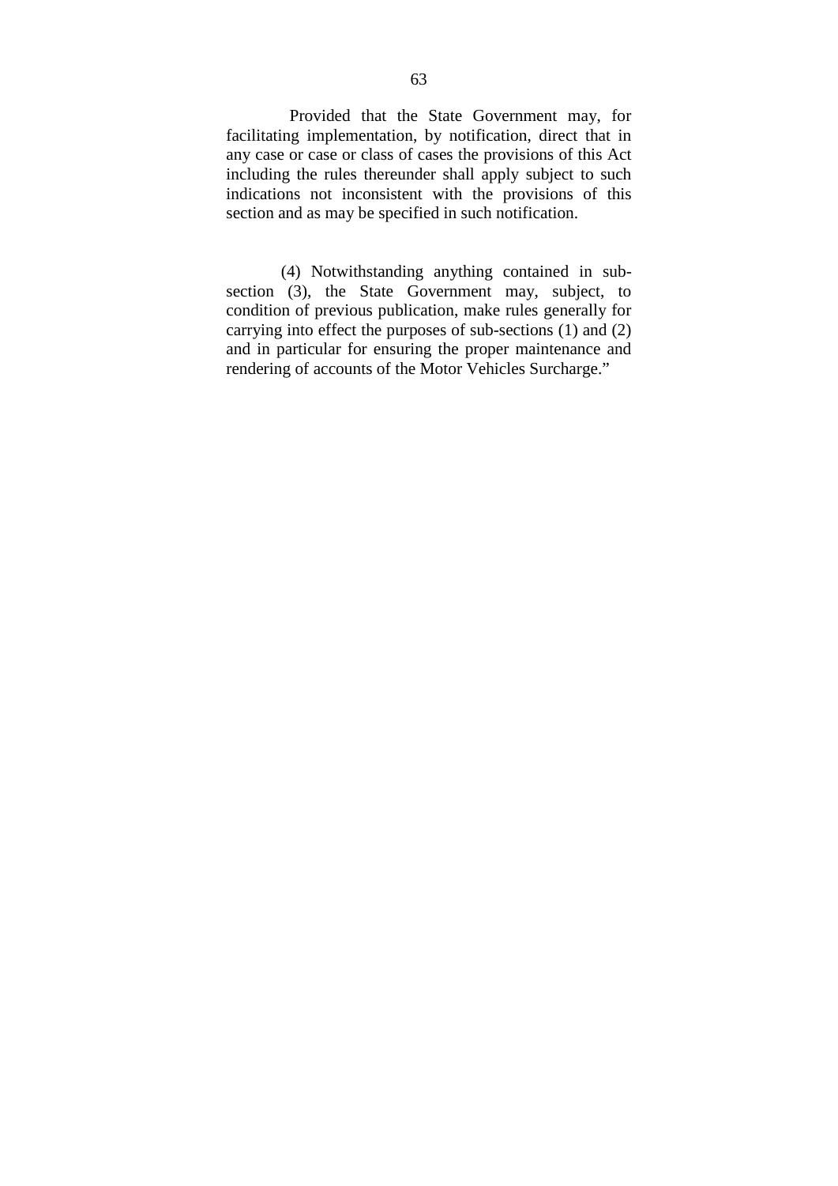Provided that the State Government may, for facilitating implementation, by notification, direct that in any case or case or class of cases the provisions of this Act including the rules thereunder shall apply subject to such indications not inconsistent with the provisions of this section and as may be specified in such notification.

(4) Notwithstanding anything contained in sub-section (3), the State Government may, subject, to condition of previous publication, make rules generally for carrying into effect the purposes of sub-sections (1) and (2) and in particular for ensuring the proper maintenance and rendering of accounts of the Motor Vehicles Surcharge."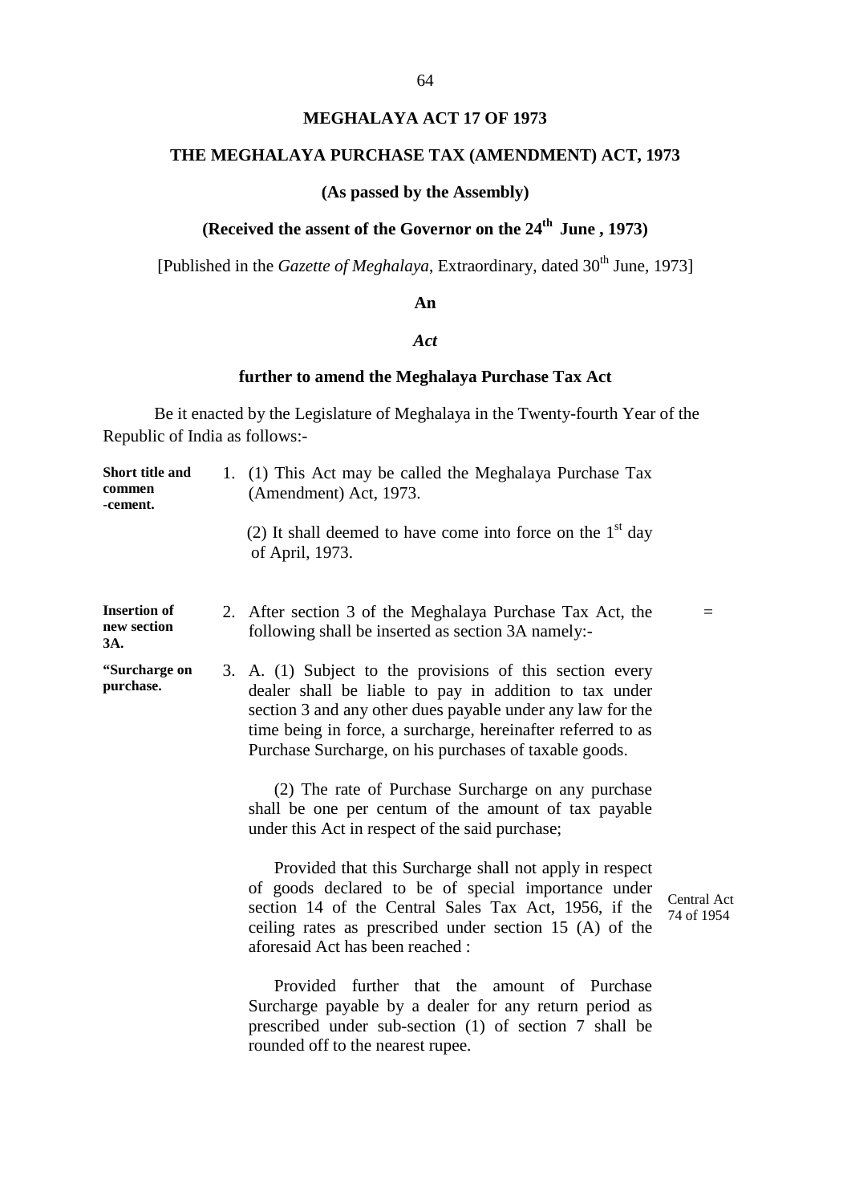## MEGHALAYA ACT 17 OF 1973

## THE MEGHALAYA PURCHASE TAX (AMENDMENT) ACT, 1973

**(As passed by the Assembly)**

**(Received the assent of the Governor on the 24th June , 1973)**

[Published in the *Gazette of Meghalaya*, Extraordinary, dated 30th June, 1973]

**An**

***Act***

**further to amend the Meghalaya Purchase Tax Act**

Be it enacted by the Legislature of Meghalaya in the Twenty-fourth Year of the Republic of India as follows:-

**Short title and commen -cement.**

1. (1) This Act may be called the Meghalaya Purchase Tax (Amendment) Act, 1973.

   (2) It shall deemed to have come into force on the 1st day of April, 1973.

**Insertion of new section 3A.**

2. After section 3 of the Meghalaya Purchase Tax Act, the following shall be inserted as section 3A namely:-

**"Surcharge on purchase.**

3. A. (1) Subject to the provisions of this section every dealer shall be liable to pay in addition to tax under section 3 and any other dues payable under any law for the time being in force, a surcharge, hereinafter referred to as Purchase Surcharge, on his purchases of taxable goods.

   (2) The rate of Purchase Surcharge on any purchase shall be one per centum of the amount of tax payable under this Act in respect of the said purchase;

   Provided that this Surcharge shall not apply in respect of goods declared to be of special importance under section 14 of the Central Sales Tax Act, 1956, if the ceiling rates as prescribed under section 15 (A) of the aforesaid Act has been reached :

   Central Act 74 of 1954

   Provided further that the amount of Purchase Surcharge payable by a dealer for any return period as prescribed under sub-section (1) of section 7 shall be rounded off to the nearest rupee.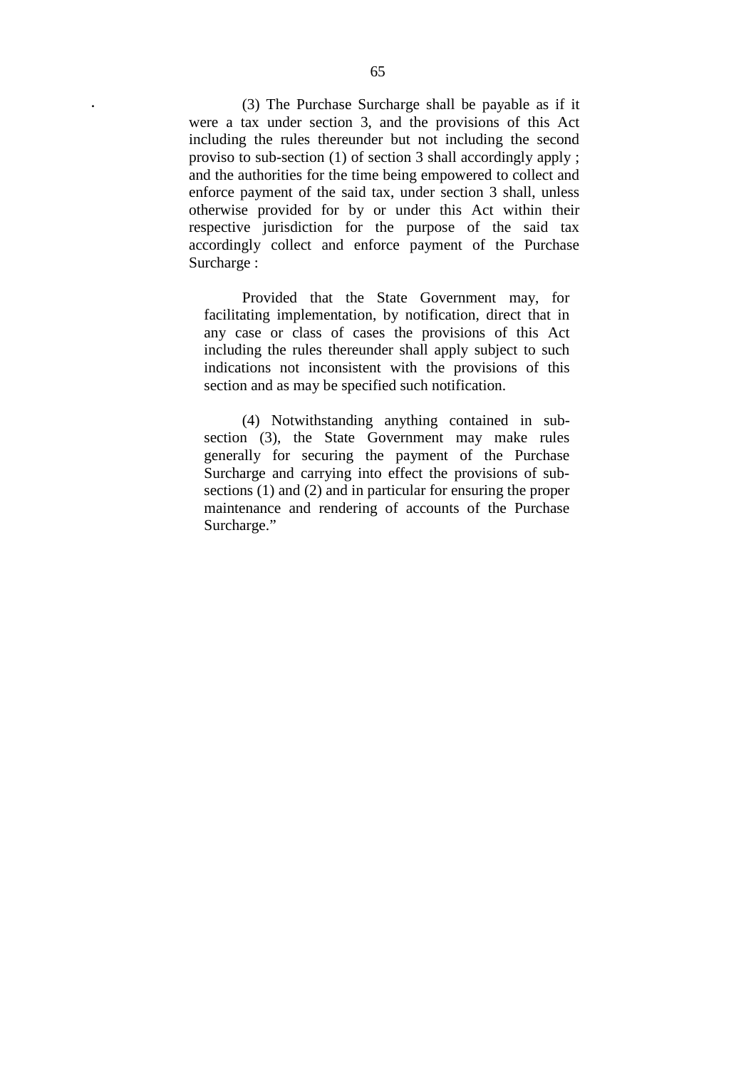(3) The Purchase Surcharge shall be payable as if it were a tax under section 3, and the provisions of this Act including the rules thereunder but not including the second proviso to sub-section (1) of section 3 shall accordingly apply ; and the authorities for the time being empowered to collect and enforce payment of the said tax, under section 3 shall, unless otherwise provided for by or under this Act within their respective jurisdiction for the purpose of the said tax accordingly collect and enforce payment of the Purchase Surcharge :

Provided that the State Government may, for facilitating implementation, by notification, direct that in any case or class of cases the provisions of this Act including the rules thereunder shall apply subject to such indications not inconsistent with the provisions of this section and as may be specified such notification.

(4) Notwithstanding anything contained in sub-section (3), the State Government may make rules generally for securing the payment of the Purchase Surcharge and carrying into effect the provisions of sub-sections (1) and (2) and in particular for ensuring the proper maintenance and rendering of accounts of the Purchase Surcharge."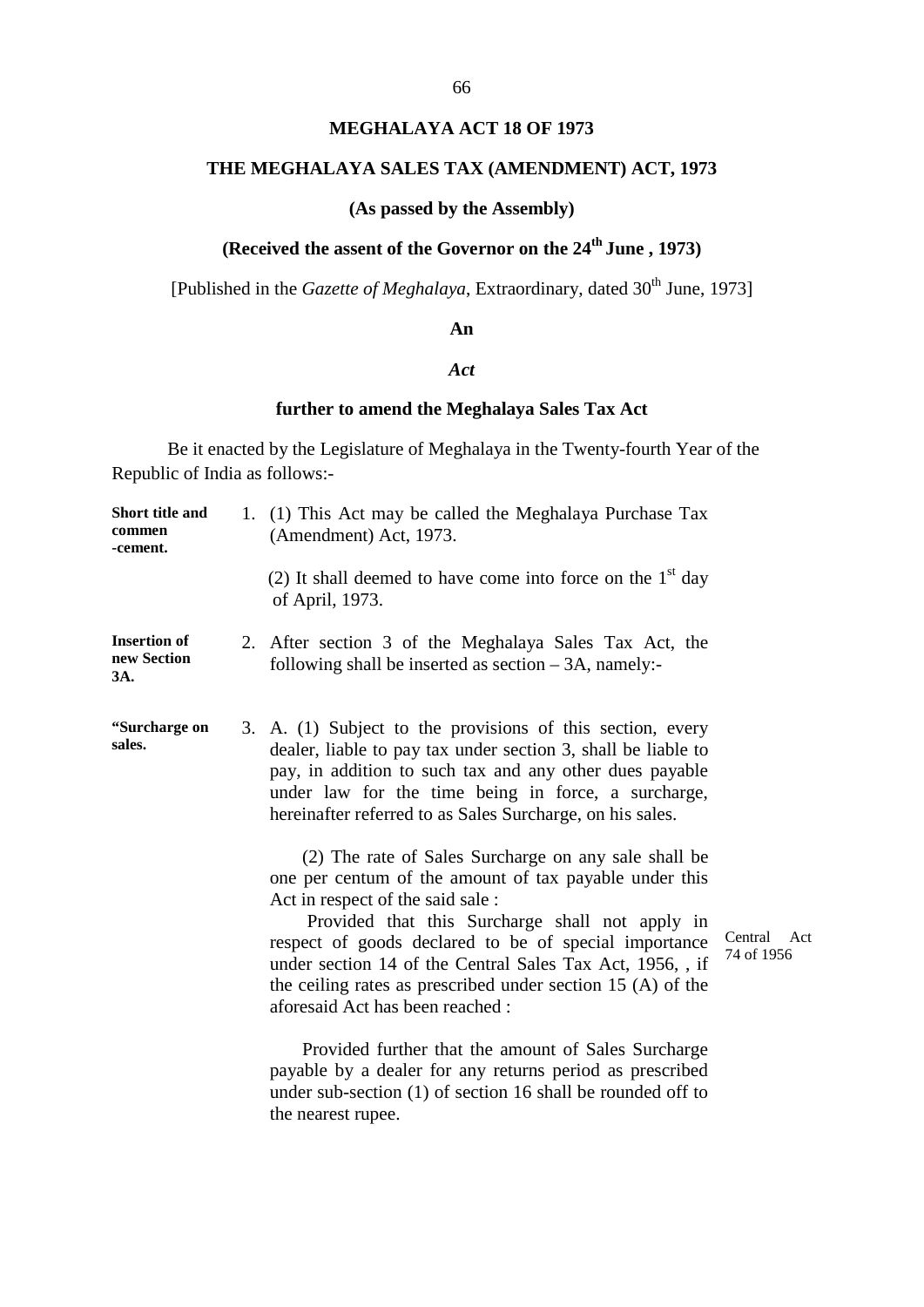# MEGHALAYA ACT 18 OF 1973

## THE MEGHALAYA SALES TAX (AMENDMENT) ACT, 1973

**(As passed by the Assembly)**

**(Received the assent of the Governor on the 24th June , 1973)**

[Published in the *Gazette of Meghalaya*, Extraordinary, dated 30th June, 1973]

**An**

***Act***

**further to amend the Meghalaya Sales Tax Act**

Be it enacted by the Legislature of Meghalaya in the Twenty-fourth Year of the Republic of India as follows:-

**Short title and commen -cement.**

1. (1) This Act may be called the Meghalaya Purchase Tax (Amendment) Act, 1973.

   (2) It shall deemed to have come into force on the 1st day of April, 1973.

**Insertion of new Section 3A.**

2. After section 3 of the Meghalaya Sales Tax Act, the following shall be inserted as section – 3A, namely:-

**"Surcharge on sales.**

3. A. (1) Subject to the provisions of this section, every dealer, liable to pay tax under section 3, shall be liable to pay, in addition to such tax and any other dues payable under law for the time being in force, a surcharge, hereinafter referred to as Sales Surcharge, on his sales.

   (2) The rate of Sales Surcharge on any sale shall be one per centum of the amount of tax payable under this Act in respect of the said sale :

   Provided that this Surcharge shall not apply in respect of goods declared to be of special importance under section 14 of the Central Sales Tax Act, 1956, , if the ceiling rates as prescribed under section 15 (A) of the aforesaid Act has been reached :

   Central Act 74 of 1956

   Provided further that the amount of Sales Surcharge payable by a dealer for any returns period as prescribed under sub-section (1) of section 16 shall be rounded off to the nearest rupee.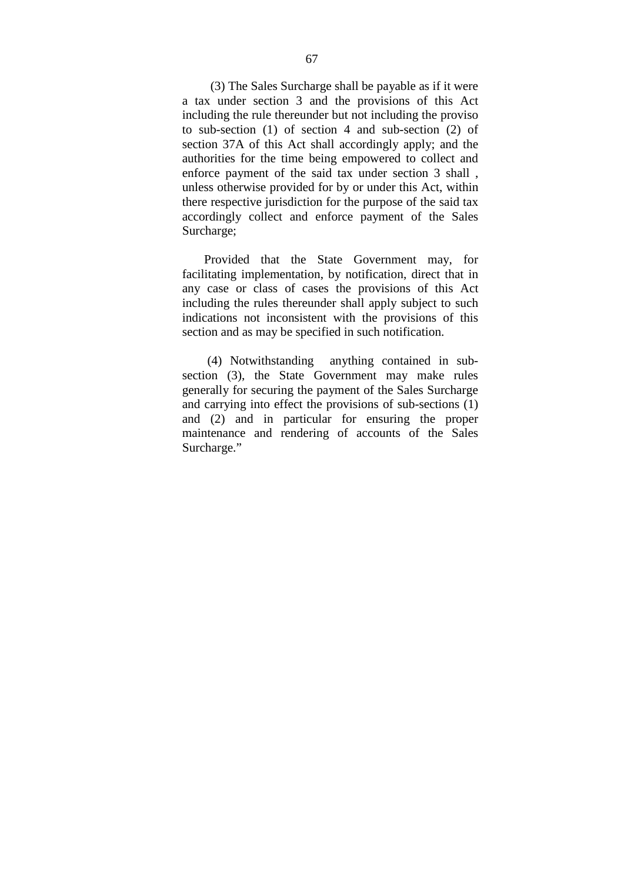(3) The Sales Surcharge shall be payable as if it were a tax under section 3 and the provisions of this Act including the rule thereunder but not including the proviso to sub-section (1) of section 4 and sub-section (2) of section 37A of this Act shall accordingly apply; and the authorities for the time being empowered to collect and enforce payment of the said tax under section 3 shall , unless otherwise provided for by or under this Act, within there respective jurisdiction for the purpose of the said tax accordingly collect and enforce payment of the Sales Surcharge;

Provided that the State Government may, for facilitating implementation, by notification, direct that in any case or class of cases the provisions of this Act including the rules thereunder shall apply subject to such indications not inconsistent with the provisions of this section and as may be specified in such notification.

(4) Notwithstanding anything contained in sub-section (3), the State Government may make rules generally for securing the payment of the Sales Surcharge and carrying into effect the provisions of sub-sections (1) and (2) and in particular for ensuring the proper maintenance and rendering of accounts of the Sales Surcharge."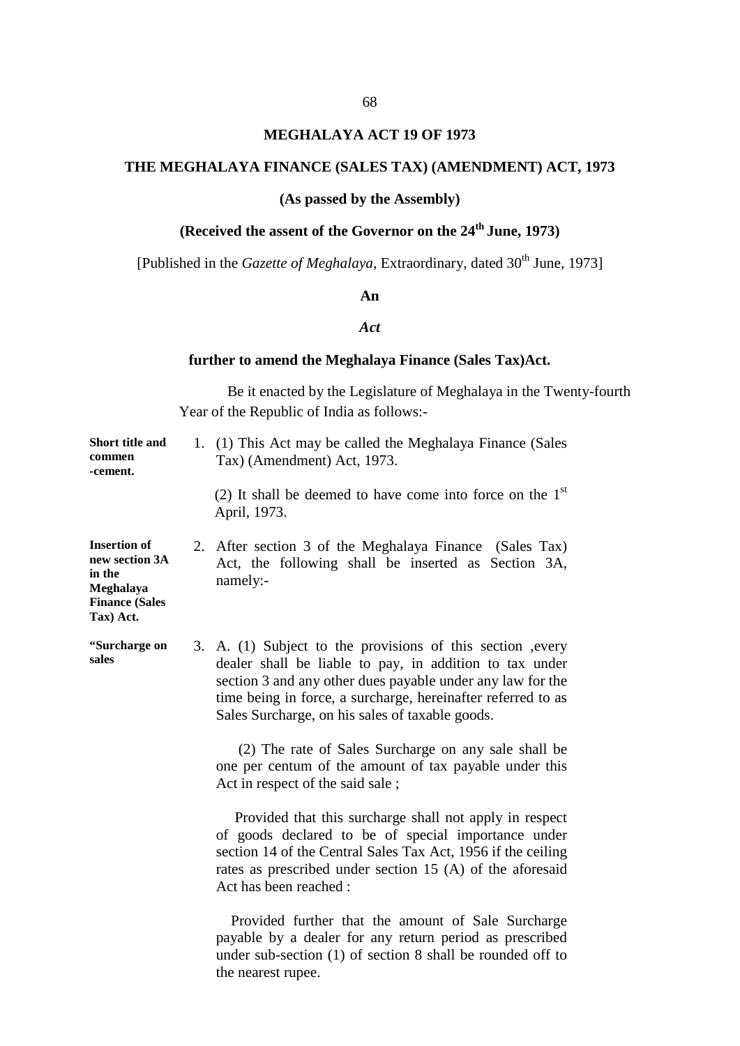# MEGHALAYA ACT 19 OF 1973

## THE MEGHALAYA FINANCE (SALES TAX) (AMENDMENT) ACT, 1973

**(As passed by the Assembly)**

**(Received the assent of the Governor on the 24th June, 1973)**

[Published in the *Gazette of Meghalaya*, Extraordinary, dated 30th June, 1973]

**An**

***Act***

**further to amend the Meghalaya Finance (Sales Tax)Act.**

Be it enacted by the Legislature of Meghalaya in the Twenty-fourth Year of the Republic of India as follows:-

**Short title and commen -cement.**

1. (1) This Act may be called the Meghalaya Finance (Sales Tax) (Amendment) Act, 1973.

   (2) It shall be deemed to have come into force on the 1st April, 1973.

**Insertion of new section 3A in the Meghalaya Finance (Sales Tax) Act.**

2. After section 3 of the Meghalaya Finance (Sales Tax) Act, the following shall be inserted as Section 3A, namely:-

**"Surcharge on sales**

3. A. (1) Subject to the provisions of this section ,every dealer shall be liable to pay, in addition to tax under section 3 and any other dues payable under any law for the time being in force, a surcharge, hereinafter referred to as Sales Surcharge, on his sales of taxable goods.

   (2) The rate of Sales Surcharge on any sale shall be one per centum of the amount of tax payable under this Act in respect of the said sale ;

   Provided that this surcharge shall not apply in respect of goods declared to be of special importance under section 14 of the Central Sales Tax Act, 1956 if the ceiling rates as prescribed under section 15 (A) of the aforesaid Act has been reached :

   Provided further that the amount of Sale Surcharge payable by a dealer for any return period as prescribed under sub-section (1) of section 8 shall be rounded off to the nearest rupee.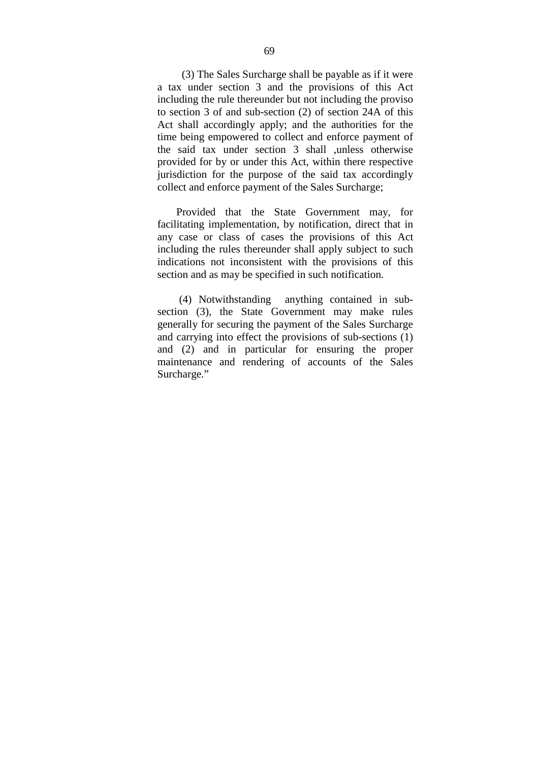(3) The Sales Surcharge shall be payable as if it were a tax under section 3 and the provisions of this Act including the rule thereunder but not including the proviso to section 3 of and sub-section (2) of section 24A of this Act shall accordingly apply; and the authorities for the time being empowered to collect and enforce payment of the said tax under section 3 shall ,unless otherwise provided for by or under this Act, within there respective jurisdiction for the purpose of the said tax accordingly collect and enforce payment of the Sales Surcharge;

Provided that the State Government may, for facilitating implementation, by notification, direct that in any case or class of cases the provisions of this Act including the rules thereunder shall apply subject to such indications not inconsistent with the provisions of this section and as may be specified in such notification.

(4) Notwithstanding anything contained in sub-section (3), the State Government may make rules generally for securing the payment of the Sales Surcharge and carrying into effect the provisions of sub-sections (1) and (2) and in particular for ensuring the proper maintenance and rendering of accounts of the Sales Surcharge."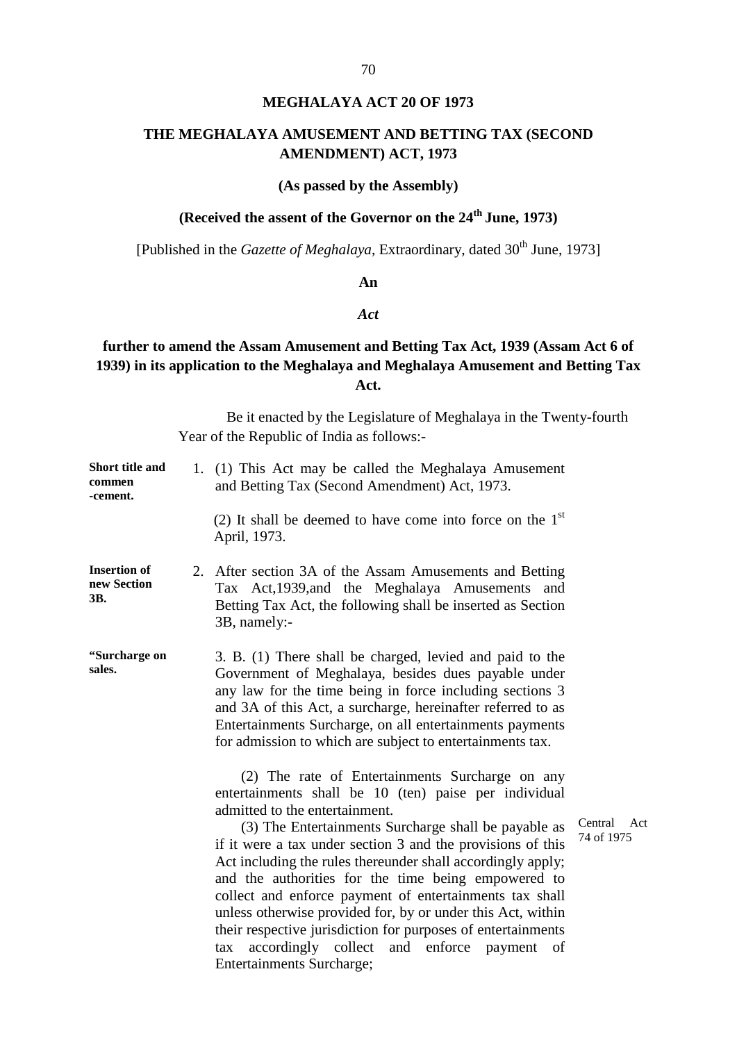# MEGHALAYA ACT 20 OF 1973

## THE MEGHALAYA AMUSEMENT AND BETTING TAX (SECOND AMENDMENT) ACT, 1973

**(As passed by the Assembly)**

**(Received the assent of the Governor on the 24th June, 1973)**

[Published in the *Gazette of Meghalaya*, Extraordinary, dated 30th June, 1973]

**An**

***Act***

**further to amend the Assam Amusement and Betting Tax Act, 1939 (Assam Act 6 of 1939) in its application to the Meghalaya and Meghalaya Amusement and Betting Tax Act.**

Be it enacted by the Legislature of Meghalaya in the Twenty-fourth Year of the Republic of India as follows:-

**Short title and commencement.**

1. (1) This Act may be called the Meghalaya Amusement and Betting Tax (Second Amendment) Act, 1973.

   (2) It shall be deemed to have come into force on the 1st April, 1973.

**Insertion of new Section 3B.**

2. After section 3A of the Assam Amusements and Betting Tax Act,1939,and the Meghalaya Amusements and Betting Tax Act, the following shall be inserted as Section 3B, namely:-

**"Surcharge on sales.**

3. B. (1) There shall be charged, levied and paid to the Government of Meghalaya, besides dues payable under any law for the time being in force including sections 3 and 3A of this Act, a surcharge, hereinafter referred to as Entertainments Surcharge, on all entertainments payments for admission to which are subject to entertainments tax.

(2) The rate of Entertainments Surcharge on any entertainments shall be 10 (ten) paise per individual admitted to the entertainment.

Central Act 74 of 1975

(3) The Entertainments Surcharge shall be payable as if it were a tax under section 3 and the provisions of this Act including the rules thereunder shall accordingly apply; and the authorities for the time being empowered to collect and enforce payment of entertainments tax shall unless otherwise provided for, by or under this Act, within their respective jurisdiction for purposes of entertainments tax accordingly collect and enforce payment of Entertainments Surcharge;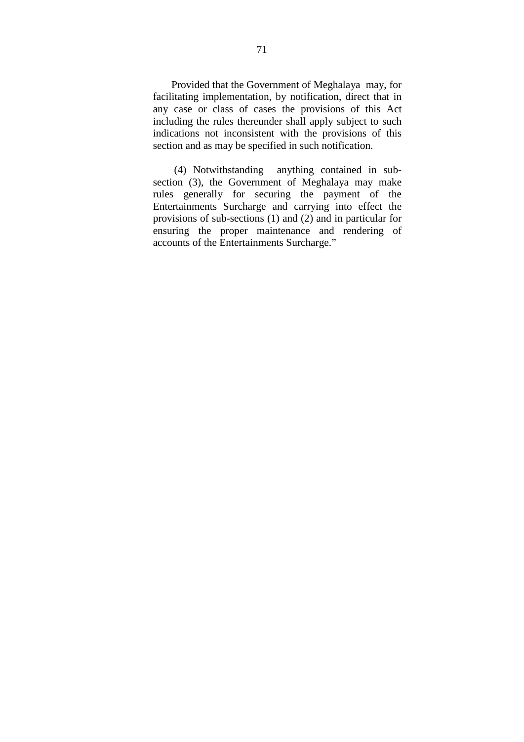Provided that the Government of Meghalaya may, for facilitating implementation, by notification, direct that in any case or class of cases the provisions of this Act including the rules thereunder shall apply subject to such indications not inconsistent with the provisions of this section and as may be specified in such notification.

(4) Notwithstanding anything contained in sub-section (3), the Government of Meghalaya may make rules generally for securing the payment of the Entertainments Surcharge and carrying into effect the provisions of sub-sections (1) and (2) and in particular for ensuring the proper maintenance and rendering of accounts of the Entertainments Surcharge."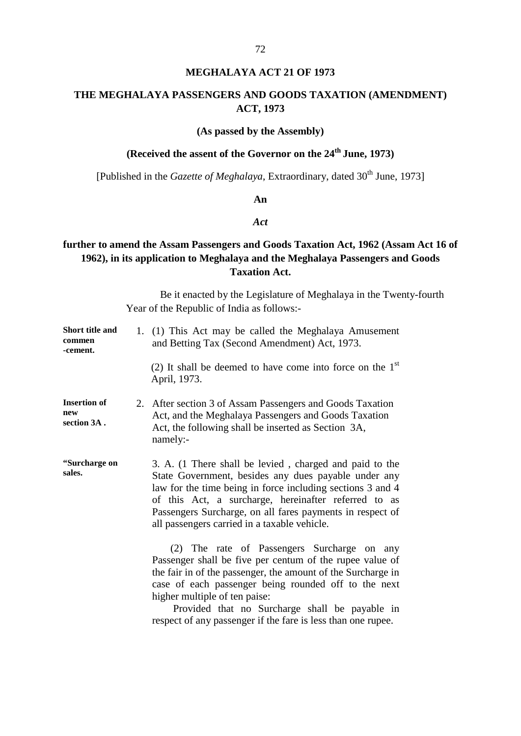# MEGHALAYA ACT 21 OF 1973

## THE MEGHALAYA PASSENGERS AND GOODS TAXATION (AMENDMENT) ACT, 1973

**(As passed by the Assembly)**

**(Received the assent of the Governor on the 24th June, 1973)**

[Published in the *Gazette of Meghalaya*, Extraordinary, dated 30th June, 1973]

**An**

***Act***

**further to amend the Assam Passengers and Goods Taxation Act, 1962 (Assam Act 16 of 1962), in its application to Meghalaya and the Meghalaya Passengers and Goods Taxation Act.**

Be it enacted by the Legislature of Meghalaya in the Twenty-fourth Year of the Republic of India as follows:-

**Short title and commen -cement.**

1. (1) This Act may be called the Meghalaya Amusement and Betting Tax (Second Amendment) Act, 1973.

   (2) It shall be deemed to have come into force on the 1st April, 1973.

**Insertion of new section 3A .**

2. After section 3 of Assam Passengers and Goods Taxation Act, and the Meghalaya Passengers and Goods Taxation Act, the following shall be inserted as Section 3A, namely:-

**"Surcharge on sales.**

3. A. (1 There shall be levied , charged and paid to the State Government, besides any dues payable under any law for the time being in force including sections 3 and 4 of this Act, a surcharge, hereinafter referred to as Passengers Surcharge, on all fares payments in respect of all passengers carried in a taxable vehicle.

(2) The rate of Passengers Surcharge on any Passenger shall be five per centum of the rupee value of the fair in of the passenger, the amount of the Surcharge in case of each passenger being rounded off to the next higher multiple of ten paise:

Provided that no Surcharge shall be payable in respect of any passenger if the fare is less than one rupee.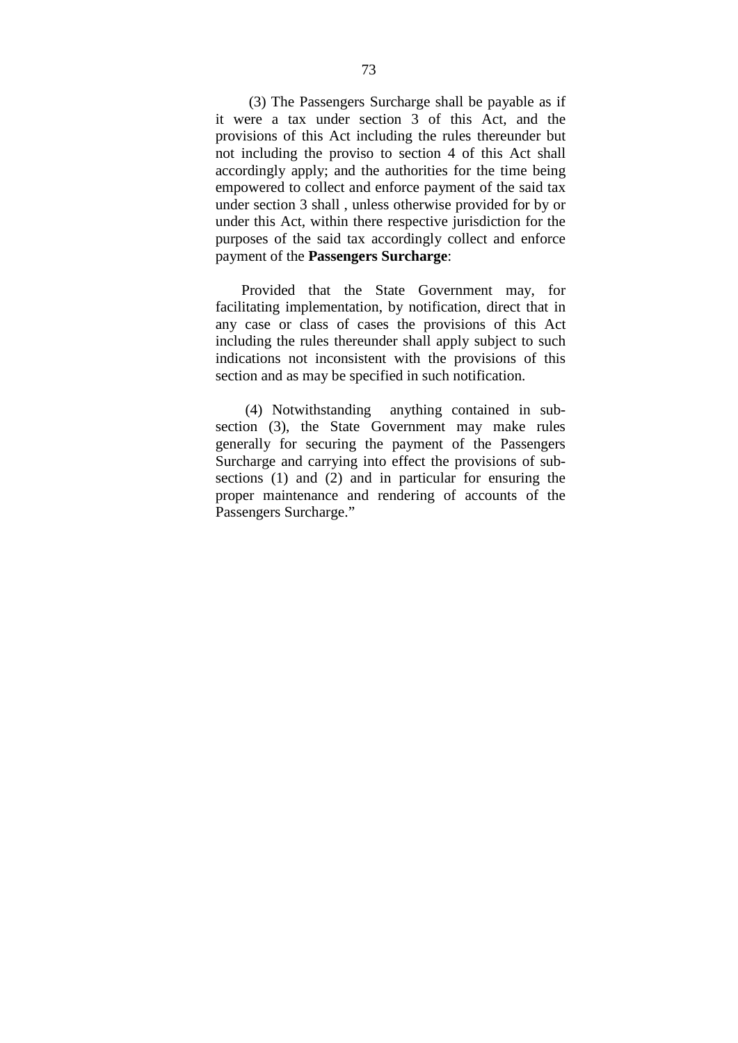(3) The Passengers Surcharge shall be payable as if it were a tax under section 3 of this Act, and the provisions of this Act including the rules thereunder but not including the proviso to section 4 of this Act shall accordingly apply; and the authorities for the time being empowered to collect and enforce payment of the said tax under section 3 shall , unless otherwise provided for by or under this Act, within there respective jurisdiction for the purposes of the said tax accordingly collect and enforce payment of the **Passengers Surcharge**:

Provided that the State Government may, for facilitating implementation, by notification, direct that in any case or class of cases the provisions of this Act including the rules thereunder shall apply subject to such indications not inconsistent with the provisions of this section and as may be specified in such notification.

(4) Notwithstanding anything contained in sub-section (3), the State Government may make rules generally for securing the payment of the Passengers Surcharge and carrying into effect the provisions of sub-sections (1) and (2) and in particular for ensuring the proper maintenance and rendering of accounts of the Passengers Surcharge."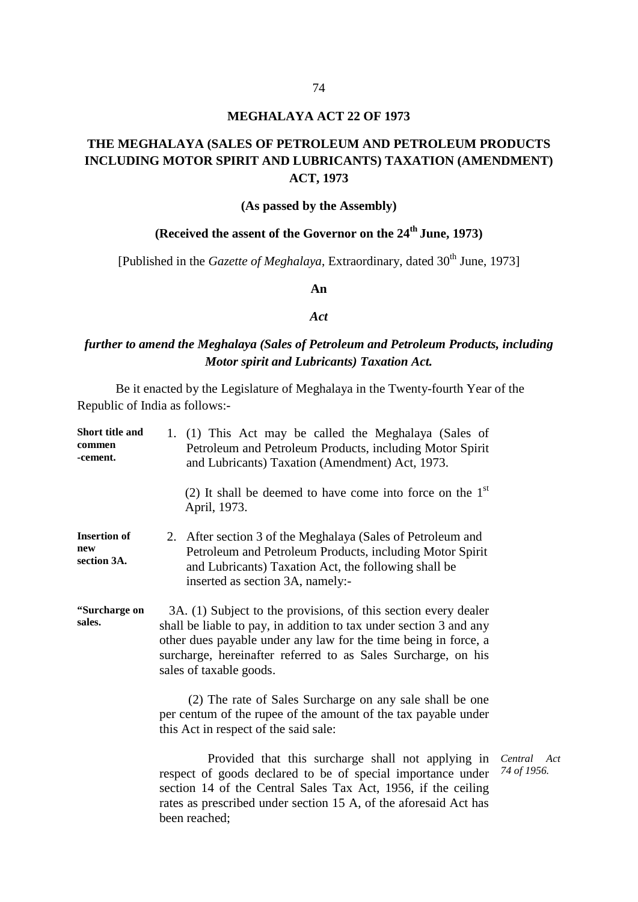## MEGHALAYA ACT 22 OF 1973

## THE MEGHALAYA (SALES OF PETROLEUM AND PETROLEUM PRODUCTS INCLUDING MOTOR SPIRIT AND LUBRICANTS) TAXATION (AMENDMENT) ACT, 1973

**(As passed by the Assembly)**

**(Received the assent of the Governor on the 24th June, 1973)**

[Published in the *Gazette of Meghalaya*, Extraordinary, dated 30th June, 1973]

**An**

***Act***

***further to amend the Meghalaya (Sales of Petroleum and Petroleum Products, including Motor spirit and Lubricants) Taxation Act.***

Be it enacted by the Legislature of Meghalaya in the Twenty-fourth Year of the Republic of India as follows:-

**Short title and commencement.**

1. (1) This Act may be called the Meghalaya (Sales of Petroleum and Petroleum Products, including Motor Spirit and Lubricants) Taxation (Amendment) Act, 1973.

   (2) It shall be deemed to have come into force on the 1st April, 1973.

**Insertion of new section 3A.**

2. After section 3 of the Meghalaya (Sales of Petroleum and Petroleum Products, including Motor Spirit and Lubricants) Taxation Act, the following shall be inserted as section 3A, namely:-

**"Surcharge on sales.**

3A. (1) Subject to the provisions, of this section every dealer shall be liable to pay, in addition to tax under section 3 and any other dues payable under any law for the time being in force, a surcharge, hereinafter referred to as Sales Surcharge, on his sales of taxable goods.

(2) The rate of Sales Surcharge on any sale shall be one per centum of the rupee of the amount of the tax payable under this Act in respect of the said sale:

Provided that this surcharge shall not applying in respect of goods declared to be of special importance under section 14 of the Central Sales Tax Act, 1956, if the ceiling rates as prescribed under section 15 A, of the aforesaid Act has been reached;

*Central Act 74 of 1956.*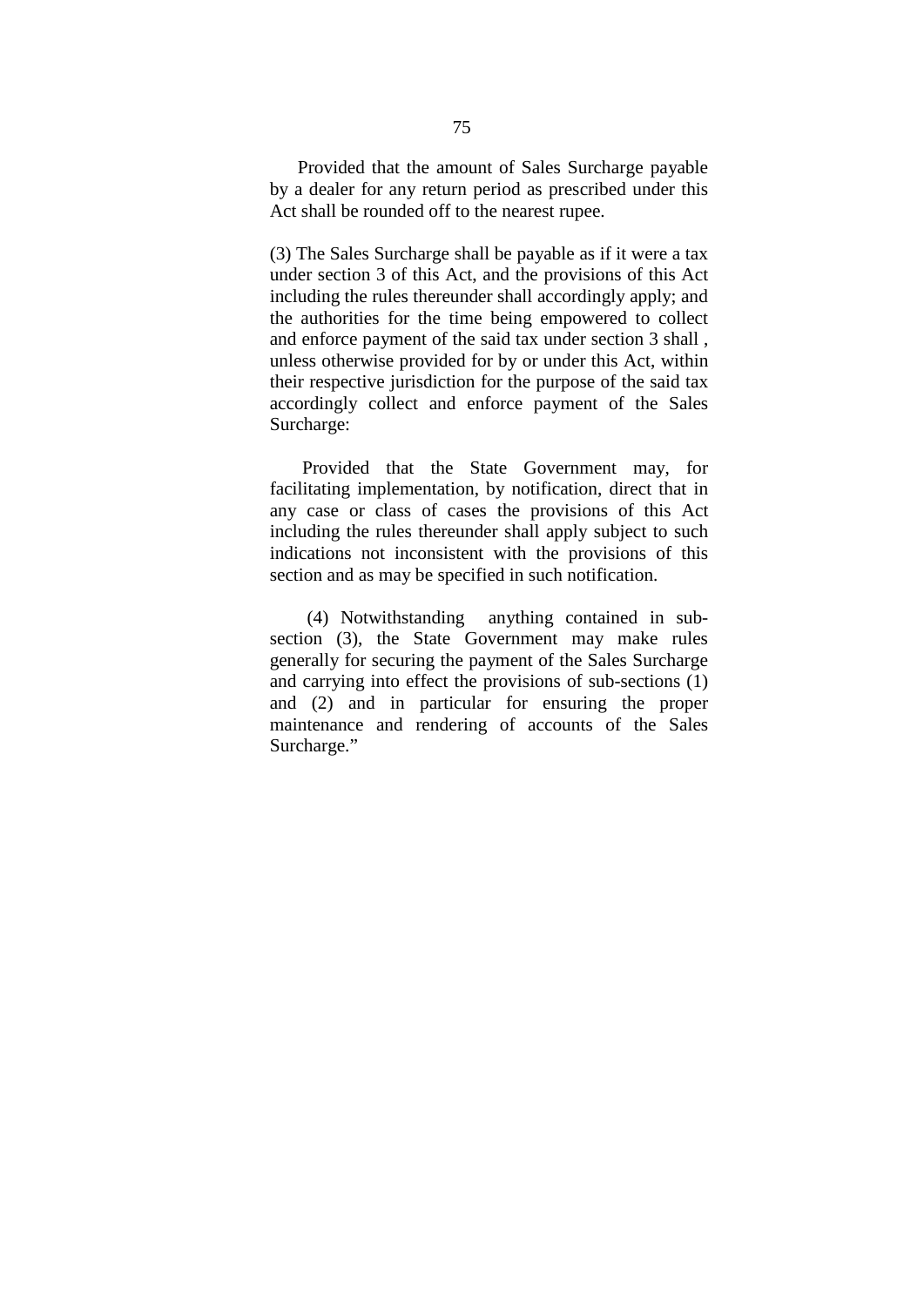Provided that the amount of Sales Surcharge payable by a dealer for any return period as prescribed under this Act shall be rounded off to the nearest rupee.

(3) The Sales Surcharge shall be payable as if it were a tax under section 3 of this Act, and the provisions of this Act including the rules thereunder shall accordingly apply; and the authorities for the time being empowered to collect and enforce payment of the said tax under section 3 shall , unless otherwise provided for by or under this Act, within their respective jurisdiction for the purpose of the said tax accordingly collect and enforce payment of the Sales Surcharge:

Provided that the State Government may, for facilitating implementation, by notification, direct that in any case or class of cases the provisions of this Act including the rules thereunder shall apply subject to such indications not inconsistent with the provisions of this section and as may be specified in such notification.

(4) Notwithstanding anything contained in sub-section (3), the State Government may make rules generally for securing the payment of the Sales Surcharge and carrying into effect the provisions of sub-sections (1) and (2) and in particular for ensuring the proper maintenance and rendering of accounts of the Sales Surcharge."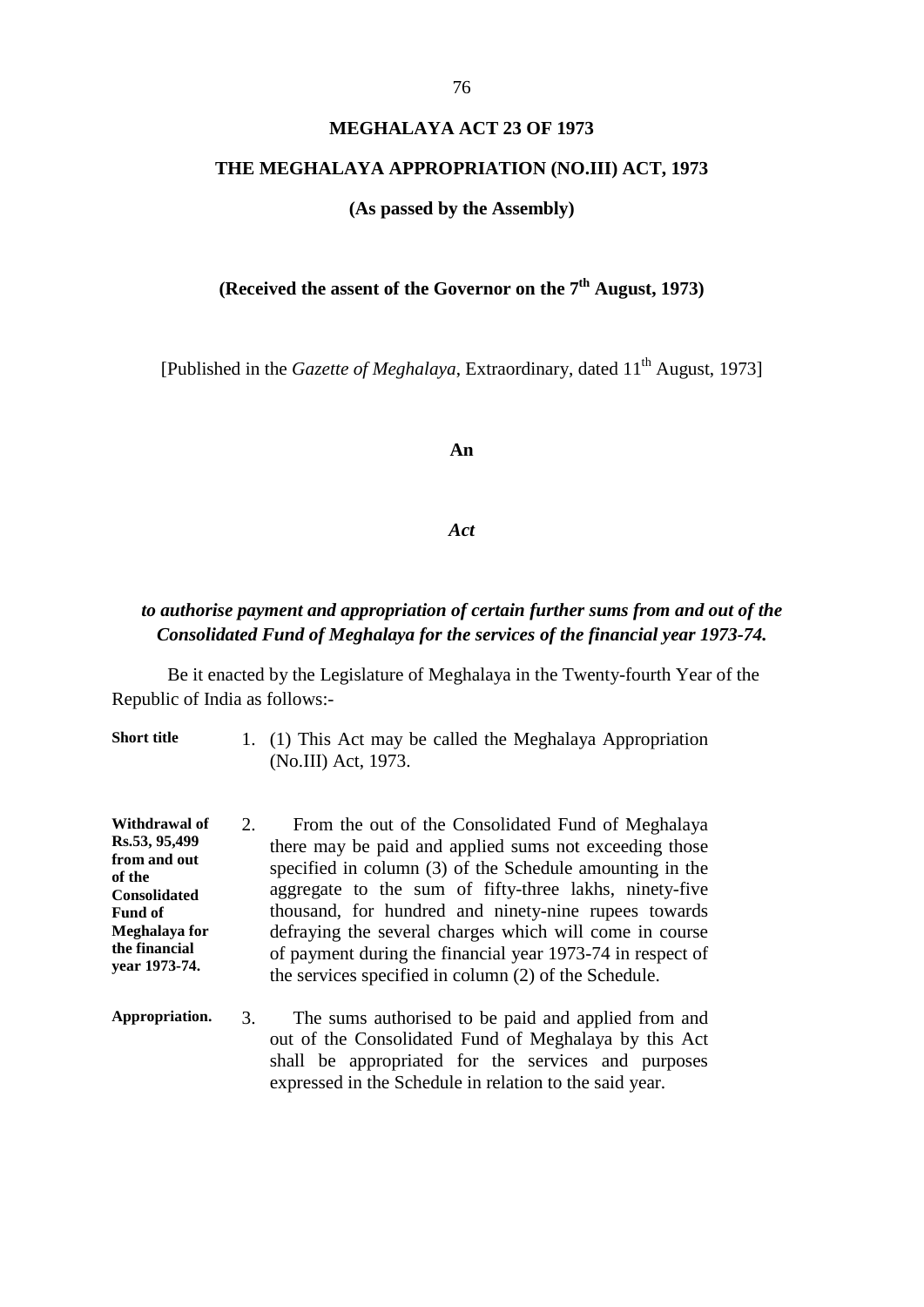# MEGHALAYA ACT 23 OF 1973

## THE MEGHALAYA APPROPRIATION (NO.III) ACT, 1973

**(As passed by the Assembly)**

**(Received the assent of the Governor on the 7th August, 1973)**

[Published in the *Gazette of Meghalaya*, Extraordinary, dated 11th August, 1973]

**An**

***Act***

***to authorise payment and appropriation of certain further sums from and out of the Consolidated Fund of Meghalaya for the services of the financial year 1973-74.***

Be it enacted by the Legislature of Meghalaya in the Twenty-fourth Year of the Republic of India as follows:-

**Short title**

1. (1) This Act may be called the Meghalaya Appropriation (No.III) Act, 1973.

**Withdrawal of Rs.53, 95,499 from and out of the Consolidated Fund of Meghalaya for the financial year 1973-74.**

2. From the out of the Consolidated Fund of Meghalaya there may be paid and applied sums not exceeding those specified in column (3) of the Schedule amounting in the aggregate to the sum of fifty-three lakhs, ninety-five thousand, for hundred and ninety-nine rupees towards defraying the several charges which will come in course of payment during the financial year 1973-74 in respect of the services specified in column (2) of the Schedule.

**Appropriation.**

3. The sums authorised to be paid and applied from and out of the Consolidated Fund of Meghalaya by this Act shall be appropriated for the services and purposes expressed in the Schedule in relation to the said year.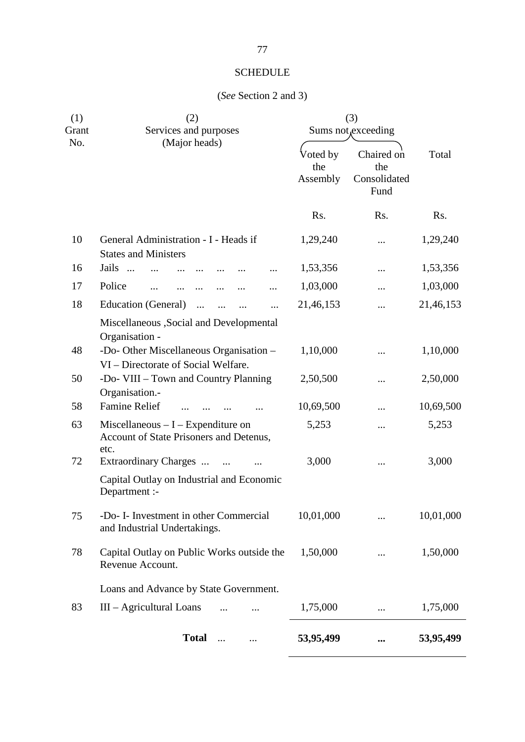SCHEDULE

(*See* Section 2 and 3)

| (1) Grant No. | (2) Services and purposes (Major heads) | (3) Sums not exceeding | | |
|---|---|---|---|---|
| | | Voted by the Assembly | Chaired on the Consolidated Fund | Total |
| | | Rs. | Rs. | Rs. |
| 10 | General Administration - I - Heads if States and Ministers | 1,29,240 | ... | 1,29,240 |
| 16 | Jails ... ... ... ... ... ... ... | 1,53,356 | ... | 1,53,356 |
| 17 | Police ... ... ... ... ... ... | 1,03,000 | ... | 1,03,000 |
| 18 | Education (General) ... ... ... ... | 21,46,153 | ... | 21,46,153 |
| | Miscellaneous ,Social and Developmental Organisation - | | | |
| 48 | -Do- Other Miscellaneous Organisation – VI – Directorate of Social Welfare. | 1,10,000 | ... | 1,10,000 |
| 50 | -Do- VIII – Town and Country Planning Organisation.- | 2,50,500 | ... | 2,50,000 |
| 58 | Famine Relief ... ... ... ... | 10,69,500 | ... | 10,69,500 |
| 63 | Miscellaneous – I – Expenditure on Account of State Prisoners and Detenus, etc. | 5,253 | ... | 5,253 |
| 72 | Extraordinary Charges ... ... ... | 3,000 | ... | 3,000 |
| | Capital Outlay on Industrial and Economic Department :- | | | |
| 75 | -Do- I- Investment in other Commercial and Industrial Undertakings. | 10,01,000 | ... | 10,01,000 |
| 78 | Capital Outlay on Public Works outside the Revenue Account. | 1,50,000 | ... | 1,50,000 |
| | Loans and Advance by State Government. | | | |
| 83 | III – Agricultural Loans ... ... | 1,75,000 | ... | 1,75,000 |
| | **Total** ... ... | **53,95,499** | **...** | **53,95,499** |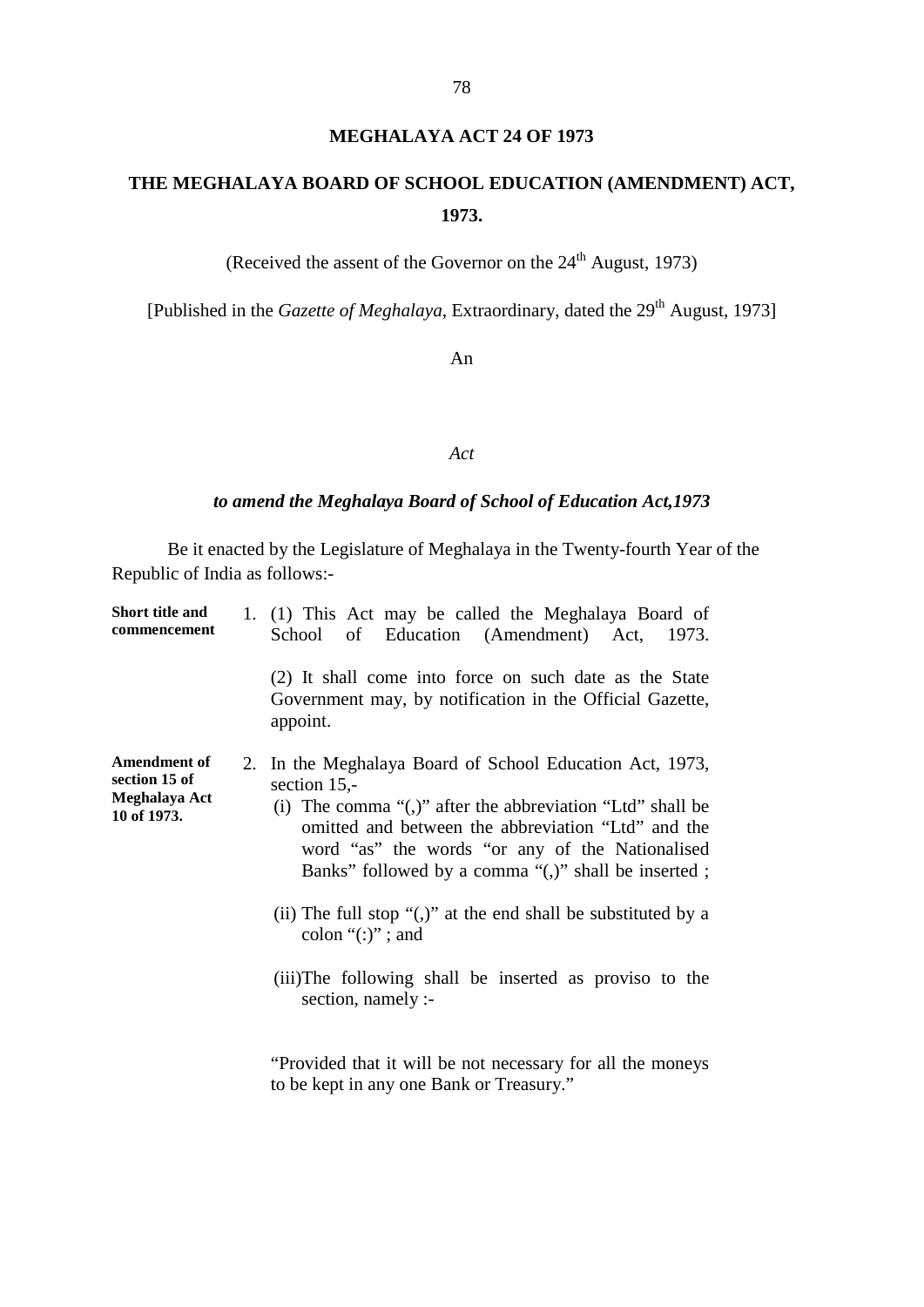# MEGHALAYA ACT 24 OF 1973

## THE MEGHALAYA BOARD OF SCHOOL EDUCATION (AMENDMENT) ACT, 1973.

(Received the assent of the Governor on the 24th August, 1973)

[Published in the *Gazette of Meghalaya*, Extraordinary, dated the 29th August, 1973]

An

*Act*

***to amend the Meghalaya Board of School of Education Act,1973***

Be it enacted by the Legislature of Meghalaya in the Twenty-fourth Year of the Republic of India as follows:-

**Short title and commencement**

1. (1) This Act may be called the Meghalaya Board of School of Education (Amendment) Act, 1973.

   (2) It shall come into force on such date as the State Government may, by notification in the Official Gazette, appoint.

**Amendment of section 15 of Meghalaya Act 10 of 1973.**

2. In the Meghalaya Board of School Education Act, 1973, section 15,-

   (i) The comma "(,)" after the abbreviation "Ltd" shall be omitted and between the abbreviation "Ltd" and the word "as" the words "or any of the Nationalised Banks" followed by a comma "(,)" shall be inserted ;

   (ii) The full stop "(,)" at the end shall be substituted by a colon "(:)" ; and

   (iii)The following shall be inserted as proviso to the section, namely :-

   "Provided that it will be not necessary for all the moneys to be kept in any one Bank or Treasury."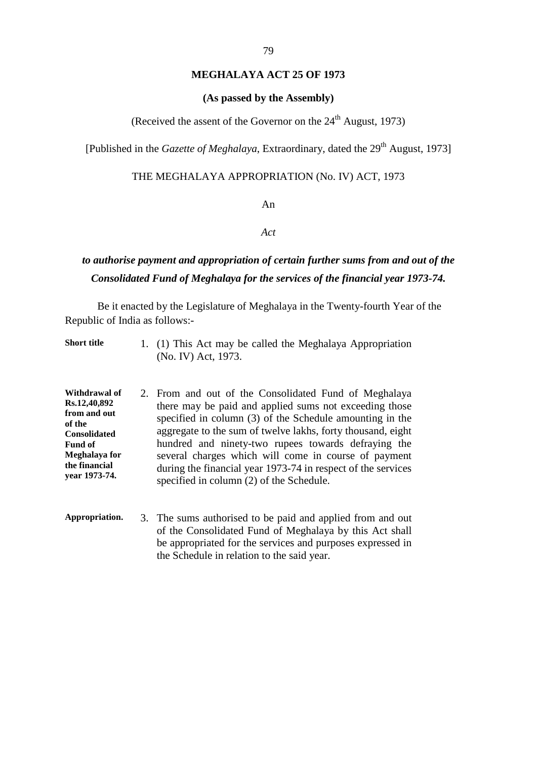**MEGHALAYA ACT 25 OF 1973**

**(As passed by the Assembly)**

(Received the assent of the Governor on the 24th August, 1973)

[Published in the *Gazette of Meghalaya*, Extraordinary, dated the 29th August, 1973]

THE MEGHALAYA APPROPRIATION (No. IV) ACT, 1973

An

*Act*

***to authorise payment and appropriation of certain further sums from and out of the Consolidated Fund of Meghalaya for the services of the financial year 1973-74.***

Be it enacted by the Legislature of Meghalaya in the Twenty-fourth Year of the Republic of India as follows:-

**Short title**

1. (1) This Act may be called the Meghalaya Appropriation (No. IV) Act, 1973.

**Withdrawal of Rs.12,40,892 from and out of the Consolidated Fund of Meghalaya for the financial year 1973-74.**

2. From and out of the Consolidated Fund of Meghalaya there may be paid and applied sums not exceeding those specified in column (3) of the Schedule amounting in the aggregate to the sum of twelve lakhs, forty thousand, eight hundred and ninety-two rupees towards defraying the several charges which will come in course of payment during the financial year 1973-74 in respect of the services specified in column (2) of the Schedule.

**Appropriation.**

3. The sums authorised to be paid and applied from and out of the Consolidated Fund of Meghalaya by this Act shall be appropriated for the services and purposes expressed in the Schedule in relation to the said year.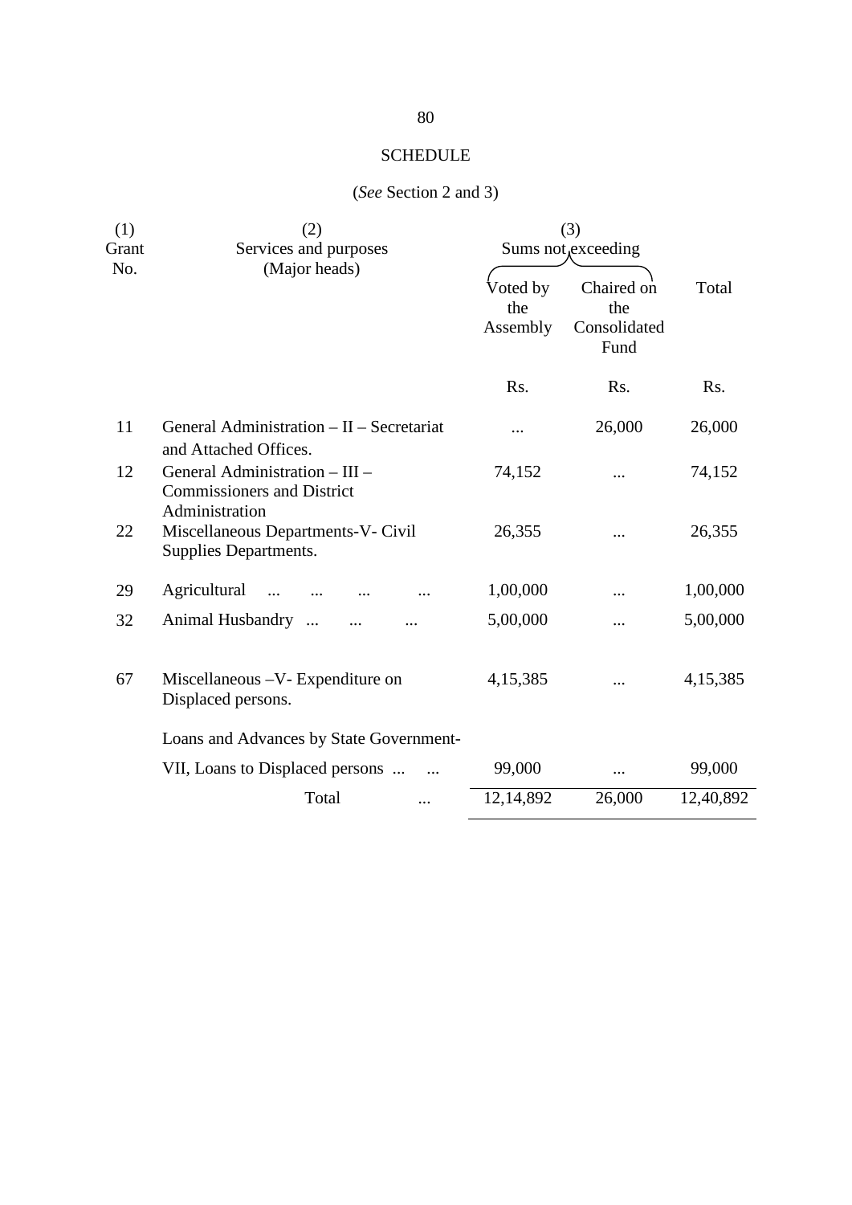SCHEDULE

(*See* Section 2 and 3)

| (1) Grant No. | (2) Services and purposes (Major heads) | (3) Sums not exceeding | | |
|---|---|---|---|---|
| | | Voted by the Assembly | Chaired on the Consolidated Fund | Total |
| | | Rs. | Rs. | Rs. |
| 11 | General Administration – II – Secretariat and Attached Offices. | ... | 26,000 | 26,000 |
| 12 | General Administration – III – Commissioners and District Administration | 74,152 | ... | 74,152 |
| 22 | Miscellaneous Departments-V- Civil Supplies Departments. | 26,355 | ... | 26,355 |
| 29 | Agricultural ... ... ... ... | 1,00,000 | ... | 1,00,000 |
| 32 | Animal Husbandry ... ... ... | 5,00,000 | ... | 5,00,000 |
| 67 | Miscellaneous –V- Expenditure on Displaced persons. | 4,15,385 | ... | 4,15,385 |
| | Loans and Advances by State Government- | | | |
| | VII, Loans to Displaced persons ... ... | 99,000 | ... | 99,000 |
| | Total ... | 12,14,892 | 26,000 | 12,40,892 |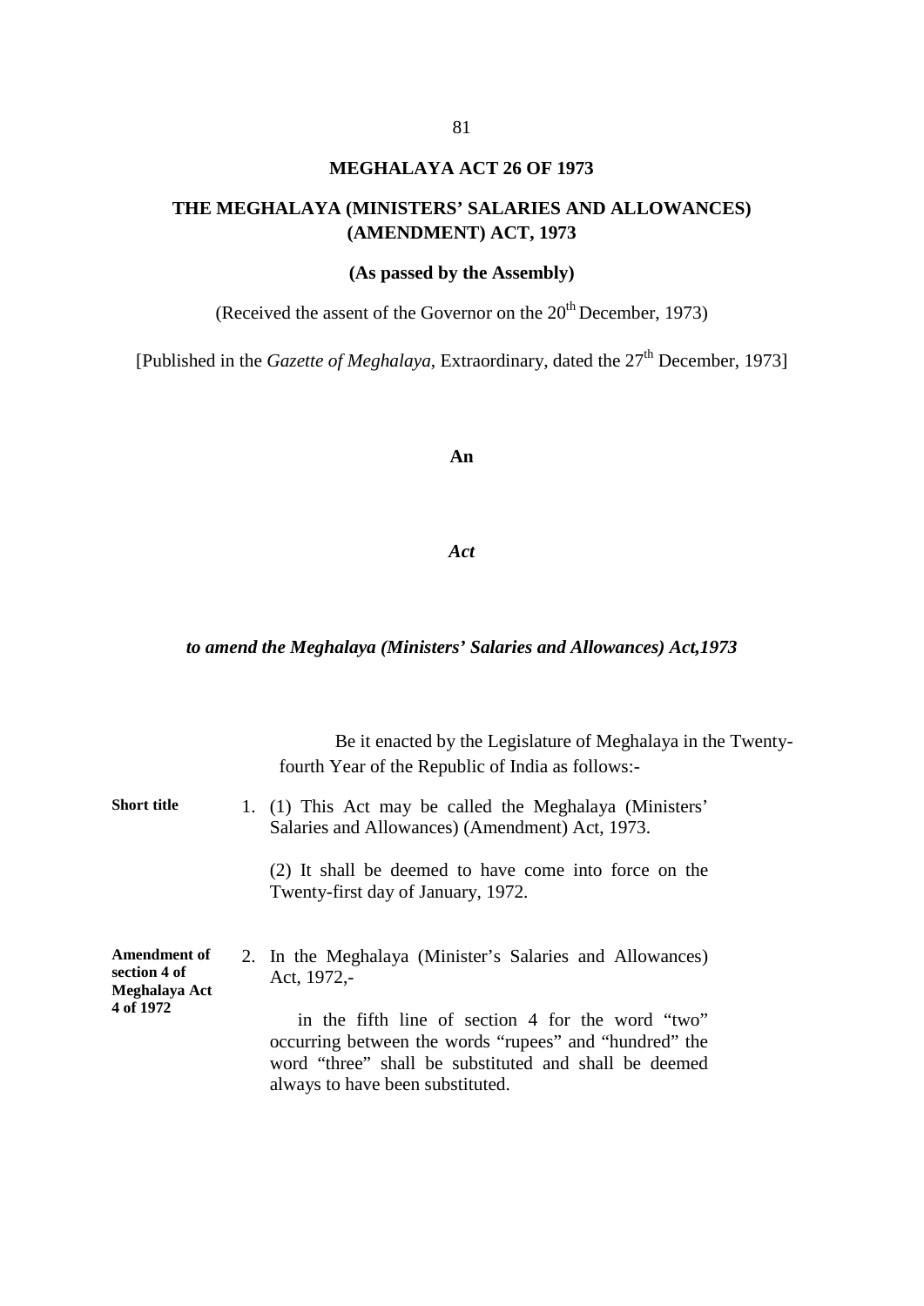# MEGHALAYA ACT 26 OF 1973

## THE MEGHALAYA (MINISTERS' SALARIES AND ALLOWANCES) (AMENDMENT) ACT, 1973

**(As passed by the Assembly)**

(Received the assent of the Governor on the 20th December, 1973)

[Published in the *Gazette of Meghalaya*, Extraordinary, dated the 27th December, 1973]

**An**

***Act***

***to amend the Meghalaya (Ministers' Salaries and Allowances) Act,1973***

Be it enacted by the Legislature of Meghalaya in the Twenty-fourth Year of the Republic of India as follows:-

**Short title**

1. (1) This Act may be called the Meghalaya (Ministers' Salaries and Allowances) (Amendment) Act, 1973.

   (2) It shall be deemed to have come into force on the Twenty-first day of January, 1972.

**Amendment of section 4 of Meghalaya Act 4 of 1972**

2. In the Meghalaya (Minister's Salaries and Allowances) Act, 1972,-

   in the fifth line of section 4 for the word "two" occurring between the words "rupees" and "hundred" the word "three" shall be substituted and shall be deemed always to have been substituted.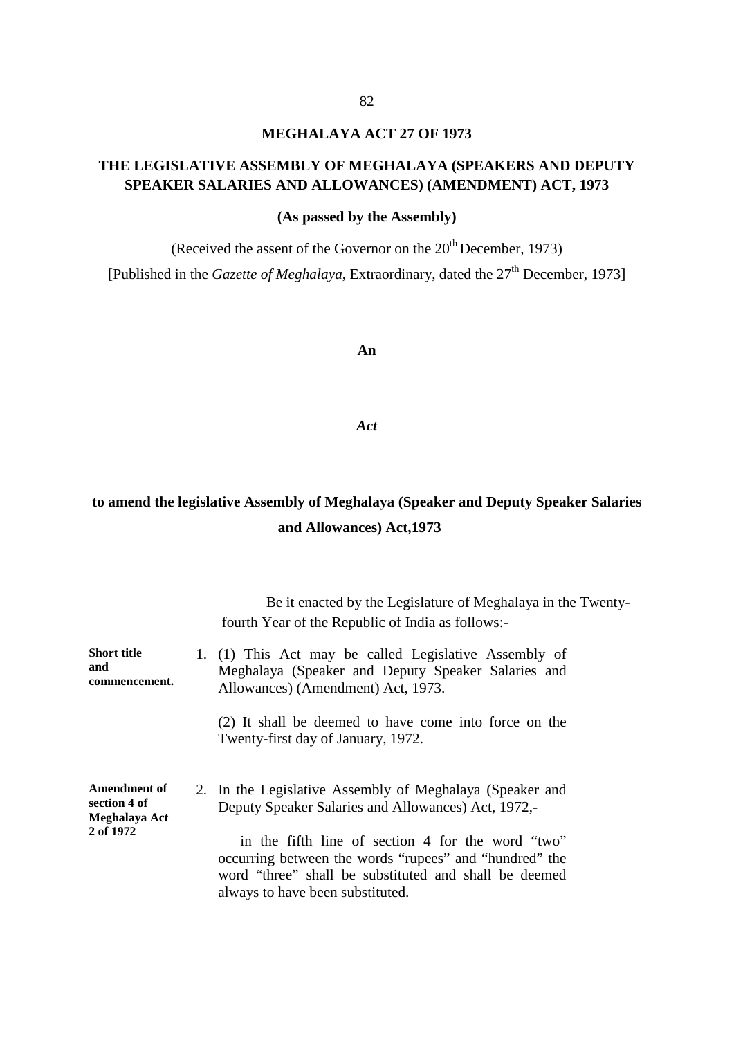# MEGHALAYA ACT 27 OF 1973

## THE LEGISLATIVE ASSEMBLY OF MEGHALAYA (SPEAKERS AND DEPUTY SPEAKER SALARIES AND ALLOWANCES) (AMENDMENT) ACT, 1973

**(As passed by the Assembly)**

(Received the assent of the Governor on the 20th December, 1973)

[Published in the *Gazette of Meghalaya*, Extraordinary, dated the 27th December, 1973]

**An**

***Act***

**to amend the legislative Assembly of Meghalaya (Speaker and Deputy Speaker Salaries and Allowances) Act,1973**

Be it enacted by the Legislature of Meghalaya in the Twenty-fourth Year of the Republic of India as follows:-

**Short title and commencement.**

1. (1) This Act may be called Legislative Assembly of Meghalaya (Speaker and Deputy Speaker Salaries and Allowances) (Amendment) Act, 1973.

   (2) It shall be deemed to have come into force on the Twenty-first day of January, 1972.

**Amendment of section 4 of Meghalaya Act 2 of 1972**

2. In the Legislative Assembly of Meghalaya (Speaker and Deputy Speaker Salaries and Allowances) Act, 1972,-

   in the fifth line of section 4 for the word "two" occurring between the words "rupees" and "hundred" the word "three" shall be substituted and shall be deemed always to have been substituted.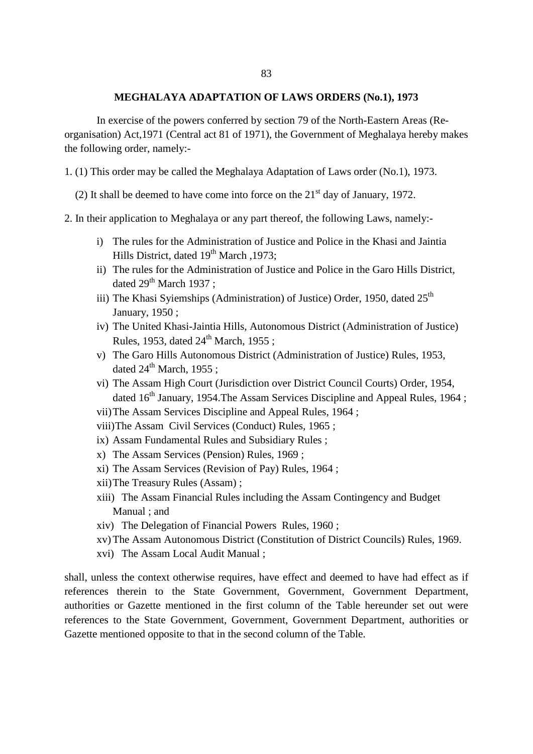## MEGHALAYA ADAPTATION OF LAWS ORDERS (No.1), 1973

In exercise of the powers conferred by section 79 of the North-Eastern Areas (Re-organisation) Act,1971 (Central act 81 of 1971), the Government of Meghalaya hereby makes the following order, namely:-

1. (1) This order may be called the Meghalaya Adaptation of Laws order (No.1), 1973.

(2) It shall be deemed to have come into force on the 21st day of January, 1972.

2. In their application to Meghalaya or any part thereof, the following Laws, namely:-

i) The rules for the Administration of Justice and Police in the Khasi and Jaintia Hills District, dated 19th March ,1973;
ii) The rules for the Administration of Justice and Police in the Garo Hills District, dated 29th March 1937 ;
iii) The Khasi Syiemships (Administration) of Justice) Order, 1950, dated 25th January, 1950 ;
iv) The United Khasi-Jaintia Hills, Autonomous District (Administration of Justice) Rules, 1953, dated 24th March, 1955 ;
v) The Garo Hills Autonomous District (Administration of Justice) Rules, 1953, dated 24th March, 1955 ;
vi) The Assam High Court (Jurisdiction over District Council Courts) Order, 1954, dated 16th January, 1954.The Assam Services Discipline and Appeal Rules, 1964 ;
vii) The Assam Services Discipline and Appeal Rules, 1964 ;
viii) The Assam Civil Services (Conduct) Rules, 1965 ;
ix) Assam Fundamental Rules and Subsidiary Rules ;
x) The Assam Services (Pension) Rules, 1969 ;
xi) The Assam Services (Revision of Pay) Rules, 1964 ;
xii) The Treasury Rules (Assam) ;
xiii) The Assam Financial Rules including the Assam Contingency and Budget Manual ; and
xiv) The Delegation of Financial Powers Rules, 1960 ;
xv) The Assam Autonomous District (Constitution of District Councils) Rules, 1969.
xvi) The Assam Local Audit Manual ;

shall, unless the context otherwise requires, have effect and deemed to have had effect as if references therein to the State Government, Government, Government Department, authorities or Gazette mentioned in the first column of the Table hereunder set out were references to the State Government, Government, Government Department, authorities or Gazette mentioned opposite to that in the second column of the Table.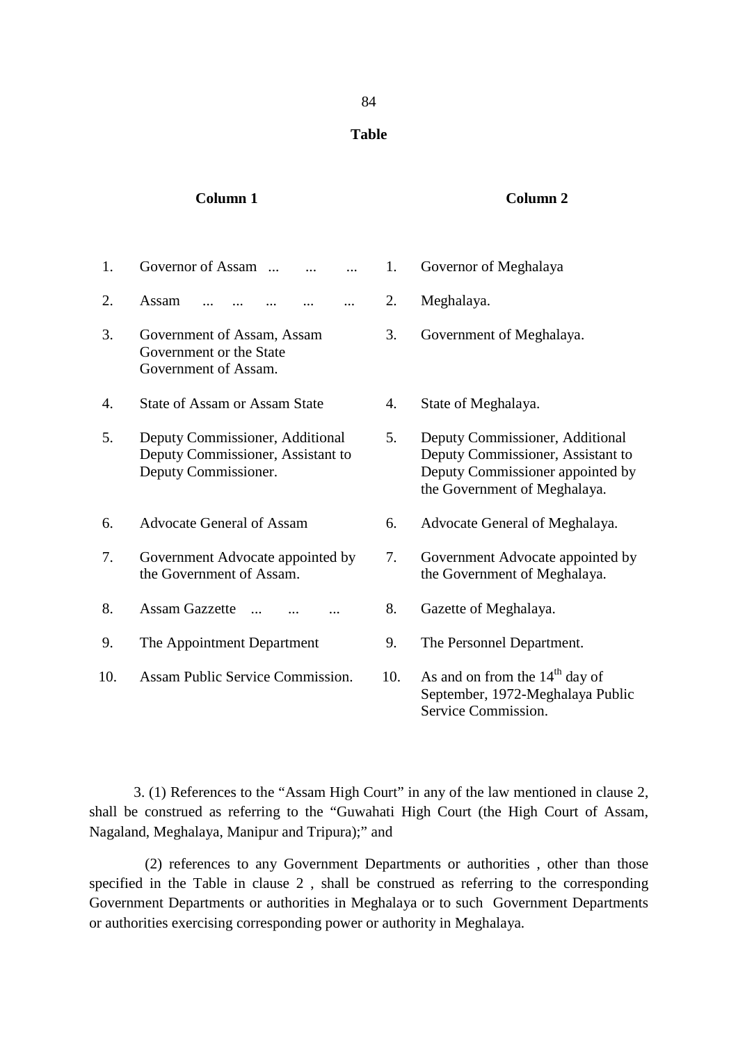**Table**

| | Column 1 | | Column 2 |
|---|---|---|---|
| 1. | Governor of Assam ... ... ... | 1. | Governor of Meghalaya |
| 2. | Assam ... ... ... ... ... | 2. | Meghalaya. |
| 3. | Government of Assam, Assam Government or the State Government of Assam. | 3. | Government of Meghalaya. |
| 4. | State of Assam or Assam State | 4. | State of Meghalaya. |
| 5. | Deputy Commissioner, Additional Deputy Commissioner, Assistant to Deputy Commissioner. | 5. | Deputy Commissioner, Additional Deputy Commissioner, Assistant to Deputy Commissioner appointed by the Government of Meghalaya. |
| 6. | Advocate General of Assam | 6. | Advocate General of Meghalaya. |
| 7. | Government Advocate appointed by the Government of Assam. | 7. | Government Advocate appointed by the Government of Meghalaya. |
| 8. | Assam Gazzette ... ... ... | 8. | Gazette of Meghalaya. |
| 9. | The Appointment Department | 9. | The Personnel Department. |
| 10. | Assam Public Service Commission. | 10. | As and on from the 14th day of September, 1972-Meghalaya Public Service Commission. |

3. (1) References to the "Assam High Court" in any of the law mentioned in clause 2, shall be construed as referring to the "Guwahati High Court (the High Court of Assam, Nagaland, Meghalaya, Manipur and Tripura);" and

(2) references to any Government Departments or authorities , other than those specified in the Table in clause 2 , shall be construed as referring to the corresponding Government Departments or authorities in Meghalaya or to such Government Departments or authorities exercising corresponding power or authority in Meghalaya.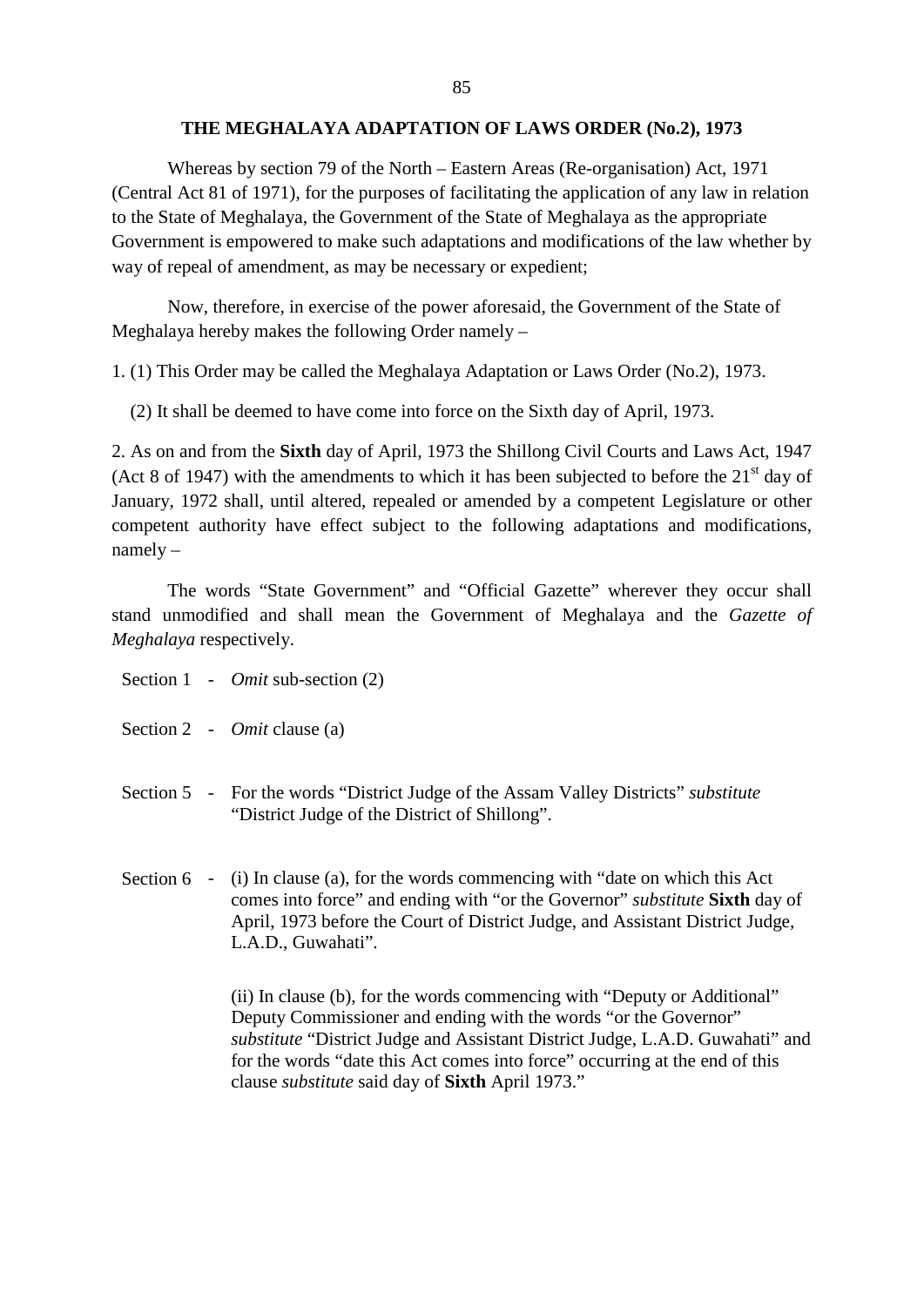## THE MEGHALAYA ADAPTATION OF LAWS ORDER (No.2), 1973

Whereas by section 79 of the North – Eastern Areas (Re-organisation) Act, 1971 (Central Act 81 of 1971), for the purposes of facilitating the application of any law in relation to the State of Meghalaya, the Government of the State of Meghalaya as the appropriate Government is empowered to make such adaptations and modifications of the law whether by way of repeal of amendment, as may be necessary or expedient;

Now, therefore, in exercise of the power aforesaid, the Government of the State of Meghalaya hereby makes the following Order namely –

1. (1) This Order may be called the Meghalaya Adaptation or Laws Order (No.2), 1973.

(2) It shall be deemed to have come into force on the Sixth day of April, 1973.

2. As on and from the **Sixth** day of April, 1973 the Shillong Civil Courts and Laws Act, 1947 (Act 8 of 1947) with the amendments to which it has been subjected to before the 21st day of January, 1972 shall, until altered, repealed or amended by a competent Legislature or other competent authority have effect subject to the following adaptations and modifications, namely –

The words "State Government" and "Official Gazette" wherever they occur shall stand unmodified and shall mean the Government of Meghalaya and the *Gazette of Meghalaya* respectively.

Section 1 - *Omit* sub-section (2)

Section 2 - *Omit* clause (a)

Section 5 - For the words "District Judge of the Assam Valley Districts" *substitute* "District Judge of the District of Shillong".

Section 6 - (i) In clause (a), for the words commencing with "date on which this Act comes into force" and ending with "or the Governor" *substitute* **Sixth** day of April, 1973 before the Court of District Judge, and Assistant District Judge, L.A.D., Guwahati".

(ii) In clause (b), for the words commencing with "Deputy or Additional" Deputy Commissioner and ending with the words "or the Governor" *substitute* "District Judge and Assistant District Judge, L.A.D. Guwahati" and for the words "date this Act comes into force" occurring at the end of this clause *substitute* said day of **Sixth** April 1973."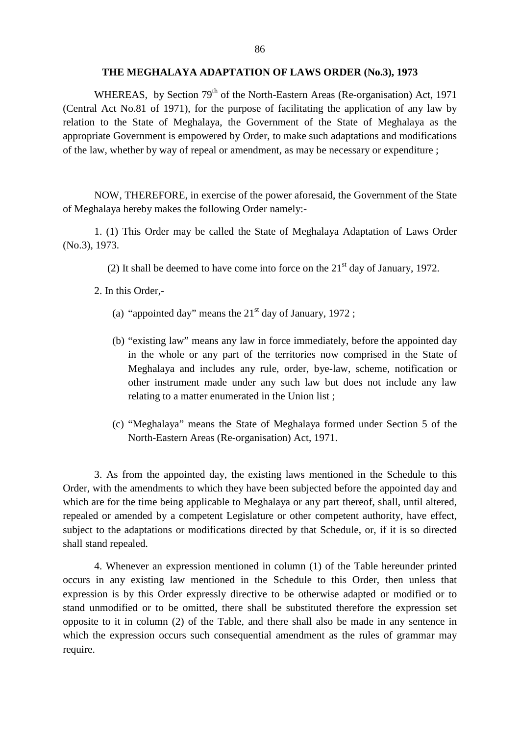# THE MEGHALAYA ADAPTATION OF LAWS ORDER (No.3), 1973

WHEREAS, by Section 79th of the North-Eastern Areas (Re-organisation) Act, 1971 (Central Act No.81 of 1971), for the purpose of facilitating the application of any law by relation to the State of Meghalaya, the Government of the State of Meghalaya as the appropriate Government is empowered by Order, to make such adaptations and modifications of the law, whether by way of repeal or amendment, as may be necessary or expenditure ;

NOW, THEREFORE, in exercise of the power aforesaid, the Government of the State of Meghalaya hereby makes the following Order namely:-

1. (1) This Order may be called the State of Meghalaya Adaptation of Laws Order (No.3), 1973.

(2) It shall be deemed to have come into force on the 21st day of January, 1972.

2. In this Order,-

(a) "appointed day" means the 21st day of January, 1972 ;

(b) "existing law" means any law in force immediately, before the appointed day in the whole or any part of the territories now comprised in the State of Meghalaya and includes any rule, order, bye-law, scheme, notification or other instrument made under any such law but does not include any law relating to a matter enumerated in the Union list ;

(c) "Meghalaya" means the State of Meghalaya formed under Section 5 of the North-Eastern Areas (Re-organisation) Act, 1971.

3. As from the appointed day, the existing laws mentioned in the Schedule to this Order, with the amendments to which they have been subjected before the appointed day and which are for the time being applicable to Meghalaya or any part thereof, shall, until altered, repealed or amended by a competent Legislature or other competent authority, have effect, subject to the adaptations or modifications directed by that Schedule, or, if it is so directed shall stand repealed.

4. Whenever an expression mentioned in column (1) of the Table hereunder printed occurs in any existing law mentioned in the Schedule to this Order, then unless that expression is by this Order expressly directive to be otherwise adapted or modified or to stand unmodified or to be omitted, there shall be substituted therefore the expression set opposite to it in column (2) of the Table, and there shall also be made in any sentence in which the expression occurs such consequential amendment as the rules of grammar may require.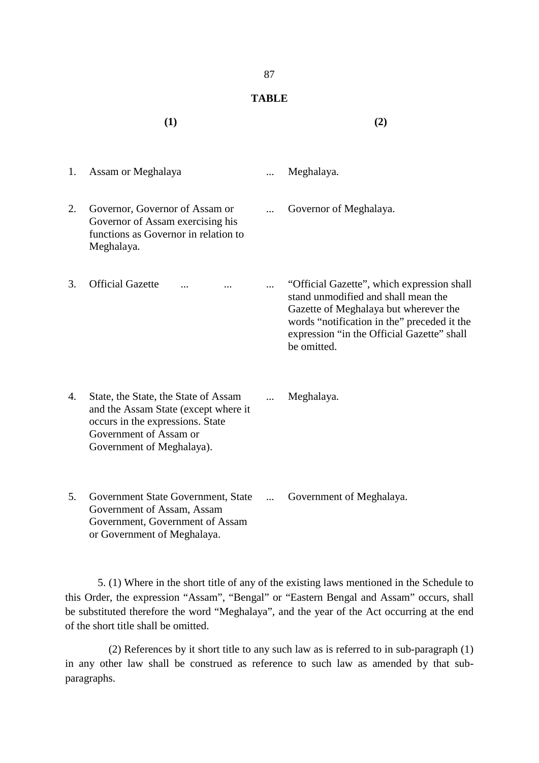**TABLE**

| | (1) | | (2) |
|---|---|---|---|
| 1. | Assam or Meghalaya | ... | Meghalaya. |
| 2. | Governor, Governor of Assam or Governor of Assam exercising his functions as Governor in relation to Meghalaya. | ... | Governor of Meghalaya. |
| 3. | Official Gazette ... ... | ... | "Official Gazette", which expression shall stand unmodified and shall mean the Gazette of Meghalaya but wherever the words "notification in the" preceded it the expression "in the Official Gazette" shall be omitted. |
| 4. | State, the State, the State of Assam and the Assam State (except where it occurs in the expressions. State Government of Assam or Government of Meghalaya). | ... | Meghalaya. |
| 5. | Government State Government, State Government of Assam, Assam Government, Government of Assam or Government of Meghalaya. | ... | Government of Meghalaya. |

5. (1) Where in the short title of any of the existing laws mentioned in the Schedule to this Order, the expression "Assam", "Bengal" or "Eastern Bengal and Assam" occurs, shall be substituted therefore the word "Meghalaya", and the year of the Act occurring at the end of the short title shall be omitted.

(2) References by it short title to any such law as is referred to in sub-paragraph (1) in any other law shall be construed as reference to such law as amended by that sub-paragraphs.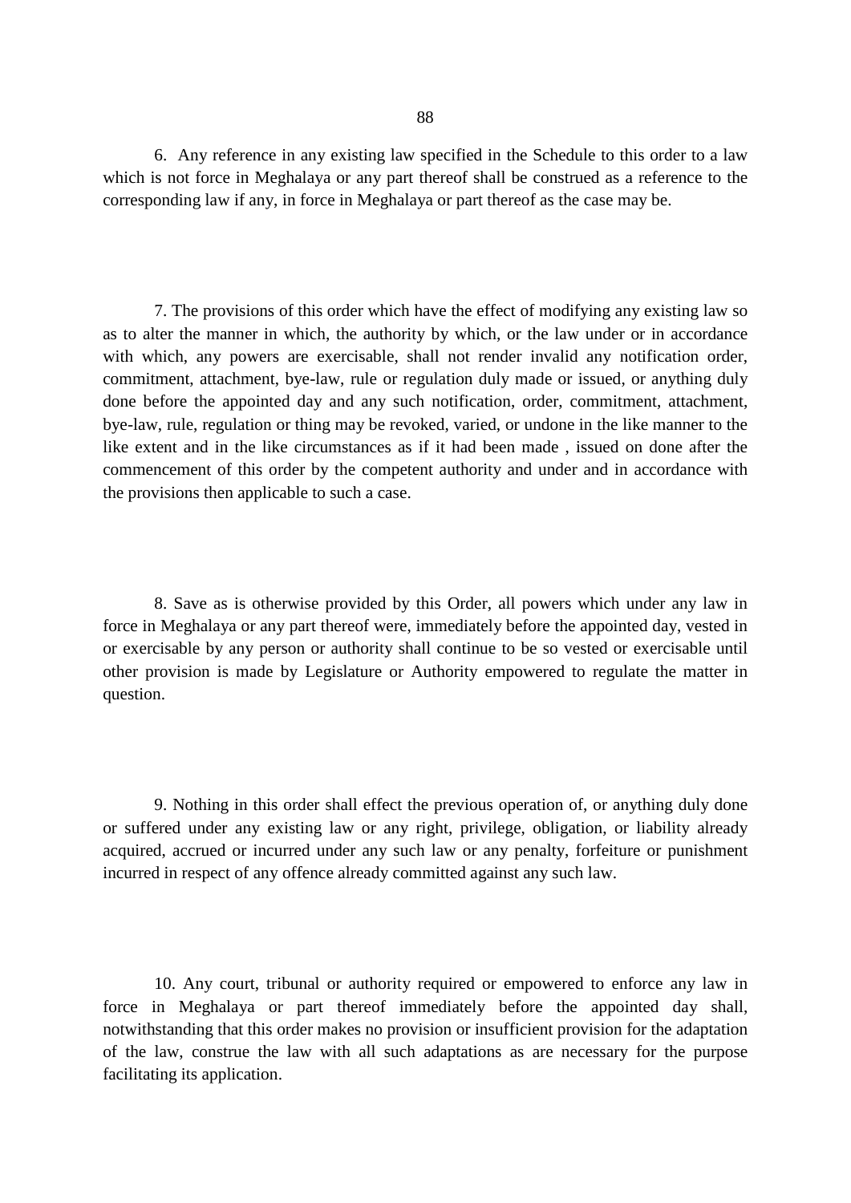6. Any reference in any existing law specified in the Schedule to this order to a law which is not force in Meghalaya or any part thereof shall be construed as a reference to the corresponding law if any, in force in Meghalaya or part thereof as the case may be.

7. The provisions of this order which have the effect of modifying any existing law so as to alter the manner in which, the authority by which, or the law under or in accordance with which, any powers are exercisable, shall not render invalid any notification order, commitment, attachment, bye-law, rule or regulation duly made or issued, or anything duly done before the appointed day and any such notification, order, commitment, attachment, bye-law, rule, regulation or thing may be revoked, varied, or undone in the like manner to the like extent and in the like circumstances as if it had been made , issued on done after the commencement of this order by the competent authority and under and in accordance with the provisions then applicable to such a case.

8. Save as is otherwise provided by this Order, all powers which under any law in force in Meghalaya or any part thereof were, immediately before the appointed day, vested in or exercisable by any person or authority shall continue to be so vested or exercisable until other provision is made by Legislature or Authority empowered to regulate the matter in question.

9. Nothing in this order shall effect the previous operation of, or anything duly done or suffered under any existing law or any right, privilege, obligation, or liability already acquired, accrued or incurred under any such law or any penalty, forfeiture or punishment incurred in respect of any offence already committed against any such law.

10. Any court, tribunal or authority required or empowered to enforce any law in force in Meghalaya or part thereof immediately before the appointed day shall, notwithstanding that this order makes no provision or insufficient provision for the adaptation of the law, construe the law with all such adaptations as are necessary for the purpose facilitating its application.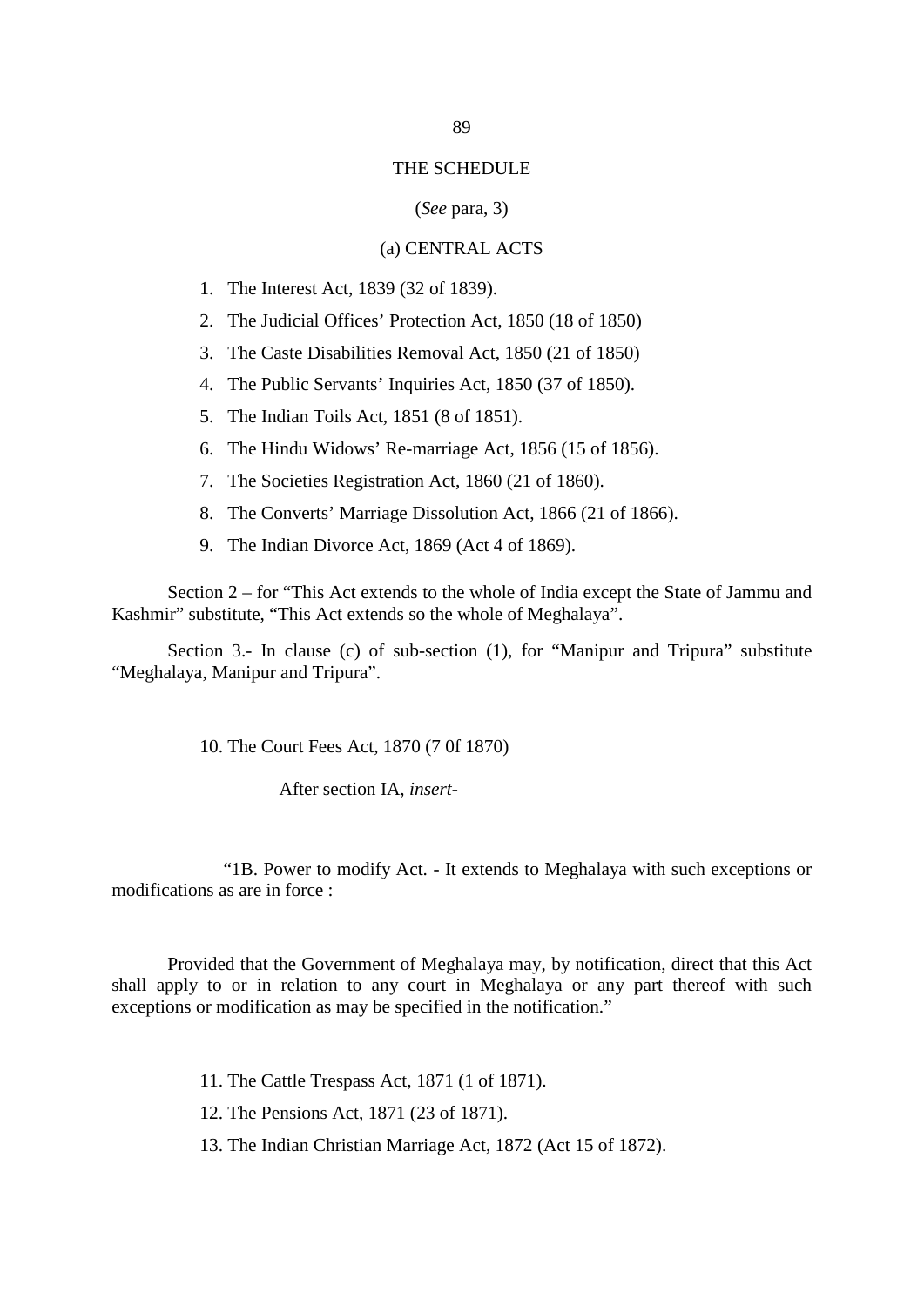## THE SCHEDULE

(*See* para, 3)

### (a) CENTRAL ACTS

1. The Interest Act, 1839 (32 of 1839).
2. The Judicial Offices' Protection Act, 1850 (18 of 1850)
3. The Caste Disabilities Removal Act, 1850 (21 of 1850)
4. The Public Servants' Inquiries Act, 1850 (37 of 1850).
5. The Indian Toils Act, 1851 (8 of 1851).
6. The Hindu Widows' Re-marriage Act, 1856 (15 of 1856).
7. The Societies Registration Act, 1860 (21 of 1860).
8. The Converts' Marriage Dissolution Act, 1866 (21 of 1866).
9. The Indian Divorce Act, 1869 (Act 4 of 1869).

Section 2 – for "This Act extends to the whole of India except the State of Jammu and Kashmir" substitute, "This Act extends so the whole of Meghalaya".

Section 3.- In clause (c) of sub-section (1), for "Manipur and Tripura" substitute "Meghalaya, Manipur and Tripura".

10. The Court Fees Act, 1870 (7 0f 1870)

After section IA, *insert*-

"1B. Power to modify Act. - It extends to Meghalaya with such exceptions or modifications as are in force :

Provided that the Government of Meghalaya may, by notification, direct that this Act shall apply to or in relation to any court in Meghalaya or any part thereof with such exceptions or modification as may be specified in the notification."

11. The Cattle Trespass Act, 1871 (1 of 1871).
12. The Pensions Act, 1871 (23 of 1871).
13. The Indian Christian Marriage Act, 1872 (Act 15 of 1872).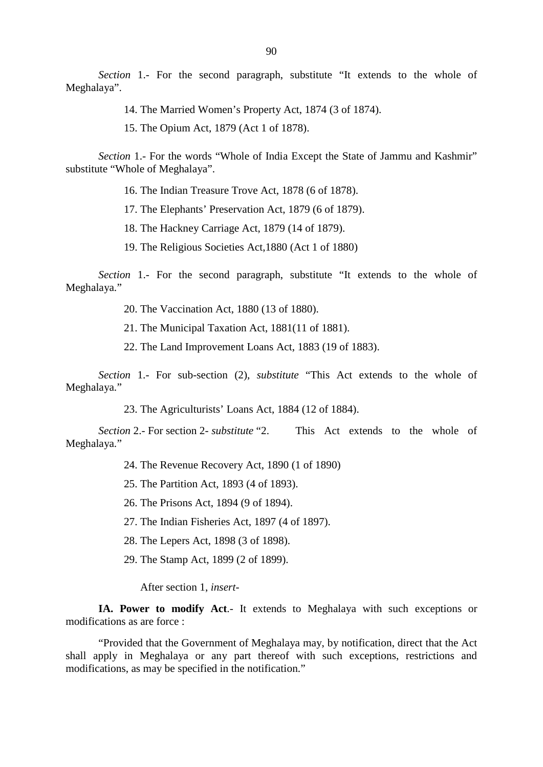*Section* 1.- For the second paragraph, substitute "It extends to the whole of Meghalaya".

14. The Married Women's Property Act, 1874 (3 of 1874).

15. The Opium Act, 1879 (Act 1 of 1878).

*Section* 1.- For the words "Whole of India Except the State of Jammu and Kashmir" substitute "Whole of Meghalaya".

16. The Indian Treasure Trove Act, 1878 (6 of 1878).

17. The Elephants' Preservation Act, 1879 (6 of 1879).

18. The Hackney Carriage Act, 1879 (14 of 1879).

19. The Religious Societies Act,1880 (Act 1 of 1880)

*Section* 1.- For the second paragraph, substitute "It extends to the whole of Meghalaya."

20. The Vaccination Act, 1880 (13 of 1880).

21. The Municipal Taxation Act, 1881(11 of 1881).

22. The Land Improvement Loans Act, 1883 (19 of 1883).

*Section* 1.- For sub-section (2), *substitute* "This Act extends to the whole of Meghalaya."

23. The Agriculturists' Loans Act, 1884 (12 of 1884).

*Section* 2.- For section 2- *substitute* "2. This Act extends to the whole of Meghalaya."

24. The Revenue Recovery Act, 1890 (1 of 1890)

25. The Partition Act, 1893 (4 of 1893).

26. The Prisons Act, 1894 (9 of 1894).

27. The Indian Fisheries Act, 1897 (4 of 1897).

28. The Lepers Act, 1898 (3 of 1898).

29. The Stamp Act, 1899 (2 of 1899).

After section 1, *insert*-

**IA. Power to modify Act**.- It extends to Meghalaya with such exceptions or modifications as are force :

"Provided that the Government of Meghalaya may, by notification, direct that the Act shall apply in Meghalaya or any part thereof with such exceptions, restrictions and modifications, as may be specified in the notification."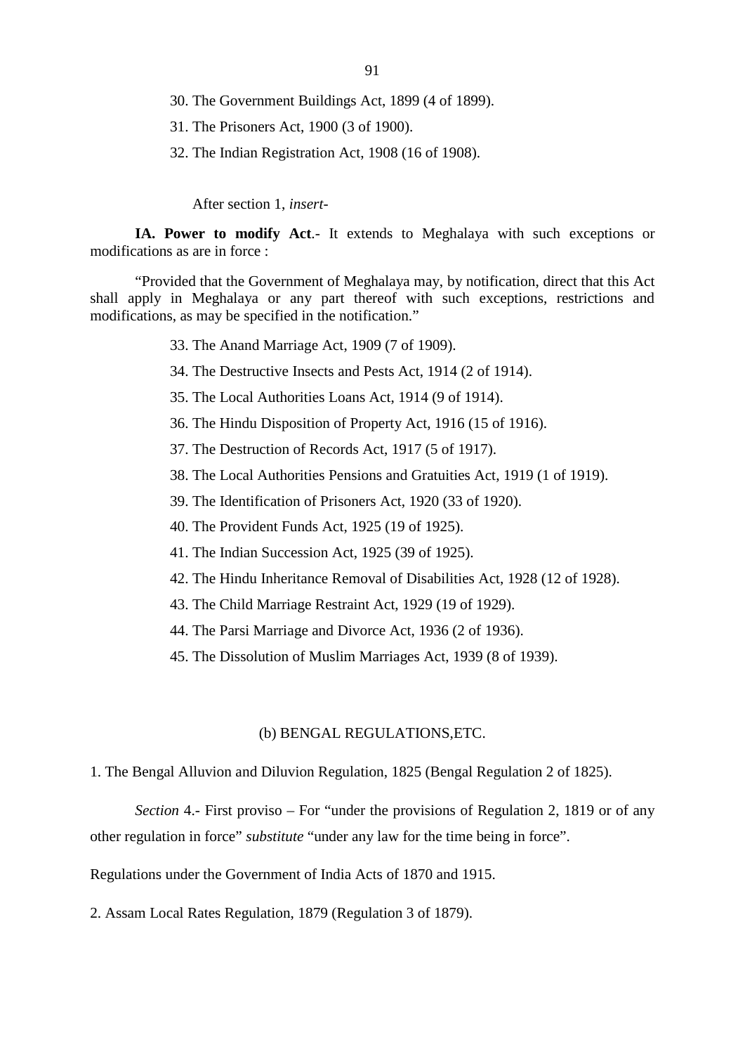30. The Government Buildings Act, 1899 (4 of 1899).

31. The Prisoners Act, 1900 (3 of 1900).

32. The Indian Registration Act, 1908 (16 of 1908).

After section 1, *insert-*

**IA. Power to modify Act**.- It extends to Meghalaya with such exceptions or modifications as are in force :

"Provided that the Government of Meghalaya may, by notification, direct that this Act shall apply in Meghalaya or any part thereof with such exceptions, restrictions and modifications, as may be specified in the notification."

33. The Anand Marriage Act, 1909 (7 of 1909).

34. The Destructive Insects and Pests Act, 1914 (2 of 1914).

35. The Local Authorities Loans Act, 1914 (9 of 1914).

36. The Hindu Disposition of Property Act, 1916 (15 of 1916).

37. The Destruction of Records Act, 1917 (5 of 1917).

38. The Local Authorities Pensions and Gratuities Act, 1919 (1 of 1919).

39. The Identification of Prisoners Act, 1920 (33 of 1920).

40. The Provident Funds Act, 1925 (19 of 1925).

41. The Indian Succession Act, 1925 (39 of 1925).

42. The Hindu Inheritance Removal of Disabilities Act, 1928 (12 of 1928).

43. The Child Marriage Restraint Act, 1929 (19 of 1929).

44. The Parsi Marriage and Divorce Act, 1936 (2 of 1936).

45. The Dissolution of Muslim Marriages Act, 1939 (8 of 1939).

## (b) BENGAL REGULATIONS,ETC.

1. The Bengal Alluvion and Diluvion Regulation, 1825 (Bengal Regulation 2 of 1825).

*Section* 4.- First proviso – For "under the provisions of Regulation 2, 1819 or of any other regulation in force" *substitute* "under any law for the time being in force".

Regulations under the Government of India Acts of 1870 and 1915.

2. Assam Local Rates Regulation, 1879 (Regulation 3 of 1879).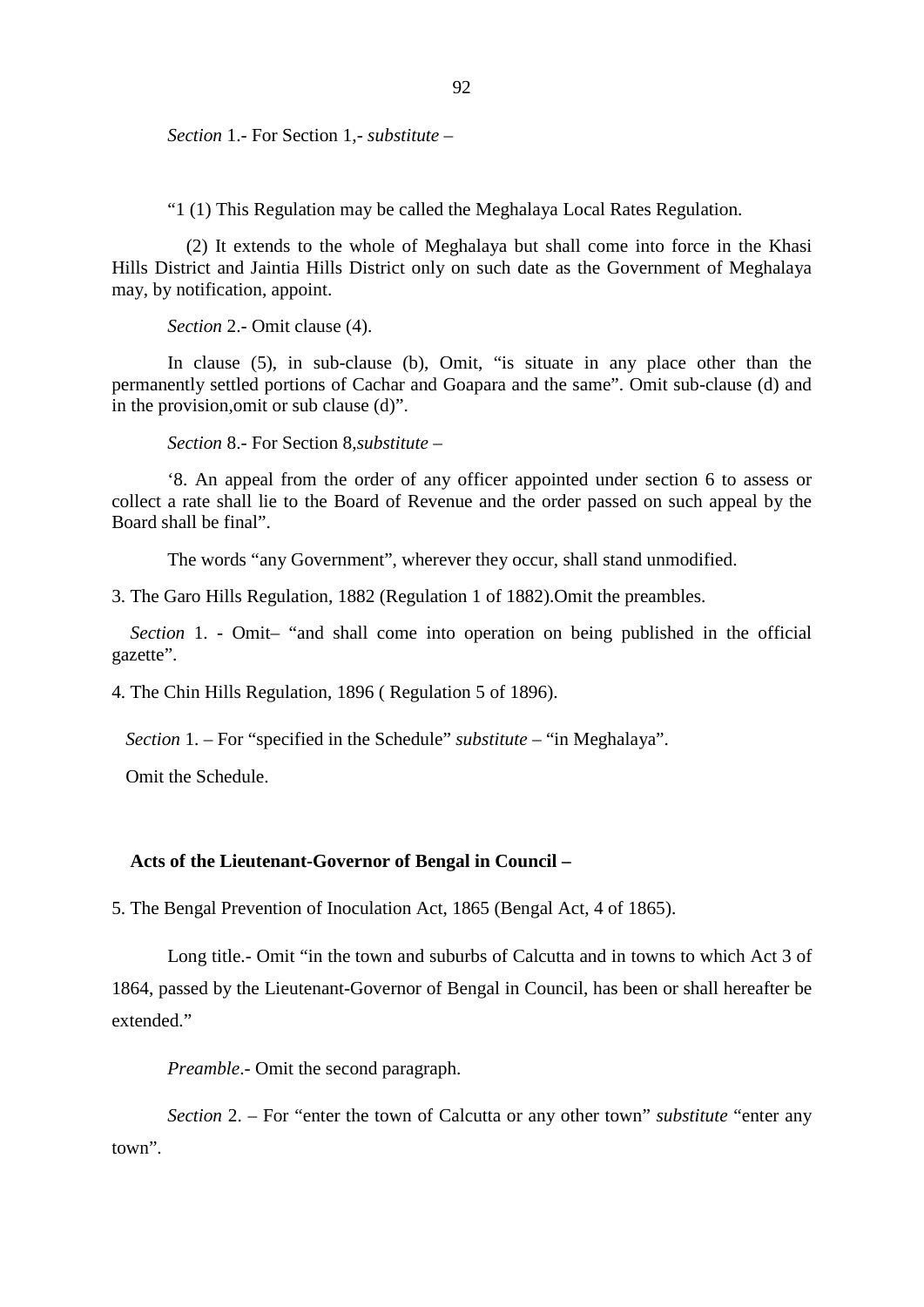*Section* 1.- For Section 1,- *substitute* –

"1 (1) This Regulation may be called the Meghalaya Local Rates Regulation.

(2) It extends to the whole of Meghalaya but shall come into force in the Khasi Hills District and Jaintia Hills District only on such date as the Government of Meghalaya may, by notification, appoint.

*Section* 2.- Omit clause (4).

In clause (5), in sub-clause (b), Omit, "is situate in any place other than the permanently settled portions of Cachar and Goapara and the same". Omit sub-clause (d) and in the provision,omit or sub clause (d)".

*Section* 8.- For Section 8,*substitute* –

'8. An appeal from the order of any officer appointed under section 6 to assess or collect a rate shall lie to the Board of Revenue and the order passed on such appeal by the Board shall be final".

The words "any Government", wherever they occur, shall stand unmodified.

3. The Garo Hills Regulation, 1882 (Regulation 1 of 1882).Omit the preambles.

*Section* 1. - Omit– "and shall come into operation on being published in the official gazette".

4. The Chin Hills Regulation, 1896 ( Regulation 5 of 1896).

*Section* 1. – For "specified in the Schedule" *substitute* – "in Meghalaya".

Omit the Schedule.

**Acts of the Lieutenant-Governor of Bengal in Council –**

5. The Bengal Prevention of Inoculation Act, 1865 (Bengal Act, 4 of 1865).

Long title.- Omit "in the town and suburbs of Calcutta and in towns to which Act 3 of 1864, passed by the Lieutenant-Governor of Bengal in Council, has been or shall hereafter be extended."

*Preamble*.- Omit the second paragraph.

*Section* 2. – For "enter the town of Calcutta or any other town" *substitute* "enter any town".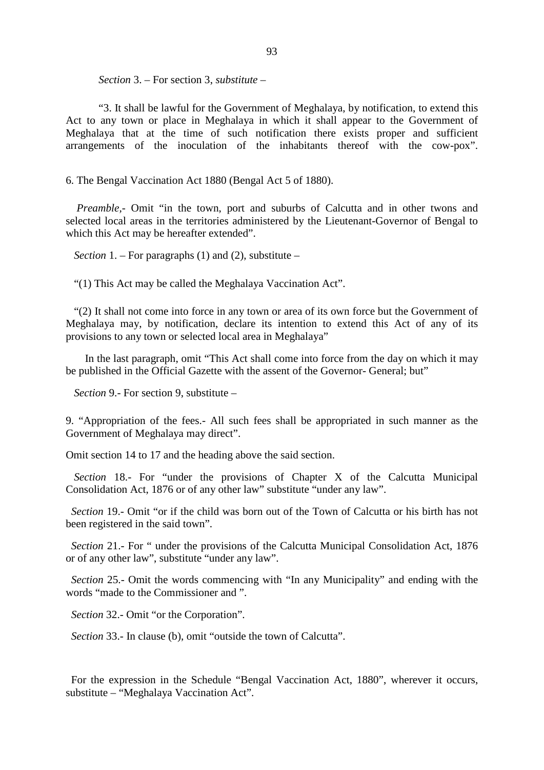*Section* 3. – For section 3, *substitute* –

"3. It shall be lawful for the Government of Meghalaya, by notification, to extend this Act to any town or place in Meghalaya in which it shall appear to the Government of Meghalaya that at the time of such notification there exists proper and sufficient arrangements of the inoculation of the inhabitants thereof with the cow-pox".

6. The Bengal Vaccination Act 1880 (Bengal Act 5 of 1880).

*Preamble,*- Omit "in the town, port and suburbs of Calcutta and in other twons and selected local areas in the territories administered by the Lieutenant-Governor of Bengal to which this Act may be hereafter extended".

*Section* 1. – For paragraphs (1) and (2), substitute –

"(1) This Act may be called the Meghalaya Vaccination Act".

"(2) It shall not come into force in any town or area of its own force but the Government of Meghalaya may, by notification, declare its intention to extend this Act of any of its provisions to any town or selected local area in Meghalaya"

In the last paragraph, omit "This Act shall come into force from the day on which it may be published in the Official Gazette with the assent of the Governor- General; but"

*Section* 9.- For section 9, substitute –

9. "Appropriation of the fees.- All such fees shall be appropriated in such manner as the Government of Meghalaya may direct".

Omit section 14 to 17 and the heading above the said section.

*Section* 18.- For "under the provisions of Chapter X of the Calcutta Municipal Consolidation Act, 1876 or of any other law" substitute "under any law".

*Section* 19.- Omit "or if the child was born out of the Town of Calcutta or his birth has not been registered in the said town".

*Section* 21.- For " under the provisions of the Calcutta Municipal Consolidation Act, 1876 or of any other law", substitute "under any law".

*Section* 25.- Omit the words commencing with "In any Municipality" and ending with the words "made to the Commissioner and ".

*Section* 32.- Omit "or the Corporation".

*Section* 33.- In clause (b), omit "outside the town of Calcutta".

For the expression in the Schedule "Bengal Vaccination Act, 1880", wherever it occurs, substitute – "Meghalaya Vaccination Act".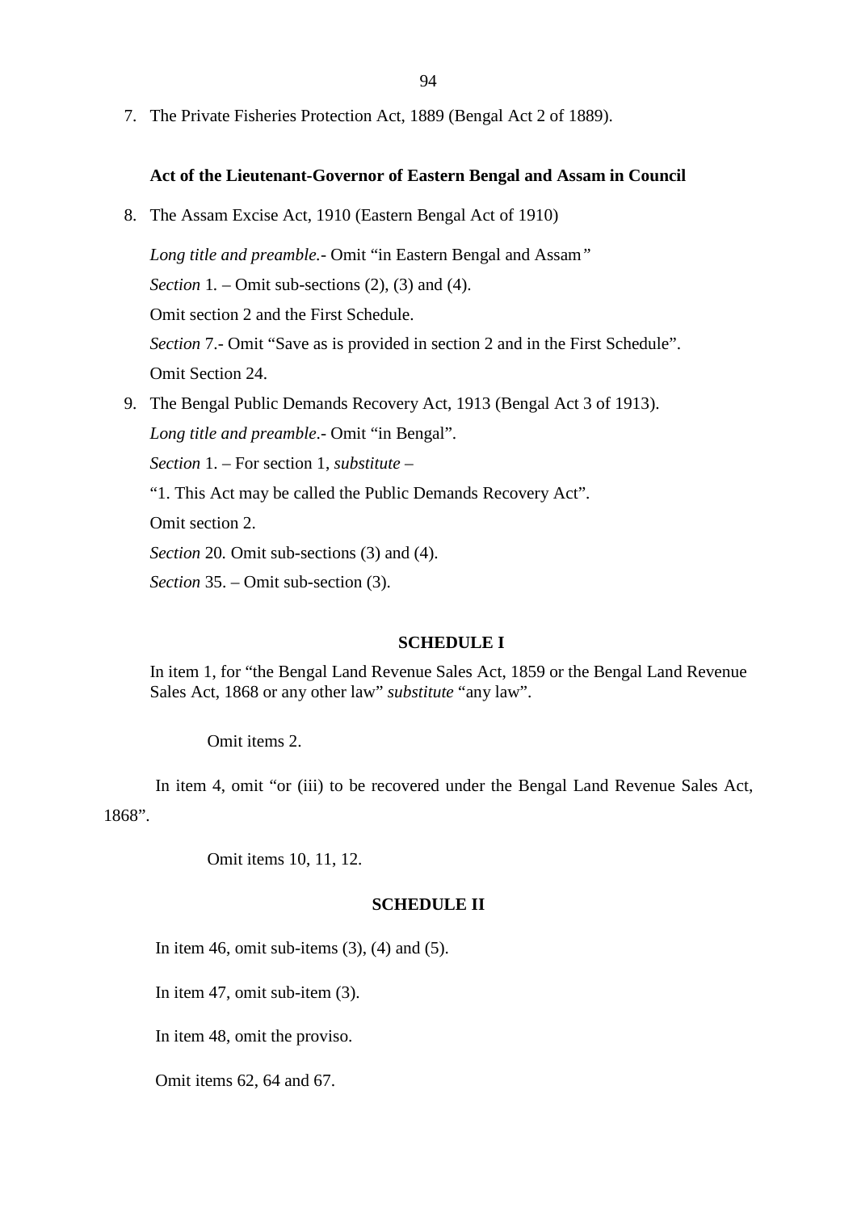7. The Private Fisheries Protection Act, 1889 (Bengal Act 2 of 1889).

**Act of the Lieutenant-Governor of Eastern Bengal and Assam in Council**

8. The Assam Excise Act, 1910 (Eastern Bengal Act of 1910)

   *Long title and preamble.*- Omit "in Eastern Bengal and Assam"

   *Section* 1. – Omit sub-sections (2), (3) and (4).

   Omit section 2 and the First Schedule.

   *Section* 7.- Omit "Save as is provided in section 2 and in the First Schedule".

   Omit Section 24.

9. The Bengal Public Demands Recovery Act, 1913 (Bengal Act 3 of 1913).

   *Long title and preamble*.- Omit "in Bengal".

   *Section* 1. – For section 1, *substitute* –

   "1. This Act may be called the Public Demands Recovery Act".

   Omit section 2.

   *Section* 20. Omit sub-sections (3) and (4).

   *Section* 35. – Omit sub-section (3).

**SCHEDULE I**

In item 1, for "the Bengal Land Revenue Sales Act, 1859 or the Bengal Land Revenue Sales Act, 1868 or any other law" *substitute* "any law".

Omit items 2.

In item 4, omit "or (iii) to be recovered under the Bengal Land Revenue Sales Act, 1868".

Omit items 10, 11, 12.

**SCHEDULE II**

In item 46, omit sub-items (3), (4) and (5).

In item 47, omit sub-item (3).

In item 48, omit the proviso.

Omit items 62, 64 and 67.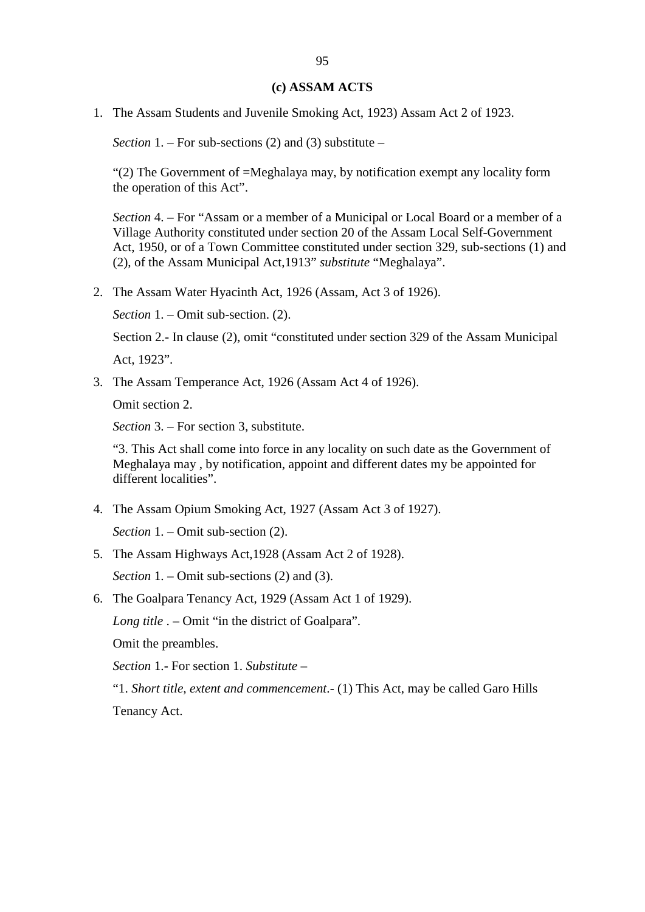### (c) ASSAM ACTS

1. The Assam Students and Juvenile Smoking Act, 1923) Assam Act 2 of 1923.

   *Section* 1. – For sub-sections (2) and (3) substitute –

   "(2) The Government of =Meghalaya may, by notification exempt any locality form the operation of this Act".

   *Section* 4. – For "Assam or a member of a Municipal or Local Board or a member of a Village Authority constituted under section 20 of the Assam Local Self-Government Act, 1950, or of a Town Committee constituted under section 329, sub-sections (1) and (2), of the Assam Municipal Act,1913" *substitute* "Meghalaya".

2. The Assam Water Hyacinth Act, 1926 (Assam, Act 3 of 1926).

   *Section* 1. – Omit sub-section. (2).

   Section 2.- In clause (2), omit "constituted under section 329 of the Assam Municipal Act, 1923".

3. The Assam Temperance Act, 1926 (Assam Act 4 of 1926).

   Omit section 2.

   *Section* 3. – For section 3, substitute.

   "3. This Act shall come into force in any locality on such date as the Government of Meghalaya may , by notification, appoint and different dates my be appointed for different localities".

4. The Assam Opium Smoking Act, 1927 (Assam Act 3 of 1927).

   *Section* 1. – Omit sub-section (2).

5. The Assam Highways Act,1928 (Assam Act 2 of 1928).

   *Section* 1. – Omit sub-sections (2) and (3).

6. The Goalpara Tenancy Act, 1929 (Assam Act 1 of 1929).

   *Long title* . – Omit "in the district of Goalpara".

   Omit the preambles.

   *Section* 1.- For section 1. *Substitute* –

   "1. *Short title, extent and commencement*.- (1) This Act, may be called Garo Hills Tenancy Act.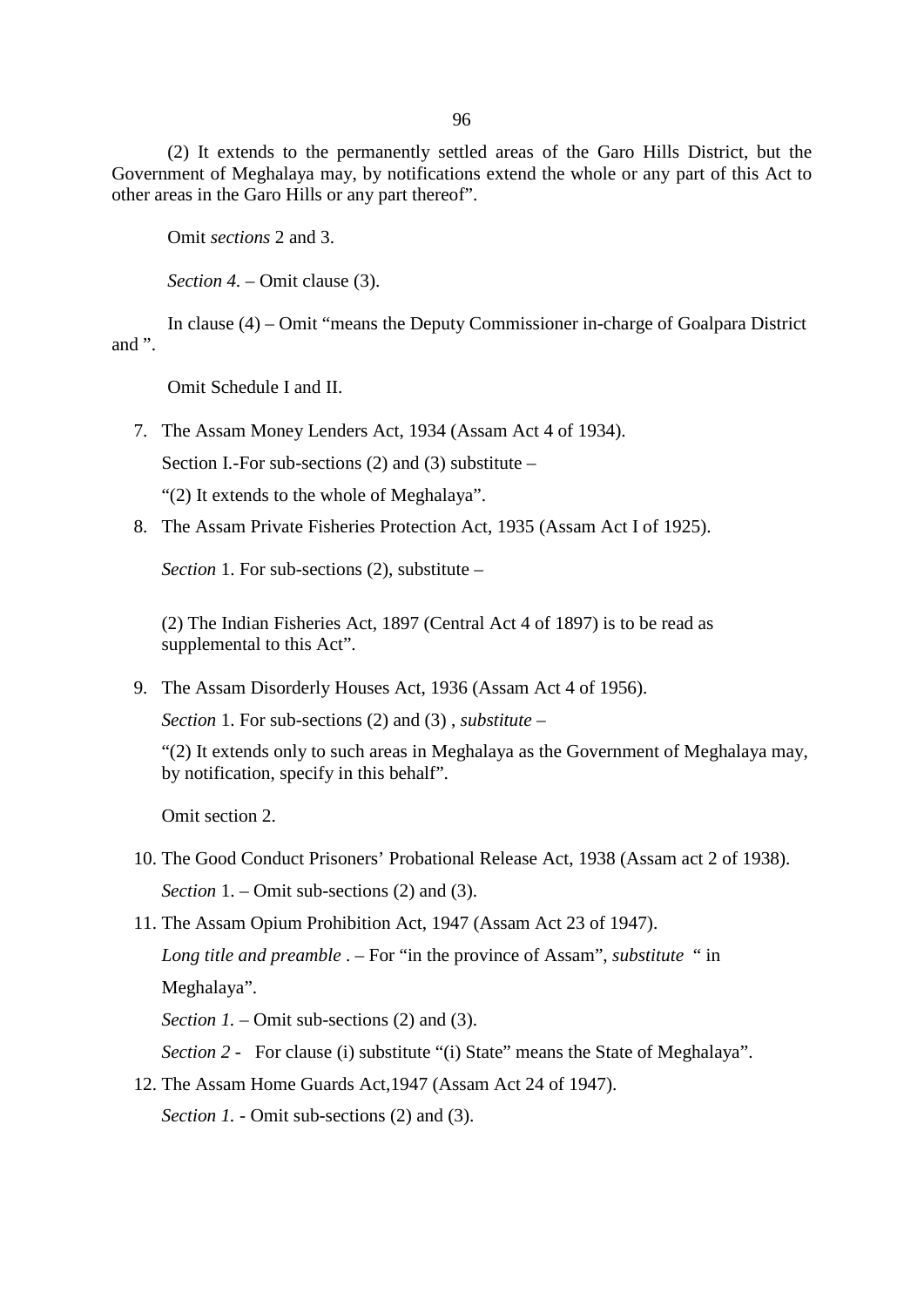(2) It extends to the permanently settled areas of the Garo Hills District, but the Government of Meghalaya may, by notifications extend the whole or any part of this Act to other areas in the Garo Hills or any part thereof".

Omit *sections* 2 and 3.

*Section 4.* – Omit clause (3).

In clause (4) – Omit "means the Deputy Commissioner in-charge of Goalpara District and ".

Omit Schedule I and II.

7. The Assam Money Lenders Act, 1934 (Assam Act 4 of 1934).

   Section I.-For sub-sections (2) and (3) substitute –

   "(2) It extends to the whole of Meghalaya".

8. The Assam Private Fisheries Protection Act, 1935 (Assam Act I of 1925).

   *Section* 1. For sub-sections (2), substitute –

   (2) The Indian Fisheries Act, 1897 (Central Act 4 of 1897) is to be read as supplemental to this Act".

9. The Assam Disorderly Houses Act, 1936 (Assam Act 4 of 1956).

   *Section* 1. For sub-sections (2) and (3) , *substitute* –

   "(2) It extends only to such areas in Meghalaya as the Government of Meghalaya may, by notification, specify in this behalf".

   Omit section 2.

10. The Good Conduct Prisoners' Probational Release Act, 1938 (Assam act 2 of 1938).

    *Section* 1. – Omit sub-sections (2) and (3).

11. The Assam Opium Prohibition Act, 1947 (Assam Act 23 of 1947).

    *Long title and preamble* . – For "in the province of Assam", *substitute* " in Meghalaya".

    *Section 1.* – Omit sub-sections (2) and (3).

    *Section 2 -* For clause (i) substitute "(i) State" means the State of Meghalaya".

12. The Assam Home Guards Act,1947 (Assam Act 24 of 1947).

    *Section 1.* - Omit sub-sections (2) and (3).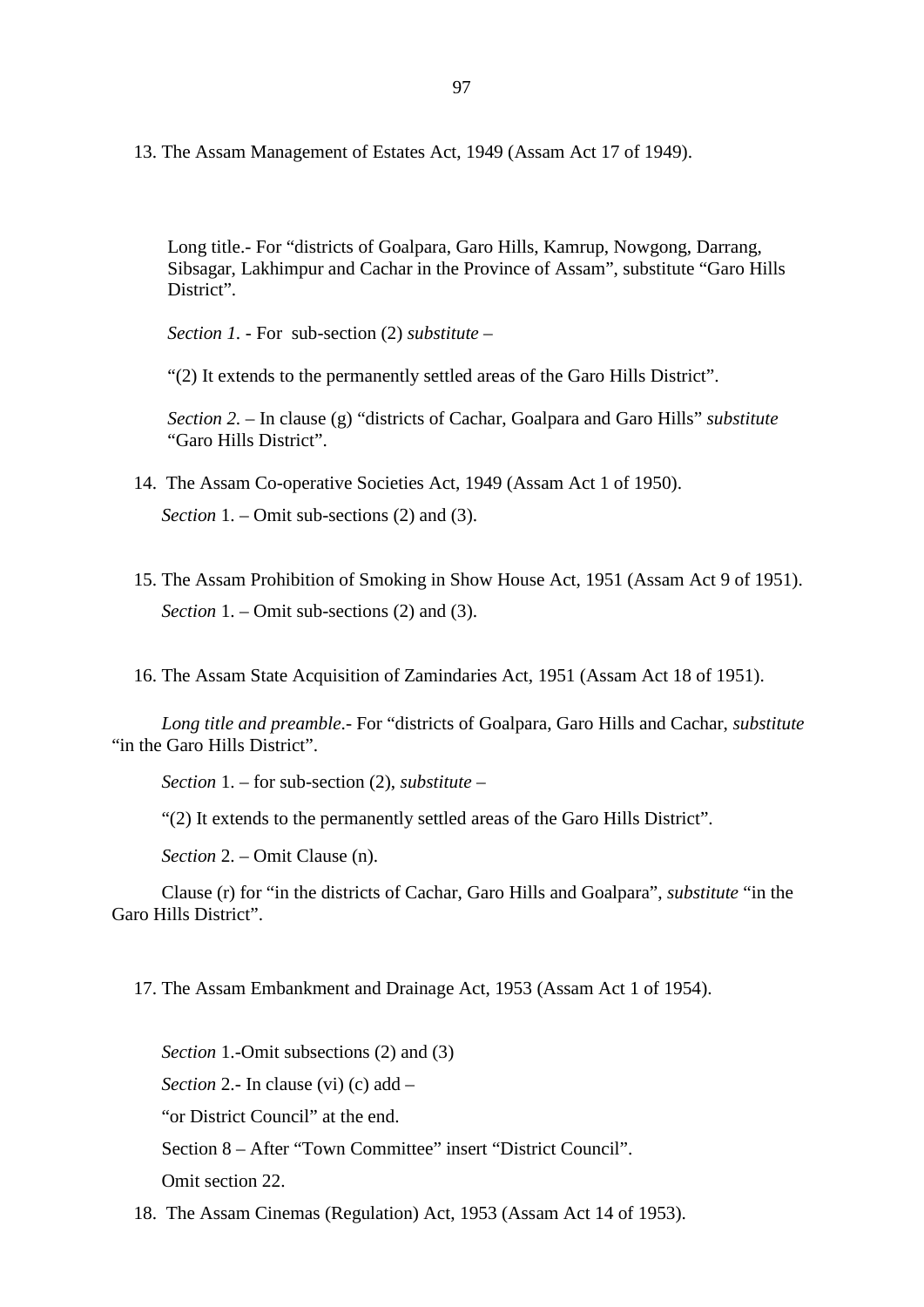13. The Assam Management of Estates Act, 1949 (Assam Act 17 of 1949).

Long title.- For "districts of Goalpara, Garo Hills, Kamrup, Nowgong, Darrang, Sibsagar, Lakhimpur and Cachar in the Province of Assam", substitute "Garo Hills District".

*Section 1.* - For sub-section (2) *substitute* –

"(2) It extends to the permanently settled areas of the Garo Hills District".

*Section 2.* – In clause (g) "districts of Cachar, Goalpara and Garo Hills" *substitute* "Garo Hills District".

14. The Assam Co-operative Societies Act, 1949 (Assam Act 1 of 1950).

*Section* 1. – Omit sub-sections (2) and (3).

15. The Assam Prohibition of Smoking in Show House Act, 1951 (Assam Act 9 of 1951).

*Section* 1. – Omit sub-sections (2) and (3).

16. The Assam State Acquisition of Zamindaries Act, 1951 (Assam Act 18 of 1951).

*Long title and preamble*.- For "districts of Goalpara, Garo Hills and Cachar, *substitute* "in the Garo Hills District".

*Section* 1. – for sub-section (2), *substitute* –

"(2) It extends to the permanently settled areas of the Garo Hills District".

*Section* 2. – Omit Clause (n).

Clause (r) for "in the districts of Cachar, Garo Hills and Goalpara", *substitute* "in the Garo Hills District".

17. The Assam Embankment and Drainage Act, 1953 (Assam Act 1 of 1954).

*Section* 1.-Omit subsections (2) and (3)

*Section* 2.- In clause (vi) (c) add –

"or District Council" at the end.

Section 8 – After "Town Committee" insert "District Council".

Omit section 22.

18. The Assam Cinemas (Regulation) Act, 1953 (Assam Act 14 of 1953).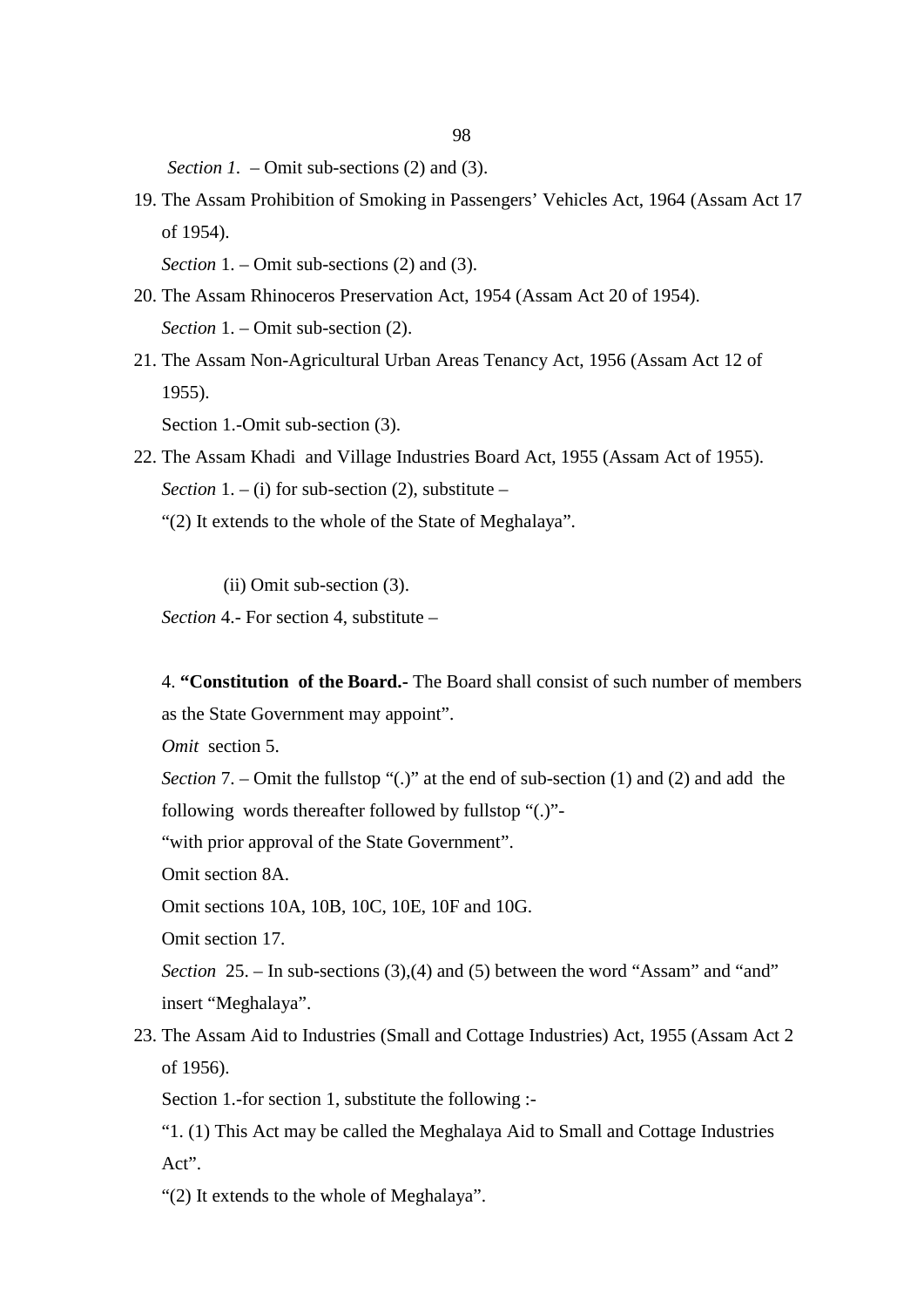*Section 1.* – Omit sub-sections (2) and (3).

19. The Assam Prohibition of Smoking in Passengers' Vehicles Act, 1964 (Assam Act 17 of 1954).

    *Section* 1. – Omit sub-sections (2) and (3).

20. The Assam Rhinoceros Preservation Act, 1954 (Assam Act 20 of 1954).

    *Section* 1. – Omit sub-section (2).

21. The Assam Non-Agricultural Urban Areas Tenancy Act, 1956 (Assam Act 12 of 1955).

    Section 1.-Omit sub-section (3).

22. The Assam Khadi and Village Industries Board Act, 1955 (Assam Act of 1955).

    *Section* 1. – (i) for sub-section (2), substitute –

    "(2) It extends to the whole of the State of Meghalaya".

    (ii) Omit sub-section (3).

    *Section* 4.- For section 4, substitute –

    4. **"Constitution of the Board.-** The Board shall consist of such number of members as the State Government may appoint".

    *Omit* section 5.

    *Section* 7. – Omit the fullstop "(.)" at the end of sub-section (1) and (2) and add the following words thereafter followed by fullstop "(.)"-

    "with prior approval of the State Government".

    Omit section 8A.

    Omit sections 10A, 10B, 10C, 10E, 10F and 10G.

    Omit section 17.

    *Section* 25. – In sub-sections (3),(4) and (5) between the word "Assam" and "and" insert "Meghalaya".

23. The Assam Aid to Industries (Small and Cottage Industries) Act, 1955 (Assam Act 2 of 1956).

    Section 1.-for section 1, substitute the following :-

    "1. (1) This Act may be called the Meghalaya Aid to Small and Cottage Industries Act".

    "(2) It extends to the whole of Meghalaya".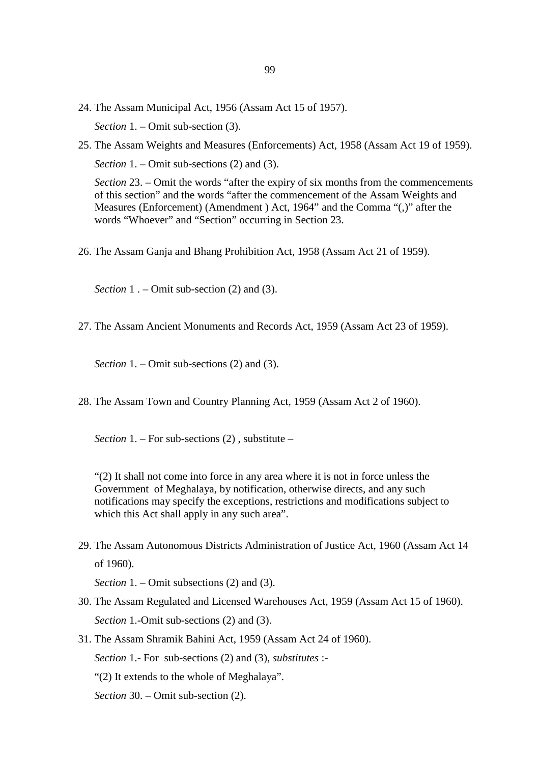24. The Assam Municipal Act, 1956 (Assam Act 15 of 1957).

    *Section* 1. – Omit sub-section (3).

25. The Assam Weights and Measures (Enforcements) Act, 1958 (Assam Act 19 of 1959).

    *Section* 1. – Omit sub-sections (2) and (3).

    *Section* 23. – Omit the words "after the expiry of six months from the commencements of this section" and the words "after the commencement of the Assam Weights and Measures (Enforcement) (Amendment ) Act, 1964" and the Comma "(,)" after the words "Whoever" and "Section" occurring in Section 23.

26. The Assam Ganja and Bhang Prohibition Act, 1958 (Assam Act 21 of 1959).

    *Section* 1 . – Omit sub-section (2) and (3).

27. The Assam Ancient Monuments and Records Act, 1959 (Assam Act 23 of 1959).

    *Section* 1. – Omit sub-sections (2) and (3).

28. The Assam Town and Country Planning Act, 1959 (Assam Act 2 of 1960).

    *Section* 1. – For sub-sections (2) , substitute –

    "(2) It shall not come into force in any area where it is not in force unless the Government of Meghalaya, by notification, otherwise directs, and any such notifications may specify the exceptions, restrictions and modifications subject to which this Act shall apply in any such area".

29. The Assam Autonomous Districts Administration of Justice Act, 1960 (Assam Act 14 of 1960).

    *Section* 1. – Omit subsections (2) and (3).

30. The Assam Regulated and Licensed Warehouses Act, 1959 (Assam Act 15 of 1960).

    *Section* 1.-Omit sub-sections (2) and (3).

31. The Assam Shramik Bahini Act, 1959 (Assam Act 24 of 1960).

    *Section* 1.- For sub-sections (2) and (3), *substitutes* :-

    "(2) It extends to the whole of Meghalaya".

    *Section* 30. – Omit sub-section (2).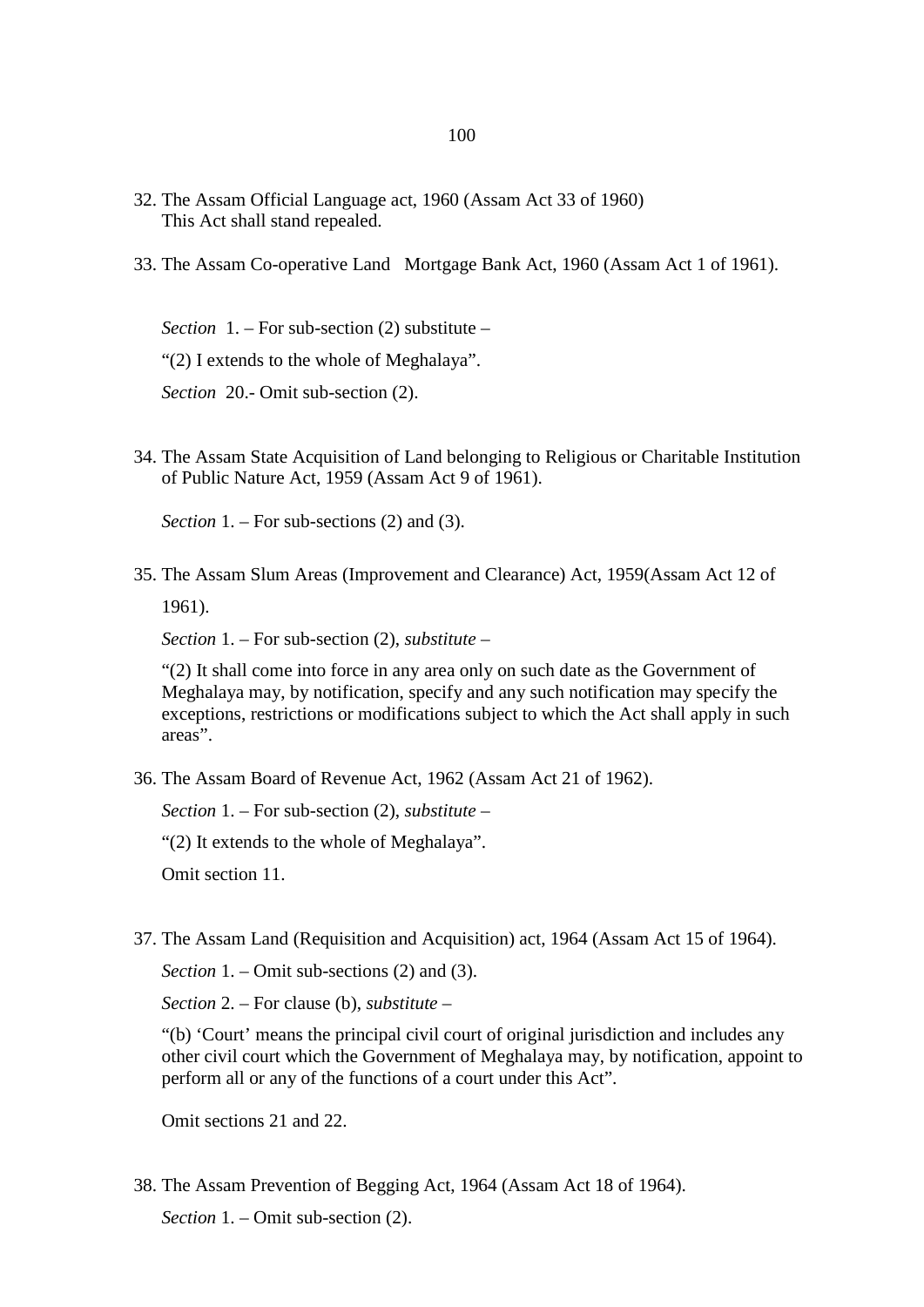32. The Assam Official Language act, 1960 (Assam Act 33 of 1960)
    This Act shall stand repealed.

33. The Assam Co-operative Land   Mortgage Bank Act, 1960 (Assam Act 1 of 1961).

    *Section* 1. – For sub-section (2) substitute –

    "(2) I extends to the whole of Meghalaya".

    *Section* 20.- Omit sub-section (2).

34. The Assam State Acquisition of Land belonging to Religious or Charitable Institution of Public Nature Act, 1959 (Assam Act 9 of 1961).

    *Section* 1. – For sub-sections (2) and (3).

35. The Assam Slum Areas (Improvement and Clearance) Act, 1959(Assam Act 12 of 1961).

    *Section* 1. – For sub-section (2), *substitute* –

    "(2) It shall come into force in any area only on such date as the Government of Meghalaya may, by notification, specify and any such notification may specify the exceptions, restrictions or modifications subject to which the Act shall apply in such areas".

36. The Assam Board of Revenue Act, 1962 (Assam Act 21 of 1962).

    *Section* 1. – For sub-section (2), *substitute* –

    "(2) It extends to the whole of Meghalaya".

    Omit section 11.

37. The Assam Land (Requisition and Acquisition) act, 1964 (Assam Act 15 of 1964).

    *Section* 1. – Omit sub-sections (2) and (3).

    *Section* 2. – For clause (b), *substitute* –

    "(b) 'Court' means the principal civil court of original jurisdiction and includes any other civil court which the Government of Meghalaya may, by notification, appoint to perform all or any of the functions of a court under this Act".

    Omit sections 21 and 22.

38. The Assam Prevention of Begging Act, 1964 (Assam Act 18 of 1964).

    *Section* 1. – Omit sub-section (2).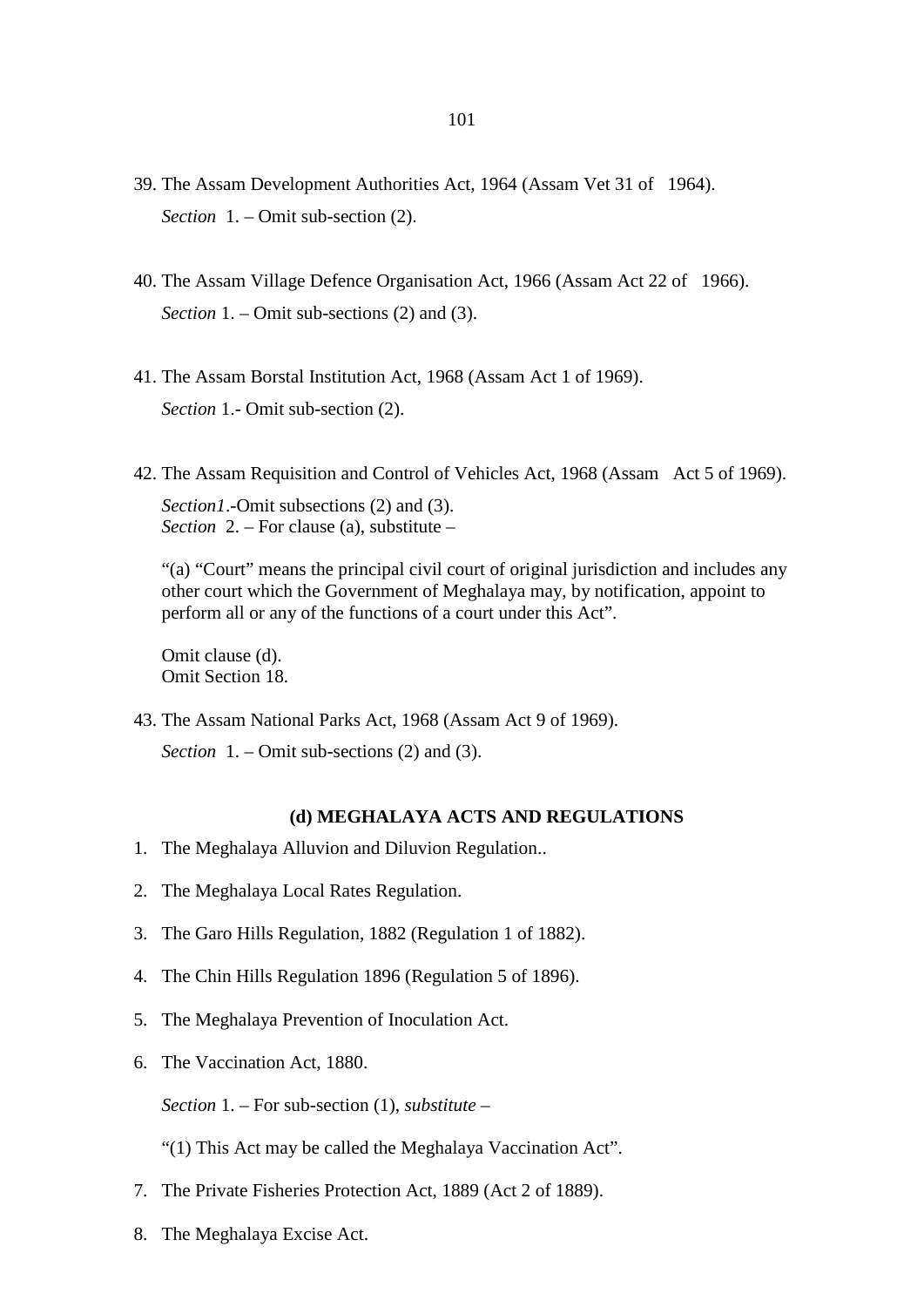39. The Assam Development Authorities Act, 1964 (Assam Vet 31 of 1964).

    *Section* 1. – Omit sub-section (2).

40. The Assam Village Defence Organisation Act, 1966 (Assam Act 22 of 1966).

    *Section* 1. – Omit sub-sections (2) and (3).

41. The Assam Borstal Institution Act, 1968 (Assam Act 1 of 1969).

    *Section* 1.- Omit sub-section (2).

42. The Assam Requisition and Control of Vehicles Act, 1968 (Assam Act 5 of 1969).

    *Section1*.-Omit subsections (2) and (3).
    *Section* 2. – For clause (a), substitute –

    "(a) "Court" means the principal civil court of original jurisdiction and includes any other court which the Government of Meghalaya may, by notification, appoint to perform all or any of the functions of a court under this Act".

    Omit clause (d).
    Omit Section 18.

43. The Assam National Parks Act, 1968 (Assam Act 9 of 1969).

    *Section* 1. – Omit sub-sections (2) and (3).

### (d) MEGHALAYA ACTS AND REGULATIONS

1. The Meghalaya Alluvion and Diluvion Regulation..
2. The Meghalaya Local Rates Regulation.
3. The Garo Hills Regulation, 1882 (Regulation 1 of 1882).
4. The Chin Hills Regulation 1896 (Regulation 5 of 1896).
5. The Meghalaya Prevention of Inoculation Act.
6. The Vaccination Act, 1880.

   *Section* 1. – For sub-section (1), *substitute* –

   "(1) This Act may be called the Meghalaya Vaccination Act".

7. The Private Fisheries Protection Act, 1889 (Act 2 of 1889).
8. The Meghalaya Excise Act.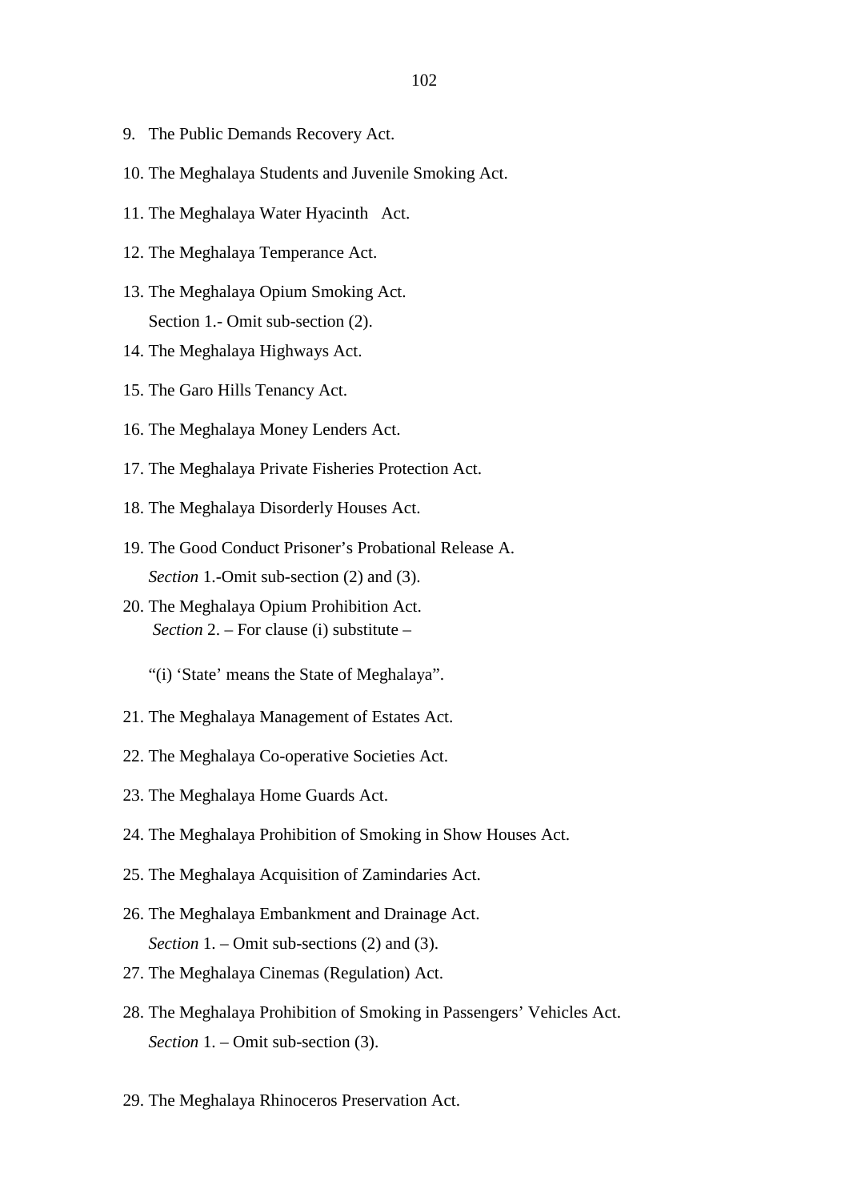9. The Public Demands Recovery Act.

10. The Meghalaya Students and Juvenile Smoking Act.

11. The Meghalaya Water Hyacinth Act.

12. The Meghalaya Temperance Act.

13. The Meghalaya Opium Smoking Act.

    Section 1.- Omit sub-section (2).

14. The Meghalaya Highways Act.

15. The Garo Hills Tenancy Act.

16. The Meghalaya Money Lenders Act.

17. The Meghalaya Private Fisheries Protection Act.

18. The Meghalaya Disorderly Houses Act.

19. The Good Conduct Prisoner's Probational Release A.

    *Section* 1.-Omit sub-section (2) and (3).

20. The Meghalaya Opium Prohibition Act.

    *Section* 2. – For clause (i) substitute –

    "(i) 'State' means the State of Meghalaya".

21. The Meghalaya Management of Estates Act.

22. The Meghalaya Co-operative Societies Act.

23. The Meghalaya Home Guards Act.

24. The Meghalaya Prohibition of Smoking in Show Houses Act.

25. The Meghalaya Acquisition of Zamindaries Act.

26. The Meghalaya Embankment and Drainage Act.

    *Section* 1. – Omit sub-sections (2) and (3).

27. The Meghalaya Cinemas (Regulation) Act.

28. The Meghalaya Prohibition of Smoking in Passengers' Vehicles Act.

    *Section* 1. – Omit sub-section (3).

29. The Meghalaya Rhinoceros Preservation Act.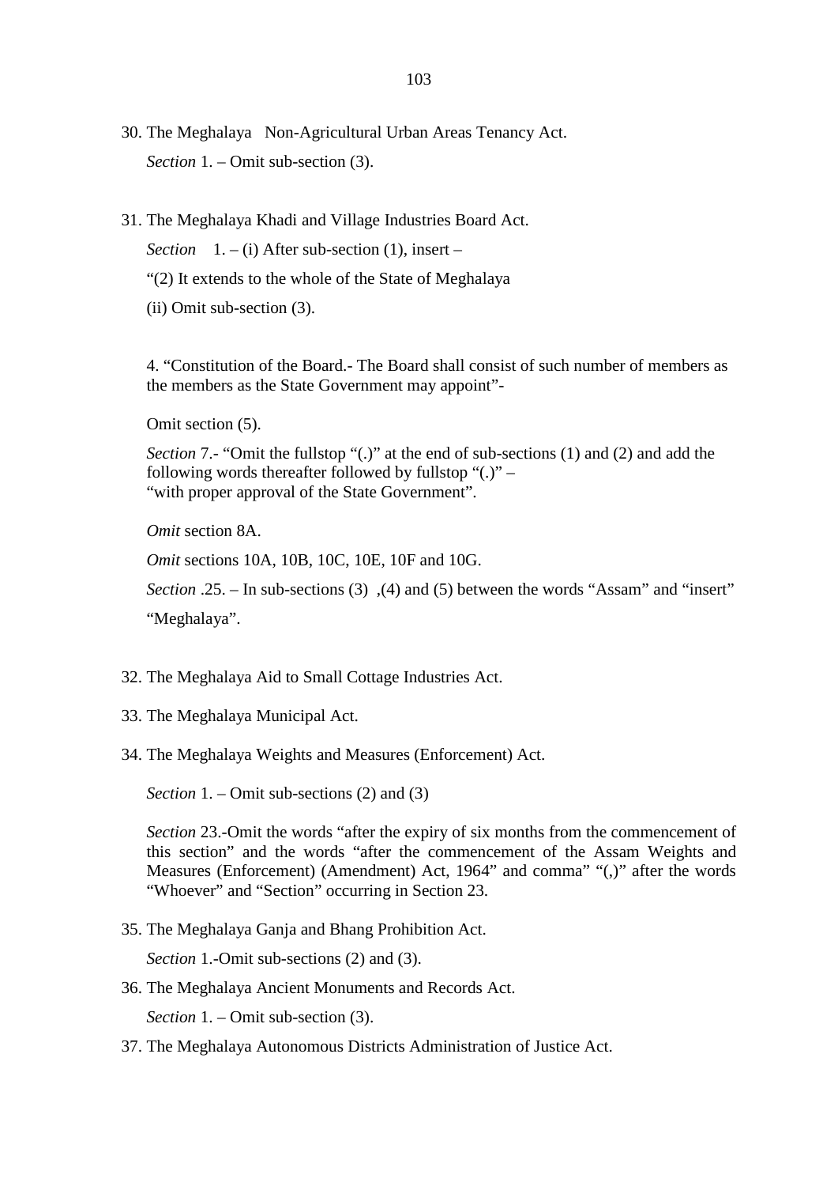30. The Meghalaya Non-Agricultural Urban Areas Tenancy Act.

    *Section* 1. – Omit sub-section (3).

31. The Meghalaya Khadi and Village Industries Board Act.

    *Section* 1. – (i) After sub-section (1), insert –

    “(2) It extends to the whole of the State of Meghalaya

    (ii) Omit sub-section (3).

    4. “Constitution of the Board.- The Board shall consist of such number of members as the members as the State Government may appoint”-

    Omit section (5).

    *Section* 7.- “Omit the fullstop “(.)” at the end of sub-sections (1) and (2) and add the following words thereafter followed by fullstop “(.)” –
    “with proper approval of the State Government”.

    *Omit* section 8A.

    *Omit* sections 10A, 10B, 10C, 10E, 10F and 10G.

    *Section* .25. – In sub-sections (3) ,(4) and (5) between the words “Assam” and “insert” “Meghalaya”.

32. The Meghalaya Aid to Small Cottage Industries Act.

33. The Meghalaya Municipal Act.

34. The Meghalaya Weights and Measures (Enforcement) Act.

    *Section* 1. – Omit sub-sections (2) and (3)

    *Section* 23.-Omit the words “after the expiry of six months from the commencement of this section” and the words “after the commencement of the Assam Weights and Measures (Enforcement) (Amendment) Act, 1964” and comma” “(,)” after the words “Whoever” and “Section” occurring in Section 23.

35. The Meghalaya Ganja and Bhang Prohibition Act.

    *Section* 1.-Omit sub-sections (2) and (3).

36. The Meghalaya Ancient Monuments and Records Act.

    *Section* 1. – Omit sub-section (3).

37. The Meghalaya Autonomous Districts Administration of Justice Act.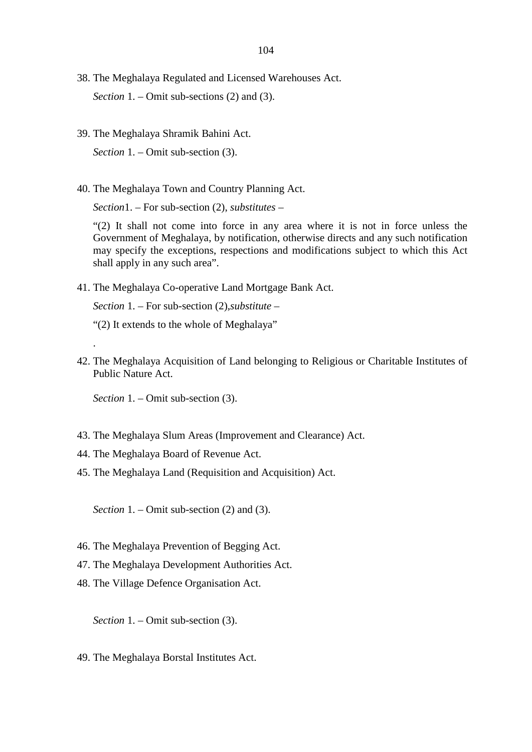38. The Meghalaya Regulated and Licensed Warehouses Act.

    *Section* 1. – Omit sub-sections (2) and (3).

39. The Meghalaya Shramik Bahini Act.

    *Section* 1. – Omit sub-section (3).

40. The Meghalaya Town and Country Planning Act.

    *Section*1. – For sub-section (2), *substitutes* –

    "(2) It shall not come into force in any area where it is not in force unless the Government of Meghalaya, by notification, otherwise directs and any such notification may specify the exceptions, respections and modifications subject to which this Act shall apply in any such area".

41. The Meghalaya Co-operative Land Mortgage Bank Act.

    *Section* 1. – For sub-section (2),*substitute* –

    "(2) It extends to the whole of Meghalaya"

    .

42. The Meghalaya Acquisition of Land belonging to Religious or Charitable Institutes of Public Nature Act.

    *Section* 1. – Omit sub-section (3).

43. The Meghalaya Slum Areas (Improvement and Clearance) Act.
44. The Meghalaya Board of Revenue Act.
45. The Meghalaya Land (Requisition and Acquisition) Act.

    *Section* 1. – Omit sub-section (2) and (3).

46. The Meghalaya Prevention of Begging Act.
47. The Meghalaya Development Authorities Act.
48. The Village Defence Organisation Act.

    *Section* 1. – Omit sub-section (3).

49. The Meghalaya Borstal Institutes Act.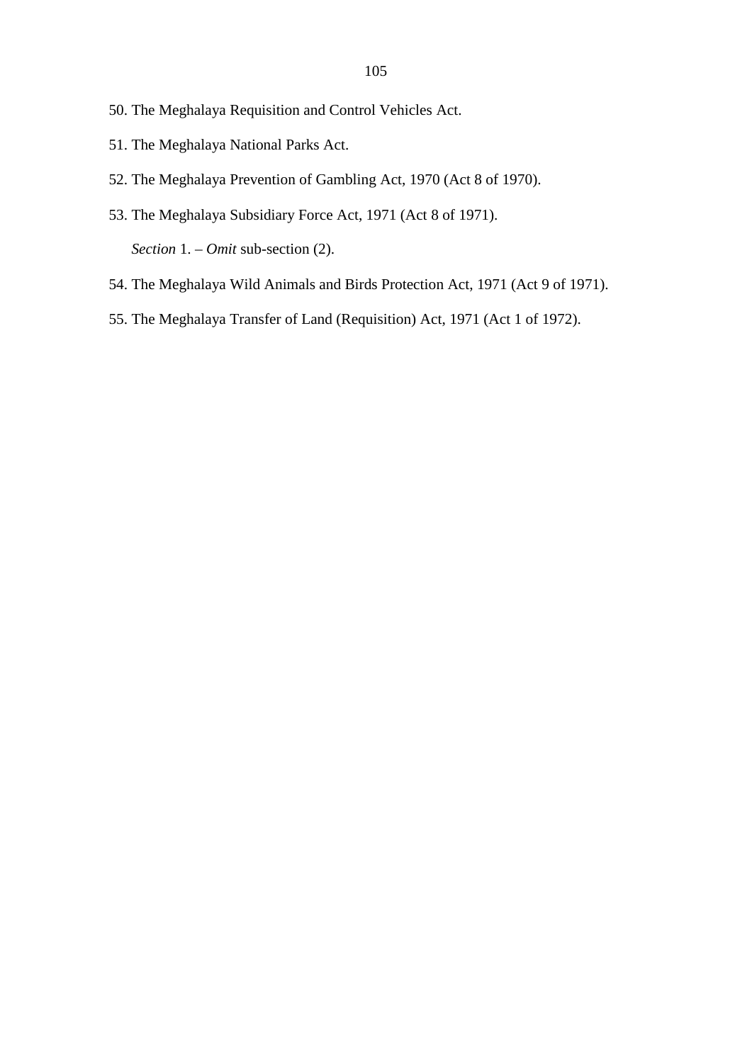50. The Meghalaya Requisition and Control Vehicles Act.

51. The Meghalaya National Parks Act.

52. The Meghalaya Prevention of Gambling Act, 1970 (Act 8 of 1970).

53. The Meghalaya Subsidiary Force Act, 1971 (Act 8 of 1971).

    *Section* 1. – *Omit* sub-section (2).

54. The Meghalaya Wild Animals and Birds Protection Act, 1971 (Act 9 of 1971).

55. The Meghalaya Transfer of Land (Requisition) Act, 1971 (Act 1 of 1972).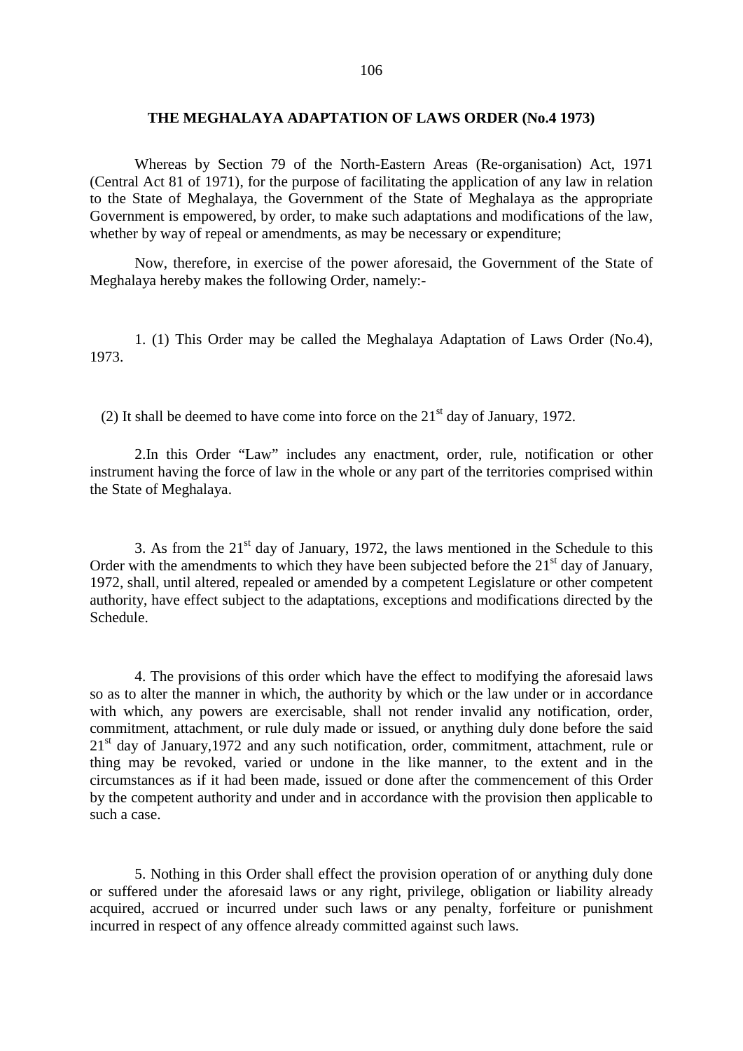## THE MEGHALAYA ADAPTATION OF LAWS ORDER (No.4 1973)

Whereas by Section 79 of the North-Eastern Areas (Re-organisation) Act, 1971 (Central Act 81 of 1971), for the purpose of facilitating the application of any law in relation to the State of Meghalaya, the Government of the State of Meghalaya as the appropriate Government is empowered, by order, to make such adaptations and modifications of the law, whether by way of repeal or amendments, as may be necessary or expenditure;

Now, therefore, in exercise of the power aforesaid, the Government of the State of Meghalaya hereby makes the following Order, namely:-

1. (1) This Order may be called the Meghalaya Adaptation of Laws Order (No.4), 1973.

(2) It shall be deemed to have come into force on the 21st day of January, 1972.

2.In this Order "Law" includes any enactment, order, rule, notification or other instrument having the force of law in the whole or any part of the territories comprised within the State of Meghalaya.

3. As from the 21st day of January, 1972, the laws mentioned in the Schedule to this Order with the amendments to which they have been subjected before the 21st day of January, 1972, shall, until altered, repealed or amended by a competent Legislature or other competent authority, have effect subject to the adaptations, exceptions and modifications directed by the Schedule.

4. The provisions of this order which have the effect to modifying the aforesaid laws so as to alter the manner in which, the authority by which or the law under or in accordance with which, any powers are exercisable, shall not render invalid any notification, order, commitment, attachment, or rule duly made or issued, or anything duly done before the said 21st day of January,1972 and any such notification, order, commitment, attachment, rule or thing may be revoked, varied or undone in the like manner, to the extent and in the circumstances as if it had been made, issued or done after the commencement of this Order by the competent authority and under and in accordance with the provision then applicable to such a case.

5. Nothing in this Order shall effect the provision operation of or anything duly done or suffered under the aforesaid laws or any right, privilege, obligation or liability already acquired, accrued or incurred under such laws or any penalty, forfeiture or punishment incurred in respect of any offence already committed against such laws.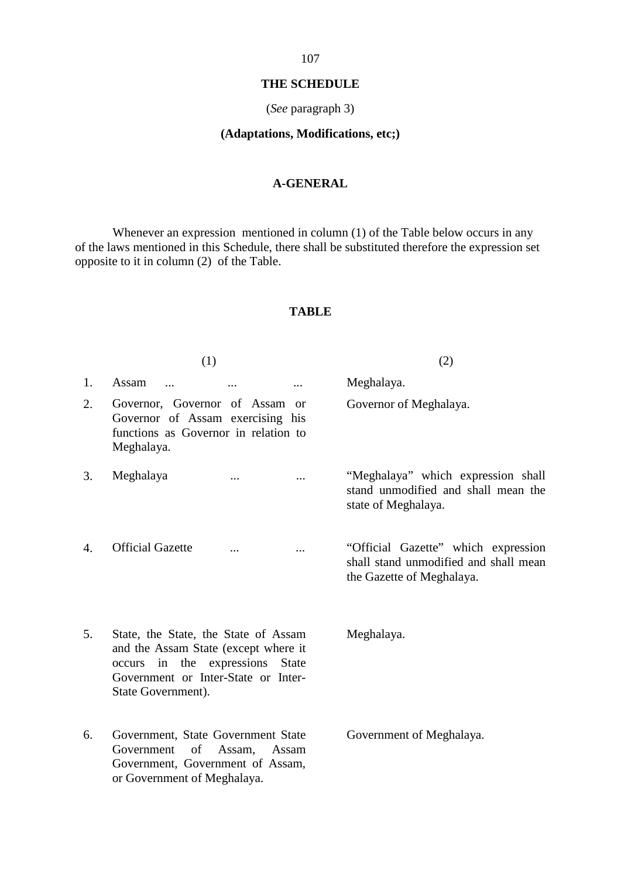# THE SCHEDULE

(*See* paragraph 3)

**(Adaptations, Modifications, etc;)**

## A-GENERAL

Whenever an expression mentioned in column (1) of the Table below occurs in any of the laws mentioned in this Schedule, there shall be substituted therefore the expression set opposite to it in column (2) of the Table.

## TABLE

| | (1) | (2) |
|---|---|---|
| 1. | Assam ... ... ... | Meghalaya. |
| 2. | Governor, Governor of Assam or Governor of Assam exercising his functions as Governor in relation to Meghalaya. | Governor of Meghalaya. |
| 3. | Meghalaya ... ... | "Meghalaya" which expression shall stand unmodified and shall mean the state of Meghalaya. |
| 4. | Official Gazette ... ... | "Official Gazette" which expression shall stand unmodified and shall mean the Gazette of Meghalaya. |
| 5. | State, the State, the State of Assam and the Assam State (except where it occurs in the expressions State Government or Inter-State or Inter-State Government). | Meghalaya. |
| 6. | Government, State Government State Government of Assam, Assam Government, Government of Assam, or Government of Meghalaya. | Government of Meghalaya. |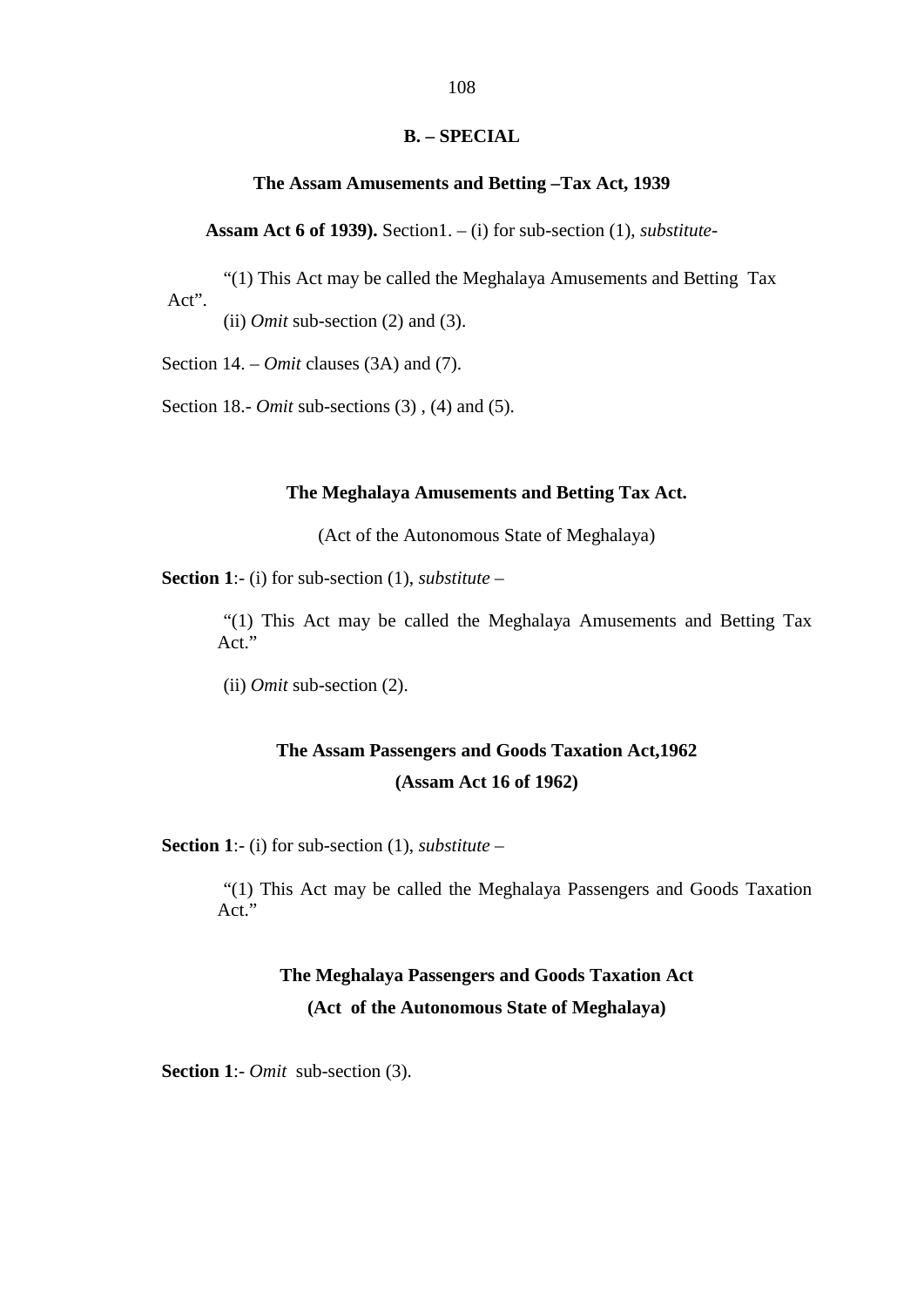## B. – SPECIAL

### The Assam Amusements and Betting –Tax Act, 1939

**Assam Act 6 of 1939).** Section1. – (i) for sub-section (1), *substitute*-

"(1) This Act may be called the Meghalaya Amusements and Betting Tax Act".

(ii) *Omit* sub-section (2) and (3).

Section 14. – *Omit* clauses (3A) and (7).

Section 18.- *Omit* sub-sections (3) , (4) and (5).

### The Meghalaya Amusements and Betting Tax Act.

(Act of the Autonomous State of Meghalaya)

**Section 1**:- (i) for sub-section (1), *substitute* –

"(1) This Act may be called the Meghalaya Amusements and Betting Tax Act."

(ii) *Omit* sub-section (2).

### The Assam Passengers and Goods Taxation Act,1962

### (Assam Act 16 of 1962)

**Section 1**:- (i) for sub-section (1), *substitute* –

"(1) This Act may be called the Meghalaya Passengers and Goods Taxation Act."

### The Meghalaya Passengers and Goods Taxation Act

### (Act of the Autonomous State of Meghalaya)

**Section 1**:- *Omit* sub-section (3).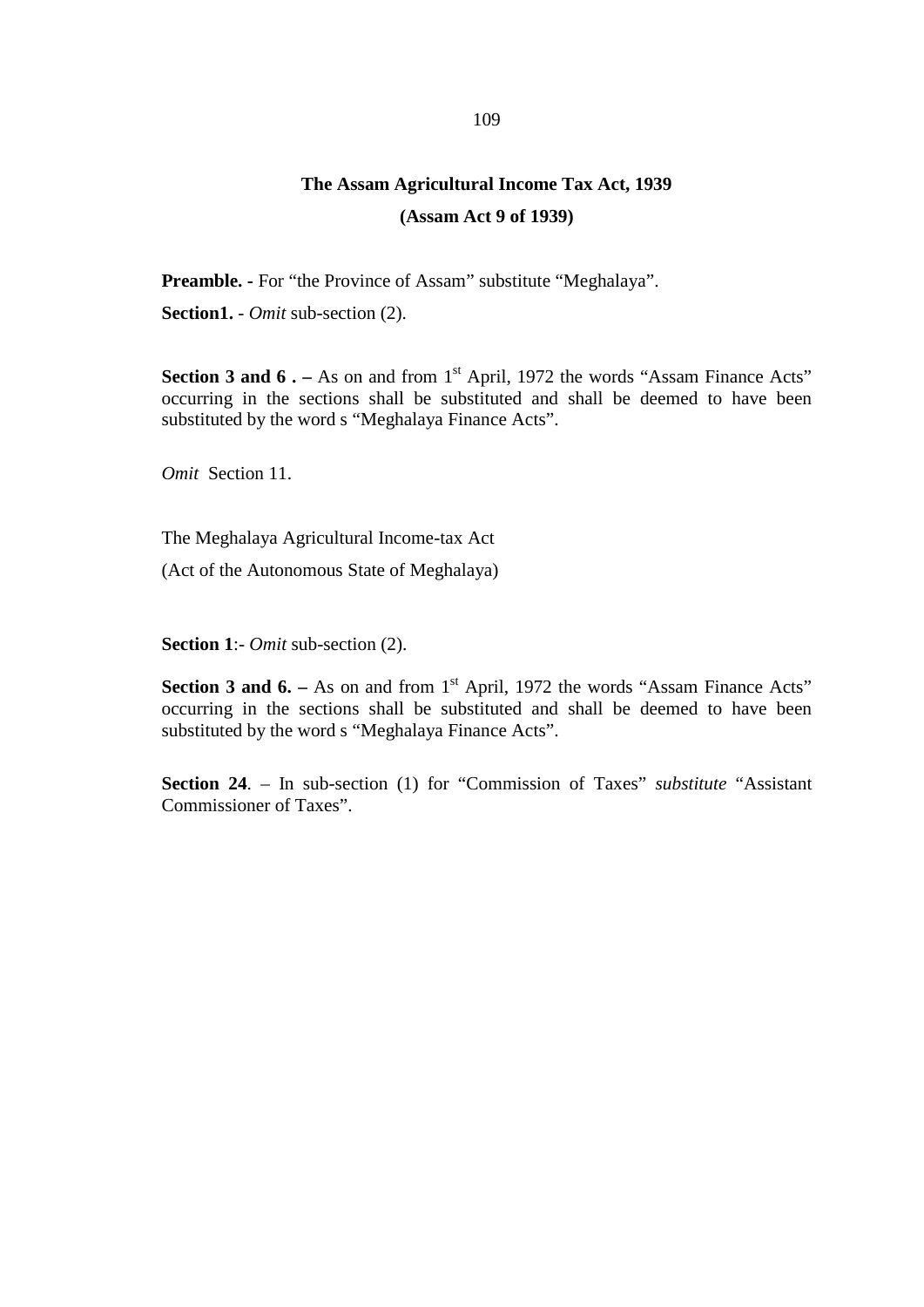## The Assam Agricultural Income Tax Act, 1939

## (Assam Act 9 of 1939)

**Preamble. -** For "the Province of Assam" substitute "Meghalaya".

**Section1.** - *Omit* sub-section (2).

**Section 3 and 6 . –** As on and from 1st April, 1972 the words "Assam Finance Acts" occurring in the sections shall be substituted and shall be deemed to have been substituted by the word s "Meghalaya Finance Acts".

*Omit* Section 11.

The Meghalaya Agricultural Income-tax Act

(Act of the Autonomous State of Meghalaya)

**Section 1**:- *Omit* sub-section (2).

**Section 3 and 6. –** As on and from 1st April, 1972 the words "Assam Finance Acts" occurring in the sections shall be substituted and shall be deemed to have been substituted by the word s "Meghalaya Finance Acts".

**Section 24**. – In sub-section (1) for "Commission of Taxes" *substitute* "Assistant Commissioner of Taxes".